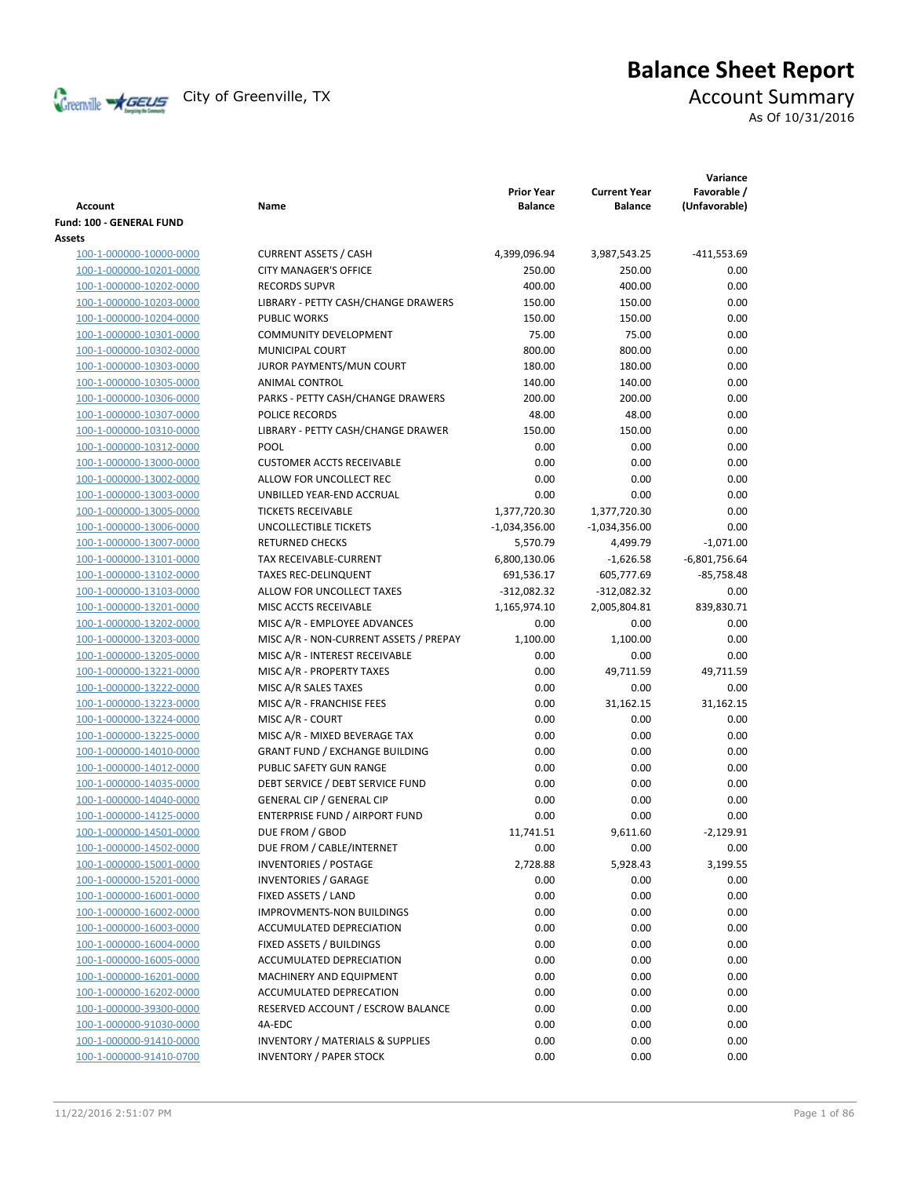# Balance Sheet Report

City of Greenville, TX

## Account Summary

As Of 10/31/2016

| Account | Name | Prior Year Balance | Current Year Balance | Variance Favorable / (Unfavorable) |
|---|---|---|---|---|
| **Fund: 100 - GENERAL FUND** | | | | |
| **Assets** | | | | |
| 100-1-000000-10000-0000 | CURRENT ASSETS / CASH | 4,399,096.94 | 3,987,543.25 | -411,553.69 |
| 100-1-000000-10201-0000 | CITY MANAGER'S OFFICE | 250.00 | 250.00 | 0.00 |
| 100-1-000000-10202-0000 | RECORDS SUPVR | 400.00 | 400.00 | 0.00 |
| 100-1-000000-10203-0000 | LIBRARY - PETTY CASH/CHANGE DRAWERS | 150.00 | 150.00 | 0.00 |
| 100-1-000000-10204-0000 | PUBLIC WORKS | 150.00 | 150.00 | 0.00 |
| 100-1-000000-10301-0000 | COMMUNITY DEVELOPMENT | 75.00 | 75.00 | 0.00 |
| 100-1-000000-10302-0000 | MUNICIPAL COURT | 800.00 | 800.00 | 0.00 |
| 100-1-000000-10303-0000 | JUROR PAYMENTS/MUN COURT | 180.00 | 180.00 | 0.00 |
| 100-1-000000-10305-0000 | ANIMAL CONTROL | 140.00 | 140.00 | 0.00 |
| 100-1-000000-10306-0000 | PARKS - PETTY CASH/CHANGE DRAWERS | 200.00 | 200.00 | 0.00 |
| 100-1-000000-10307-0000 | POLICE RECORDS | 48.00 | 48.00 | 0.00 |
| 100-1-000000-10310-0000 | LIBRARY - PETTY CASH/CHANGE DRAWER | 150.00 | 150.00 | 0.00 |
| 100-1-000000-10312-0000 | POOL | 0.00 | 0.00 | 0.00 |
| 100-1-000000-13000-0000 | CUSTOMER ACCTS RECEIVABLE | 0.00 | 0.00 | 0.00 |
| 100-1-000000-13002-0000 | ALLOW FOR UNCOLLECT REC | 0.00 | 0.00 | 0.00 |
| 100-1-000000-13003-0000 | UNBILLED YEAR-END ACCRUAL | 0.00 | 0.00 | 0.00 |
| 100-1-000000-13005-0000 | TICKETS RECEIVABLE | 1,377,720.30 | 1,377,720.30 | 0.00 |
| 100-1-000000-13006-0000 | UNCOLLECTIBLE TICKETS | -1,034,356.00 | -1,034,356.00 | 0.00 |
| 100-1-000000-13007-0000 | RETURNED CHECKS | 5,570.79 | 4,499.79 | -1,071.00 |
| 100-1-000000-13101-0000 | TAX RECEIVABLE-CURRENT | 6,800,130.06 | -1,626.58 | -6,801,756.64 |
| 100-1-000000-13102-0000 | TAXES REC-DELINQUENT | 691,536.17 | 605,777.69 | -85,758.48 |
| 100-1-000000-13103-0000 | ALLOW FOR UNCOLLECT TAXES | -312,082.32 | -312,082.32 | 0.00 |
| 100-1-000000-13201-0000 | MISC ACCTS RECEIVABLE | 1,165,974.10 | 2,005,804.81 | 839,830.71 |
| 100-1-000000-13202-0000 | MISC A/R - EMPLOYEE ADVANCES | 0.00 | 0.00 | 0.00 |
| 100-1-000000-13203-0000 | MISC A/R - NON-CURRENT ASSETS / PREPAY | 1,100.00 | 1,100.00 | 0.00 |
| 100-1-000000-13205-0000 | MISC A/R - INTEREST RECEIVABLE | 0.00 | 0.00 | 0.00 |
| 100-1-000000-13221-0000 | MISC A/R - PROPERTY TAXES | 0.00 | 49,711.59 | 49,711.59 |
| 100-1-000000-13222-0000 | MISC A/R SALES TAXES | 0.00 | 0.00 | 0.00 |
| 100-1-000000-13223-0000 | MISC A/R - FRANCHISE FEES | 0.00 | 31,162.15 | 31,162.15 |
| 100-1-000000-13224-0000 | MISC A/R - COURT | 0.00 | 0.00 | 0.00 |
| 100-1-000000-13225-0000 | MISC A/R - MIXED BEVERAGE TAX | 0.00 | 0.00 | 0.00 |
| 100-1-000000-14010-0000 | GRANT FUND / EXCHANGE BUILDING | 0.00 | 0.00 | 0.00 |
| 100-1-000000-14012-0000 | PUBLIC SAFETY GUN RANGE | 0.00 | 0.00 | 0.00 |
| 100-1-000000-14035-0000 | DEBT SERVICE / DEBT SERVICE FUND | 0.00 | 0.00 | 0.00 |
| 100-1-000000-14040-0000 | GENERAL CIP / GENERAL CIP | 0.00 | 0.00 | 0.00 |
| 100-1-000000-14125-0000 | ENTERPRISE FUND / AIRPORT FUND | 0.00 | 0.00 | 0.00 |
| 100-1-000000-14501-0000 | DUE FROM / GBOD | 11,741.51 | 9,611.60 | -2,129.91 |
| 100-1-000000-14502-0000 | DUE FROM / CABLE/INTERNET | 0.00 | 0.00 | 0.00 |
| 100-1-000000-15001-0000 | INVENTORIES / POSTAGE | 2,728.88 | 5,928.43 | 3,199.55 |
| 100-1-000000-15201-0000 | INVENTORIES / GARAGE | 0.00 | 0.00 | 0.00 |
| 100-1-000000-16001-0000 | FIXED ASSETS / LAND | 0.00 | 0.00 | 0.00 |
| 100-1-000000-16002-0000 | IMPROVMENTS-NON BUILDINGS | 0.00 | 0.00 | 0.00 |
| 100-1-000000-16003-0000 | ACCUMULATED DEPRECIATION | 0.00 | 0.00 | 0.00 |
| 100-1-000000-16004-0000 | FIXED ASSETS / BUILDINGS | 0.00 | 0.00 | 0.00 |
| 100-1-000000-16005-0000 | ACCUMULATED DEPRECIATION | 0.00 | 0.00 | 0.00 |
| 100-1-000000-16201-0000 | MACHINERY AND EQUIPMENT | 0.00 | 0.00 | 0.00 |
| 100-1-000000-16202-0000 | ACCUMULATED DEPRECATION | 0.00 | 0.00 | 0.00 |
| 100-1-000000-39300-0000 | RESERVED ACCOUNT / ESCROW BALANCE | 0.00 | 0.00 | 0.00 |
| 100-1-000000-91030-0000 | 4A-EDC | 0.00 | 0.00 | 0.00 |
| 100-1-000000-91410-0000 | INVENTORY / MATERIALS & SUPPLIES | 0.00 | 0.00 | 0.00 |
| 100-1-000000-91410-0700 | INVENTORY / PAPER STOCK | 0.00 | 0.00 | 0.00 |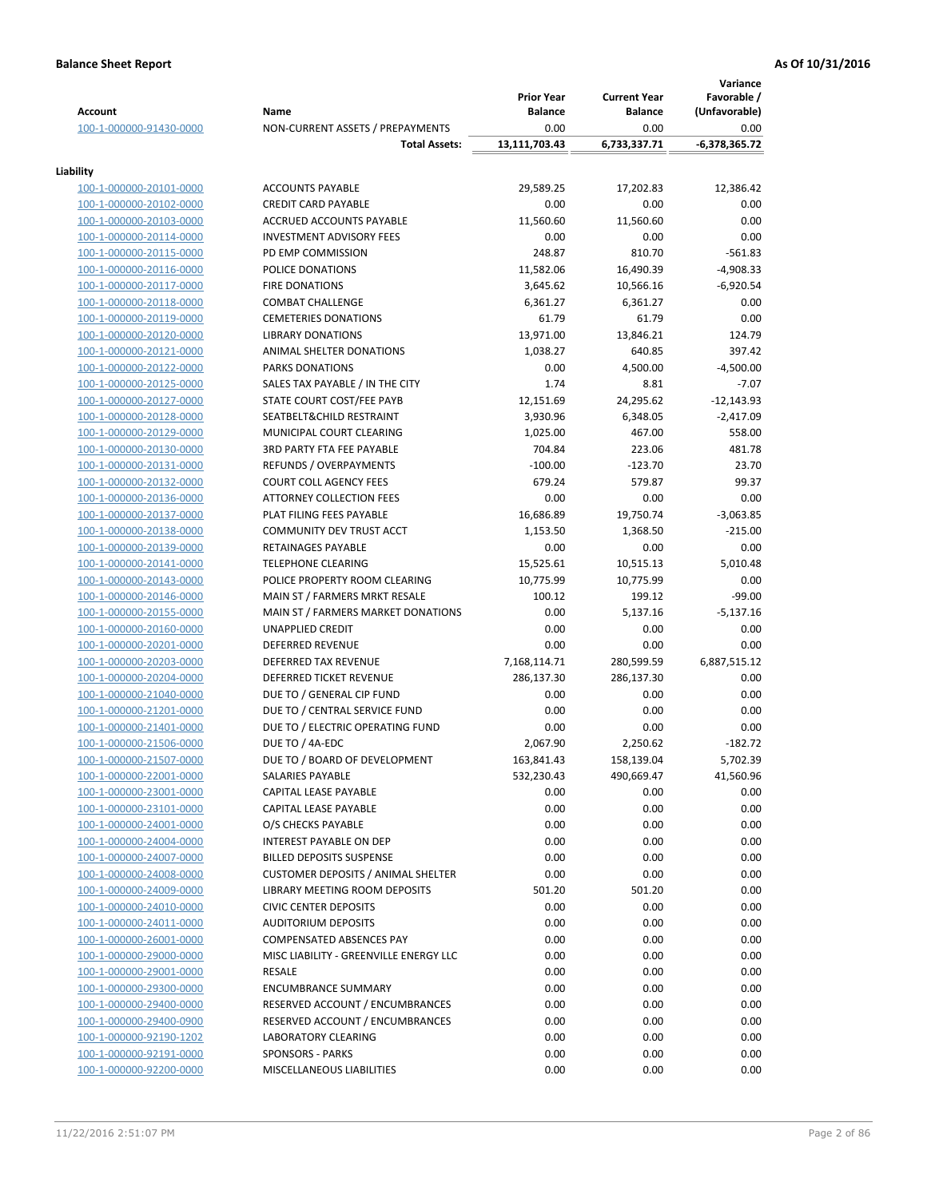**Balance Sheet Report** — As Of 10/31/2016

| Account | Name | Prior Year Balance | Current Year Balance | Variance Favorable / (Unfavorable) |
|---|---|---|---|---|
| 100-1-000000-91430-0000 | NON-CURRENT ASSETS / PREPAYMENTS | 0.00 | 0.00 | 0.00 |
| | **Total Assets:** | 13,111,703.43 | 6,733,337.71 | -6,378,365.72 |

**Liability**

| Account | Name | Prior Year Balance | Current Year Balance | Variance Favorable / (Unfavorable) |
|---|---|---|---|---|
| 100-1-000000-20101-0000 | ACCOUNTS PAYABLE | 29,589.25 | 17,202.83 | 12,386.42 |
| 100-1-000000-20102-0000 | CREDIT CARD PAYABLE | 0.00 | 0.00 | 0.00 |
| 100-1-000000-20103-0000 | ACCRUED ACCOUNTS PAYABLE | 11,560.60 | 11,560.60 | 0.00 |
| 100-1-000000-20114-0000 | INVESTMENT ADVISORY FEES | 0.00 | 0.00 | 0.00 |
| 100-1-000000-20115-0000 | PD EMP COMMISSION | 248.87 | 810.70 | -561.83 |
| 100-1-000000-20116-0000 | POLICE DONATIONS | 11,582.06 | 16,490.39 | -4,908.33 |
| 100-1-000000-20117-0000 | FIRE DONATIONS | 3,645.62 | 10,566.16 | -6,920.54 |
| 100-1-000000-20118-0000 | COMBAT CHALLENGE | 6,361.27 | 6,361.27 | 0.00 |
| 100-1-000000-20119-0000 | CEMETERIES DONATIONS | 61.79 | 61.79 | 0.00 |
| 100-1-000000-20120-0000 | LIBRARY DONATIONS | 13,971.00 | 13,846.21 | 124.79 |
| 100-1-000000-20121-0000 | ANIMAL SHELTER DONATIONS | 1,038.27 | 640.85 | 397.42 |
| 100-1-000000-20122-0000 | PARKS DONATIONS | 0.00 | 4,500.00 | -4,500.00 |
| 100-1-000000-20125-0000 | SALES TAX PAYABLE / IN THE CITY | 1.74 | 8.81 | -7.07 |
| 100-1-000000-20127-0000 | STATE COURT COST/FEE PAYB | 12,151.69 | 24,295.62 | -12,143.93 |
| 100-1-000000-20128-0000 | SEATBELT&CHILD RESTRAINT | 3,930.96 | 6,348.05 | -2,417.09 |
| 100-1-000000-20129-0000 | MUNICIPAL COURT CLEARING | 1,025.00 | 467.00 | 558.00 |
| 100-1-000000-20130-0000 | 3RD PARTY FTA FEE PAYABLE | 704.84 | 223.06 | 481.78 |
| 100-1-000000-20131-0000 | REFUNDS / OVERPAYMENTS | -100.00 | -123.70 | 23.70 |
| 100-1-000000-20132-0000 | COURT COLL AGENCY FEES | 679.24 | 579.87 | 99.37 |
| 100-1-000000-20136-0000 | ATTORNEY COLLECTION FEES | 0.00 | 0.00 | 0.00 |
| 100-1-000000-20137-0000 | PLAT FILING FEES PAYABLE | 16,686.89 | 19,750.74 | -3,063.85 |
| 100-1-000000-20138-0000 | COMMUNITY DEV TRUST ACCT | 1,153.50 | 1,368.50 | -215.00 |
| 100-1-000000-20139-0000 | RETAINAGES PAYABLE | 0.00 | 0.00 | 0.00 |
| 100-1-000000-20141-0000 | TELEPHONE CLEARING | 15,525.61 | 10,515.13 | 5,010.48 |
| 100-1-000000-20143-0000 | POLICE PROPERTY ROOM CLEARING | 10,775.99 | 10,775.99 | 0.00 |
| 100-1-000000-20146-0000 | MAIN ST / FARMERS MRKT RESALE | 100.12 | 199.12 | -99.00 |
| 100-1-000000-20155-0000 | MAIN ST / FARMERS MARKET DONATIONS | 0.00 | 5,137.16 | -5,137.16 |
| 100-1-000000-20160-0000 | UNAPPLIED CREDIT | 0.00 | 0.00 | 0.00 |
| 100-1-000000-20201-0000 | DEFERRED REVENUE | 0.00 | 0.00 | 0.00 |
| 100-1-000000-20203-0000 | DEFERRED TAX REVENUE | 7,168,114.71 | 280,599.59 | 6,887,515.12 |
| 100-1-000000-20204-0000 | DEFERRED TICKET REVENUE | 286,137.30 | 286,137.30 | 0.00 |
| 100-1-000000-21040-0000 | DUE TO / GENERAL CIP FUND | 0.00 | 0.00 | 0.00 |
| 100-1-000000-21201-0000 | DUE TO / CENTRAL SERVICE FUND | 0.00 | 0.00 | 0.00 |
| 100-1-000000-21401-0000 | DUE TO / ELECTRIC OPERATING FUND | 0.00 | 0.00 | 0.00 |
| 100-1-000000-21506-0000 | DUE TO / 4A-EDC | 2,067.90 | 2,250.62 | -182.72 |
| 100-1-000000-21507-0000 | DUE TO / BOARD OF DEVELOPMENT | 163,841.43 | 158,139.04 | 5,702.39 |
| 100-1-000000-22001-0000 | SALARIES PAYABLE | 532,230.43 | 490,669.47 | 41,560.96 |
| 100-1-000000-23001-0000 | CAPITAL LEASE PAYABLE | 0.00 | 0.00 | 0.00 |
| 100-1-000000-23101-0000 | CAPITAL LEASE PAYABLE | 0.00 | 0.00 | 0.00 |
| 100-1-000000-24001-0000 | O/S CHECKS PAYABLE | 0.00 | 0.00 | 0.00 |
| 100-1-000000-24004-0000 | INTEREST PAYABLE ON DEP | 0.00 | 0.00 | 0.00 |
| 100-1-000000-24007-0000 | BILLED DEPOSITS SUSPENSE | 0.00 | 0.00 | 0.00 |
| 100-1-000000-24008-0000 | CUSTOMER DEPOSITS / ANIMAL SHELTER | 0.00 | 0.00 | 0.00 |
| 100-1-000000-24009-0000 | LIBRARY MEETING ROOM DEPOSITS | 501.20 | 501.20 | 0.00 |
| 100-1-000000-24010-0000 | CIVIC CENTER DEPOSITS | 0.00 | 0.00 | 0.00 |
| 100-1-000000-24011-0000 | AUDITORIUM DEPOSITS | 0.00 | 0.00 | 0.00 |
| 100-1-000000-26001-0000 | COMPENSATED ABSENCES PAY | 0.00 | 0.00 | 0.00 |
| 100-1-000000-29000-0000 | MISC LIABILITY - GREENVILLE ENERGY LLC | 0.00 | 0.00 | 0.00 |
| 100-1-000000-29001-0000 | RESALE | 0.00 | 0.00 | 0.00 |
| 100-1-000000-29300-0000 | ENCUMBRANCE SUMMARY | 0.00 | 0.00 | 0.00 |
| 100-1-000000-29400-0000 | RESERVED ACCOUNT / ENCUMBRANCES | 0.00 | 0.00 | 0.00 |
| 100-1-000000-29400-0900 | RESERVED ACCOUNT / ENCUMBRANCES | 0.00 | 0.00 | 0.00 |
| 100-1-000000-92190-1202 | LABORATORY CLEARING | 0.00 | 0.00 | 0.00 |
| 100-1-000000-92191-0000 | SPONSORS - PARKS | 0.00 | 0.00 | 0.00 |
| 100-1-000000-92200-0000 | MISCELLANEOUS LIABILITIES | 0.00 | 0.00 | 0.00 |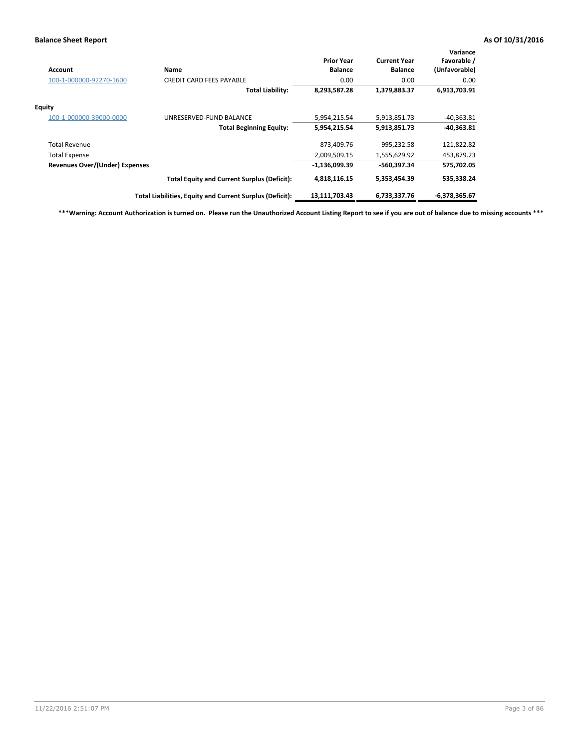| Account | Name | Prior Year Balance | Current Year Balance | Variance Favorable / (Unfavorable) |
|---|---|---|---|---|
| 100-1-000000-92270-1600 | CREDIT CARD FEES PAYABLE | 0.00 | 0.00 | 0.00 |
| | **Total Liability:** | **8,293,587.28** | **1,379,883.37** | **6,913,703.91** |
| **Equity** | | | | |
| 100-1-000000-39000-0000 | UNRESERVED-FUND BALANCE | 5,954,215.54 | 5,913,851.73 | -40,363.81 |
| | **Total Beginning Equity:** | **5,954,215.54** | **5,913,851.73** | **-40,363.81** |
| Total Revenue | | 873,409.76 | 995,232.58 | 121,822.82 |
| Total Expense | | 2,009,509.15 | 1,555,629.92 | 453,879.23 |
| **Revenues Over/(Under) Expenses** | | **-1,136,099.39** | **-560,397.34** | **575,702.05** |
| | **Total Equity and Current Surplus (Deficit):** | **4,818,116.15** | **5,353,454.39** | **535,338.24** |
| | **Total Liabilities, Equity and Current Surplus (Deficit):** | **13,111,703.43** | **6,733,337.76** | **-6,378,365.67** |

**\*\*\*Warning: Account Authorization is turned on. Please run the Unauthorized Account Listing Report to see if you are out of balance due to missing accounts \*\*\***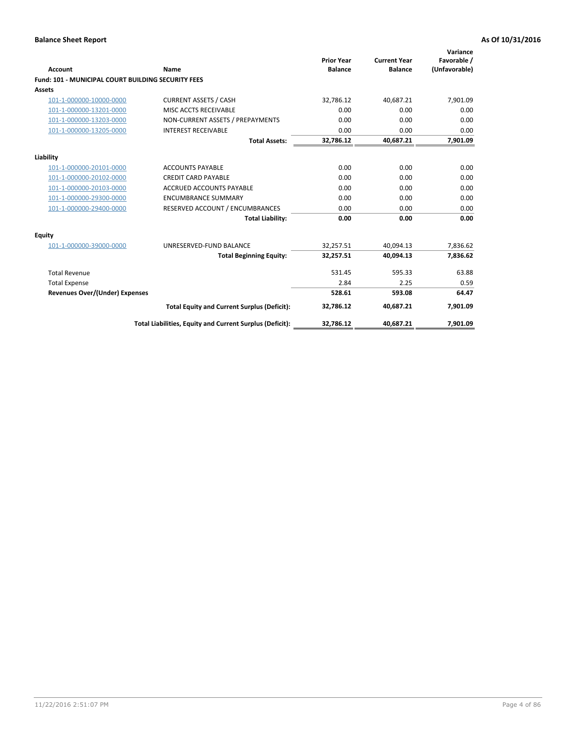**Balance Sheet Report** | **As Of 10/31/2016**

| Account | Name | Prior Year Balance | Current Year Balance | Variance Favorable / (Unfavorable) |
|---|---|---|---|---|
| **Fund: 101 - MUNICIPAL COURT BUILDING SECURITY FEES** | | | | |
| **Assets** | | | | |
| 101-1-000000-10000-0000 | CURRENT ASSETS / CASH | 32,786.12 | 40,687.21 | 7,901.09 |
| 101-1-000000-13201-0000 | MISC ACCTS RECEIVABLE | 0.00 | 0.00 | 0.00 |
| 101-1-000000-13203-0000 | NON-CURRENT ASSETS / PREPAYMENTS | 0.00 | 0.00 | 0.00 |
| 101-1-000000-13205-0000 | INTEREST RECEIVABLE | 0.00 | 0.00 | 0.00 |
| | **Total Assets:** | **32,786.12** | **40,687.21** | **7,901.09** |
| **Liability** | | | | |
| 101-1-000000-20101-0000 | ACCOUNTS PAYABLE | 0.00 | 0.00 | 0.00 |
| 101-1-000000-20102-0000 | CREDIT CARD PAYABLE | 0.00 | 0.00 | 0.00 |
| 101-1-000000-20103-0000 | ACCRUED ACCOUNTS PAYABLE | 0.00 | 0.00 | 0.00 |
| 101-1-000000-29300-0000 | ENCUMBRANCE SUMMARY | 0.00 | 0.00 | 0.00 |
| 101-1-000000-29400-0000 | RESERVED ACCOUNT / ENCUMBRANCES | 0.00 | 0.00 | 0.00 |
| | **Total Liability:** | **0.00** | **0.00** | **0.00** |
| **Equity** | | | | |
| 101-1-000000-39000-0000 | UNRESERVED-FUND BALANCE | 32,257.51 | 40,094.13 | 7,836.62 |
| | **Total Beginning Equity:** | **32,257.51** | **40,094.13** | **7,836.62** |
| Total Revenue | | 531.45 | 595.33 | 63.88 |
| Total Expense | | 2.84 | 2.25 | 0.59 |
| **Revenues Over/(Under) Expenses** | | **528.61** | **593.08** | **64.47** |
| | **Total Equity and Current Surplus (Deficit):** | **32,786.12** | **40,687.21** | **7,901.09** |
| | **Total Liabilities, Equity and Current Surplus (Deficit):** | **32,786.12** | **40,687.21** | **7,901.09** |

11/22/2016 2:51:07 PM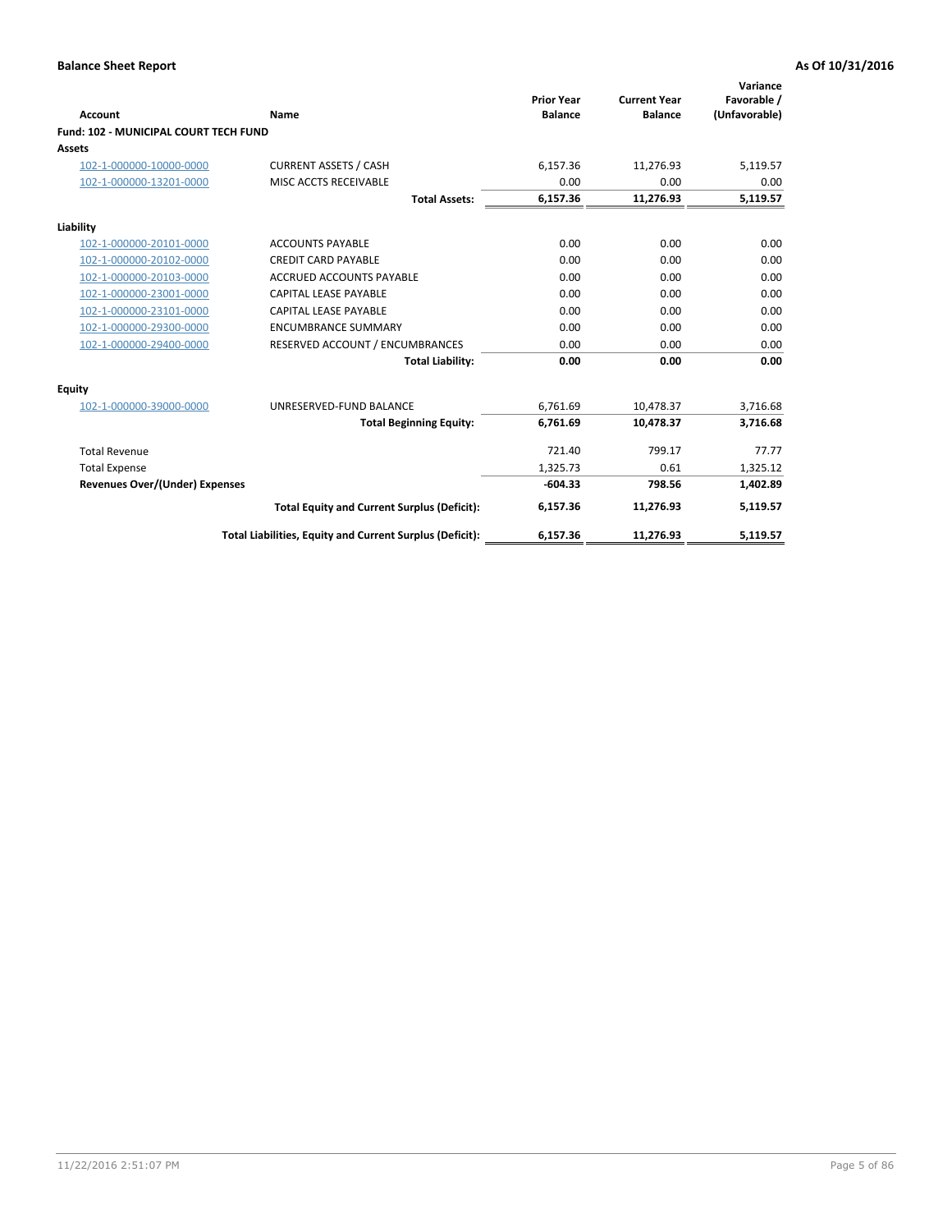**Balance Sheet Report** — As Of 10/31/2016

| Account | Name | Prior Year Balance | Current Year Balance | Variance Favorable / (Unfavorable) |
|---|---|---|---|---|
| **Fund: 102 - MUNICIPAL COURT TECH FUND** | | | | |
| **Assets** | | | | |
| 102-1-000000-10000-0000 | CURRENT ASSETS / CASH | 6,157.36 | 11,276.93 | 5,119.57 |
| 102-1-000000-13201-0000 | MISC ACCTS RECEIVABLE | 0.00 | 0.00 | 0.00 |
| | **Total Assets:** | **6,157.36** | **11,276.93** | **5,119.57** |
| **Liability** | | | | |
| 102-1-000000-20101-0000 | ACCOUNTS PAYABLE | 0.00 | 0.00 | 0.00 |
| 102-1-000000-20102-0000 | CREDIT CARD PAYABLE | 0.00 | 0.00 | 0.00 |
| 102-1-000000-20103-0000 | ACCRUED ACCOUNTS PAYABLE | 0.00 | 0.00 | 0.00 |
| 102-1-000000-23001-0000 | CAPITAL LEASE PAYABLE | 0.00 | 0.00 | 0.00 |
| 102-1-000000-23101-0000 | CAPITAL LEASE PAYABLE | 0.00 | 0.00 | 0.00 |
| 102-1-000000-29300-0000 | ENCUMBRANCE SUMMARY | 0.00 | 0.00 | 0.00 |
| 102-1-000000-29400-0000 | RESERVED ACCOUNT / ENCUMBRANCES | 0.00 | 0.00 | 0.00 |
| | **Total Liability:** | **0.00** | **0.00** | **0.00** |
| **Equity** | | | | |
| 102-1-000000-39000-0000 | UNRESERVED-FUND BALANCE | 6,761.69 | 10,478.37 | 3,716.68 |
| | **Total Beginning Equity:** | **6,761.69** | **10,478.37** | **3,716.68** |
| Total Revenue | | 721.40 | 799.17 | 77.77 |
| Total Expense | | 1,325.73 | 0.61 | 1,325.12 |
| **Revenues Over/(Under) Expenses** | | **-604.33** | **798.56** | **1,402.89** |
| | **Total Equity and Current Surplus (Deficit):** | **6,157.36** | **11,276.93** | **5,119.57** |
| | **Total Liabilities, Equity and Current Surplus (Deficit):** | **6,157.36** | **11,276.93** | **5,119.57** |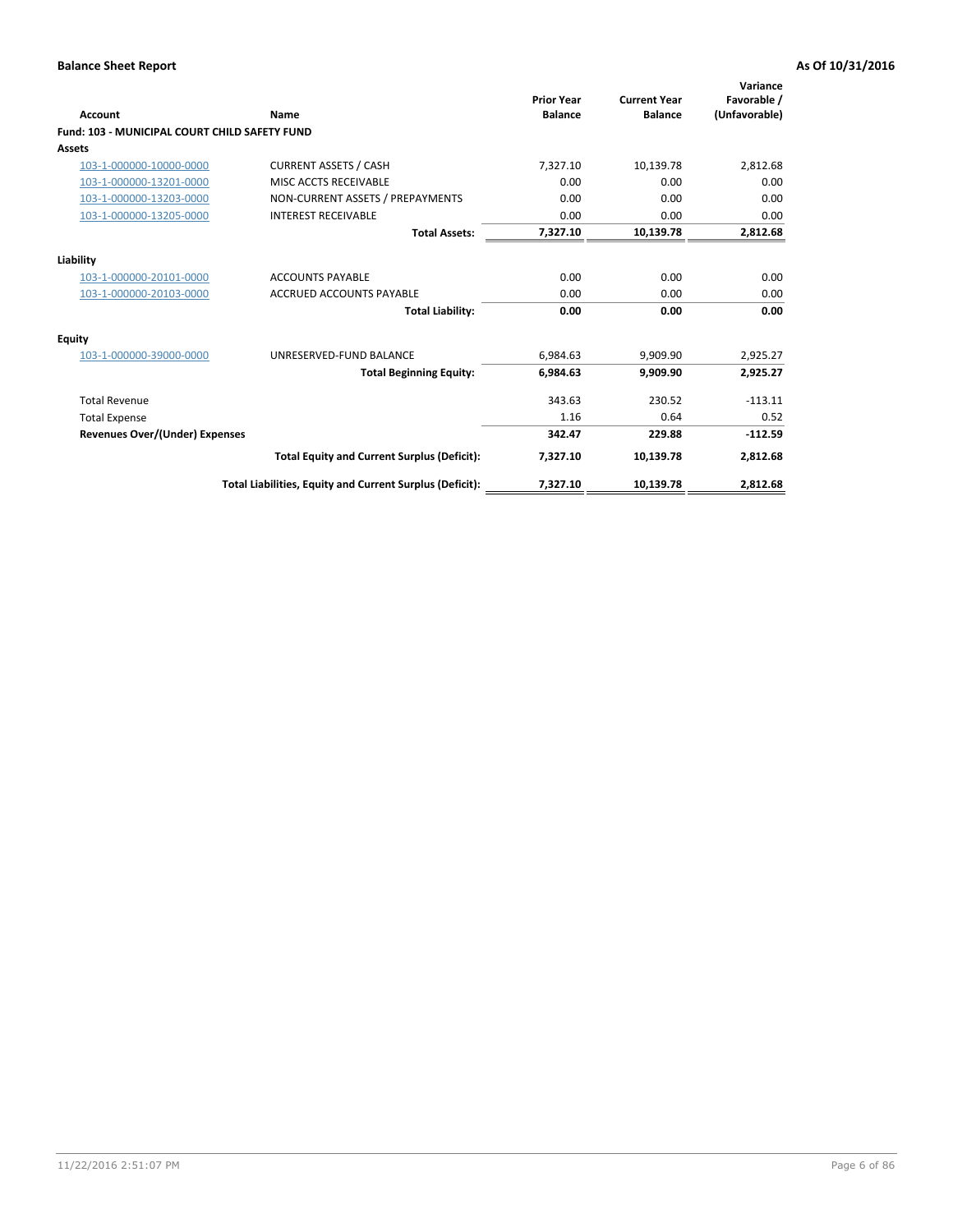**Balance Sheet Report** — As Of 10/31/2016

| Account | Name | Prior Year Balance | Current Year Balance | Variance Favorable / (Unfavorable) |
|---|---|---|---|---|
| **Fund: 103 - MUNICIPAL COURT CHILD SAFETY FUND** | | | | |
| **Assets** | | | | |
| 103-1-000000-10000-0000 | CURRENT ASSETS / CASH | 7,327.10 | 10,139.78 | 2,812.68 |
| 103-1-000000-13201-0000 | MISC ACCTS RECEIVABLE | 0.00 | 0.00 | 0.00 |
| 103-1-000000-13203-0000 | NON-CURRENT ASSETS / PREPAYMENTS | 0.00 | 0.00 | 0.00 |
| 103-1-000000-13205-0000 | INTEREST RECEIVABLE | 0.00 | 0.00 | 0.00 |
| | **Total Assets:** | **7,327.10** | **10,139.78** | **2,812.68** |
| **Liability** | | | | |
| 103-1-000000-20101-0000 | ACCOUNTS PAYABLE | 0.00 | 0.00 | 0.00 |
| 103-1-000000-20103-0000 | ACCRUED ACCOUNTS PAYABLE | 0.00 | 0.00 | 0.00 |
| | **Total Liability:** | **0.00** | **0.00** | **0.00** |
| **Equity** | | | | |
| 103-1-000000-39000-0000 | UNRESERVED-FUND BALANCE | 6,984.63 | 9,909.90 | 2,925.27 |
| | **Total Beginning Equity:** | **6,984.63** | **9,909.90** | **2,925.27** |
| Total Revenue | | 343.63 | 230.52 | -113.11 |
| Total Expense | | 1.16 | 0.64 | 0.52 |
| **Revenues Over/(Under) Expenses** | | **342.47** | **229.88** | **-112.59** |
| | **Total Equity and Current Surplus (Deficit):** | **7,327.10** | **10,139.78** | **2,812.68** |
| | **Total Liabilities, Equity and Current Surplus (Deficit):** | **7,327.10** | **10,139.78** | **2,812.68** |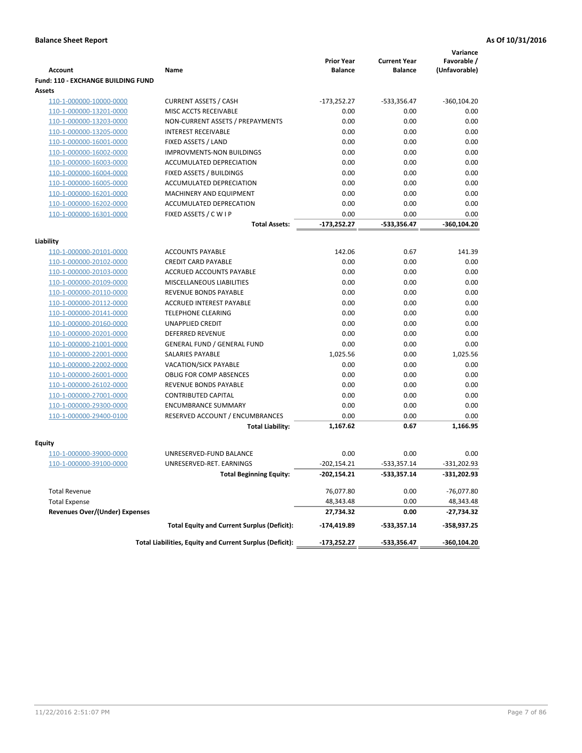**Balance Sheet Report** **As Of 10/31/2016**

| Account | Name | Prior Year Balance | Current Year Balance | Variance Favorable / (Unfavorable) |
|---|---|---|---|---|
| **Fund: 110 - EXCHANGE BUILDING FUND** | | | | |
| **Assets** | | | | |
| 110-1-000000-10000-0000 | CURRENT ASSETS / CASH | -173,252.27 | -533,356.47 | -360,104.20 |
| 110-1-000000-13201-0000 | MISC ACCTS RECEIVABLE | 0.00 | 0.00 | 0.00 |
| 110-1-000000-13203-0000 | NON-CURRENT ASSETS / PREPAYMENTS | 0.00 | 0.00 | 0.00 |
| 110-1-000000-13205-0000 | INTEREST RECEIVABLE | 0.00 | 0.00 | 0.00 |
| 110-1-000000-16001-0000 | FIXED ASSETS / LAND | 0.00 | 0.00 | 0.00 |
| 110-1-000000-16002-0000 | IMPROVMENTS-NON BUILDINGS | 0.00 | 0.00 | 0.00 |
| 110-1-000000-16003-0000 | ACCUMULATED DEPRECIATION | 0.00 | 0.00 | 0.00 |
| 110-1-000000-16004-0000 | FIXED ASSETS / BUILDINGS | 0.00 | 0.00 | 0.00 |
| 110-1-000000-16005-0000 | ACCUMULATED DEPRECIATION | 0.00 | 0.00 | 0.00 |
| 110-1-000000-16201-0000 | MACHINERY AND EQUIPMENT | 0.00 | 0.00 | 0.00 |
| 110-1-000000-16202-0000 | ACCUMULATED DEPRECATION | 0.00 | 0.00 | 0.00 |
| 110-1-000000-16301-0000 | FIXED ASSETS / C W I P | 0.00 | 0.00 | 0.00 |
| | **Total Assets:** | **-173,252.27** | **-533,356.47** | **-360,104.20** |
| **Liability** | | | | |
| 110-1-000000-20101-0000 | ACCOUNTS PAYABLE | 142.06 | 0.67 | 141.39 |
| 110-1-000000-20102-0000 | CREDIT CARD PAYABLE | 0.00 | 0.00 | 0.00 |
| 110-1-000000-20103-0000 | ACCRUED ACCOUNTS PAYABLE | 0.00 | 0.00 | 0.00 |
| 110-1-000000-20109-0000 | MISCELLANEOUS LIABILITIES | 0.00 | 0.00 | 0.00 |
| 110-1-000000-20110-0000 | REVENUE BONDS PAYABLE | 0.00 | 0.00 | 0.00 |
| 110-1-000000-20112-0000 | ACCRUED INTEREST PAYABLE | 0.00 | 0.00 | 0.00 |
| 110-1-000000-20141-0000 | TELEPHONE CLEARING | 0.00 | 0.00 | 0.00 |
| 110-1-000000-20160-0000 | UNAPPLIED CREDIT | 0.00 | 0.00 | 0.00 |
| 110-1-000000-20201-0000 | DEFERRED REVENUE | 0.00 | 0.00 | 0.00 |
| 110-1-000000-21001-0000 | GENERAL FUND / GENERAL FUND | 0.00 | 0.00 | 0.00 |
| 110-1-000000-22001-0000 | SALARIES PAYABLE | 1,025.56 | 0.00 | 1,025.56 |
| 110-1-000000-22002-0000 | VACATION/SICK PAYABLE | 0.00 | 0.00 | 0.00 |
| 110-1-000000-26001-0000 | OBLIG FOR COMP ABSENCES | 0.00 | 0.00 | 0.00 |
| 110-1-000000-26102-0000 | REVENUE BONDS PAYABLE | 0.00 | 0.00 | 0.00 |
| 110-1-000000-27001-0000 | CONTRIBUTED CAPITAL | 0.00 | 0.00 | 0.00 |
| 110-1-000000-29300-0000 | ENCUMBRANCE SUMMARY | 0.00 | 0.00 | 0.00 |
| 110-1-000000-29400-0100 | RESERVED ACCOUNT / ENCUMBRANCES | 0.00 | 0.00 | 0.00 |
| | **Total Liability:** | **1,167.62** | **0.67** | **1,166.95** |
| **Equity** | | | | |
| 110-1-000000-39000-0000 | UNRESERVED-FUND BALANCE | 0.00 | 0.00 | 0.00 |
| 110-1-000000-39100-0000 | UNRESERVED-RET. EARNINGS | -202,154.21 | -533,357.14 | -331,202.93 |
| | **Total Beginning Equity:** | **-202,154.21** | **-533,357.14** | **-331,202.93** |
| Total Revenue | | 76,077.80 | 0.00 | -76,077.80 |
| Total Expense | | 48,343.48 | 0.00 | 48,343.48 |
| **Revenues Over/(Under) Expenses** | | **27,734.32** | **0.00** | **-27,734.32** |
| | **Total Equity and Current Surplus (Deficit):** | **-174,419.89** | **-533,357.14** | **-358,937.25** |
| | **Total Liabilities, Equity and Current Surplus (Deficit):** | **-173,252.27** | **-533,356.47** | **-360,104.20** |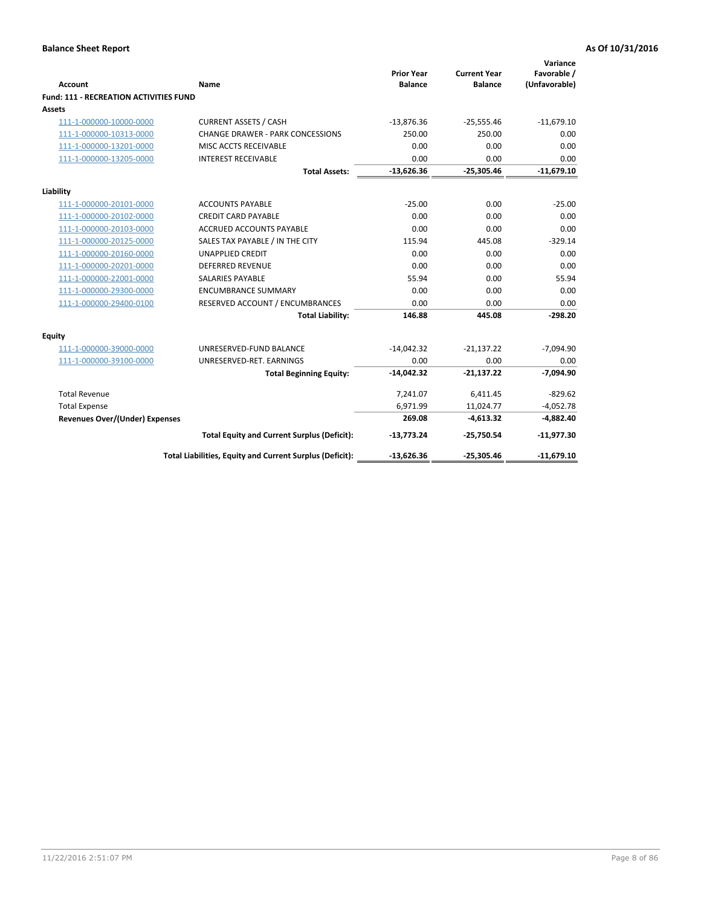**Balance Sheet Report** **As Of 10/31/2016**

| Account | Name | Prior Year Balance | Current Year Balance | Variance Favorable / (Unfavorable) |
|---|---|---|---|---|
| **Fund: 111 - RECREATION ACTIVITIES FUND** | | | | |
| **Assets** | | | | |
| 111-1-000000-10000-0000 | CURRENT ASSETS / CASH | -13,876.36 | -25,555.46 | -11,679.10 |
| 111-1-000000-10313-0000 | CHANGE DRAWER - PARK CONCESSIONS | 250.00 | 250.00 | 0.00 |
| 111-1-000000-13201-0000 | MISC ACCTS RECEIVABLE | 0.00 | 0.00 | 0.00 |
| 111-1-000000-13205-0000 | INTEREST RECEIVABLE | 0.00 | 0.00 | 0.00 |
| | **Total Assets:** | **-13,626.36** | **-25,305.46** | **-11,679.10** |
| **Liability** | | | | |
| 111-1-000000-20101-0000 | ACCOUNTS PAYABLE | -25.00 | 0.00 | -25.00 |
| 111-1-000000-20102-0000 | CREDIT CARD PAYABLE | 0.00 | 0.00 | 0.00 |
| 111-1-000000-20103-0000 | ACCRUED ACCOUNTS PAYABLE | 0.00 | 0.00 | 0.00 |
| 111-1-000000-20125-0000 | SALES TAX PAYABLE / IN THE CITY | 115.94 | 445.08 | -329.14 |
| 111-1-000000-20160-0000 | UNAPPLIED CREDIT | 0.00 | 0.00 | 0.00 |
| 111-1-000000-20201-0000 | DEFERRED REVENUE | 0.00 | 0.00 | 0.00 |
| 111-1-000000-22001-0000 | SALARIES PAYABLE | 55.94 | 0.00 | 55.94 |
| 111-1-000000-29300-0000 | ENCUMBRANCE SUMMARY | 0.00 | 0.00 | 0.00 |
| 111-1-000000-29400-0100 | RESERVED ACCOUNT / ENCUMBRANCES | 0.00 | 0.00 | 0.00 |
| | **Total Liability:** | **146.88** | **445.08** | **-298.20** |
| **Equity** | | | | |
| 111-1-000000-39000-0000 | UNRESERVED-FUND BALANCE | -14,042.32 | -21,137.22 | -7,094.90 |
| 111-1-000000-39100-0000 | UNRESERVED-RET. EARNINGS | 0.00 | 0.00 | 0.00 |
| | **Total Beginning Equity:** | **-14,042.32** | **-21,137.22** | **-7,094.90** |
| Total Revenue | | 7,241.07 | 6,411.45 | -829.62 |
| Total Expense | | 6,971.99 | 11,024.77 | -4,052.78 |
| **Revenues Over/(Under) Expenses** | | **269.08** | **-4,613.32** | **-4,882.40** |
| | **Total Equity and Current Surplus (Deficit):** | **-13,773.24** | **-25,750.54** | **-11,977.30** |
| | **Total Liabilities, Equity and Current Surplus (Deficit):** | **-13,626.36** | **-25,305.46** | **-11,679.10** |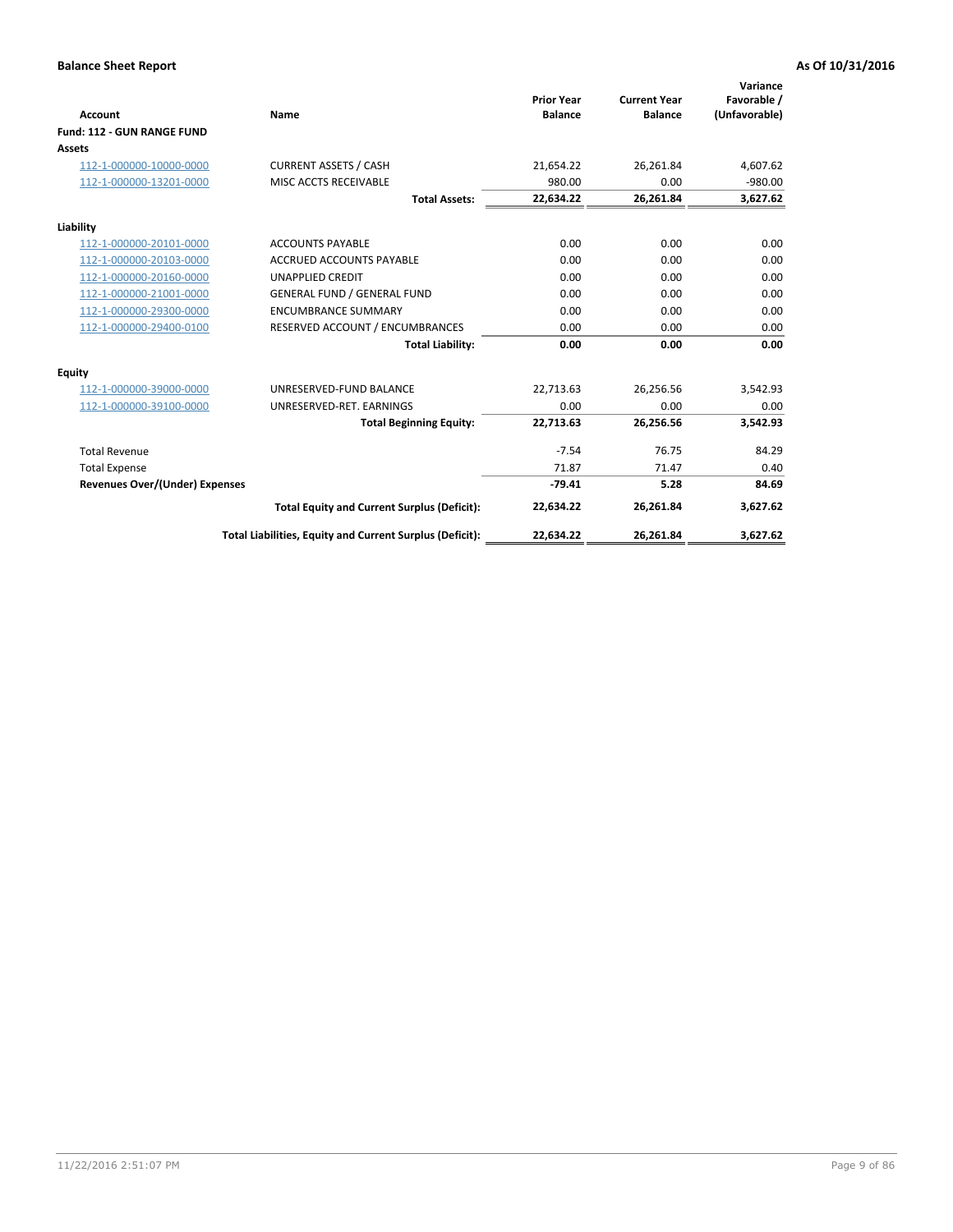**Balance Sheet Report** | **As Of 10/31/2016**

| Account | Name | Prior Year Balance | Current Year Balance | Variance Favorable / (Unfavorable) |
|---|---|---|---|---|
| **Fund: 112 - GUN RANGE FUND** | | | | |
| **Assets** | | | | |
| 112-1-000000-10000-0000 | CURRENT ASSETS / CASH | 21,654.22 | 26,261.84 | 4,607.62 |
| 112-1-000000-13201-0000 | MISC ACCTS RECEIVABLE | 980.00 | 0.00 | -980.00 |
| | **Total Assets:** | **22,634.22** | **26,261.84** | **3,627.62** |
| **Liability** | | | | |
| 112-1-000000-20101-0000 | ACCOUNTS PAYABLE | 0.00 | 0.00 | 0.00 |
| 112-1-000000-20103-0000 | ACCRUED ACCOUNTS PAYABLE | 0.00 | 0.00 | 0.00 |
| 112-1-000000-20160-0000 | UNAPPLIED CREDIT | 0.00 | 0.00 | 0.00 |
| 112-1-000000-21001-0000 | GENERAL FUND / GENERAL FUND | 0.00 | 0.00 | 0.00 |
| 112-1-000000-29300-0000 | ENCUMBRANCE SUMMARY | 0.00 | 0.00 | 0.00 |
| 112-1-000000-29400-0100 | RESERVED ACCOUNT / ENCUMBRANCES | 0.00 | 0.00 | 0.00 |
| | **Total Liability:** | **0.00** | **0.00** | **0.00** |
| **Equity** | | | | |
| 112-1-000000-39000-0000 | UNRESERVED-FUND BALANCE | 22,713.63 | 26,256.56 | 3,542.93 |
| 112-1-000000-39100-0000 | UNRESERVED-RET. EARNINGS | 0.00 | 0.00 | 0.00 |
| | **Total Beginning Equity:** | **22,713.63** | **26,256.56** | **3,542.93** |
| Total Revenue | | -7.54 | 76.75 | 84.29 |
| Total Expense | | 71.87 | 71.47 | 0.40 |
| **Revenues Over/(Under) Expenses** | | **-79.41** | **5.28** | **84.69** |
| | **Total Equity and Current Surplus (Deficit):** | **22,634.22** | **26,261.84** | **3,627.62** |
| | **Total Liabilities, Equity and Current Surplus (Deficit):** | **22,634.22** | **26,261.84** | **3,627.62** |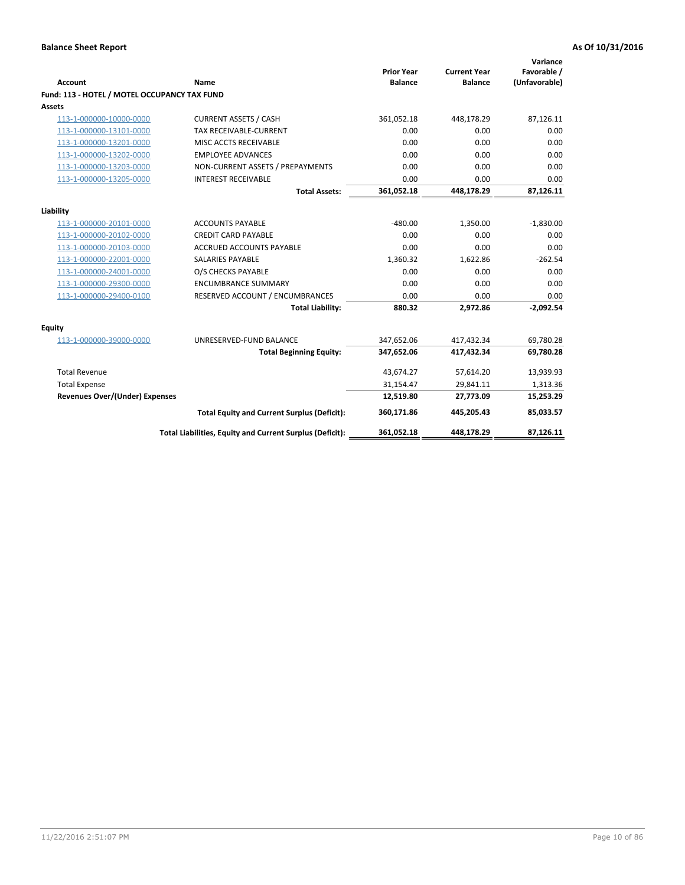**Balance Sheet Report** **As Of 10/31/2016**

| Account | Name | Prior Year Balance | Current Year Balance | Variance Favorable / (Unfavorable) |
|---|---|---|---|---|
| **Fund: 113 - HOTEL / MOTEL OCCUPANCY TAX FUND** | | | | |
| **Assets** | | | | |
| 113-1-000000-10000-0000 | CURRENT ASSETS / CASH | 361,052.18 | 448,178.29 | 87,126.11 |
| 113-1-000000-13101-0000 | TAX RECEIVABLE-CURRENT | 0.00 | 0.00 | 0.00 |
| 113-1-000000-13201-0000 | MISC ACCTS RECEIVABLE | 0.00 | 0.00 | 0.00 |
| 113-1-000000-13202-0000 | EMPLOYEE ADVANCES | 0.00 | 0.00 | 0.00 |
| 113-1-000000-13203-0000 | NON-CURRENT ASSETS / PREPAYMENTS | 0.00 | 0.00 | 0.00 |
| 113-1-000000-13205-0000 | INTEREST RECEIVABLE | 0.00 | 0.00 | 0.00 |
| | **Total Assets:** | **361,052.18** | **448,178.29** | **87,126.11** |
| **Liability** | | | | |
| 113-1-000000-20101-0000 | ACCOUNTS PAYABLE | -480.00 | 1,350.00 | -1,830.00 |
| 113-1-000000-20102-0000 | CREDIT CARD PAYABLE | 0.00 | 0.00 | 0.00 |
| 113-1-000000-20103-0000 | ACCRUED ACCOUNTS PAYABLE | 0.00 | 0.00 | 0.00 |
| 113-1-000000-22001-0000 | SALARIES PAYABLE | 1,360.32 | 1,622.86 | -262.54 |
| 113-1-000000-24001-0000 | O/S CHECKS PAYABLE | 0.00 | 0.00 | 0.00 |
| 113-1-000000-29300-0000 | ENCUMBRANCE SUMMARY | 0.00 | 0.00 | 0.00 |
| 113-1-000000-29400-0100 | RESERVED ACCOUNT / ENCUMBRANCES | 0.00 | 0.00 | 0.00 |
| | **Total Liability:** | **880.32** | **2,972.86** | **-2,092.54** |
| **Equity** | | | | |
| 113-1-000000-39000-0000 | UNRESERVED-FUND BALANCE | 347,652.06 | 417,432.34 | 69,780.28 |
| | **Total Beginning Equity:** | **347,652.06** | **417,432.34** | **69,780.28** |
| Total Revenue | | 43,674.27 | 57,614.20 | 13,939.93 |
| Total Expense | | 31,154.47 | 29,841.11 | 1,313.36 |
| **Revenues Over/(Under) Expenses** | | **12,519.80** | **27,773.09** | **15,253.29** |
| | **Total Equity and Current Surplus (Deficit):** | **360,171.86** | **445,205.43** | **85,033.57** |
| | **Total Liabilities, Equity and Current Surplus (Deficit):** | **361,052.18** | **448,178.29** | **87,126.11** |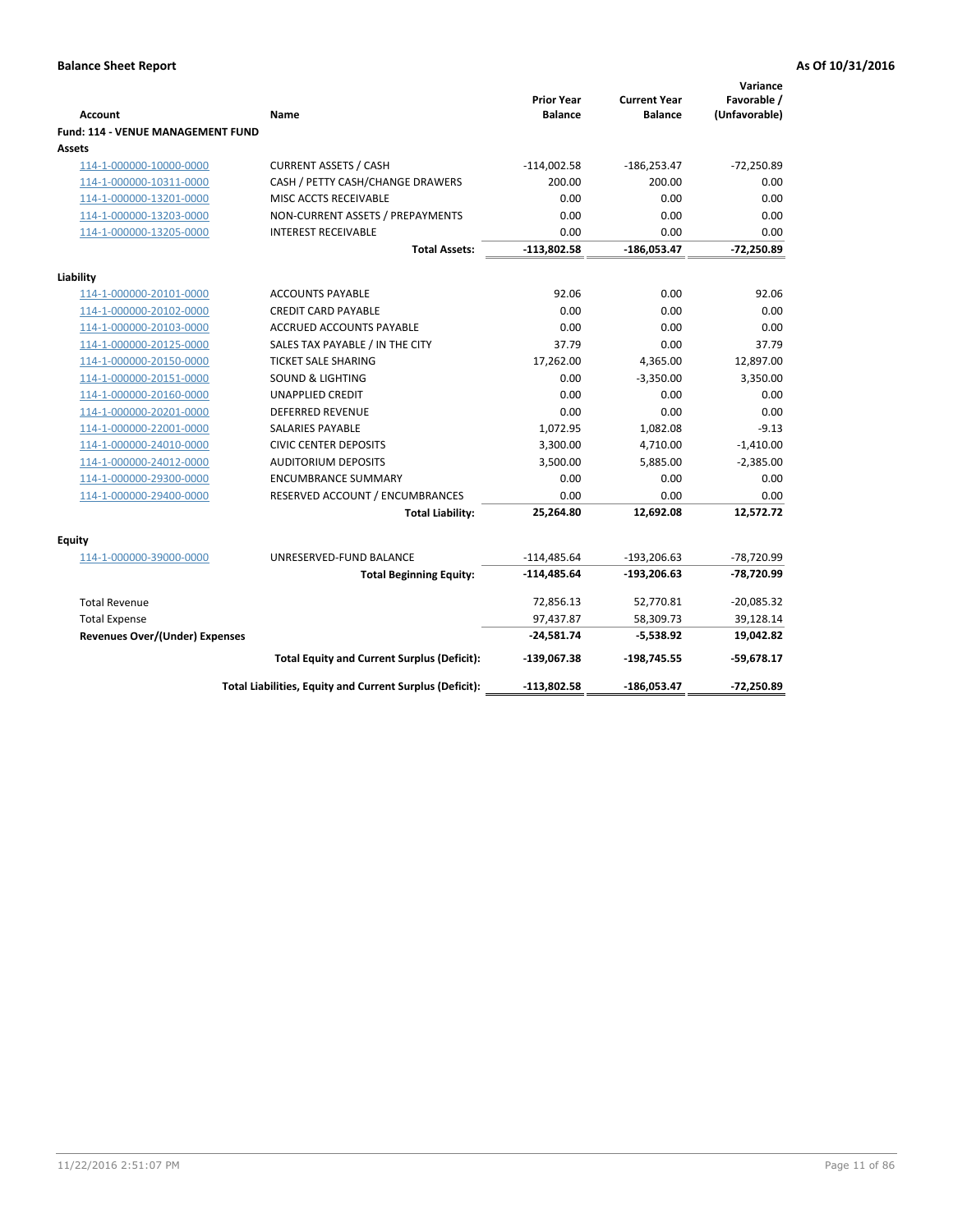**Balance Sheet Report** **As Of 10/31/2016**

| Account | Name | Prior Year Balance | Current Year Balance | Variance Favorable / (Unfavorable) |
|---|---|---|---|---|
| **Fund: 114 - VENUE MANAGEMENT FUND** | | | | |
| **Assets** | | | | |
| 114-1-000000-10000-0000 | CURRENT ASSETS / CASH | -114,002.58 | -186,253.47 | -72,250.89 |
| 114-1-000000-10311-0000 | CASH / PETTY CASH/CHANGE DRAWERS | 200.00 | 200.00 | 0.00 |
| 114-1-000000-13201-0000 | MISC ACCTS RECEIVABLE | 0.00 | 0.00 | 0.00 |
| 114-1-000000-13203-0000 | NON-CURRENT ASSETS / PREPAYMENTS | 0.00 | 0.00 | 0.00 |
| 114-1-000000-13205-0000 | INTEREST RECEIVABLE | 0.00 | 0.00 | 0.00 |
| | **Total Assets:** | **-113,802.58** | **-186,053.47** | **-72,250.89** |
| **Liability** | | | | |
| 114-1-000000-20101-0000 | ACCOUNTS PAYABLE | 92.06 | 0.00 | 92.06 |
| 114-1-000000-20102-0000 | CREDIT CARD PAYABLE | 0.00 | 0.00 | 0.00 |
| 114-1-000000-20103-0000 | ACCRUED ACCOUNTS PAYABLE | 0.00 | 0.00 | 0.00 |
| 114-1-000000-20125-0000 | SALES TAX PAYABLE / IN THE CITY | 37.79 | 0.00 | 37.79 |
| 114-1-000000-20150-0000 | TICKET SALE SHARING | 17,262.00 | 4,365.00 | 12,897.00 |
| 114-1-000000-20151-0000 | SOUND & LIGHTING | 0.00 | -3,350.00 | 3,350.00 |
| 114-1-000000-20160-0000 | UNAPPLIED CREDIT | 0.00 | 0.00 | 0.00 |
| 114-1-000000-20201-0000 | DEFERRED REVENUE | 0.00 | 0.00 | 0.00 |
| 114-1-000000-22001-0000 | SALARIES PAYABLE | 1,072.95 | 1,082.08 | -9.13 |
| 114-1-000000-24010-0000 | CIVIC CENTER DEPOSITS | 3,300.00 | 4,710.00 | -1,410.00 |
| 114-1-000000-24012-0000 | AUDITORIUM DEPOSITS | 3,500.00 | 5,885.00 | -2,385.00 |
| 114-1-000000-29300-0000 | ENCUMBRANCE SUMMARY | 0.00 | 0.00 | 0.00 |
| 114-1-000000-29400-0000 | RESERVED ACCOUNT / ENCUMBRANCES | 0.00 | 0.00 | 0.00 |
| | **Total Liability:** | **25,264.80** | **12,692.08** | **12,572.72** |
| **Equity** | | | | |
| 114-1-000000-39000-0000 | UNRESERVED-FUND BALANCE | -114,485.64 | -193,206.63 | -78,720.99 |
| | **Total Beginning Equity:** | **-114,485.64** | **-193,206.63** | **-78,720.99** |
| Total Revenue | | 72,856.13 | 52,770.81 | -20,085.32 |
| Total Expense | | 97,437.87 | 58,309.73 | 39,128.14 |
| **Revenues Over/(Under) Expenses** | | **-24,581.74** | **-5,538.92** | **19,042.82** |
| | **Total Equity and Current Surplus (Deficit):** | **-139,067.38** | **-198,745.55** | **-59,678.17** |
| | **Total Liabilities, Equity and Current Surplus (Deficit):** | **-113,802.58** | **-186,053.47** | **-72,250.89** |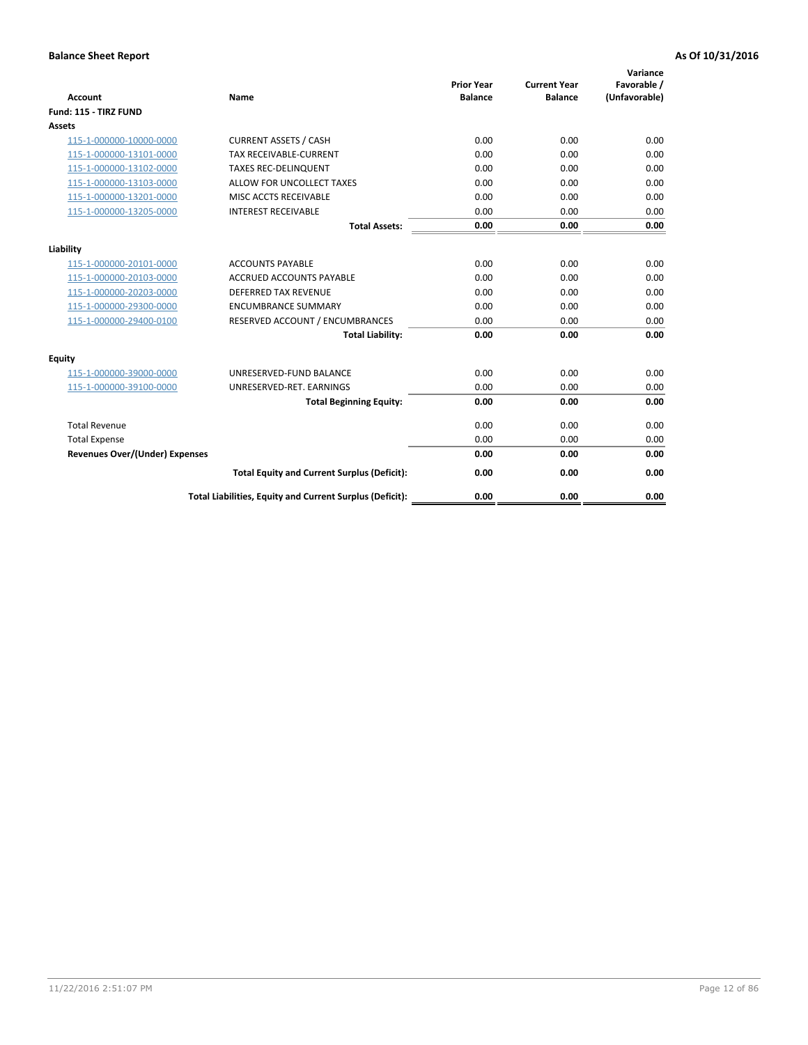**Balance Sheet Report** — **As Of 10/31/2016**

| Account | Name | Prior Year Balance | Current Year Balance | Variance Favorable / (Unfavorable) |
|---|---|---|---|---|
| **Fund: 115 - TIRZ FUND** | | | | |
| **Assets** | | | | |
| 115-1-000000-10000-0000 | CURRENT ASSETS / CASH | 0.00 | 0.00 | 0.00 |
| 115-1-000000-13101-0000 | TAX RECEIVABLE-CURRENT | 0.00 | 0.00 | 0.00 |
| 115-1-000000-13102-0000 | TAXES REC-DELINQUENT | 0.00 | 0.00 | 0.00 |
| 115-1-000000-13103-0000 | ALLOW FOR UNCOLLECT TAXES | 0.00 | 0.00 | 0.00 |
| 115-1-000000-13201-0000 | MISC ACCTS RECEIVABLE | 0.00 | 0.00 | 0.00 |
| 115-1-000000-13205-0000 | INTEREST RECEIVABLE | 0.00 | 0.00 | 0.00 |
| | **Total Assets:** | **0.00** | **0.00** | **0.00** |
| **Liability** | | | | |
| 115-1-000000-20101-0000 | ACCOUNTS PAYABLE | 0.00 | 0.00 | 0.00 |
| 115-1-000000-20103-0000 | ACCRUED ACCOUNTS PAYABLE | 0.00 | 0.00 | 0.00 |
| 115-1-000000-20203-0000 | DEFERRED TAX REVENUE | 0.00 | 0.00 | 0.00 |
| 115-1-000000-29300-0000 | ENCUMBRANCE SUMMARY | 0.00 | 0.00 | 0.00 |
| 115-1-000000-29400-0100 | RESERVED ACCOUNT / ENCUMBRANCES | 0.00 | 0.00 | 0.00 |
| | **Total Liability:** | **0.00** | **0.00** | **0.00** |
| **Equity** | | | | |
| 115-1-000000-39000-0000 | UNRESERVED-FUND BALANCE | 0.00 | 0.00 | 0.00 |
| 115-1-000000-39100-0000 | UNRESERVED-RET. EARNINGS | 0.00 | 0.00 | 0.00 |
| | **Total Beginning Equity:** | **0.00** | **0.00** | **0.00** |
| Total Revenue | | 0.00 | 0.00 | 0.00 |
| Total Expense | | 0.00 | 0.00 | 0.00 |
| **Revenues Over/(Under) Expenses** | | **0.00** | **0.00** | **0.00** |
| | **Total Equity and Current Surplus (Deficit):** | **0.00** | **0.00** | **0.00** |
| | **Total Liabilities, Equity and Current Surplus (Deficit):** | **0.00** | **0.00** | **0.00** |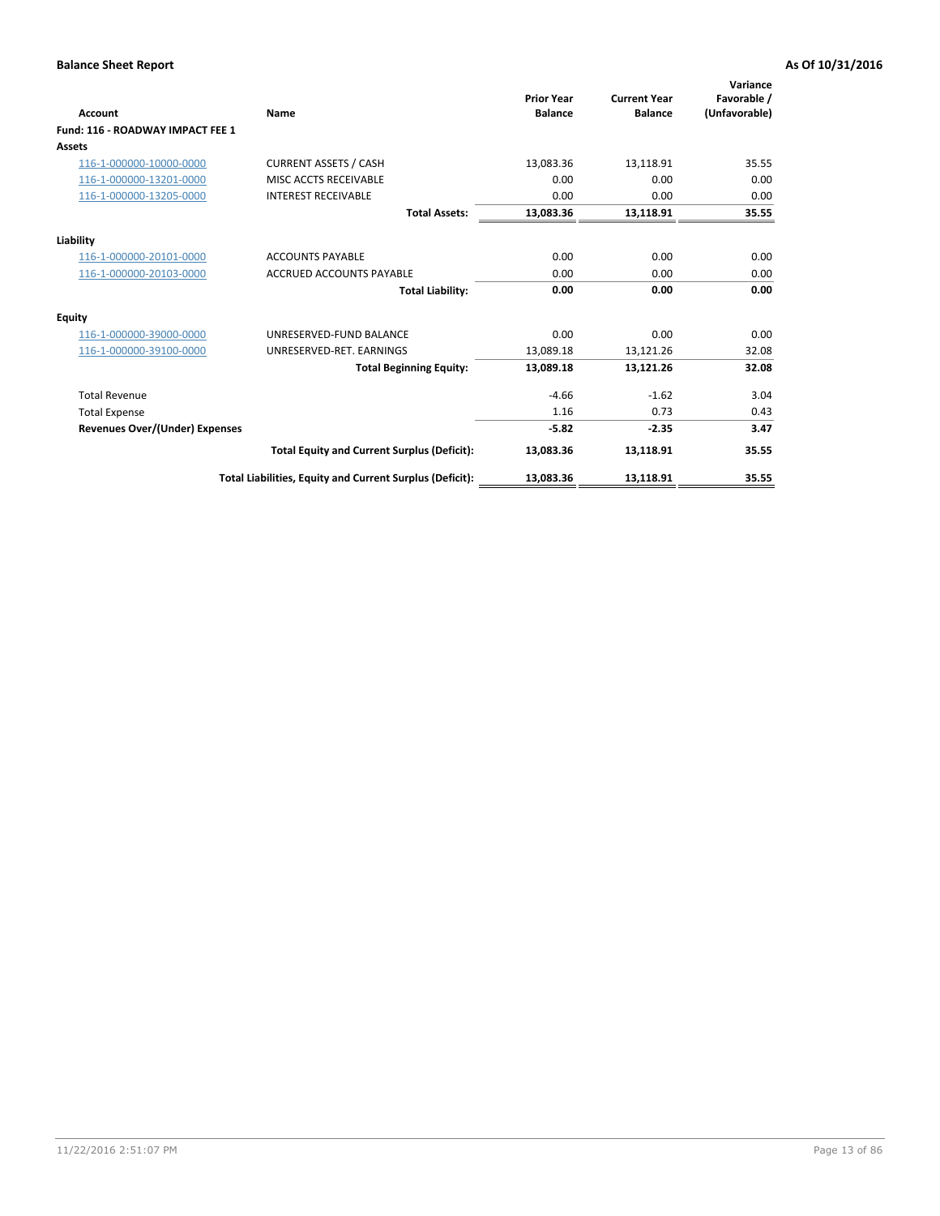**Balance Sheet Report** — As Of 10/31/2016

| Account | Name | Prior Year Balance | Current Year Balance | Variance Favorable / (Unfavorable) |
|---|---|---|---|---|
| **Fund: 116 - ROADWAY IMPACT FEE 1** | | | | |
| **Assets** | | | | |
| 116-1-000000-10000-0000 | CURRENT ASSETS / CASH | 13,083.36 | 13,118.91 | 35.55 |
| 116-1-000000-13201-0000 | MISC ACCTS RECEIVABLE | 0.00 | 0.00 | 0.00 |
| 116-1-000000-13205-0000 | INTEREST RECEIVABLE | 0.00 | 0.00 | 0.00 |
| | **Total Assets:** | **13,083.36** | **13,118.91** | **35.55** |
| **Liability** | | | | |
| 116-1-000000-20101-0000 | ACCOUNTS PAYABLE | 0.00 | 0.00 | 0.00 |
| 116-1-000000-20103-0000 | ACCRUED ACCOUNTS PAYABLE | 0.00 | 0.00 | 0.00 |
| | **Total Liability:** | **0.00** | **0.00** | **0.00** |
| **Equity** | | | | |
| 116-1-000000-39000-0000 | UNRESERVED-FUND BALANCE | 0.00 | 0.00 | 0.00 |
| 116-1-000000-39100-0000 | UNRESERVED-RET. EARNINGS | 13,089.18 | 13,121.26 | 32.08 |
| | **Total Beginning Equity:** | **13,089.18** | **13,121.26** | **32.08** |
| Total Revenue | | -4.66 | -1.62 | 3.04 |
| Total Expense | | 1.16 | 0.73 | 0.43 |
| **Revenues Over/(Under) Expenses** | | **-5.82** | **-2.35** | **3.47** |
| | **Total Equity and Current Surplus (Deficit):** | **13,083.36** | **13,118.91** | **35.55** |
| | **Total Liabilities, Equity and Current Surplus (Deficit):** | **13,083.36** | **13,118.91** | **35.55** |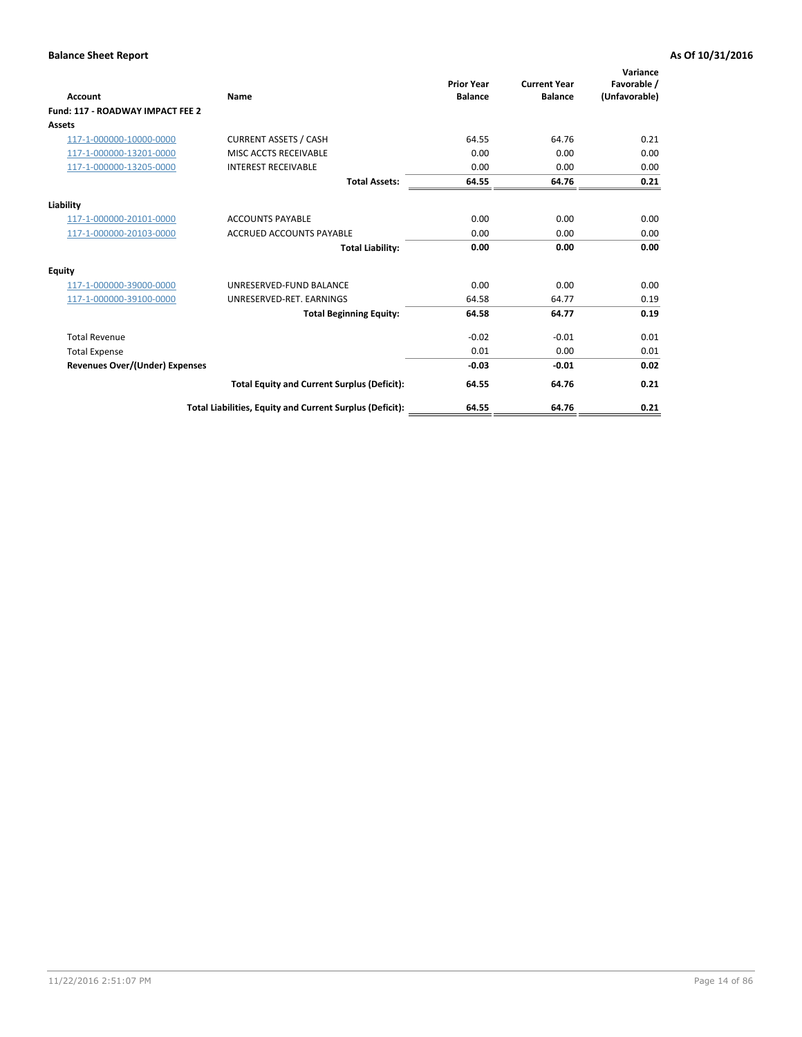**Balance Sheet Report** — **As Of 10/31/2016**

| Account | Name | Prior Year Balance | Current Year Balance | Variance Favorable / (Unfavorable) |
|---|---|---|---|---|
| **Fund: 117 - ROADWAY IMPACT FEE 2** | | | | |
| **Assets** | | | | |
| 117-1-000000-10000-0000 | CURRENT ASSETS / CASH | 64.55 | 64.76 | 0.21 |
| 117-1-000000-13201-0000 | MISC ACCTS RECEIVABLE | 0.00 | 0.00 | 0.00 |
| 117-1-000000-13205-0000 | INTEREST RECEIVABLE | 0.00 | 0.00 | 0.00 |
| | **Total Assets:** | **64.55** | **64.76** | **0.21** |
| **Liability** | | | | |
| 117-1-000000-20101-0000 | ACCOUNTS PAYABLE | 0.00 | 0.00 | 0.00 |
| 117-1-000000-20103-0000 | ACCRUED ACCOUNTS PAYABLE | 0.00 | 0.00 | 0.00 |
| | **Total Liability:** | **0.00** | **0.00** | **0.00** |
| **Equity** | | | | |
| 117-1-000000-39000-0000 | UNRESERVED-FUND BALANCE | 0.00 | 0.00 | 0.00 |
| 117-1-000000-39100-0000 | UNRESERVED-RET. EARNINGS | 64.58 | 64.77 | 0.19 |
| | **Total Beginning Equity:** | **64.58** | **64.77** | **0.19** |
| Total Revenue | | -0.02 | -0.01 | 0.01 |
| Total Expense | | 0.01 | 0.00 | 0.01 |
| **Revenues Over/(Under) Expenses** | | **-0.03** | **-0.01** | **0.02** |
| | **Total Equity and Current Surplus (Deficit):** | **64.55** | **64.76** | **0.21** |
| | **Total Liabilities, Equity and Current Surplus (Deficit):** | **64.55** | **64.76** | **0.21** |

11/22/2016 2:51:07 PM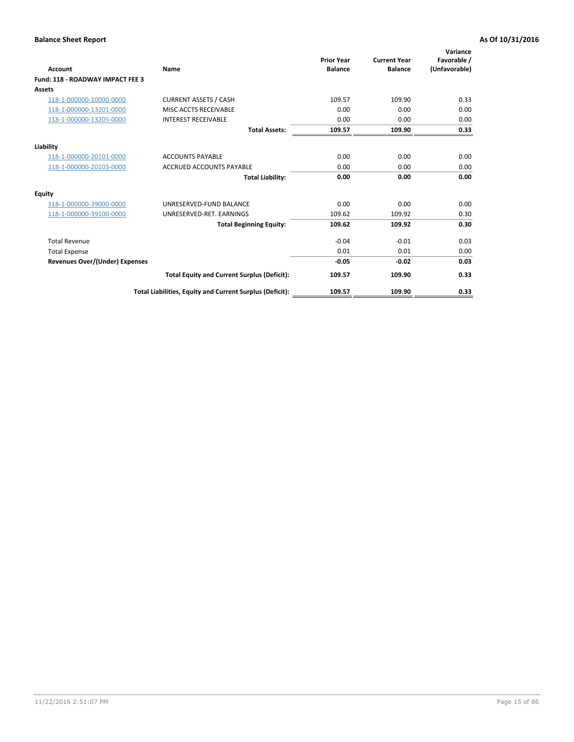## Balance Sheet Report

**As Of 10/31/2016**

| Account | Name | Prior Year Balance | Current Year Balance | Variance Favorable / (Unfavorable) |
|---|---|---|---|---|
| **Fund: 118 - ROADWAY IMPACT FEE 3** | | | | |
| **Assets** | | | | |
| 118-1-000000-10000-0000 | CURRENT ASSETS / CASH | 109.57 | 109.90 | 0.33 |
| 118-1-000000-13201-0000 | MISC ACCTS RECEIVABLE | 0.00 | 0.00 | 0.00 |
| 118-1-000000-13205-0000 | INTEREST RECEIVABLE | 0.00 | 0.00 | 0.00 |
| | **Total Assets:** | **109.57** | **109.90** | **0.33** |
| **Liability** | | | | |
| 118-1-000000-20101-0000 | ACCOUNTS PAYABLE | 0.00 | 0.00 | 0.00 |
| 118-1-000000-20103-0000 | ACCRUED ACCOUNTS PAYABLE | 0.00 | 0.00 | 0.00 |
| | **Total Liability:** | **0.00** | **0.00** | **0.00** |
| **Equity** | | | | |
| 118-1-000000-39000-0000 | UNRESERVED-FUND BALANCE | 0.00 | 0.00 | 0.00 |
| 118-1-000000-39100-0000 | UNRESERVED-RET. EARNINGS | 109.62 | 109.92 | 0.30 |
| | **Total Beginning Equity:** | **109.62** | **109.92** | **0.30** |
| Total Revenue | | -0.04 | -0.01 | 0.03 |
| Total Expense | | 0.01 | 0.01 | 0.00 |
| **Revenues Over/(Under) Expenses** | | **-0.05** | **-0.02** | **0.03** |
| | **Total Equity and Current Surplus (Deficit):** | **109.57** | **109.90** | **0.33** |
| | **Total Liabilities, Equity and Current Surplus (Deficit):** | **109.57** | **109.90** | **0.33** |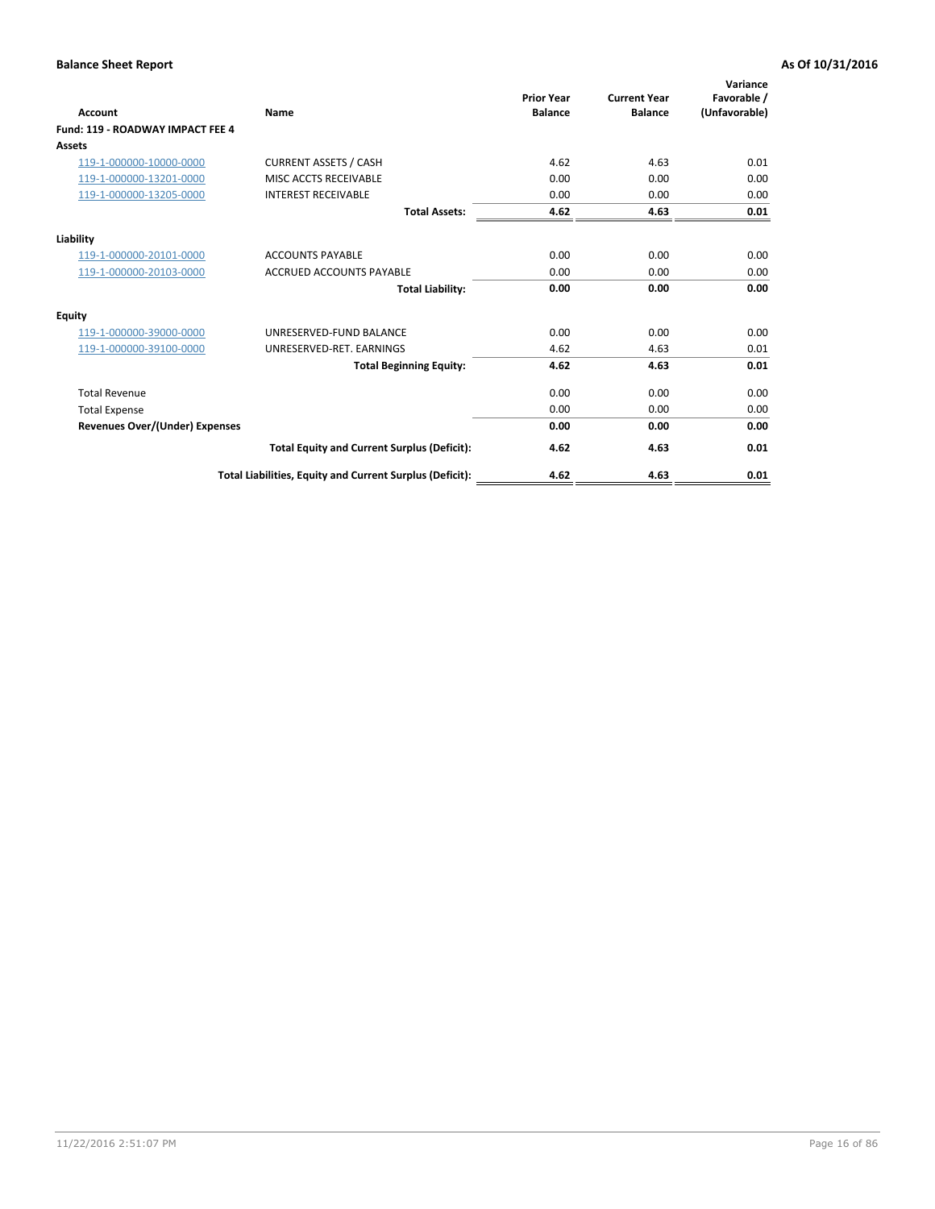# Balance Sheet Report

**As Of 10/31/2016**

| Account | Name | Prior Year Balance | Current Year Balance | Variance Favorable / (Unfavorable) |
|---|---|---|---|---|
| **Fund: 119 - ROADWAY IMPACT FEE 4** | | | | |
| **Assets** | | | | |
| 119-1-000000-10000-0000 | CURRENT ASSETS / CASH | 4.62 | 4.63 | 0.01 |
| 119-1-000000-13201-0000 | MISC ACCTS RECEIVABLE | 0.00 | 0.00 | 0.00 |
| 119-1-000000-13205-0000 | INTEREST RECEIVABLE | 0.00 | 0.00 | 0.00 |
| | **Total Assets:** | **4.62** | **4.63** | **0.01** |
| **Liability** | | | | |
| 119-1-000000-20101-0000 | ACCOUNTS PAYABLE | 0.00 | 0.00 | 0.00 |
| 119-1-000000-20103-0000 | ACCRUED ACCOUNTS PAYABLE | 0.00 | 0.00 | 0.00 |
| | **Total Liability:** | **0.00** | **0.00** | **0.00** |
| **Equity** | | | | |
| 119-1-000000-39000-0000 | UNRESERVED-FUND BALANCE | 0.00 | 0.00 | 0.00 |
| 119-1-000000-39100-0000 | UNRESERVED-RET. EARNINGS | 4.62 | 4.63 | 0.01 |
| | **Total Beginning Equity:** | **4.62** | **4.63** | **0.01** |
| Total Revenue | | 0.00 | 0.00 | 0.00 |
| Total Expense | | 0.00 | 0.00 | 0.00 |
| **Revenues Over/(Under) Expenses** | | **0.00** | **0.00** | **0.00** |
| | **Total Equity and Current Surplus (Deficit):** | **4.62** | **4.63** | **0.01** |
| | **Total Liabilities, Equity and Current Surplus (Deficit):** | **4.62** | **4.63** | **0.01** |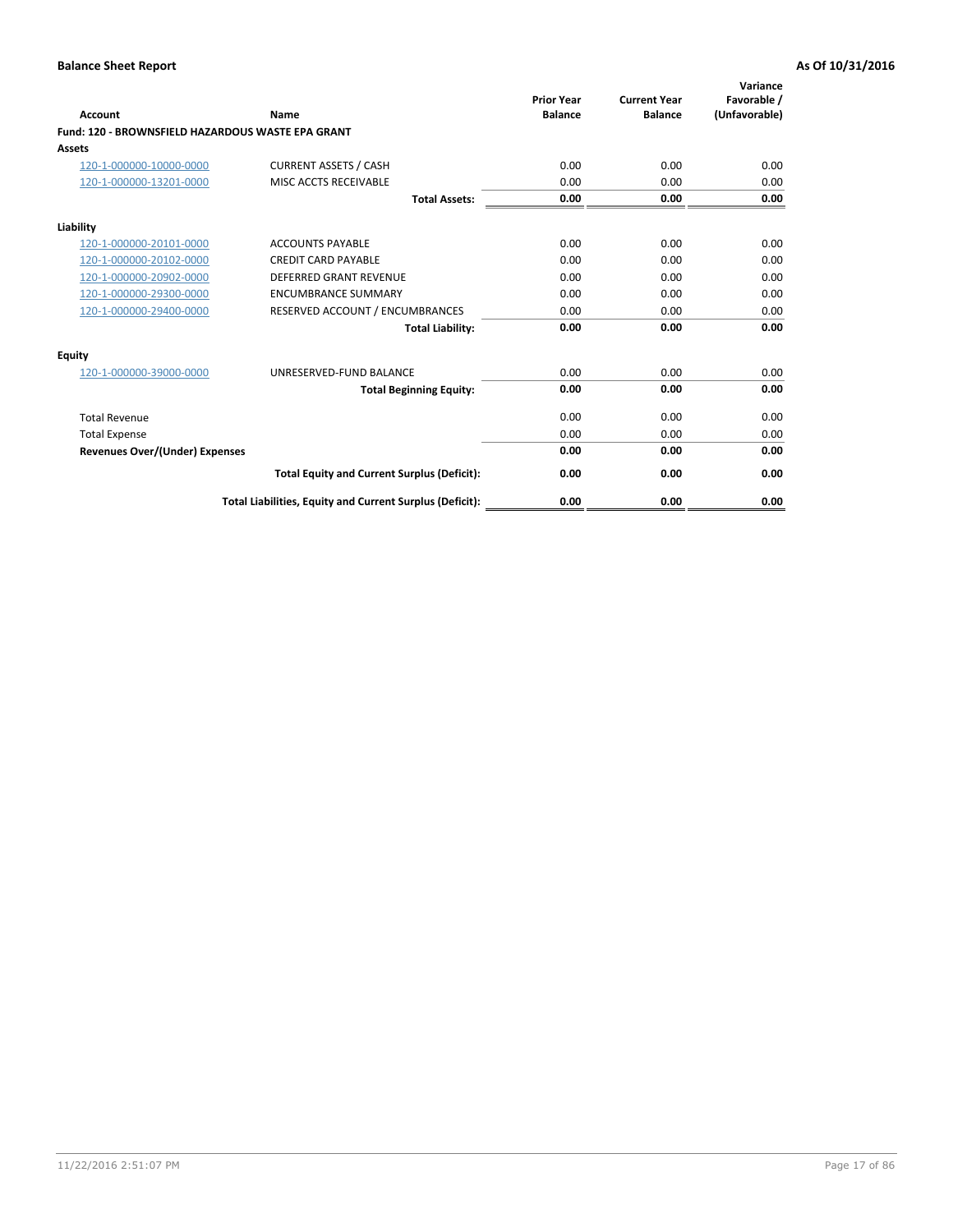**Balance Sheet Report** **As Of 10/31/2016**

| Account | Name | Prior Year Balance | Current Year Balance | Variance Favorable / (Unfavorable) |
|---|---|---|---|---|
| **Fund: 120 - BROWNSFIELD HAZARDOUS WASTE EPA GRANT** | | | | |
| **Assets** | | | | |
| 120-1-000000-10000-0000 | CURRENT ASSETS / CASH | 0.00 | 0.00 | 0.00 |
| 120-1-000000-13201-0000 | MISC ACCTS RECEIVABLE | 0.00 | 0.00 | 0.00 |
| | **Total Assets:** | **0.00** | **0.00** | **0.00** |
| **Liability** | | | | |
| 120-1-000000-20101-0000 | ACCOUNTS PAYABLE | 0.00 | 0.00 | 0.00 |
| 120-1-000000-20102-0000 | CREDIT CARD PAYABLE | 0.00 | 0.00 | 0.00 |
| 120-1-000000-20902-0000 | DEFERRED GRANT REVENUE | 0.00 | 0.00 | 0.00 |
| 120-1-000000-29300-0000 | ENCUMBRANCE SUMMARY | 0.00 | 0.00 | 0.00 |
| 120-1-000000-29400-0000 | RESERVED ACCOUNT / ENCUMBRANCES | 0.00 | 0.00 | 0.00 |
| | **Total Liability:** | **0.00** | **0.00** | **0.00** |
| **Equity** | | | | |
| 120-1-000000-39000-0000 | UNRESERVED-FUND BALANCE | 0.00 | 0.00 | 0.00 |
| | **Total Beginning Equity:** | **0.00** | **0.00** | **0.00** |
| Total Revenue | | 0.00 | 0.00 | 0.00 |
| Total Expense | | 0.00 | 0.00 | 0.00 |
| **Revenues Over/(Under) Expenses** | | **0.00** | **0.00** | **0.00** |
| | **Total Equity and Current Surplus (Deficit):** | **0.00** | **0.00** | **0.00** |
| | **Total Liabilities, Equity and Current Surplus (Deficit):** | **0.00** | **0.00** | **0.00** |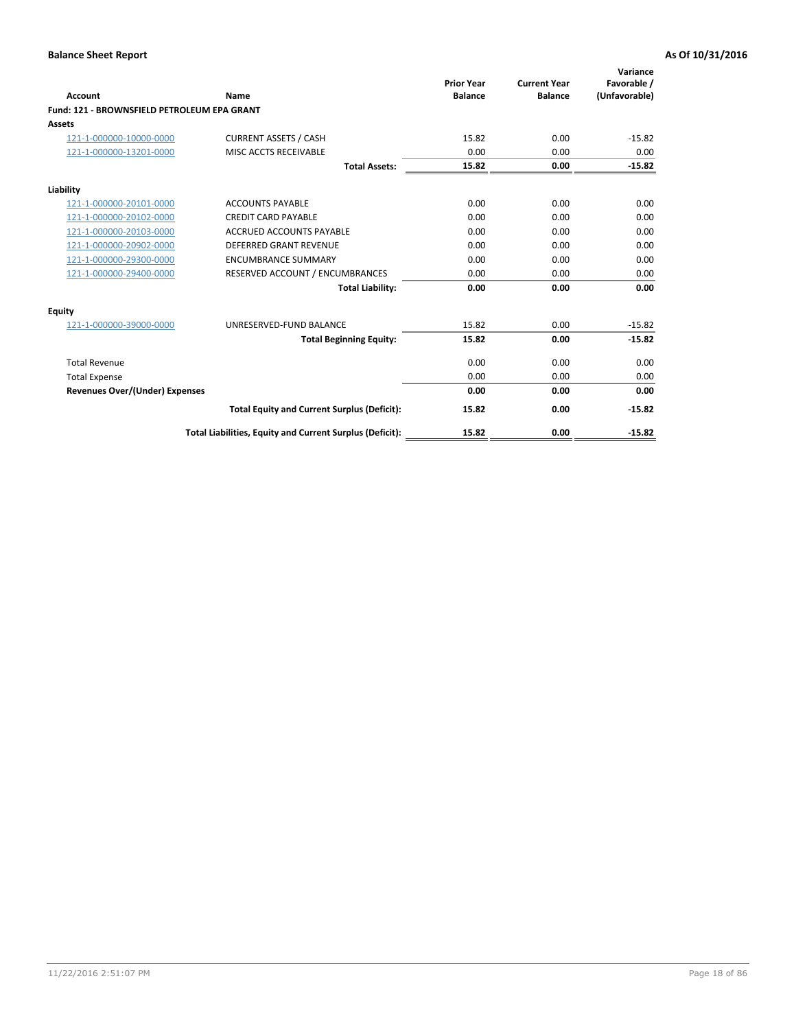**Balance Sheet Report** — As Of 10/31/2016

| Account | Name | Prior Year Balance | Current Year Balance | Variance Favorable / (Unfavorable) |
|---|---|---|---|---|
| **Fund: 121 - BROWNSFIELD PETROLEUM EPA GRANT** | | | | |
| **Assets** | | | | |
| 121-1-000000-10000-0000 | CURRENT ASSETS / CASH | 15.82 | 0.00 | -15.82 |
| 121-1-000000-13201-0000 | MISC ACCTS RECEIVABLE | 0.00 | 0.00 | 0.00 |
| | **Total Assets:** | **15.82** | **0.00** | **-15.82** |
| **Liability** | | | | |
| 121-1-000000-20101-0000 | ACCOUNTS PAYABLE | 0.00 | 0.00 | 0.00 |
| 121-1-000000-20102-0000 | CREDIT CARD PAYABLE | 0.00 | 0.00 | 0.00 |
| 121-1-000000-20103-0000 | ACCRUED ACCOUNTS PAYABLE | 0.00 | 0.00 | 0.00 |
| 121-1-000000-20902-0000 | DEFERRED GRANT REVENUE | 0.00 | 0.00 | 0.00 |
| 121-1-000000-29300-0000 | ENCUMBRANCE SUMMARY | 0.00 | 0.00 | 0.00 |
| 121-1-000000-29400-0000 | RESERVED ACCOUNT / ENCUMBRANCES | 0.00 | 0.00 | 0.00 |
| | **Total Liability:** | **0.00** | **0.00** | **0.00** |
| **Equity** | | | | |
| 121-1-000000-39000-0000 | UNRESERVED-FUND BALANCE | 15.82 | 0.00 | -15.82 |
| | **Total Beginning Equity:** | **15.82** | **0.00** | **-15.82** |
| Total Revenue | | 0.00 | 0.00 | 0.00 |
| Total Expense | | 0.00 | 0.00 | 0.00 |
| **Revenues Over/(Under) Expenses** | | **0.00** | **0.00** | **0.00** |
| | **Total Equity and Current Surplus (Deficit):** | **15.82** | **0.00** | **-15.82** |
| | **Total Liabilities, Equity and Current Surplus (Deficit):** | **15.82** | **0.00** | **-15.82** |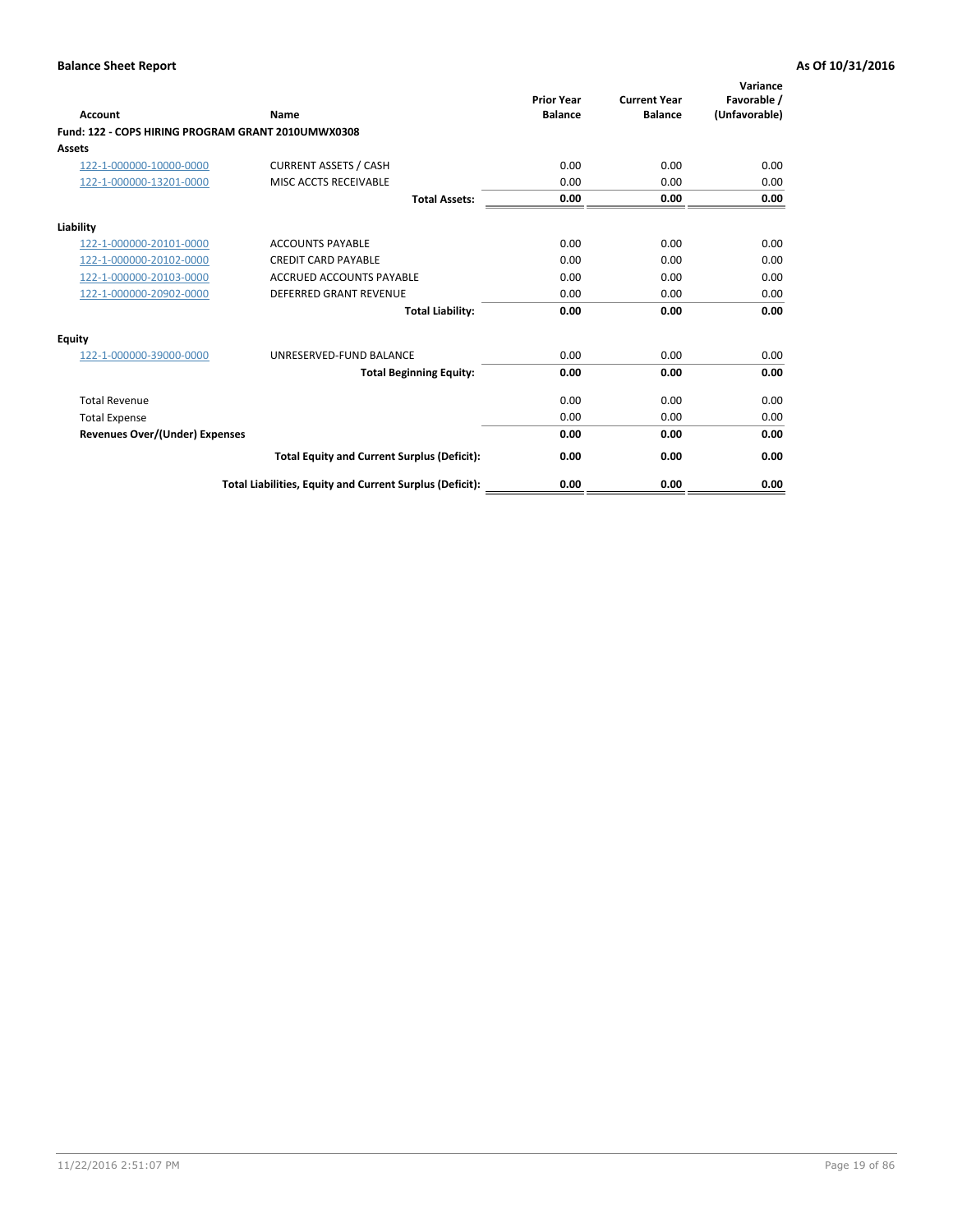**Balance Sheet Report** **As Of 10/31/2016**

| Account | Name | Prior Year Balance | Current Year Balance | Variance Favorable / (Unfavorable) |
|---|---|---|---|---|
| **Fund: 122 - COPS HIRING PROGRAM GRANT 2010UMWX0308** | | | | |
| **Assets** | | | | |
| 122-1-000000-10000-0000 | CURRENT ASSETS / CASH | 0.00 | 0.00 | 0.00 |
| 122-1-000000-13201-0000 | MISC ACCTS RECEIVABLE | 0.00 | 0.00 | 0.00 |
| | **Total Assets:** | **0.00** | **0.00** | **0.00** |
| **Liability** | | | | |
| 122-1-000000-20101-0000 | ACCOUNTS PAYABLE | 0.00 | 0.00 | 0.00 |
| 122-1-000000-20102-0000 | CREDIT CARD PAYABLE | 0.00 | 0.00 | 0.00 |
| 122-1-000000-20103-0000 | ACCRUED ACCOUNTS PAYABLE | 0.00 | 0.00 | 0.00 |
| 122-1-000000-20902-0000 | DEFERRED GRANT REVENUE | 0.00 | 0.00 | 0.00 |
| | **Total Liability:** | **0.00** | **0.00** | **0.00** |
| **Equity** | | | | |
| 122-1-000000-39000-0000 | UNRESERVED-FUND BALANCE | 0.00 | 0.00 | 0.00 |
| | **Total Beginning Equity:** | **0.00** | **0.00** | **0.00** |
| Total Revenue | | 0.00 | 0.00 | 0.00 |
| Total Expense | | 0.00 | 0.00 | 0.00 |
| **Revenues Over/(Under) Expenses** | | **0.00** | **0.00** | **0.00** |
| | **Total Equity and Current Surplus (Deficit):** | **0.00** | **0.00** | **0.00** |
| | **Total Liabilities, Equity and Current Surplus (Deficit):** | **0.00** | **0.00** | **0.00** |

11/22/2016 2:51:07 PM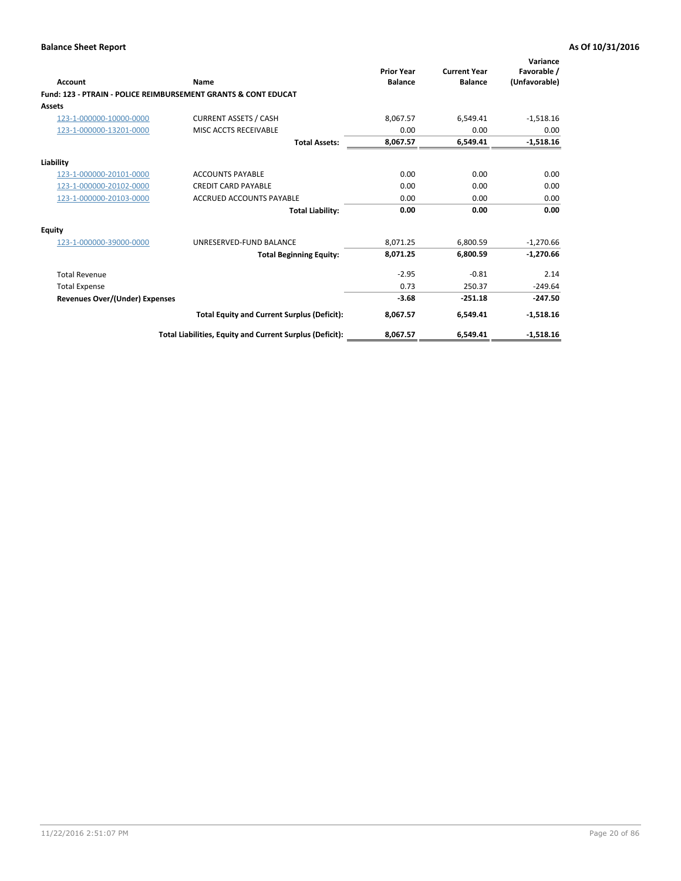## Balance Sheet Report

**As Of 10/31/2016**

| Account | Name | Prior Year Balance | Current Year Balance | Variance Favorable / (Unfavorable) |
|---|---|---|---|---|
| **Fund: 123 - PTRAIN - POLICE REIMBURSEMENT GRANTS & CONT EDUCAT** | | | | |
| **Assets** | | | | |
| 123-1-000000-10000-0000 | CURRENT ASSETS / CASH | 8,067.57 | 6,549.41 | -1,518.16 |
| 123-1-000000-13201-0000 | MISC ACCTS RECEIVABLE | 0.00 | 0.00 | 0.00 |
| | **Total Assets:** | **8,067.57** | **6,549.41** | **-1,518.16** |
| **Liability** | | | | |
| 123-1-000000-20101-0000 | ACCOUNTS PAYABLE | 0.00 | 0.00 | 0.00 |
| 123-1-000000-20102-0000 | CREDIT CARD PAYABLE | 0.00 | 0.00 | 0.00 |
| 123-1-000000-20103-0000 | ACCRUED ACCOUNTS PAYABLE | 0.00 | 0.00 | 0.00 |
| | **Total Liability:** | **0.00** | **0.00** | **0.00** |
| **Equity** | | | | |
| 123-1-000000-39000-0000 | UNRESERVED-FUND BALANCE | 8,071.25 | 6,800.59 | -1,270.66 |
| | **Total Beginning Equity:** | **8,071.25** | **6,800.59** | **-1,270.66** |
| Total Revenue | | -2.95 | -0.81 | 2.14 |
| Total Expense | | 0.73 | 250.37 | -249.64 |
| **Revenues Over/(Under) Expenses** | | **-3.68** | **-251.18** | **-247.50** |
| | **Total Equity and Current Surplus (Deficit):** | **8,067.57** | **6,549.41** | **-1,518.16** |
| | **Total Liabilities, Equity and Current Surplus (Deficit):** | **8,067.57** | **6,549.41** | **-1,518.16** |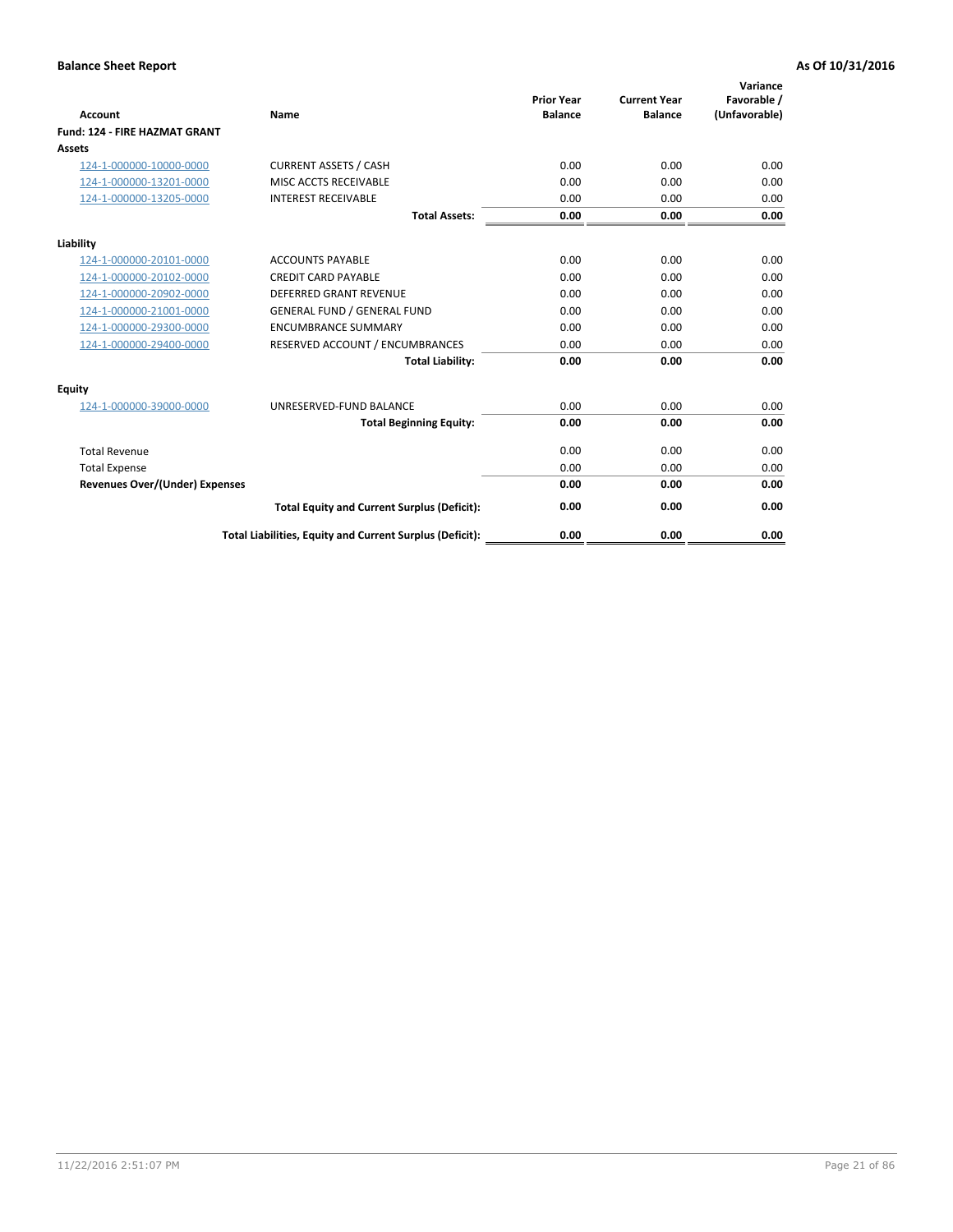**Balance Sheet Report** — As Of 10/31/2016

| Account | Name | Prior Year Balance | Current Year Balance | Variance Favorable / (Unfavorable) |
|---|---|---|---|---|
| **Fund: 124 - FIRE HAZMAT GRANT** | | | | |
| **Assets** | | | | |
| 124-1-000000-10000-0000 | CURRENT ASSETS / CASH | 0.00 | 0.00 | 0.00 |
| 124-1-000000-13201-0000 | MISC ACCTS RECEIVABLE | 0.00 | 0.00 | 0.00 |
| 124-1-000000-13205-0000 | INTEREST RECEIVABLE | 0.00 | 0.00 | 0.00 |
| | **Total Assets:** | **0.00** | **0.00** | **0.00** |
| **Liability** | | | | |
| 124-1-000000-20101-0000 | ACCOUNTS PAYABLE | 0.00 | 0.00 | 0.00 |
| 124-1-000000-20102-0000 | CREDIT CARD PAYABLE | 0.00 | 0.00 | 0.00 |
| 124-1-000000-20902-0000 | DEFERRED GRANT REVENUE | 0.00 | 0.00 | 0.00 |
| 124-1-000000-21001-0000 | GENERAL FUND / GENERAL FUND | 0.00 | 0.00 | 0.00 |
| 124-1-000000-29300-0000 | ENCUMBRANCE SUMMARY | 0.00 | 0.00 | 0.00 |
| 124-1-000000-29400-0000 | RESERVED ACCOUNT / ENCUMBRANCES | 0.00 | 0.00 | 0.00 |
| | **Total Liability:** | **0.00** | **0.00** | **0.00** |
| **Equity** | | | | |
| 124-1-000000-39000-0000 | UNRESERVED-FUND BALANCE | 0.00 | 0.00 | 0.00 |
| | **Total Beginning Equity:** | **0.00** | **0.00** | **0.00** |
| Total Revenue | | 0.00 | 0.00 | 0.00 |
| Total Expense | | 0.00 | 0.00 | 0.00 |
| **Revenues Over/(Under) Expenses** | | **0.00** | **0.00** | **0.00** |
| | **Total Equity and Current Surplus (Deficit):** | **0.00** | **0.00** | **0.00** |
| | **Total Liabilities, Equity and Current Surplus (Deficit):** | **0.00** | **0.00** | **0.00** |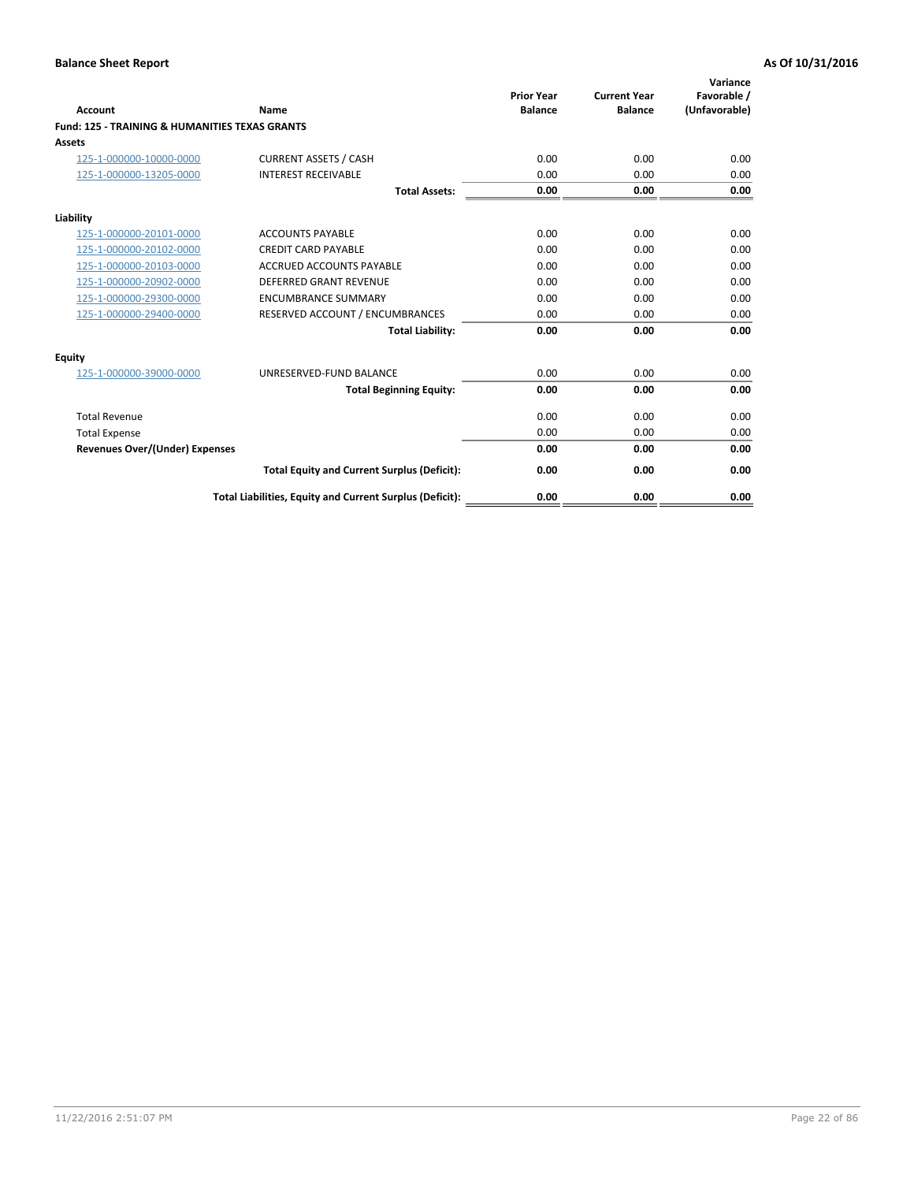## Balance Sheet Report

**As Of 10/31/2016**

| Account | Name | Prior Year Balance | Current Year Balance | Variance Favorable / (Unfavorable) |
|---|---|---|---|---|
| **Fund: 125 - TRAINING & HUMANITIES TEXAS GRANTS** | | | | |
| **Assets** | | | | |
| 125-1-000000-10000-0000 | CURRENT ASSETS / CASH | 0.00 | 0.00 | 0.00 |
| 125-1-000000-13205-0000 | INTEREST RECEIVABLE | 0.00 | 0.00 | 0.00 |
| | **Total Assets:** | **0.00** | **0.00** | **0.00** |
| **Liability** | | | | |
| 125-1-000000-20101-0000 | ACCOUNTS PAYABLE | 0.00 | 0.00 | 0.00 |
| 125-1-000000-20102-0000 | CREDIT CARD PAYABLE | 0.00 | 0.00 | 0.00 |
| 125-1-000000-20103-0000 | ACCRUED ACCOUNTS PAYABLE | 0.00 | 0.00 | 0.00 |
| 125-1-000000-20902-0000 | DEFERRED GRANT REVENUE | 0.00 | 0.00 | 0.00 |
| 125-1-000000-29300-0000 | ENCUMBRANCE SUMMARY | 0.00 | 0.00 | 0.00 |
| 125-1-000000-29400-0000 | RESERVED ACCOUNT / ENCUMBRANCES | 0.00 | 0.00 | 0.00 |
| | **Total Liability:** | **0.00** | **0.00** | **0.00** |
| **Equity** | | | | |
| 125-1-000000-39000-0000 | UNRESERVED-FUND BALANCE | 0.00 | 0.00 | 0.00 |
| | **Total Beginning Equity:** | **0.00** | **0.00** | **0.00** |
| Total Revenue | | 0.00 | 0.00 | 0.00 |
| Total Expense | | 0.00 | 0.00 | 0.00 |
| **Revenues Over/(Under) Expenses** | | **0.00** | **0.00** | **0.00** |
| | **Total Equity and Current Surplus (Deficit):** | **0.00** | **0.00** | **0.00** |
| | **Total Liabilities, Equity and Current Surplus (Deficit):** | **0.00** | **0.00** | **0.00** |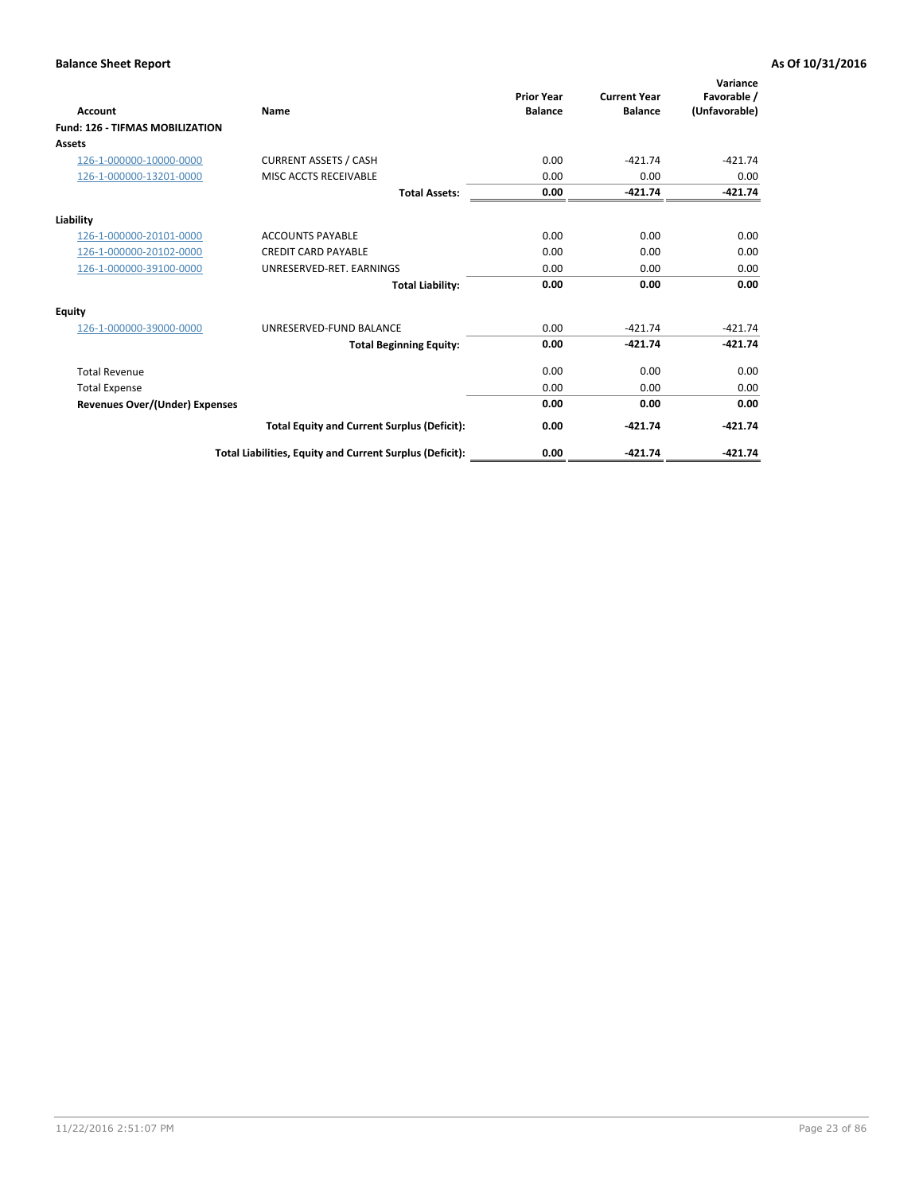**Balance Sheet Report** **As Of 10/31/2016**

| Account | Name | Prior Year Balance | Current Year Balance | Variance Favorable / (Unfavorable) |
|---|---|---|---|---|
| **Fund: 126 - TIFMAS MOBILIZATION** | | | | |
| **Assets** | | | | |
| 126-1-000000-10000-0000 | CURRENT ASSETS / CASH | 0.00 | -421.74 | -421.74 |
| 126-1-000000-13201-0000 | MISC ACCTS RECEIVABLE | 0.00 | 0.00 | 0.00 |
| | **Total Assets:** | **0.00** | **-421.74** | **-421.74** |
| **Liability** | | | | |
| 126-1-000000-20101-0000 | ACCOUNTS PAYABLE | 0.00 | 0.00 | 0.00 |
| 126-1-000000-20102-0000 | CREDIT CARD PAYABLE | 0.00 | 0.00 | 0.00 |
| 126-1-000000-39100-0000 | UNRESERVED-RET. EARNINGS | 0.00 | 0.00 | 0.00 |
| | **Total Liability:** | **0.00** | **0.00** | **0.00** |
| **Equity** | | | | |
| 126-1-000000-39000-0000 | UNRESERVED-FUND BALANCE | 0.00 | -421.74 | -421.74 |
| | **Total Beginning Equity:** | **0.00** | **-421.74** | **-421.74** |
| Total Revenue | | 0.00 | 0.00 | 0.00 |
| Total Expense | | 0.00 | 0.00 | 0.00 |
| **Revenues Over/(Under) Expenses** | | **0.00** | **0.00** | **0.00** |
| | **Total Equity and Current Surplus (Deficit):** | **0.00** | **-421.74** | **-421.74** |
| | **Total Liabilities, Equity and Current Surplus (Deficit):** | **0.00** | **-421.74** | **-421.74** |

11/22/2016 2:51:07 PM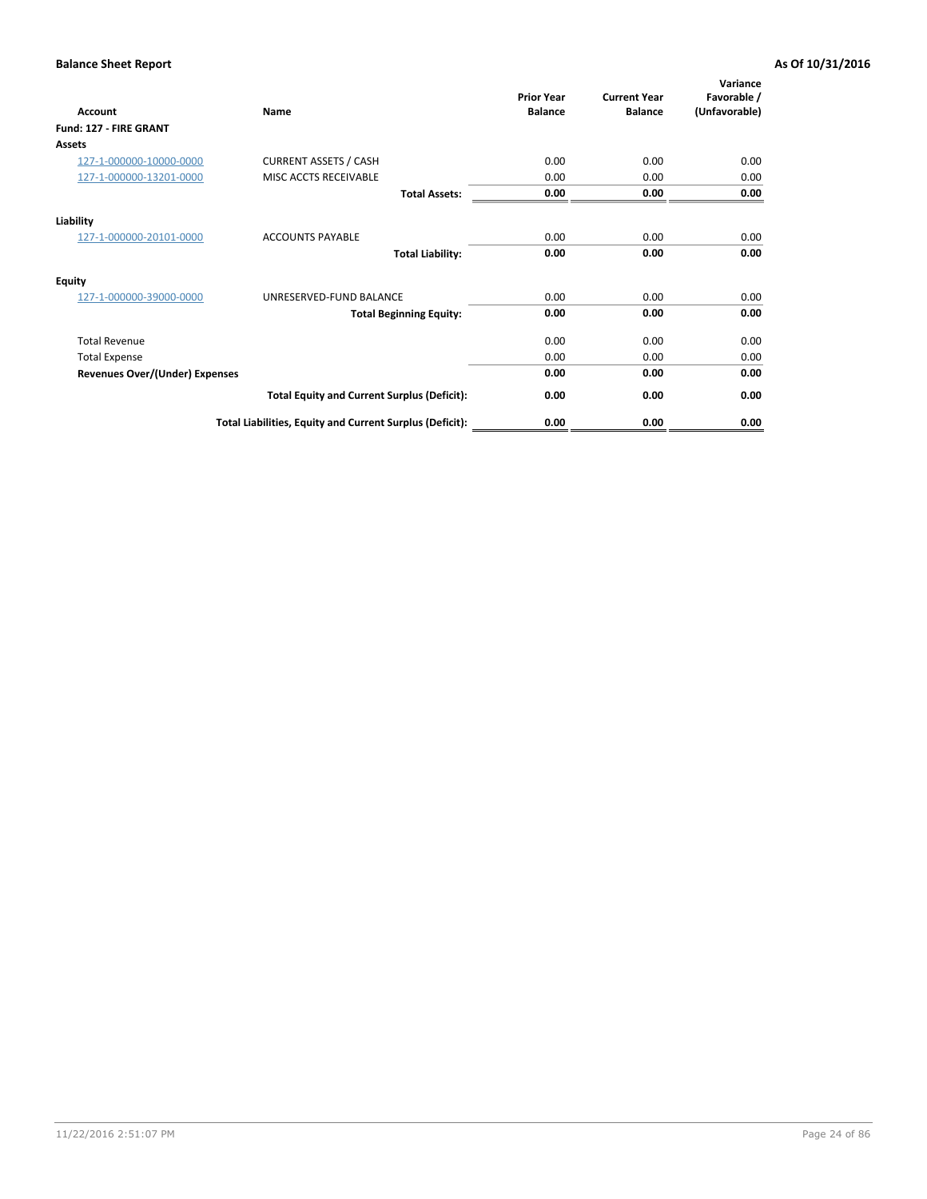**Balance Sheet Report** **As Of 10/31/2016**

| Account | Name | Prior Year Balance | Current Year Balance | Variance Favorable / (Unfavorable) |
|---|---|---|---|---|
| **Fund: 127 - FIRE GRANT** | | | | |
| **Assets** | | | | |
| 127-1-000000-10000-0000 | CURRENT ASSETS / CASH | 0.00 | 0.00 | 0.00 |
| 127-1-000000-13201-0000 | MISC ACCTS RECEIVABLE | 0.00 | 0.00 | 0.00 |
| | **Total Assets:** | **0.00** | **0.00** | **0.00** |
| **Liability** | | | | |
| 127-1-000000-20101-0000 | ACCOUNTS PAYABLE | 0.00 | 0.00 | 0.00 |
| | **Total Liability:** | **0.00** | **0.00** | **0.00** |
| **Equity** | | | | |
| 127-1-000000-39000-0000 | UNRESERVED-FUND BALANCE | 0.00 | 0.00 | 0.00 |
| | **Total Beginning Equity:** | **0.00** | **0.00** | **0.00** |
| Total Revenue | | 0.00 | 0.00 | 0.00 |
| Total Expense | | 0.00 | 0.00 | 0.00 |
| **Revenues Over/(Under) Expenses** | | **0.00** | **0.00** | **0.00** |
| | **Total Equity and Current Surplus (Deficit):** | **0.00** | **0.00** | **0.00** |
| | **Total Liabilities, Equity and Current Surplus (Deficit):** | **0.00** | **0.00** | **0.00** |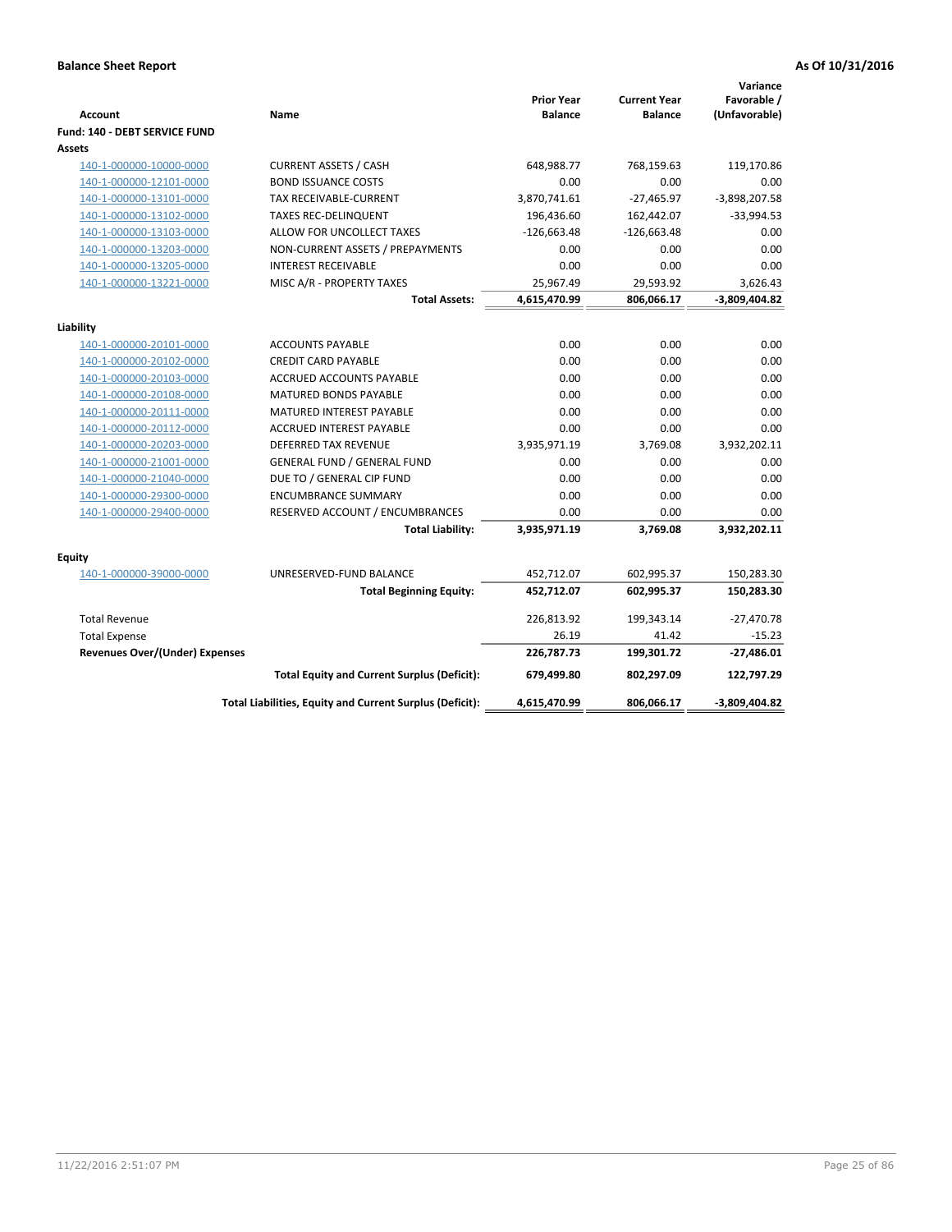**Balance Sheet Report** — **As Of 10/31/2016**

| Account | Name | Prior Year Balance | Current Year Balance | Variance Favorable / (Unfavorable) |
|---|---|---|---|---|
| **Fund: 140 - DEBT SERVICE FUND** | | | | |
| **Assets** | | | | |
| 140-1-000000-10000-0000 | CURRENT ASSETS / CASH | 648,988.77 | 768,159.63 | 119,170.86 |
| 140-1-000000-12101-0000 | BOND ISSUANCE COSTS | 0.00 | 0.00 | 0.00 |
| 140-1-000000-13101-0000 | TAX RECEIVABLE-CURRENT | 3,870,741.61 | -27,465.97 | -3,898,207.58 |
| 140-1-000000-13102-0000 | TAXES REC-DELINQUENT | 196,436.60 | 162,442.07 | -33,994.53 |
| 140-1-000000-13103-0000 | ALLOW FOR UNCOLLECT TAXES | -126,663.48 | -126,663.48 | 0.00 |
| 140-1-000000-13203-0000 | NON-CURRENT ASSETS / PREPAYMENTS | 0.00 | 0.00 | 0.00 |
| 140-1-000000-13205-0000 | INTEREST RECEIVABLE | 0.00 | 0.00 | 0.00 |
| 140-1-000000-13221-0000 | MISC A/R - PROPERTY TAXES | 25,967.49 | 29,593.92 | 3,626.43 |
| | **Total Assets:** | **4,615,470.99** | **806,066.17** | **-3,809,404.82** |
| **Liability** | | | | |
| 140-1-000000-20101-0000 | ACCOUNTS PAYABLE | 0.00 | 0.00 | 0.00 |
| 140-1-000000-20102-0000 | CREDIT CARD PAYABLE | 0.00 | 0.00 | 0.00 |
| 140-1-000000-20103-0000 | ACCRUED ACCOUNTS PAYABLE | 0.00 | 0.00 | 0.00 |
| 140-1-000000-20108-0000 | MATURED BONDS PAYABLE | 0.00 | 0.00 | 0.00 |
| 140-1-000000-20111-0000 | MATURED INTEREST PAYABLE | 0.00 | 0.00 | 0.00 |
| 140-1-000000-20112-0000 | ACCRUED INTEREST PAYABLE | 0.00 | 0.00 | 0.00 |
| 140-1-000000-20203-0000 | DEFERRED TAX REVENUE | 3,935,971.19 | 3,769.08 | 3,932,202.11 |
| 140-1-000000-21001-0000 | GENERAL FUND / GENERAL FUND | 0.00 | 0.00 | 0.00 |
| 140-1-000000-21040-0000 | DUE TO / GENERAL CIP FUND | 0.00 | 0.00 | 0.00 |
| 140-1-000000-29300-0000 | ENCUMBRANCE SUMMARY | 0.00 | 0.00 | 0.00 |
| 140-1-000000-29400-0000 | RESERVED ACCOUNT / ENCUMBRANCES | 0.00 | 0.00 | 0.00 |
| | **Total Liability:** | **3,935,971.19** | **3,769.08** | **3,932,202.11** |
| **Equity** | | | | |
| 140-1-000000-39000-0000 | UNRESERVED-FUND BALANCE | 452,712.07 | 602,995.37 | 150,283.30 |
| | **Total Beginning Equity:** | **452,712.07** | **602,995.37** | **150,283.30** |
| Total Revenue | | 226,813.92 | 199,343.14 | -27,470.78 |
| Total Expense | | 26.19 | 41.42 | -15.23 |
| **Revenues Over/(Under) Expenses** | | **226,787.73** | **199,301.72** | **-27,486.01** |
| | **Total Equity and Current Surplus (Deficit):** | **679,499.80** | **802,297.09** | **122,797.29** |
| | **Total Liabilities, Equity and Current Surplus (Deficit):** | **4,615,470.99** | **806,066.17** | **-3,809,404.82** |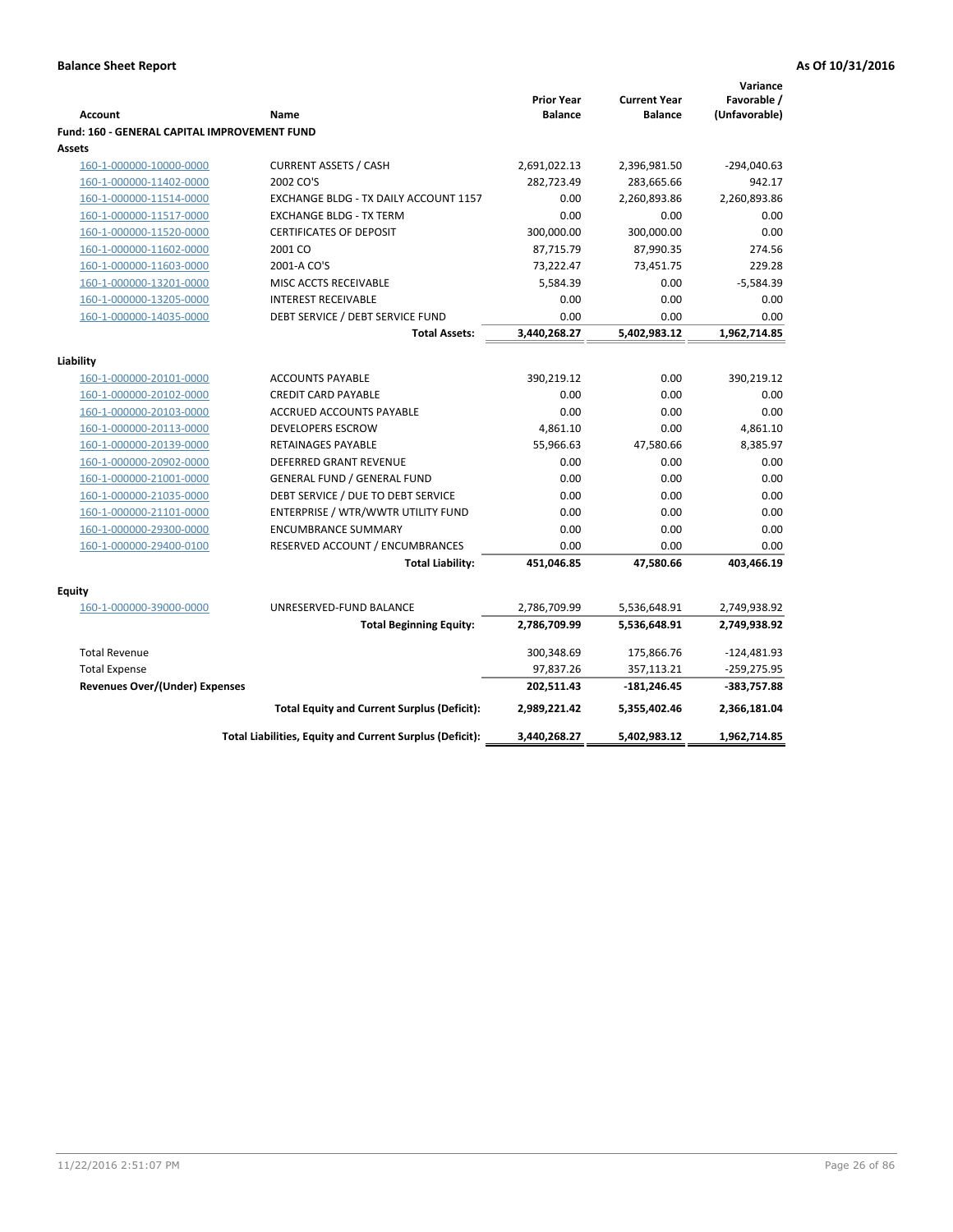**Balance Sheet Report** — **As Of 10/31/2016**

| Account | Name | Prior Year Balance | Current Year Balance | Variance Favorable / (Unfavorable) |
|---|---|---|---|---|
| **Fund: 160 - GENERAL CAPITAL IMPROVEMENT FUND** | | | | |
| **Assets** | | | | |
| 160-1-000000-10000-0000 | CURRENT ASSETS / CASH | 2,691,022.13 | 2,396,981.50 | -294,040.63 |
| 160-1-000000-11402-0000 | 2002 CO'S | 282,723.49 | 283,665.66 | 942.17 |
| 160-1-000000-11514-0000 | EXCHANGE BLDG - TX DAILY ACCOUNT 1157 | 0.00 | 2,260,893.86 | 2,260,893.86 |
| 160-1-000000-11517-0000 | EXCHANGE BLDG - TX TERM | 0.00 | 0.00 | 0.00 |
| 160-1-000000-11520-0000 | CERTIFICATES OF DEPOSIT | 300,000.00 | 300,000.00 | 0.00 |
| 160-1-000000-11602-0000 | 2001 CO | 87,715.79 | 87,990.35 | 274.56 |
| 160-1-000000-11603-0000 | 2001-A CO'S | 73,222.47 | 73,451.75 | 229.28 |
| 160-1-000000-13201-0000 | MISC ACCTS RECEIVABLE | 5,584.39 | 0.00 | -5,584.39 |
| 160-1-000000-13205-0000 | INTEREST RECEIVABLE | 0.00 | 0.00 | 0.00 |
| 160-1-000000-14035-0000 | DEBT SERVICE / DEBT SERVICE FUND | 0.00 | 0.00 | 0.00 |
| | **Total Assets:** | **3,440,268.27** | **5,402,983.12** | **1,962,714.85** |
| **Liability** | | | | |
| 160-1-000000-20101-0000 | ACCOUNTS PAYABLE | 390,219.12 | 0.00 | 390,219.12 |
| 160-1-000000-20102-0000 | CREDIT CARD PAYABLE | 0.00 | 0.00 | 0.00 |
| 160-1-000000-20103-0000 | ACCRUED ACCOUNTS PAYABLE | 0.00 | 0.00 | 0.00 |
| 160-1-000000-20113-0000 | DEVELOPERS ESCROW | 4,861.10 | 0.00 | 4,861.10 |
| 160-1-000000-20139-0000 | RETAINAGES PAYABLE | 55,966.63 | 47,580.66 | 8,385.97 |
| 160-1-000000-20902-0000 | DEFERRED GRANT REVENUE | 0.00 | 0.00 | 0.00 |
| 160-1-000000-21001-0000 | GENERAL FUND / GENERAL FUND | 0.00 | 0.00 | 0.00 |
| 160-1-000000-21035-0000 | DEBT SERVICE / DUE TO DEBT SERVICE | 0.00 | 0.00 | 0.00 |
| 160-1-000000-21101-0000 | ENTERPRISE / WTR/WWTR UTILITY FUND | 0.00 | 0.00 | 0.00 |
| 160-1-000000-29300-0000 | ENCUMBRANCE SUMMARY | 0.00 | 0.00 | 0.00 |
| 160-1-000000-29400-0100 | RESERVED ACCOUNT / ENCUMBRANCES | 0.00 | 0.00 | 0.00 |
| | **Total Liability:** | **451,046.85** | **47,580.66** | **403,466.19** |
| **Equity** | | | | |
| 160-1-000000-39000-0000 | UNRESERVED-FUND BALANCE | 2,786,709.99 | 5,536,648.91 | 2,749,938.92 |
| | **Total Beginning Equity:** | **2,786,709.99** | **5,536,648.91** | **2,749,938.92** |
| Total Revenue | | 300,348.69 | 175,866.76 | -124,481.93 |
| Total Expense | | 97,837.26 | 357,113.21 | -259,275.95 |
| **Revenues Over/(Under) Expenses** | | **202,511.43** | **-181,246.45** | **-383,757.88** |
| | **Total Equity and Current Surplus (Deficit):** | **2,989,221.42** | **5,355,402.46** | **2,366,181.04** |
| | **Total Liabilities, Equity and Current Surplus (Deficit):** | **3,440,268.27** | **5,402,983.12** | **1,962,714.85** |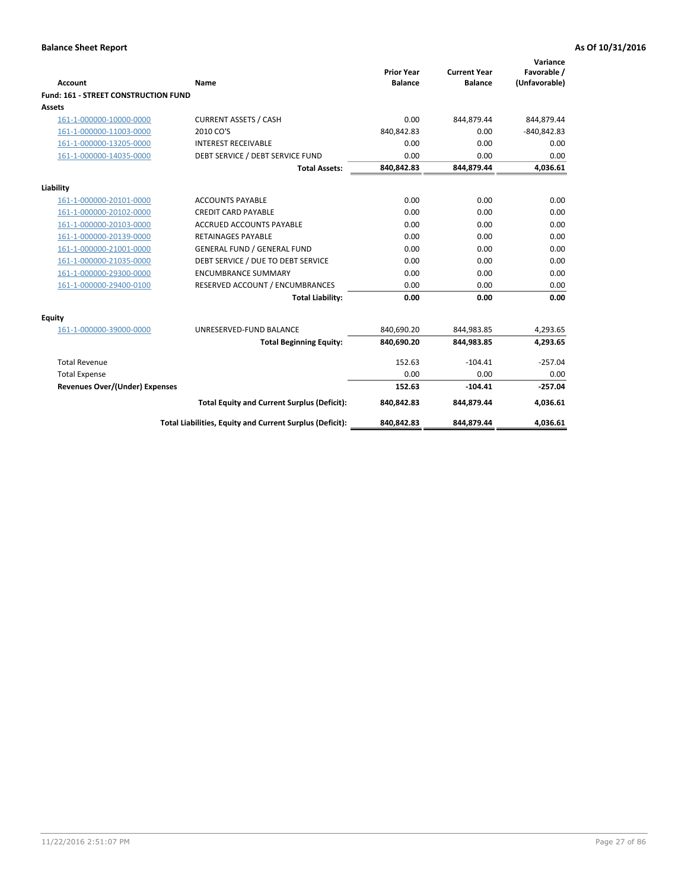**Balance Sheet Report** **As Of 10/31/2016**

| Account | Name | Prior Year Balance | Current Year Balance | Variance Favorable / (Unfavorable) |
|---|---|---|---|---|
| **Fund: 161 - STREET CONSTRUCTION FUND** | | | | |
| **Assets** | | | | |
| 161-1-000000-10000-0000 | CURRENT ASSETS / CASH | 0.00 | 844,879.44 | 844,879.44 |
| 161-1-000000-11003-0000 | 2010 CO'S | 840,842.83 | 0.00 | -840,842.83 |
| 161-1-000000-13205-0000 | INTEREST RECEIVABLE | 0.00 | 0.00 | 0.00 |
| 161-1-000000-14035-0000 | DEBT SERVICE / DEBT SERVICE FUND | 0.00 | 0.00 | 0.00 |
| | **Total Assets:** | **840,842.83** | **844,879.44** | **4,036.61** |
| **Liability** | | | | |
| 161-1-000000-20101-0000 | ACCOUNTS PAYABLE | 0.00 | 0.00 | 0.00 |
| 161-1-000000-20102-0000 | CREDIT CARD PAYABLE | 0.00 | 0.00 | 0.00 |
| 161-1-000000-20103-0000 | ACCRUED ACCOUNTS PAYABLE | 0.00 | 0.00 | 0.00 |
| 161-1-000000-20139-0000 | RETAINAGES PAYABLE | 0.00 | 0.00 | 0.00 |
| 161-1-000000-21001-0000 | GENERAL FUND / GENERAL FUND | 0.00 | 0.00 | 0.00 |
| 161-1-000000-21035-0000 | DEBT SERVICE / DUE TO DEBT SERVICE | 0.00 | 0.00 | 0.00 |
| 161-1-000000-29300-0000 | ENCUMBRANCE SUMMARY | 0.00 | 0.00 | 0.00 |
| 161-1-000000-29400-0100 | RESERVED ACCOUNT / ENCUMBRANCES | 0.00 | 0.00 | 0.00 |
| | **Total Liability:** | **0.00** | **0.00** | **0.00** |
| **Equity** | | | | |
| 161-1-000000-39000-0000 | UNRESERVED-FUND BALANCE | 840,690.20 | 844,983.85 | 4,293.65 |
| | **Total Beginning Equity:** | **840,690.20** | **844,983.85** | **4,293.65** |
| Total Revenue | | 152.63 | -104.41 | -257.04 |
| Total Expense | | 0.00 | 0.00 | 0.00 |
| **Revenues Over/(Under) Expenses** | | **152.63** | **-104.41** | **-257.04** |
| | **Total Equity and Current Surplus (Deficit):** | **840,842.83** | **844,879.44** | **4,036.61** |
| | **Total Liabilities, Equity and Current Surplus (Deficit):** | **840,842.83** | **844,879.44** | **4,036.61** |

11/22/2016 2:51:07 PM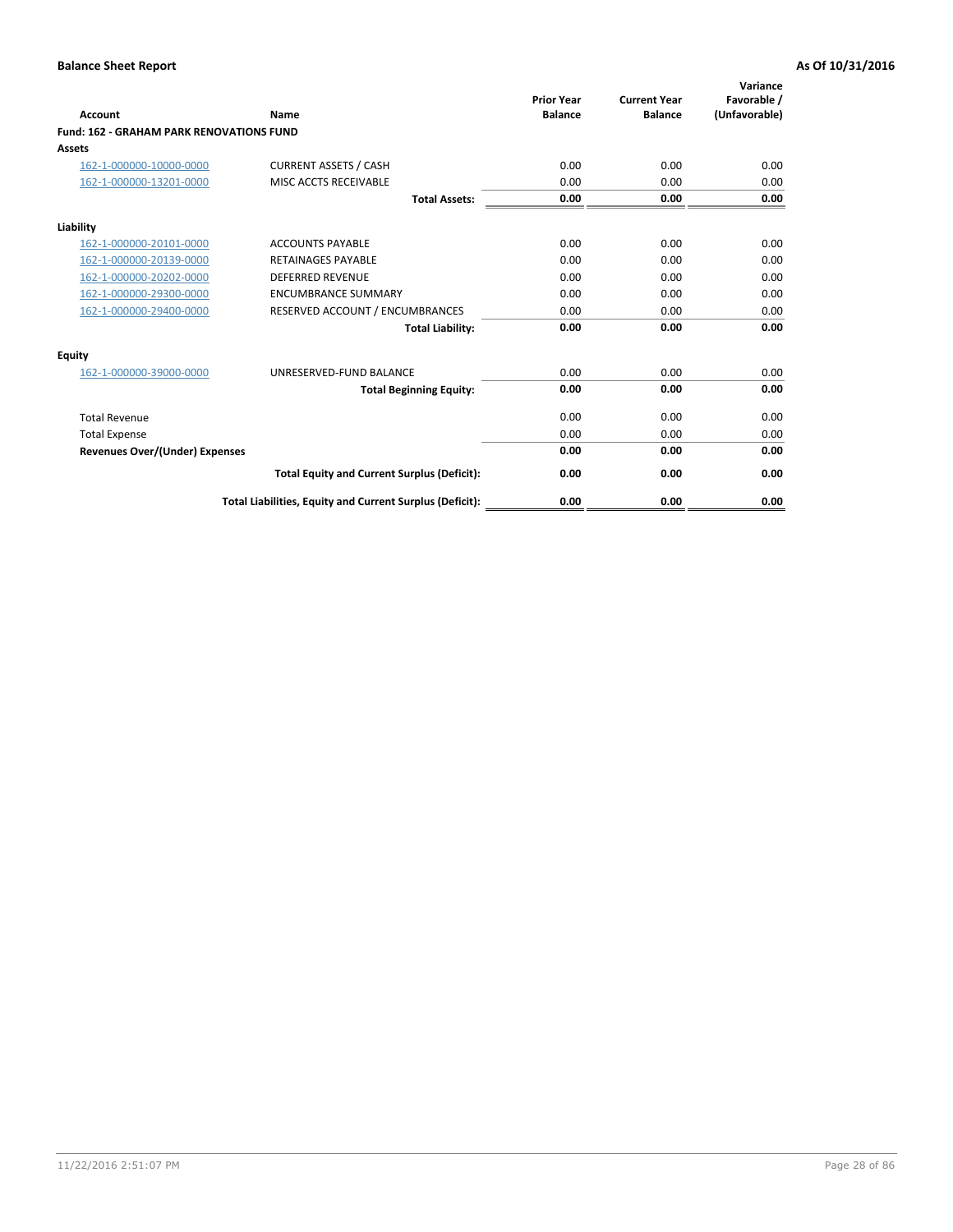**Balance Sheet Report** **As Of 10/31/2016**

| Account | Name | Prior Year Balance | Current Year Balance | Variance Favorable / (Unfavorable) |
|---|---|---|---|---|
| **Fund: 162 - GRAHAM PARK RENOVATIONS FUND** | | | | |
| **Assets** | | | | |
| 162-1-000000-10000-0000 | CURRENT ASSETS / CASH | 0.00 | 0.00 | 0.00 |
| 162-1-000000-13201-0000 | MISC ACCTS RECEIVABLE | 0.00 | 0.00 | 0.00 |
| | **Total Assets:** | **0.00** | **0.00** | **0.00** |
| **Liability** | | | | |
| 162-1-000000-20101-0000 | ACCOUNTS PAYABLE | 0.00 | 0.00 | 0.00 |
| 162-1-000000-20139-0000 | RETAINAGES PAYABLE | 0.00 | 0.00 | 0.00 |
| 162-1-000000-20202-0000 | DEFERRED REVENUE | 0.00 | 0.00 | 0.00 |
| 162-1-000000-29300-0000 | ENCUMBRANCE SUMMARY | 0.00 | 0.00 | 0.00 |
| 162-1-000000-29400-0000 | RESERVED ACCOUNT / ENCUMBRANCES | 0.00 | 0.00 | 0.00 |
| | **Total Liability:** | **0.00** | **0.00** | **0.00** |
| **Equity** | | | | |
| 162-1-000000-39000-0000 | UNRESERVED-FUND BALANCE | 0.00 | 0.00 | 0.00 |
| | **Total Beginning Equity:** | **0.00** | **0.00** | **0.00** |
| Total Revenue | | 0.00 | 0.00 | 0.00 |
| Total Expense | | 0.00 | 0.00 | 0.00 |
| **Revenues Over/(Under) Expenses** | | **0.00** | **0.00** | **0.00** |
| | **Total Equity and Current Surplus (Deficit):** | **0.00** | **0.00** | **0.00** |
| | **Total Liabilities, Equity and Current Surplus (Deficit):** | **0.00** | **0.00** | **0.00** |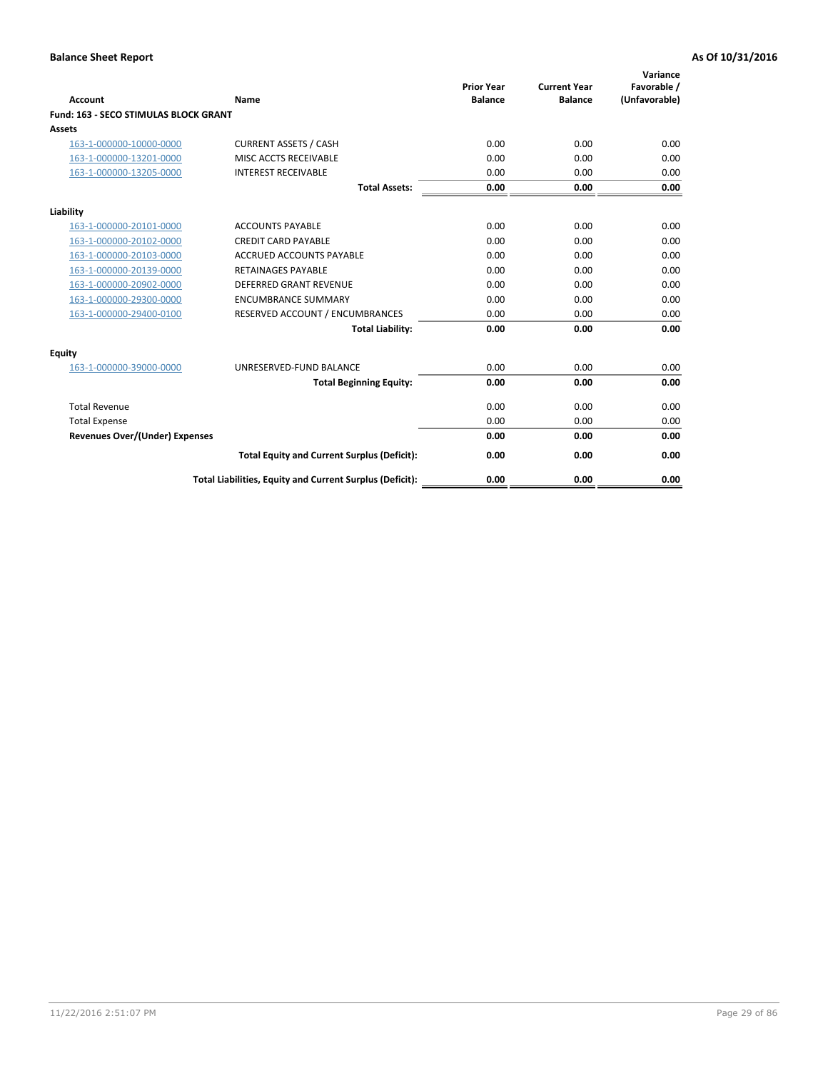**Balance Sheet Report** — **As Of 10/31/2016**

| Account | Name | Prior Year Balance | Current Year Balance | Variance Favorable / (Unfavorable) |
|---|---|---|---|---|
| **Fund: 163 - SECO STIMULAS BLOCK GRANT** | | | | |
| **Assets** | | | | |
| 163-1-000000-10000-0000 | CURRENT ASSETS / CASH | 0.00 | 0.00 | 0.00 |
| 163-1-000000-13201-0000 | MISC ACCTS RECEIVABLE | 0.00 | 0.00 | 0.00 |
| 163-1-000000-13205-0000 | INTEREST RECEIVABLE | 0.00 | 0.00 | 0.00 |
| | **Total Assets:** | **0.00** | **0.00** | **0.00** |
| **Liability** | | | | |
| 163-1-000000-20101-0000 | ACCOUNTS PAYABLE | 0.00 | 0.00 | 0.00 |
| 163-1-000000-20102-0000 | CREDIT CARD PAYABLE | 0.00 | 0.00 | 0.00 |
| 163-1-000000-20103-0000 | ACCRUED ACCOUNTS PAYABLE | 0.00 | 0.00 | 0.00 |
| 163-1-000000-20139-0000 | RETAINAGES PAYABLE | 0.00 | 0.00 | 0.00 |
| 163-1-000000-20902-0000 | DEFERRED GRANT REVENUE | 0.00 | 0.00 | 0.00 |
| 163-1-000000-29300-0000 | ENCUMBRANCE SUMMARY | 0.00 | 0.00 | 0.00 |
| 163-1-000000-29400-0100 | RESERVED ACCOUNT / ENCUMBRANCES | 0.00 | 0.00 | 0.00 |
| | **Total Liability:** | **0.00** | **0.00** | **0.00** |
| **Equity** | | | | |
| 163-1-000000-39000-0000 | UNRESERVED-FUND BALANCE | 0.00 | 0.00 | 0.00 |
| | **Total Beginning Equity:** | **0.00** | **0.00** | **0.00** |
| Total Revenue | | 0.00 | 0.00 | 0.00 |
| Total Expense | | 0.00 | 0.00 | 0.00 |
| **Revenues Over/(Under) Expenses** | | **0.00** | **0.00** | **0.00** |
| | **Total Equity and Current Surplus (Deficit):** | **0.00** | **0.00** | **0.00** |
| | **Total Liabilities, Equity and Current Surplus (Deficit):** | **0.00** | **0.00** | **0.00** |

11/22/2016 2:51:07 PM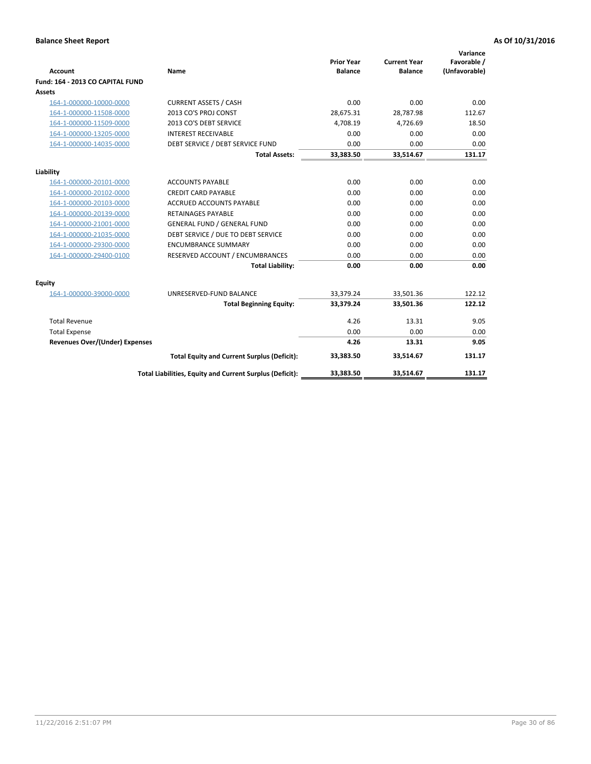**Balance Sheet Report** **As Of 10/31/2016**

| Account | Name | Prior Year Balance | Current Year Balance | Variance Favorable / (Unfavorable) |
|---|---|---|---|---|
| **Fund: 164 - 2013 CO CAPITAL FUND** | | | | |
| **Assets** | | | | |
| 164-1-000000-10000-0000 | CURRENT ASSETS / CASH | 0.00 | 0.00 | 0.00 |
| 164-1-000000-11508-0000 | 2013 CO'S PROJ CONST | 28,675.31 | 28,787.98 | 112.67 |
| 164-1-000000-11509-0000 | 2013 CO'S DEBT SERVICE | 4,708.19 | 4,726.69 | 18.50 |
| 164-1-000000-13205-0000 | INTEREST RECEIVABLE | 0.00 | 0.00 | 0.00 |
| 164-1-000000-14035-0000 | DEBT SERVICE / DEBT SERVICE FUND | 0.00 | 0.00 | 0.00 |
| | **Total Assets:** | **33,383.50** | **33,514.67** | **131.17** |
| **Liability** | | | | |
| 164-1-000000-20101-0000 | ACCOUNTS PAYABLE | 0.00 | 0.00 | 0.00 |
| 164-1-000000-20102-0000 | CREDIT CARD PAYABLE | 0.00 | 0.00 | 0.00 |
| 164-1-000000-20103-0000 | ACCRUED ACCOUNTS PAYABLE | 0.00 | 0.00 | 0.00 |
| 164-1-000000-20139-0000 | RETAINAGES PAYABLE | 0.00 | 0.00 | 0.00 |
| 164-1-000000-21001-0000 | GENERAL FUND / GENERAL FUND | 0.00 | 0.00 | 0.00 |
| 164-1-000000-21035-0000 | DEBT SERVICE / DUE TO DEBT SERVICE | 0.00 | 0.00 | 0.00 |
| 164-1-000000-29300-0000 | ENCUMBRANCE SUMMARY | 0.00 | 0.00 | 0.00 |
| 164-1-000000-29400-0100 | RESERVED ACCOUNT / ENCUMBRANCES | 0.00 | 0.00 | 0.00 |
| | **Total Liability:** | **0.00** | **0.00** | **0.00** |
| **Equity** | | | | |
| 164-1-000000-39000-0000 | UNRESERVED-FUND BALANCE | 33,379.24 | 33,501.36 | 122.12 |
| | **Total Beginning Equity:** | **33,379.24** | **33,501.36** | **122.12** |
| Total Revenue | | 4.26 | 13.31 | 9.05 |
| Total Expense | | 0.00 | 0.00 | 0.00 |
| **Revenues Over/(Under) Expenses** | | **4.26** | **13.31** | **9.05** |
| | **Total Equity and Current Surplus (Deficit):** | **33,383.50** | **33,514.67** | **131.17** |
| | **Total Liabilities, Equity and Current Surplus (Deficit):** | **33,383.50** | **33,514.67** | **131.17** |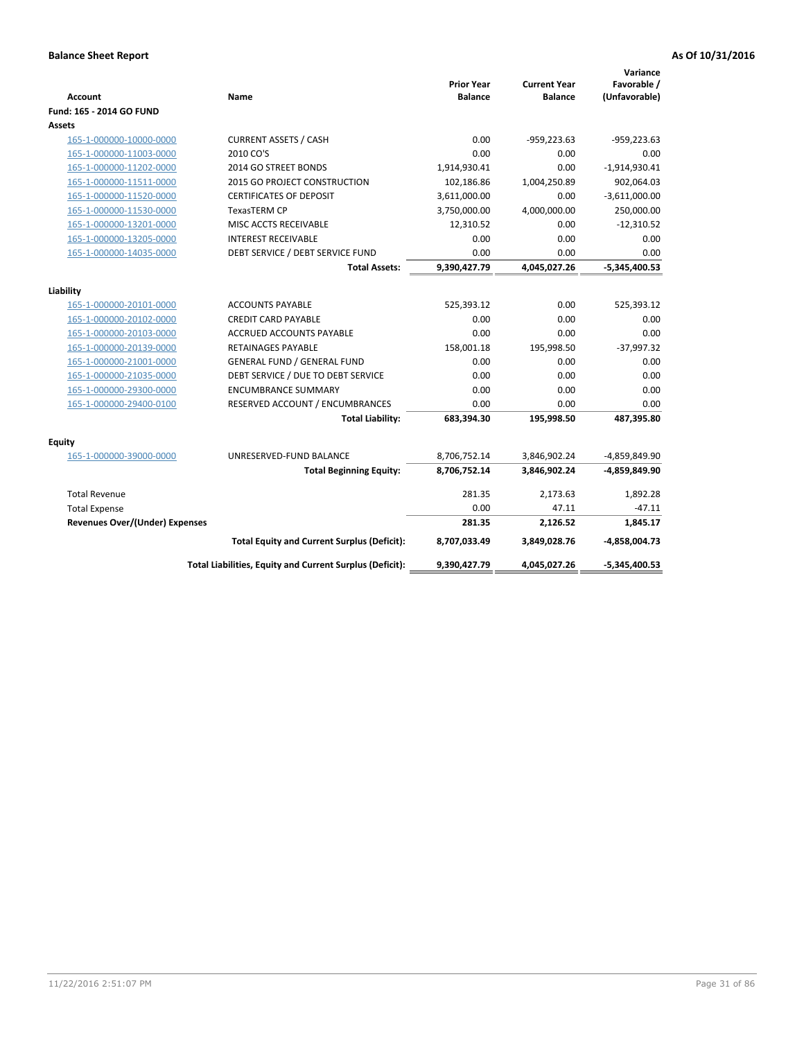**Balance Sheet Report** **As Of 10/31/2016**

| Account | Name | Prior Year Balance | Current Year Balance | Variance Favorable / (Unfavorable) |
|---|---|---|---|---|
| **Fund: 165 - 2014 GO FUND** | | | | |
| **Assets** | | | | |
| 165-1-000000-10000-0000 | CURRENT ASSETS / CASH | 0.00 | -959,223.63 | -959,223.63 |
| 165-1-000000-11003-0000 | 2010 CO'S | 0.00 | 0.00 | 0.00 |
| 165-1-000000-11202-0000 | 2014 GO STREET BONDS | 1,914,930.41 | 0.00 | -1,914,930.41 |
| 165-1-000000-11511-0000 | 2015 GO PROJECT CONSTRUCTION | 102,186.86 | 1,004,250.89 | 902,064.03 |
| 165-1-000000-11520-0000 | CERTIFICATES OF DEPOSIT | 3,611,000.00 | 0.00 | -3,611,000.00 |
| 165-1-000000-11530-0000 | TexasTERM CP | 3,750,000.00 | 4,000,000.00 | 250,000.00 |
| 165-1-000000-13201-0000 | MISC ACCTS RECEIVABLE | 12,310.52 | 0.00 | -12,310.52 |
| 165-1-000000-13205-0000 | INTEREST RECEIVABLE | 0.00 | 0.00 | 0.00 |
| 165-1-000000-14035-0000 | DEBT SERVICE / DEBT SERVICE FUND | 0.00 | 0.00 | 0.00 |
| | **Total Assets:** | **9,390,427.79** | **4,045,027.26** | **-5,345,400.53** |
| **Liability** | | | | |
| 165-1-000000-20101-0000 | ACCOUNTS PAYABLE | 525,393.12 | 0.00 | 525,393.12 |
| 165-1-000000-20102-0000 | CREDIT CARD PAYABLE | 0.00 | 0.00 | 0.00 |
| 165-1-000000-20103-0000 | ACCRUED ACCOUNTS PAYABLE | 0.00 | 0.00 | 0.00 |
| 165-1-000000-20139-0000 | RETAINAGES PAYABLE | 158,001.18 | 195,998.50 | -37,997.32 |
| 165-1-000000-21001-0000 | GENERAL FUND / GENERAL FUND | 0.00 | 0.00 | 0.00 |
| 165-1-000000-21035-0000 | DEBT SERVICE / DUE TO DEBT SERVICE | 0.00 | 0.00 | 0.00 |
| 165-1-000000-29300-0000 | ENCUMBRANCE SUMMARY | 0.00 | 0.00 | 0.00 |
| 165-1-000000-29400-0100 | RESERVED ACCOUNT / ENCUMBRANCES | 0.00 | 0.00 | 0.00 |
| | **Total Liability:** | **683,394.30** | **195,998.50** | **487,395.80** |
| **Equity** | | | | |
| 165-1-000000-39000-0000 | UNRESERVED-FUND BALANCE | 8,706,752.14 | 3,846,902.24 | -4,859,849.90 |
| | **Total Beginning Equity:** | **8,706,752.14** | **3,846,902.24** | **-4,859,849.90** |
| Total Revenue | | 281.35 | 2,173.63 | 1,892.28 |
| Total Expense | | 0.00 | 47.11 | -47.11 |
| **Revenues Over/(Under) Expenses** | | **281.35** | **2,126.52** | **1,845.17** |
| | **Total Equity and Current Surplus (Deficit):** | **8,707,033.49** | **3,849,028.76** | **-4,858,004.73** |
| | **Total Liabilities, Equity and Current Surplus (Deficit):** | **9,390,427.79** | **4,045,027.26** | **-5,345,400.53** |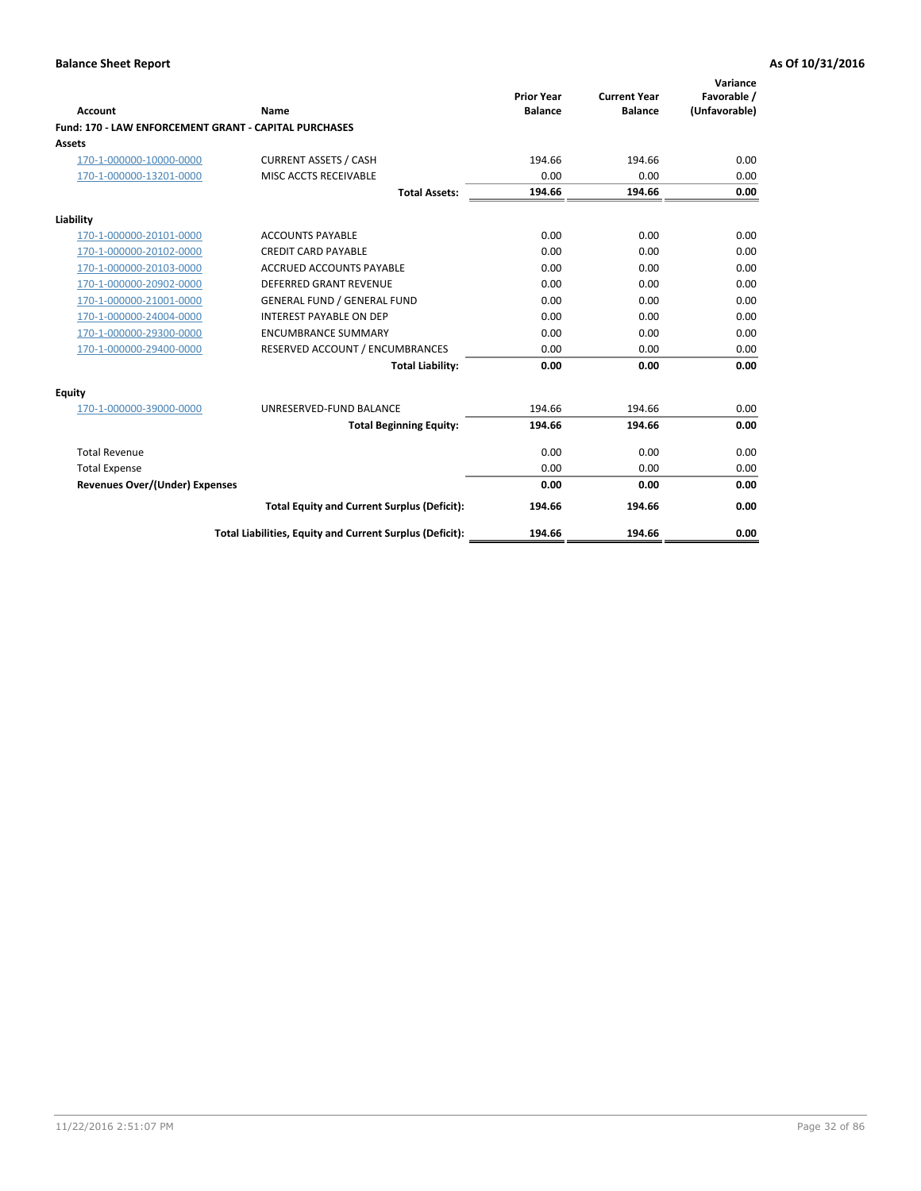**Balance Sheet Report** **As Of 10/31/2016**

| Account | Name | Prior Year Balance | Current Year Balance | Variance Favorable / (Unfavorable) |
|---|---|---|---|---|
| **Fund: 170 - LAW ENFORCEMENT GRANT - CAPITAL PURCHASES** | | | | |
| **Assets** | | | | |
| 170-1-000000-10000-0000 | CURRENT ASSETS / CASH | 194.66 | 194.66 | 0.00 |
| 170-1-000000-13201-0000 | MISC ACCTS RECEIVABLE | 0.00 | 0.00 | 0.00 |
| | **Total Assets:** | **194.66** | **194.66** | **0.00** |
| **Liability** | | | | |
| 170-1-000000-20101-0000 | ACCOUNTS PAYABLE | 0.00 | 0.00 | 0.00 |
| 170-1-000000-20102-0000 | CREDIT CARD PAYABLE | 0.00 | 0.00 | 0.00 |
| 170-1-000000-20103-0000 | ACCRUED ACCOUNTS PAYABLE | 0.00 | 0.00 | 0.00 |
| 170-1-000000-20902-0000 | DEFERRED GRANT REVENUE | 0.00 | 0.00 | 0.00 |
| 170-1-000000-21001-0000 | GENERAL FUND / GENERAL FUND | 0.00 | 0.00 | 0.00 |
| 170-1-000000-24004-0000 | INTEREST PAYABLE ON DEP | 0.00 | 0.00 | 0.00 |
| 170-1-000000-29300-0000 | ENCUMBRANCE SUMMARY | 0.00 | 0.00 | 0.00 |
| 170-1-000000-29400-0000 | RESERVED ACCOUNT / ENCUMBRANCES | 0.00 | 0.00 | 0.00 |
| | **Total Liability:** | **0.00** | **0.00** | **0.00** |
| **Equity** | | | | |
| 170-1-000000-39000-0000 | UNRESERVED-FUND BALANCE | 194.66 | 194.66 | 0.00 |
| | **Total Beginning Equity:** | **194.66** | **194.66** | **0.00** |
| Total Revenue | | 0.00 | 0.00 | 0.00 |
| Total Expense | | 0.00 | 0.00 | 0.00 |
| **Revenues Over/(Under) Expenses** | | **0.00** | **0.00** | **0.00** |
| | **Total Equity and Current Surplus (Deficit):** | **194.66** | **194.66** | **0.00** |
| | **Total Liabilities, Equity and Current Surplus (Deficit):** | **194.66** | **194.66** | **0.00** |

11/22/2016 2:51:07 PM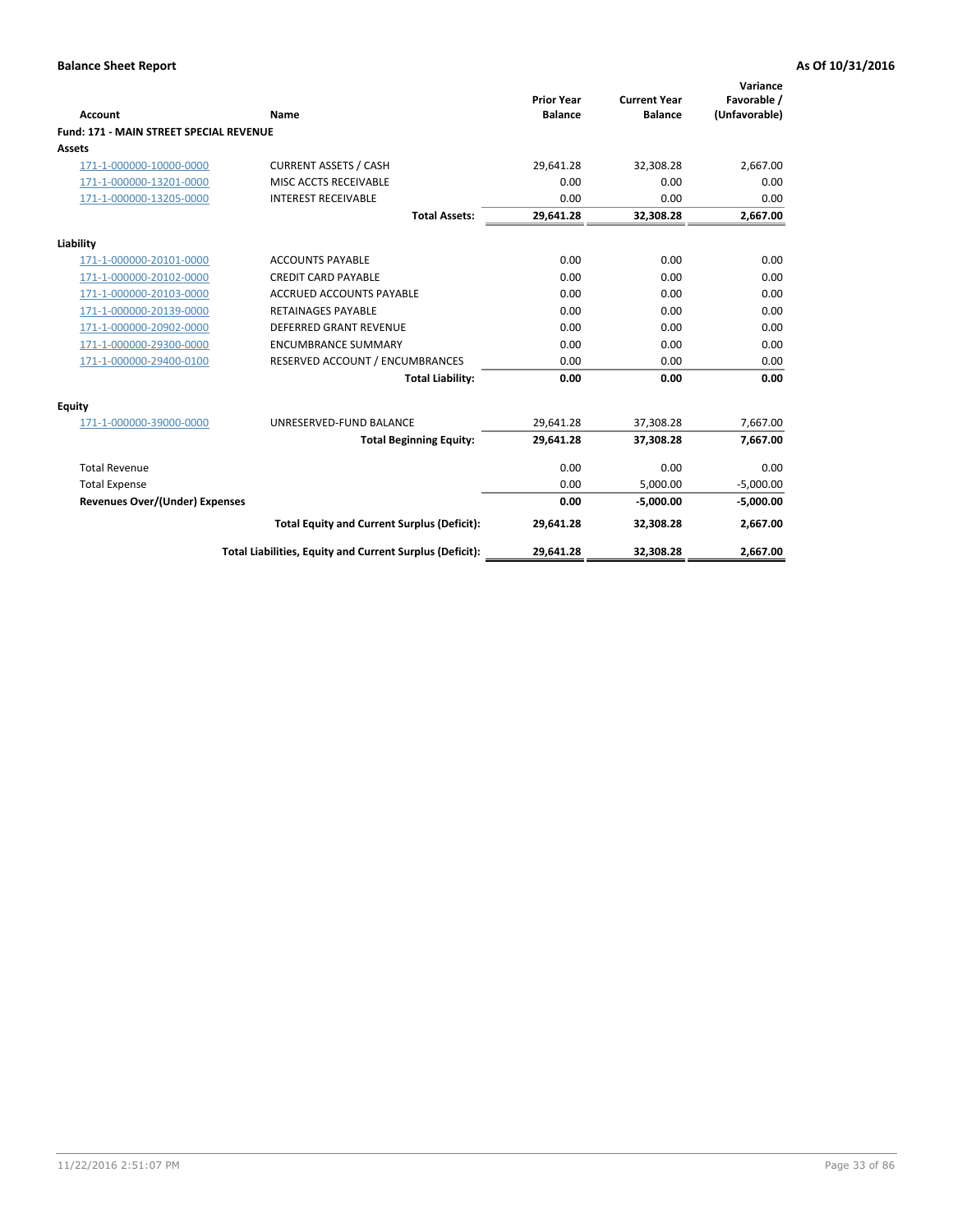**Balance Sheet Report** **As Of 10/31/2016**

| Account | Name | Prior Year Balance | Current Year Balance | Variance Favorable / (Unfavorable) |
|---|---|---|---|---|
| **Fund: 171 - MAIN STREET SPECIAL REVENUE** | | | | |
| **Assets** | | | | |
| 171-1-000000-10000-0000 | CURRENT ASSETS / CASH | 29,641.28 | 32,308.28 | 2,667.00 |
| 171-1-000000-13201-0000 | MISC ACCTS RECEIVABLE | 0.00 | 0.00 | 0.00 |
| 171-1-000000-13205-0000 | INTEREST RECEIVABLE | 0.00 | 0.00 | 0.00 |
| | **Total Assets:** | **29,641.28** | **32,308.28** | **2,667.00** |
| **Liability** | | | | |
| 171-1-000000-20101-0000 | ACCOUNTS PAYABLE | 0.00 | 0.00 | 0.00 |
| 171-1-000000-20102-0000 | CREDIT CARD PAYABLE | 0.00 | 0.00 | 0.00 |
| 171-1-000000-20103-0000 | ACCRUED ACCOUNTS PAYABLE | 0.00 | 0.00 | 0.00 |
| 171-1-000000-20139-0000 | RETAINAGES PAYABLE | 0.00 | 0.00 | 0.00 |
| 171-1-000000-20902-0000 | DEFERRED GRANT REVENUE | 0.00 | 0.00 | 0.00 |
| 171-1-000000-29300-0000 | ENCUMBRANCE SUMMARY | 0.00 | 0.00 | 0.00 |
| 171-1-000000-29400-0100 | RESERVED ACCOUNT / ENCUMBRANCES | 0.00 | 0.00 | 0.00 |
| | **Total Liability:** | **0.00** | **0.00** | **0.00** |
| **Equity** | | | | |
| 171-1-000000-39000-0000 | UNRESERVED-FUND BALANCE | 29,641.28 | 37,308.28 | 7,667.00 |
| | **Total Beginning Equity:** | **29,641.28** | **37,308.28** | **7,667.00** |
| Total Revenue | | 0.00 | 0.00 | 0.00 |
| Total Expense | | 0.00 | 5,000.00 | -5,000.00 |
| **Revenues Over/(Under) Expenses** | | **0.00** | **-5,000.00** | **-5,000.00** |
| | **Total Equity and Current Surplus (Deficit):** | **29,641.28** | **32,308.28** | **2,667.00** |
| | **Total Liabilities, Equity and Current Surplus (Deficit):** | **29,641.28** | **32,308.28** | **2,667.00** |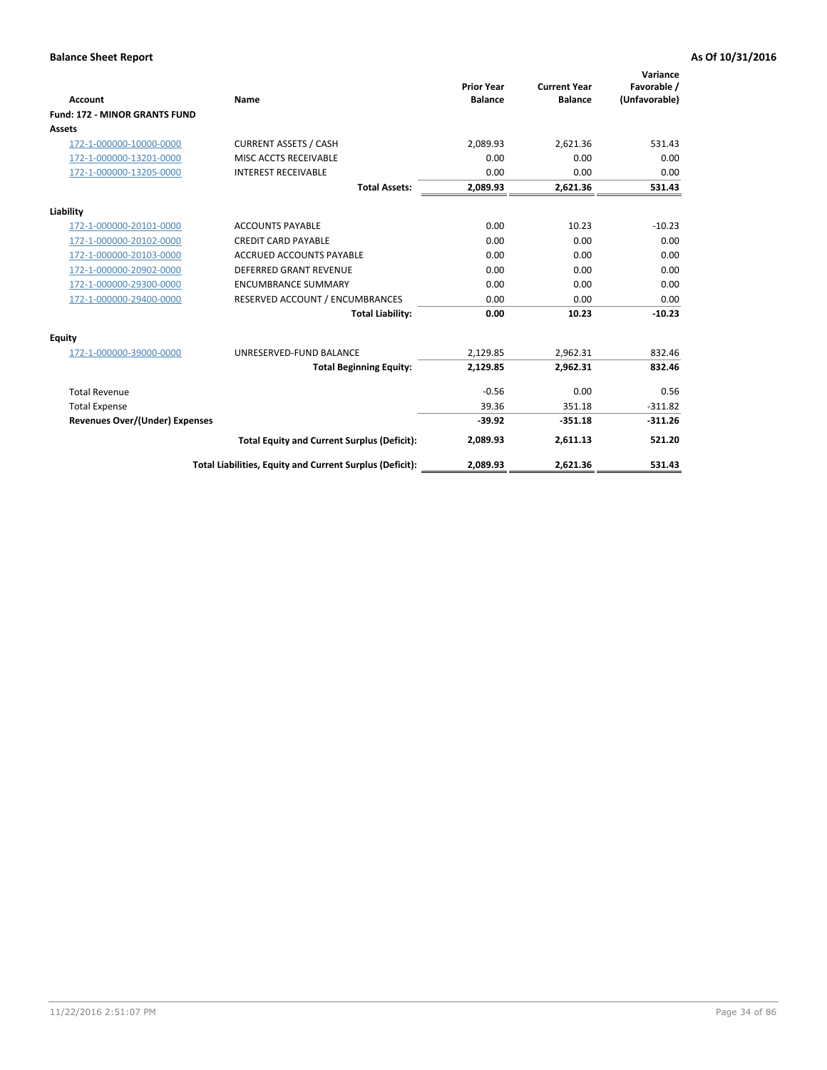**Balance Sheet Report** **As Of 10/31/2016**

| Account | Name | Prior Year Balance | Current Year Balance | Variance Favorable / (Unfavorable) |
|---|---|---|---|---|
| **Fund: 172 - MINOR GRANTS FUND** | | | | |
| **Assets** | | | | |
| 172-1-000000-10000-0000 | CURRENT ASSETS / CASH | 2,089.93 | 2,621.36 | 531.43 |
| 172-1-000000-13201-0000 | MISC ACCTS RECEIVABLE | 0.00 | 0.00 | 0.00 |
| 172-1-000000-13205-0000 | INTEREST RECEIVABLE | 0.00 | 0.00 | 0.00 |
| | **Total Assets:** | **2,089.93** | **2,621.36** | **531.43** |
| **Liability** | | | | |
| 172-1-000000-20101-0000 | ACCOUNTS PAYABLE | 0.00 | 10.23 | -10.23 |
| 172-1-000000-20102-0000 | CREDIT CARD PAYABLE | 0.00 | 0.00 | 0.00 |
| 172-1-000000-20103-0000 | ACCRUED ACCOUNTS PAYABLE | 0.00 | 0.00 | 0.00 |
| 172-1-000000-20902-0000 | DEFERRED GRANT REVENUE | 0.00 | 0.00 | 0.00 |
| 172-1-000000-29300-0000 | ENCUMBRANCE SUMMARY | 0.00 | 0.00 | 0.00 |
| 172-1-000000-29400-0000 | RESERVED ACCOUNT / ENCUMBRANCES | 0.00 | 0.00 | 0.00 |
| | **Total Liability:** | **0.00** | **10.23** | **-10.23** |
| **Equity** | | | | |
| 172-1-000000-39000-0000 | UNRESERVED-FUND BALANCE | 2,129.85 | 2,962.31 | 832.46 |
| | **Total Beginning Equity:** | **2,129.85** | **2,962.31** | **832.46** |
| Total Revenue | | -0.56 | 0.00 | 0.56 |
| Total Expense | | 39.36 | 351.18 | -311.82 |
| **Revenues Over/(Under) Expenses** | | **-39.92** | **-351.18** | **-311.26** |
| | **Total Equity and Current Surplus (Deficit):** | **2,089.93** | **2,611.13** | **521.20** |
| | **Total Liabilities, Equity and Current Surplus (Deficit):** | **2,089.93** | **2,621.36** | **531.43** |

11/22/2016 2:51:07 PM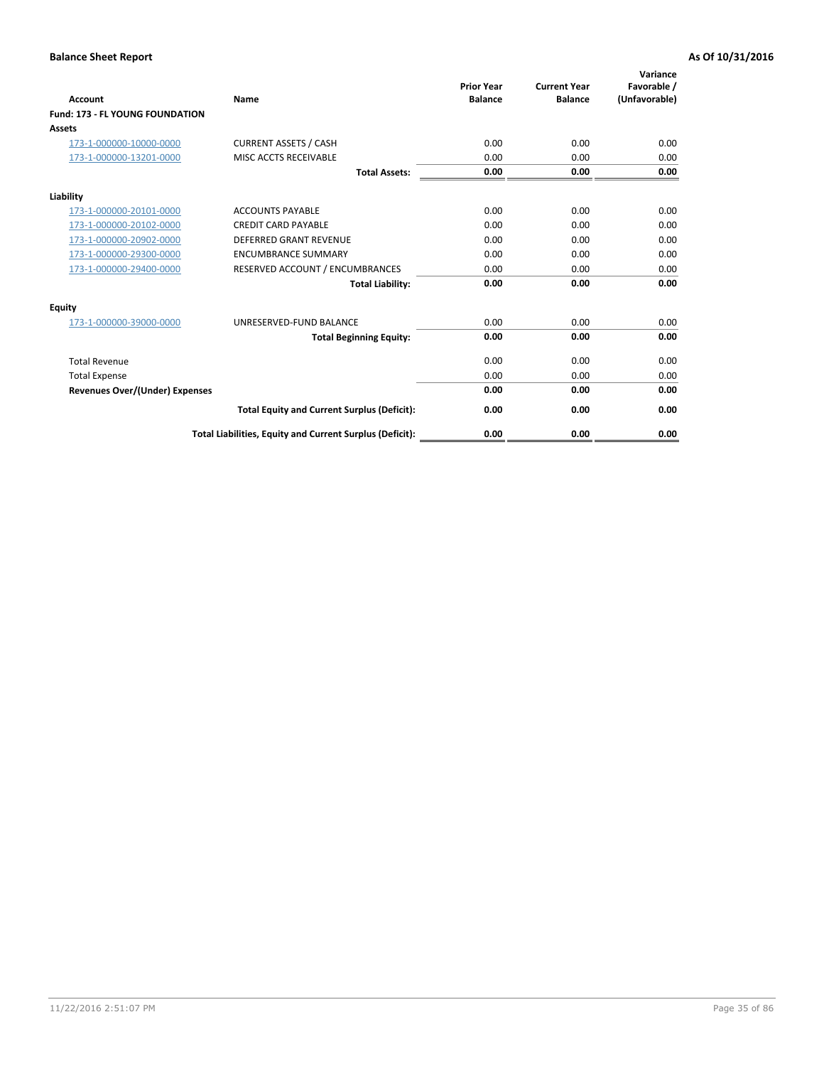**Balance Sheet Report** **As Of 10/31/2016**

| Account | Name | Prior Year Balance | Current Year Balance | Variance Favorable / (Unfavorable) |
|---|---|---|---|---|
| **Fund: 173 - FL YOUNG FOUNDATION** | | | | |
| **Assets** | | | | |
| 173-1-000000-10000-0000 | CURRENT ASSETS / CASH | 0.00 | 0.00 | 0.00 |
| 173-1-000000-13201-0000 | MISC ACCTS RECEIVABLE | 0.00 | 0.00 | 0.00 |
| | **Total Assets:** | **0.00** | **0.00** | **0.00** |
| **Liability** | | | | |
| 173-1-000000-20101-0000 | ACCOUNTS PAYABLE | 0.00 | 0.00 | 0.00 |
| 173-1-000000-20102-0000 | CREDIT CARD PAYABLE | 0.00 | 0.00 | 0.00 |
| 173-1-000000-20902-0000 | DEFERRED GRANT REVENUE | 0.00 | 0.00 | 0.00 |
| 173-1-000000-29300-0000 | ENCUMBRANCE SUMMARY | 0.00 | 0.00 | 0.00 |
| 173-1-000000-29400-0000 | RESERVED ACCOUNT / ENCUMBRANCES | 0.00 | 0.00 | 0.00 |
| | **Total Liability:** | **0.00** | **0.00** | **0.00** |
| **Equity** | | | | |
| 173-1-000000-39000-0000 | UNRESERVED-FUND BALANCE | 0.00 | 0.00 | 0.00 |
| | **Total Beginning Equity:** | **0.00** | **0.00** | **0.00** |
| Total Revenue | | 0.00 | 0.00 | 0.00 |
| Total Expense | | 0.00 | 0.00 | 0.00 |
| **Revenues Over/(Under) Expenses** | | **0.00** | **0.00** | **0.00** |
| | **Total Equity and Current Surplus (Deficit):** | **0.00** | **0.00** | **0.00** |
| | **Total Liabilities, Equity and Current Surplus (Deficit):** | **0.00** | **0.00** | **0.00** |

11/22/2016 2:51:07 PM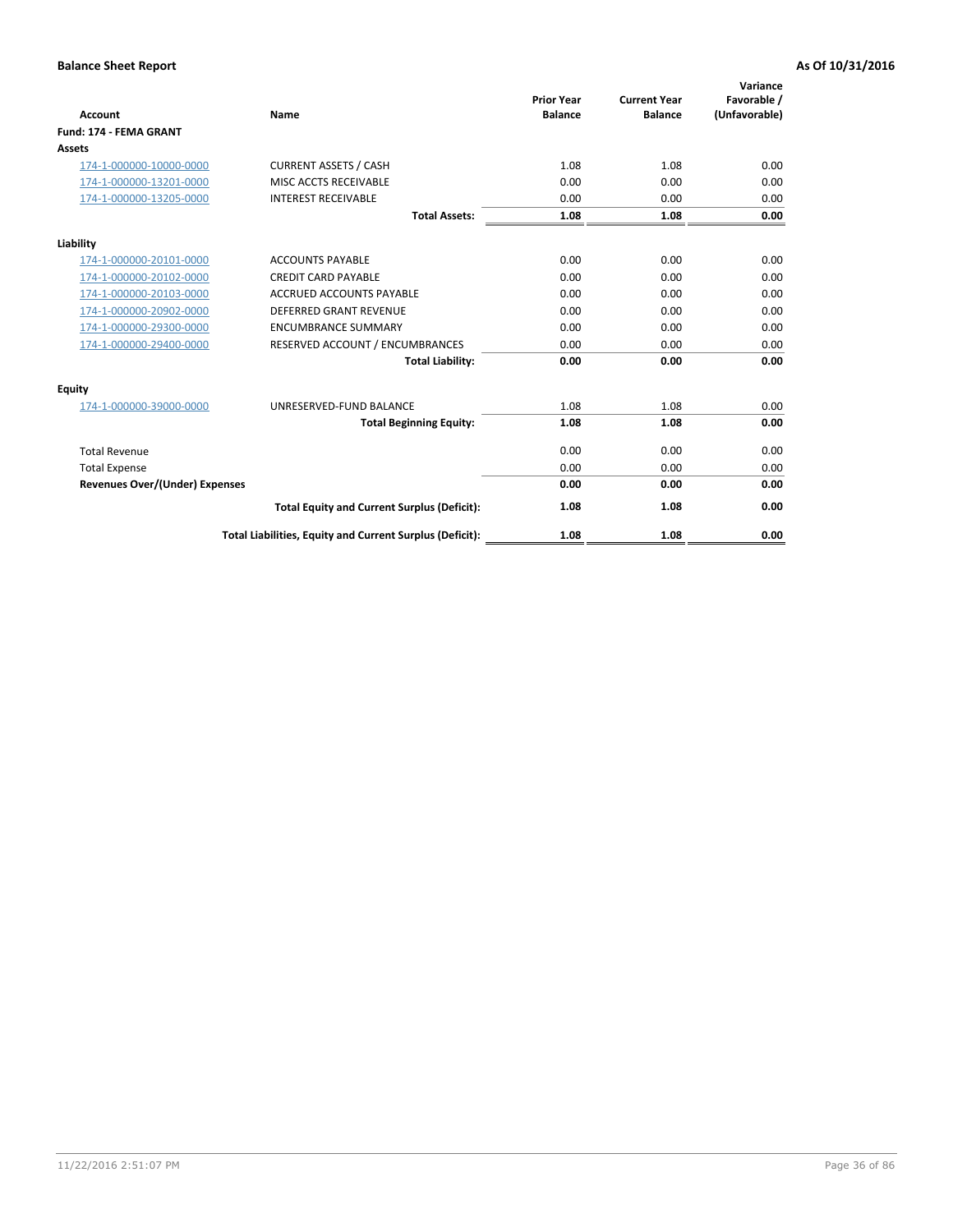## Balance Sheet Report

**As Of 10/31/2016**

| Account | Name | Prior Year Balance | Current Year Balance | Variance Favorable / (Unfavorable) |
|---|---|---|---|---|
| **Fund: 174 - FEMA GRANT** | | | | |
| **Assets** | | | | |
| 174-1-000000-10000-0000 | CURRENT ASSETS / CASH | 1.08 | 1.08 | 0.00 |
| 174-1-000000-13201-0000 | MISC ACCTS RECEIVABLE | 0.00 | 0.00 | 0.00 |
| 174-1-000000-13205-0000 | INTEREST RECEIVABLE | 0.00 | 0.00 | 0.00 |
| | **Total Assets:** | **1.08** | **1.08** | **0.00** |
| **Liability** | | | | |
| 174-1-000000-20101-0000 | ACCOUNTS PAYABLE | 0.00 | 0.00 | 0.00 |
| 174-1-000000-20102-0000 | CREDIT CARD PAYABLE | 0.00 | 0.00 | 0.00 |
| 174-1-000000-20103-0000 | ACCRUED ACCOUNTS PAYABLE | 0.00 | 0.00 | 0.00 |
| 174-1-000000-20902-0000 | DEFERRED GRANT REVENUE | 0.00 | 0.00 | 0.00 |
| 174-1-000000-29300-0000 | ENCUMBRANCE SUMMARY | 0.00 | 0.00 | 0.00 |
| 174-1-000000-29400-0000 | RESERVED ACCOUNT / ENCUMBRANCES | 0.00 | 0.00 | 0.00 |
| | **Total Liability:** | **0.00** | **0.00** | **0.00** |
| **Equity** | | | | |
| 174-1-000000-39000-0000 | UNRESERVED-FUND BALANCE | 1.08 | 1.08 | 0.00 |
| | **Total Beginning Equity:** | **1.08** | **1.08** | **0.00** |
| Total Revenue | | 0.00 | 0.00 | 0.00 |
| Total Expense | | 0.00 | 0.00 | 0.00 |
| **Revenues Over/(Under) Expenses** | | **0.00** | **0.00** | **0.00** |
| | **Total Equity and Current Surplus (Deficit):** | **1.08** | **1.08** | **0.00** |
| | **Total Liabilities, Equity and Current Surplus (Deficit):** | **1.08** | **1.08** | **0.00** |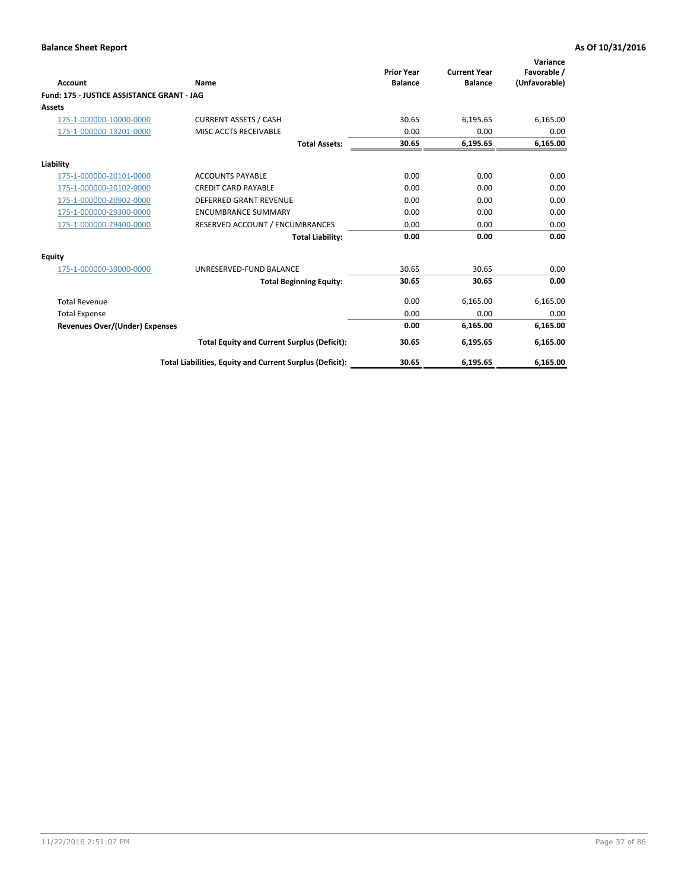**Balance Sheet Report** — As Of 10/31/2016

| Account | Name | Prior Year Balance | Current Year Balance | Variance Favorable / (Unfavorable) |
|---|---|---|---|---|
| **Fund: 175 - JUSTICE ASSISTANCE GRANT - JAG** | | | | |
| **Assets** | | | | |
| 175-1-000000-10000-0000 | CURRENT ASSETS / CASH | 30.65 | 6,195.65 | 6,165.00 |
| 175-1-000000-13201-0000 | MISC ACCTS RECEIVABLE | 0.00 | 0.00 | 0.00 |
| | **Total Assets:** | **30.65** | **6,195.65** | **6,165.00** |
| **Liability** | | | | |
| 175-1-000000-20101-0000 | ACCOUNTS PAYABLE | 0.00 | 0.00 | 0.00 |
| 175-1-000000-20102-0000 | CREDIT CARD PAYABLE | 0.00 | 0.00 | 0.00 |
| 175-1-000000-20902-0000 | DEFERRED GRANT REVENUE | 0.00 | 0.00 | 0.00 |
| 175-1-000000-29300-0000 | ENCUMBRANCE SUMMARY | 0.00 | 0.00 | 0.00 |
| 175-1-000000-29400-0000 | RESERVED ACCOUNT / ENCUMBRANCES | 0.00 | 0.00 | 0.00 |
| | **Total Liability:** | **0.00** | **0.00** | **0.00** |
| **Equity** | | | | |
| 175-1-000000-39000-0000 | UNRESERVED-FUND BALANCE | 30.65 | 30.65 | 0.00 |
| | **Total Beginning Equity:** | **30.65** | **30.65** | **0.00** |
| Total Revenue | | 0.00 | 6,165.00 | 6,165.00 |
| Total Expense | | 0.00 | 0.00 | 0.00 |
| **Revenues Over/(Under) Expenses** | | **0.00** | **6,165.00** | **6,165.00** |
| | **Total Equity and Current Surplus (Deficit):** | **30.65** | **6,195.65** | **6,165.00** |
| | **Total Liabilities, Equity and Current Surplus (Deficit):** | **30.65** | **6,195.65** | **6,165.00** |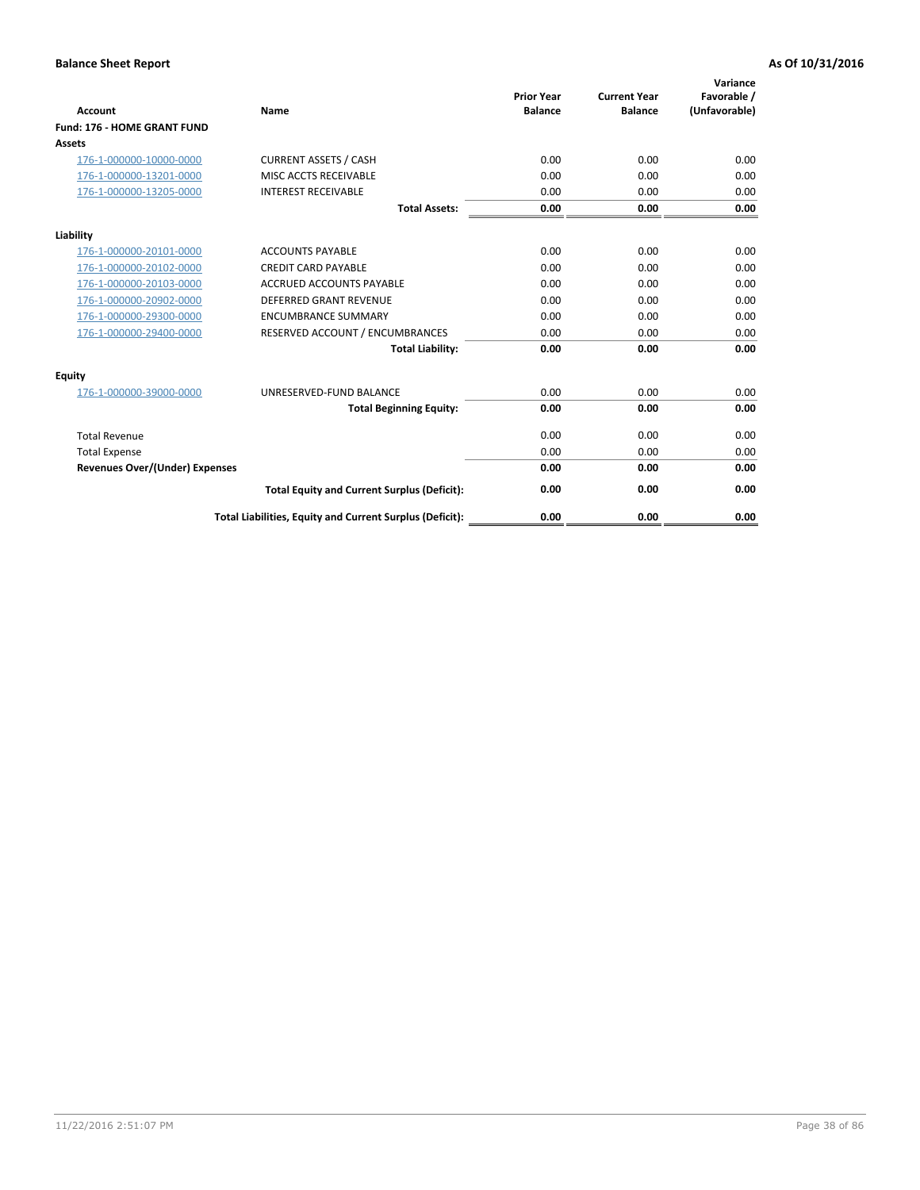**Balance Sheet Report** — As Of 10/31/2016

| Account | Name | Prior Year Balance | Current Year Balance | Variance Favorable / (Unfavorable) |
|---|---|---|---|---|
| **Fund: 176 - HOME GRANT FUND** | | | | |
| **Assets** | | | | |
| 176-1-000000-10000-0000 | CURRENT ASSETS / CASH | 0.00 | 0.00 | 0.00 |
| 176-1-000000-13201-0000 | MISC ACCTS RECEIVABLE | 0.00 | 0.00 | 0.00 |
| 176-1-000000-13205-0000 | INTEREST RECEIVABLE | 0.00 | 0.00 | 0.00 |
| | **Total Assets:** | **0.00** | **0.00** | **0.00** |
| **Liability** | | | | |
| 176-1-000000-20101-0000 | ACCOUNTS PAYABLE | 0.00 | 0.00 | 0.00 |
| 176-1-000000-20102-0000 | CREDIT CARD PAYABLE | 0.00 | 0.00 | 0.00 |
| 176-1-000000-20103-0000 | ACCRUED ACCOUNTS PAYABLE | 0.00 | 0.00 | 0.00 |
| 176-1-000000-20902-0000 | DEFERRED GRANT REVENUE | 0.00 | 0.00 | 0.00 |
| 176-1-000000-29300-0000 | ENCUMBRANCE SUMMARY | 0.00 | 0.00 | 0.00 |
| 176-1-000000-29400-0000 | RESERVED ACCOUNT / ENCUMBRANCES | 0.00 | 0.00 | 0.00 |
| | **Total Liability:** | **0.00** | **0.00** | **0.00** |
| **Equity** | | | | |
| 176-1-000000-39000-0000 | UNRESERVED-FUND BALANCE | 0.00 | 0.00 | 0.00 |
| | **Total Beginning Equity:** | **0.00** | **0.00** | **0.00** |
| Total Revenue | | 0.00 | 0.00 | 0.00 |
| Total Expense | | 0.00 | 0.00 | 0.00 |
| **Revenues Over/(Under) Expenses** | | **0.00** | **0.00** | **0.00** |
| | **Total Equity and Current Surplus (Deficit):** | **0.00** | **0.00** | **0.00** |
| | **Total Liabilities, Equity and Current Surplus (Deficit):** | **0.00** | **0.00** | **0.00** |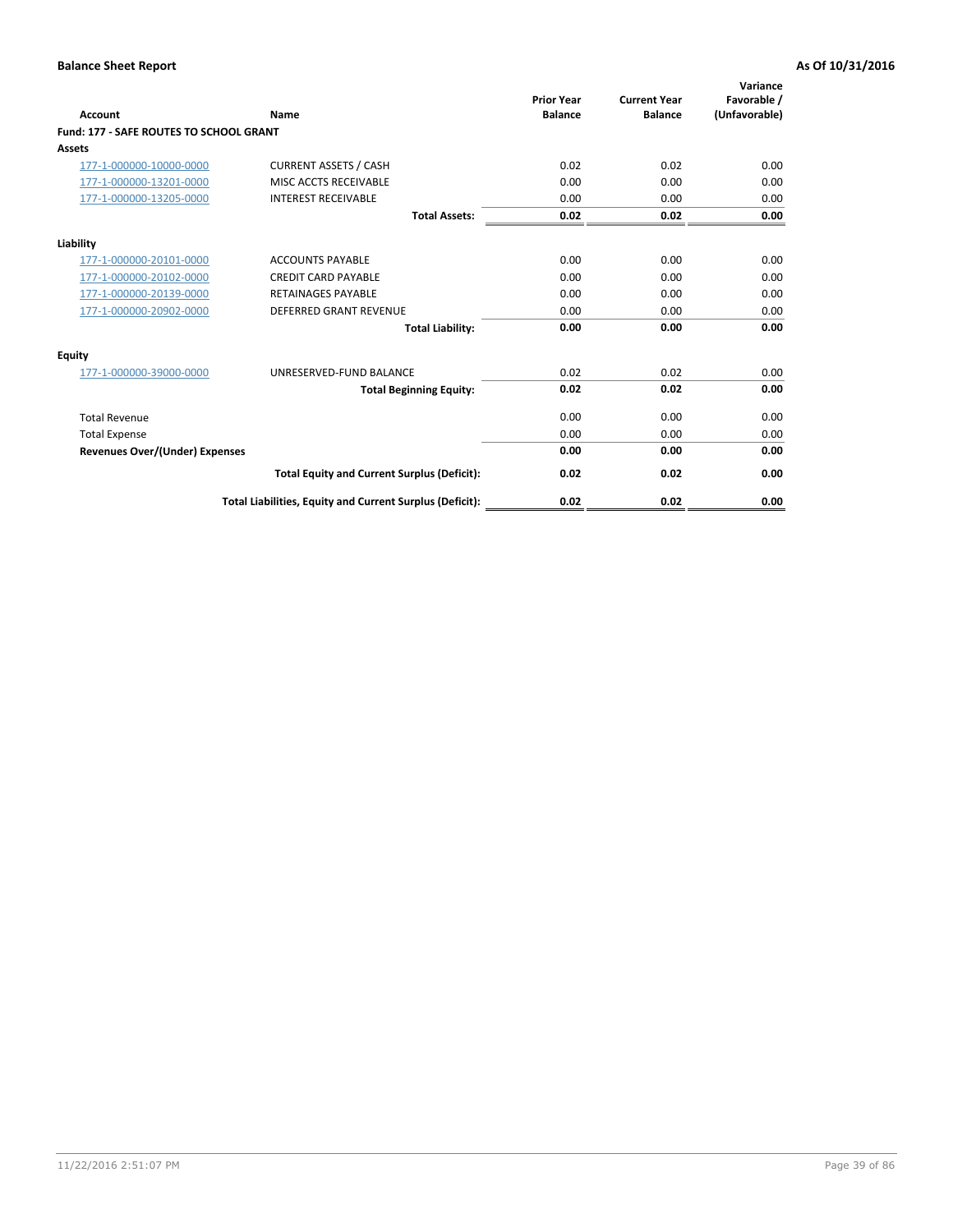**Balance Sheet Report** **As Of 10/31/2016**

| Account | Name | Prior Year Balance | Current Year Balance | Variance Favorable / (Unfavorable) |
|---|---|---|---|---|
| **Fund: 177 - SAFE ROUTES TO SCHOOL GRANT** | | | | |
| **Assets** | | | | |
| 177-1-000000-10000-0000 | CURRENT ASSETS / CASH | 0.02 | 0.02 | 0.00 |
| 177-1-000000-13201-0000 | MISC ACCTS RECEIVABLE | 0.00 | 0.00 | 0.00 |
| 177-1-000000-13205-0000 | INTEREST RECEIVABLE | 0.00 | 0.00 | 0.00 |
| | **Total Assets:** | **0.02** | **0.02** | **0.00** |
| **Liability** | | | | |
| 177-1-000000-20101-0000 | ACCOUNTS PAYABLE | 0.00 | 0.00 | 0.00 |
| 177-1-000000-20102-0000 | CREDIT CARD PAYABLE | 0.00 | 0.00 | 0.00 |
| 177-1-000000-20139-0000 | RETAINAGES PAYABLE | 0.00 | 0.00 | 0.00 |
| 177-1-000000-20902-0000 | DEFERRED GRANT REVENUE | 0.00 | 0.00 | 0.00 |
| | **Total Liability:** | **0.00** | **0.00** | **0.00** |
| **Equity** | | | | |
| 177-1-000000-39000-0000 | UNRESERVED-FUND BALANCE | 0.02 | 0.02 | 0.00 |
| | **Total Beginning Equity:** | **0.02** | **0.02** | **0.00** |
| Total Revenue | | 0.00 | 0.00 | 0.00 |
| Total Expense | | 0.00 | 0.00 | 0.00 |
| **Revenues Over/(Under) Expenses** | | **0.00** | **0.00** | **0.00** |
| | **Total Equity and Current Surplus (Deficit):** | **0.02** | **0.02** | **0.00** |
| | **Total Liabilities, Equity and Current Surplus (Deficit):** | **0.02** | **0.02** | **0.00** |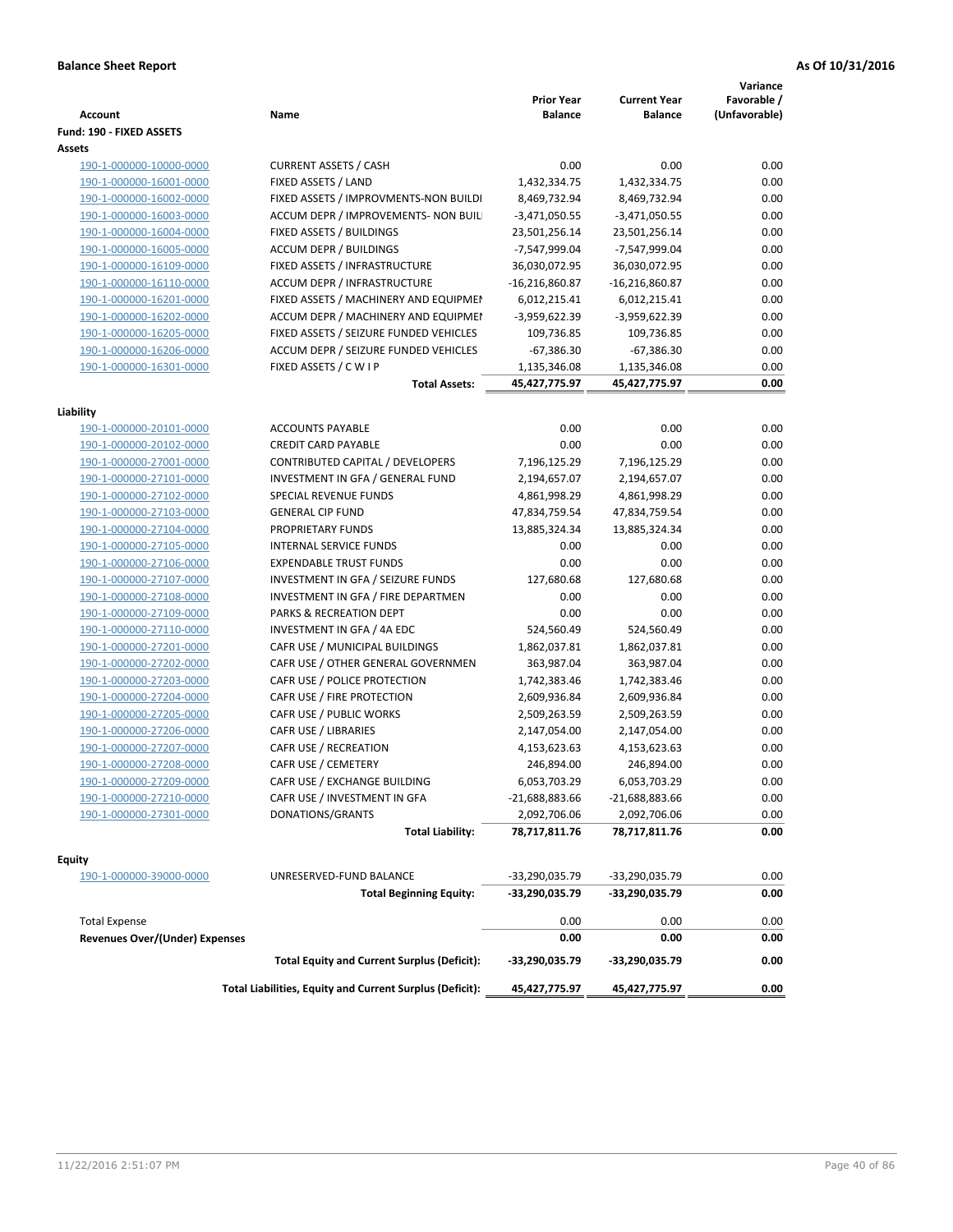**Balance Sheet Report** **As Of 10/31/2016**

| Account | Name | Prior Year Balance | Current Year Balance | Variance Favorable / (Unfavorable) |
|---|---|---|---|---|
| **Fund: 190 - FIXED ASSETS** | | | | |
| **Assets** | | | | |
| 190-1-000000-10000-0000 | CURRENT ASSETS / CASH | 0.00 | 0.00 | 0.00 |
| 190-1-000000-16001-0000 | FIXED ASSETS / LAND | 1,432,334.75 | 1,432,334.75 | 0.00 |
| 190-1-000000-16002-0000 | FIXED ASSETS / IMPROVMENTS-NON BUILDI | 8,469,732.94 | 8,469,732.94 | 0.00 |
| 190-1-000000-16003-0000 | ACCUM DEPR / IMPROVEMENTS- NON BUIL | -3,471,050.55 | -3,471,050.55 | 0.00 |
| 190-1-000000-16004-0000 | FIXED ASSETS / BUILDINGS | 23,501,256.14 | 23,501,256.14 | 0.00 |
| 190-1-000000-16005-0000 | ACCUM DEPR / BUILDINGS | -7,547,999.04 | -7,547,999.04 | 0.00 |
| 190-1-000000-16109-0000 | FIXED ASSETS / INFRASTRUCTURE | 36,030,072.95 | 36,030,072.95 | 0.00 |
| 190-1-000000-16110-0000 | ACCUM DEPR / INFRASTRUCTURE | -16,216,860.87 | -16,216,860.87 | 0.00 |
| 190-1-000000-16201-0000 | FIXED ASSETS / MACHINERY AND EQUIPMEI | 6,012,215.41 | 6,012,215.41 | 0.00 |
| 190-1-000000-16202-0000 | ACCUM DEPR / MACHINERY AND EQUIPMEI | -3,959,622.39 | -3,959,622.39 | 0.00 |
| 190-1-000000-16205-0000 | FIXED ASSETS / SEIZURE FUNDED VEHICLES | 109,736.85 | 109,736.85 | 0.00 |
| 190-1-000000-16206-0000 | ACCUM DEPR / SEIZURE FUNDED VEHICLES | -67,386.30 | -67,386.30 | 0.00 |
| 190-1-000000-16301-0000 | FIXED ASSETS / C W I P | 1,135,346.08 | 1,135,346.08 | 0.00 |
| | **Total Assets:** | **45,427,775.97** | **45,427,775.97** | **0.00** |
| **Liability** | | | | |
| 190-1-000000-20101-0000 | ACCOUNTS PAYABLE | 0.00 | 0.00 | 0.00 |
| 190-1-000000-20102-0000 | CREDIT CARD PAYABLE | 0.00 | 0.00 | 0.00 |
| 190-1-000000-27001-0000 | CONTRIBUTED CAPITAL / DEVELOPERS | 7,196,125.29 | 7,196,125.29 | 0.00 |
| 190-1-000000-27101-0000 | INVESTMENT IN GFA / GENERAL FUND | 2,194,657.07 | 2,194,657.07 | 0.00 |
| 190-1-000000-27102-0000 | SPECIAL REVENUE FUNDS | 4,861,998.29 | 4,861,998.29 | 0.00 |
| 190-1-000000-27103-0000 | GENERAL CIP FUND | 47,834,759.54 | 47,834,759.54 | 0.00 |
| 190-1-000000-27104-0000 | PROPRIETARY FUNDS | 13,885,324.34 | 13,885,324.34 | 0.00 |
| 190-1-000000-27105-0000 | INTERNAL SERVICE FUNDS | 0.00 | 0.00 | 0.00 |
| 190-1-000000-27106-0000 | EXPENDABLE TRUST FUNDS | 0.00 | 0.00 | 0.00 |
| 190-1-000000-27107-0000 | INVESTMENT IN GFA / SEIZURE FUNDS | 127,680.68 | 127,680.68 | 0.00 |
| 190-1-000000-27108-0000 | INVESTMENT IN GFA / FIRE DEPARTMEN | 0.00 | 0.00 | 0.00 |
| 190-1-000000-27109-0000 | PARKS & RECREATION DEPT | 0.00 | 0.00 | 0.00 |
| 190-1-000000-27110-0000 | INVESTMENT IN GFA / 4A EDC | 524,560.49 | 524,560.49 | 0.00 |
| 190-1-000000-27201-0000 | CAFR USE / MUNICIPAL BUILDINGS | 1,862,037.81 | 1,862,037.81 | 0.00 |
| 190-1-000000-27202-0000 | CAFR USE / OTHER GENERAL GOVERNMEN | 363,987.04 | 363,987.04 | 0.00 |
| 190-1-000000-27203-0000 | CAFR USE / POLICE PROTECTION | 1,742,383.46 | 1,742,383.46 | 0.00 |
| 190-1-000000-27204-0000 | CAFR USE / FIRE PROTECTION | 2,609,936.84 | 2,609,936.84 | 0.00 |
| 190-1-000000-27205-0000 | CAFR USE / PUBLIC WORKS | 2,509,263.59 | 2,509,263.59 | 0.00 |
| 190-1-000000-27206-0000 | CAFR USE / LIBRARIES | 2,147,054.00 | 2,147,054.00 | 0.00 |
| 190-1-000000-27207-0000 | CAFR USE / RECREATION | 4,153,623.63 | 4,153,623.63 | 0.00 |
| 190-1-000000-27208-0000 | CAFR USE / CEMETERY | 246,894.00 | 246,894.00 | 0.00 |
| 190-1-000000-27209-0000 | CAFR USE / EXCHANGE BUILDING | 6,053,703.29 | 6,053,703.29 | 0.00 |
| 190-1-000000-27210-0000 | CAFR USE / INVESTMENT IN GFA | -21,688,883.66 | -21,688,883.66 | 0.00 |
| 190-1-000000-27301-0000 | DONATIONS/GRANTS | 2,092,706.06 | 2,092,706.06 | 0.00 |
| | **Total Liability:** | **78,717,811.76** | **78,717,811.76** | **0.00** |
| **Equity** | | | | |
| 190-1-000000-39000-0000 | UNRESERVED-FUND BALANCE | -33,290,035.79 | -33,290,035.79 | 0.00 |
| | **Total Beginning Equity:** | **-33,290,035.79** | **-33,290,035.79** | **0.00** |
| Total Expense | | 0.00 | 0.00 | 0.00 |
| **Revenues Over/(Under) Expenses** | | **0.00** | **0.00** | **0.00** |
| | **Total Equity and Current Surplus (Deficit):** | **-33,290,035.79** | **-33,290,035.79** | **0.00** |
| | **Total Liabilities, Equity and Current Surplus (Deficit):** | **45,427,775.97** | **45,427,775.97** | **0.00** |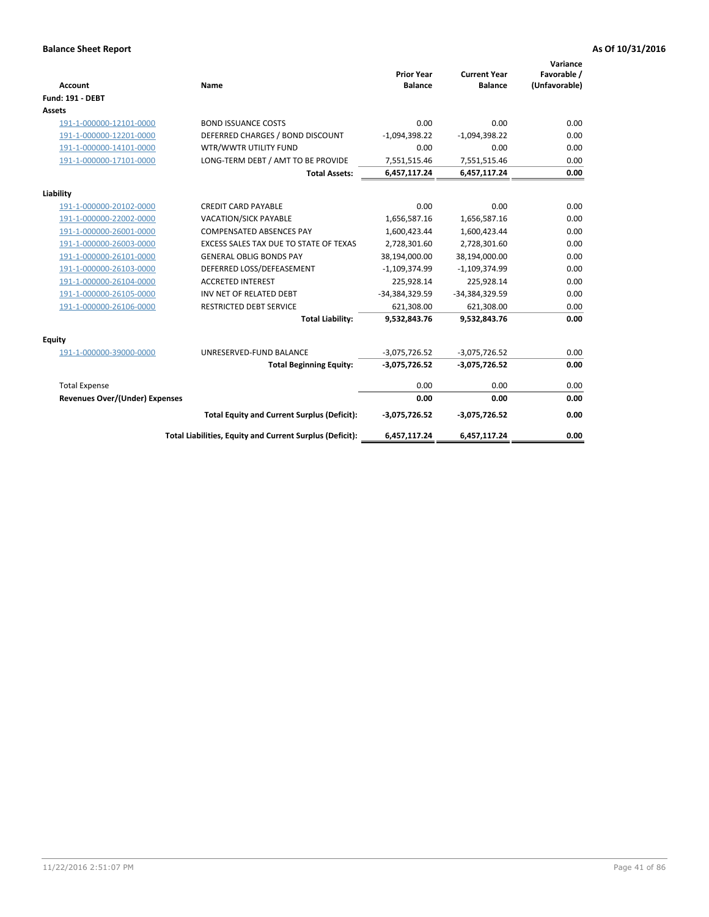**Balance Sheet Report**

**As Of 10/31/2016**

| Account | Name | Prior Year Balance | Current Year Balance | Variance Favorable / (Unfavorable) |
|---|---|---|---|---|
| **Fund: 191 - DEBT** | | | | |
| **Assets** | | | | |
| 191-1-000000-12101-0000 | BOND ISSUANCE COSTS | 0.00 | 0.00 | 0.00 |
| 191-1-000000-12201-0000 | DEFERRED CHARGES / BOND DISCOUNT | -1,094,398.22 | -1,094,398.22 | 0.00 |
| 191-1-000000-14101-0000 | WTR/WWTR UTILITY FUND | 0.00 | 0.00 | 0.00 |
| 191-1-000000-17101-0000 | LONG-TERM DEBT / AMT TO BE PROVIDE | 7,551,515.46 | 7,551,515.46 | 0.00 |
| | **Total Assets:** | **6,457,117.24** | **6,457,117.24** | **0.00** |
| **Liability** | | | | |
| 191-1-000000-20102-0000 | CREDIT CARD PAYABLE | 0.00 | 0.00 | 0.00 |
| 191-1-000000-22002-0000 | VACATION/SICK PAYABLE | 1,656,587.16 | 1,656,587.16 | 0.00 |
| 191-1-000000-26001-0000 | COMPENSATED ABSENCES PAY | 1,600,423.44 | 1,600,423.44 | 0.00 |
| 191-1-000000-26003-0000 | EXCESS SALES TAX DUE TO STATE OF TEXAS | 2,728,301.60 | 2,728,301.60 | 0.00 |
| 191-1-000000-26101-0000 | GENERAL OBLIG BONDS PAY | 38,194,000.00 | 38,194,000.00 | 0.00 |
| 191-1-000000-26103-0000 | DEFERRED LOSS/DEFEASEMENT | -1,109,374.99 | -1,109,374.99 | 0.00 |
| 191-1-000000-26104-0000 | ACCRETED INTEREST | 225,928.14 | 225,928.14 | 0.00 |
| 191-1-000000-26105-0000 | INV NET OF RELATED DEBT | -34,384,329.59 | -34,384,329.59 | 0.00 |
| 191-1-000000-26106-0000 | RESTRICTED DEBT SERVICE | 621,308.00 | 621,308.00 | 0.00 |
| | **Total Liability:** | **9,532,843.76** | **9,532,843.76** | **0.00** |
| **Equity** | | | | |
| 191-1-000000-39000-0000 | UNRESERVED-FUND BALANCE | -3,075,726.52 | -3,075,726.52 | 0.00 |
| | **Total Beginning Equity:** | **-3,075,726.52** | **-3,075,726.52** | **0.00** |
| Total Expense | | 0.00 | 0.00 | 0.00 |
| **Revenues Over/(Under) Expenses** | | **0.00** | **0.00** | **0.00** |
| | **Total Equity and Current Surplus (Deficit):** | **-3,075,726.52** | **-3,075,726.52** | **0.00** |
| | **Total Liabilities, Equity and Current Surplus (Deficit):** | **6,457,117.24** | **6,457,117.24** | **0.00** |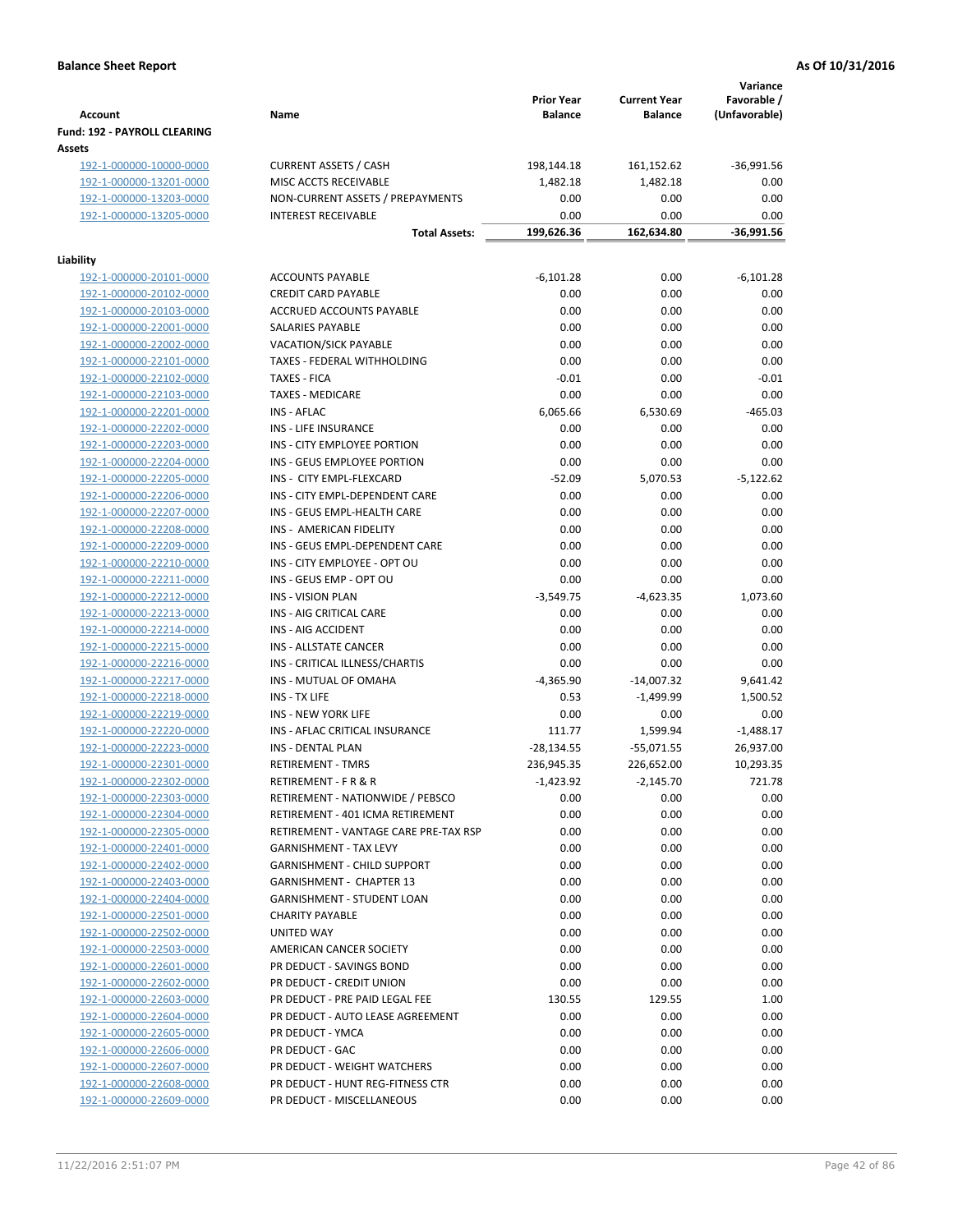**Balance Sheet Report** — As Of 10/31/2016

| Account | Name | Prior Year Balance | Current Year Balance | Variance Favorable / (Unfavorable) |
|---|---|---|---|---|
| **Fund: 192 - PAYROLL CLEARING** | | | | |
| **Assets** | | | | |
| 192-1-000000-10000-0000 | CURRENT ASSETS / CASH | 198,144.18 | 161,152.62 | -36,991.56 |
| 192-1-000000-13201-0000 | MISC ACCTS RECEIVABLE | 1,482.18 | 1,482.18 | 0.00 |
| 192-1-000000-13203-0000 | NON-CURRENT ASSETS / PREPAYMENTS | 0.00 | 0.00 | 0.00 |
| 192-1-000000-13205-0000 | INTEREST RECEIVABLE | 0.00 | 0.00 | 0.00 |
| | **Total Assets:** | **199,626.36** | **162,634.80** | **-36,991.56** |
| **Liability** | | | | |
| 192-1-000000-20101-0000 | ACCOUNTS PAYABLE | -6,101.28 | 0.00 | -6,101.28 |
| 192-1-000000-20102-0000 | CREDIT CARD PAYABLE | 0.00 | 0.00 | 0.00 |
| 192-1-000000-20103-0000 | ACCRUED ACCOUNTS PAYABLE | 0.00 | 0.00 | 0.00 |
| 192-1-000000-22001-0000 | SALARIES PAYABLE | 0.00 | 0.00 | 0.00 |
| 192-1-000000-22002-0000 | VACATION/SICK PAYABLE | 0.00 | 0.00 | 0.00 |
| 192-1-000000-22101-0000 | TAXES - FEDERAL WITHHOLDING | 0.00 | 0.00 | 0.00 |
| 192-1-000000-22102-0000 | TAXES - FICA | -0.01 | 0.00 | -0.01 |
| 192-1-000000-22103-0000 | TAXES - MEDICARE | 0.00 | 0.00 | 0.00 |
| 192-1-000000-22201-0000 | INS - AFLAC | 6,065.66 | 6,530.69 | -465.03 |
| 192-1-000000-22202-0000 | INS - LIFE INSURANCE | 0.00 | 0.00 | 0.00 |
| 192-1-000000-22203-0000 | INS - CITY EMPLOYEE PORTION | 0.00 | 0.00 | 0.00 |
| 192-1-000000-22204-0000 | INS - GEUS EMPLOYEE PORTION | 0.00 | 0.00 | 0.00 |
| 192-1-000000-22205-0000 | INS - CITY EMPL-FLEXCARD | -52.09 | 5,070.53 | -5,122.62 |
| 192-1-000000-22206-0000 | INS - CITY EMPL-DEPENDENT CARE | 0.00 | 0.00 | 0.00 |
| 192-1-000000-22207-0000 | INS - GEUS EMPL-HEALTH CARE | 0.00 | 0.00 | 0.00 |
| 192-1-000000-22208-0000 | INS - AMERICAN FIDELITY | 0.00 | 0.00 | 0.00 |
| 192-1-000000-22209-0000 | INS - GEUS EMPL-DEPENDENT CARE | 0.00 | 0.00 | 0.00 |
| 192-1-000000-22210-0000 | INS - CITY EMPLOYEE - OPT OU | 0.00 | 0.00 | 0.00 |
| 192-1-000000-22211-0000 | INS - GEUS EMP - OPT OU | 0.00 | 0.00 | 0.00 |
| 192-1-000000-22212-0000 | INS - VISION PLAN | -3,549.75 | -4,623.35 | 1,073.60 |
| 192-1-000000-22213-0000 | INS - AIG CRITICAL CARE | 0.00 | 0.00 | 0.00 |
| 192-1-000000-22214-0000 | INS - AIG ACCIDENT | 0.00 | 0.00 | 0.00 |
| 192-1-000000-22215-0000 | INS - ALLSTATE CANCER | 0.00 | 0.00 | 0.00 |
| 192-1-000000-22216-0000 | INS - CRITICAL ILLNESS/CHARTIS | 0.00 | 0.00 | 0.00 |
| 192-1-000000-22217-0000 | INS - MUTUAL OF OMAHA | -4,365.90 | -14,007.32 | 9,641.42 |
| 192-1-000000-22218-0000 | INS - TX LIFE | 0.53 | -1,499.99 | 1,500.52 |
| 192-1-000000-22219-0000 | INS - NEW YORK LIFE | 0.00 | 0.00 | 0.00 |
| 192-1-000000-22220-0000 | INS - AFLAC CRITICAL INSURANCE | 111.77 | 1,599.94 | -1,488.17 |
| 192-1-000000-22223-0000 | INS - DENTAL PLAN | -28,134.55 | -55,071.55 | 26,937.00 |
| 192-1-000000-22301-0000 | RETIREMENT - TMRS | 236,945.35 | 226,652.00 | 10,293.35 |
| 192-1-000000-22302-0000 | RETIREMENT - F R & R | -1,423.92 | -2,145.70 | 721.78 |
| 192-1-000000-22303-0000 | RETIREMENT - NATIONWIDE / PEBSCO | 0.00 | 0.00 | 0.00 |
| 192-1-000000-22304-0000 | RETIREMENT - 401 ICMA RETIREMENT | 0.00 | 0.00 | 0.00 |
| 192-1-000000-22305-0000 | RETIREMENT - VANTAGE CARE PRE-TAX RSP | 0.00 | 0.00 | 0.00 |
| 192-1-000000-22401-0000 | GARNISHMENT - TAX LEVY | 0.00 | 0.00 | 0.00 |
| 192-1-000000-22402-0000 | GARNISHMENT - CHILD SUPPORT | 0.00 | 0.00 | 0.00 |
| 192-1-000000-22403-0000 | GARNISHMENT - CHAPTER 13 | 0.00 | 0.00 | 0.00 |
| 192-1-000000-22404-0000 | GARNISHMENT - STUDENT LOAN | 0.00 | 0.00 | 0.00 |
| 192-1-000000-22501-0000 | CHARITY PAYABLE | 0.00 | 0.00 | 0.00 |
| 192-1-000000-22502-0000 | UNITED WAY | 0.00 | 0.00 | 0.00 |
| 192-1-000000-22503-0000 | AMERICAN CANCER SOCIETY | 0.00 | 0.00 | 0.00 |
| 192-1-000000-22601-0000 | PR DEDUCT - SAVINGS BOND | 0.00 | 0.00 | 0.00 |
| 192-1-000000-22602-0000 | PR DEDUCT - CREDIT UNION | 0.00 | 0.00 | 0.00 |
| 192-1-000000-22603-0000 | PR DEDUCT - PRE PAID LEGAL FEE | 130.55 | 129.55 | 1.00 |
| 192-1-000000-22604-0000 | PR DEDUCT - AUTO LEASE AGREEMENT | 0.00 | 0.00 | 0.00 |
| 192-1-000000-22605-0000 | PR DEDUCT - YMCA | 0.00 | 0.00 | 0.00 |
| 192-1-000000-22606-0000 | PR DEDUCT - GAC | 0.00 | 0.00 | 0.00 |
| 192-1-000000-22607-0000 | PR DEDUCT - WEIGHT WATCHERS | 0.00 | 0.00 | 0.00 |
| 192-1-000000-22608-0000 | PR DEDUCT - HUNT REG-FITNESS CTR | 0.00 | 0.00 | 0.00 |
| 192-1-000000-22609-0000 | PR DEDUCT - MISCELLANEOUS | 0.00 | 0.00 | 0.00 |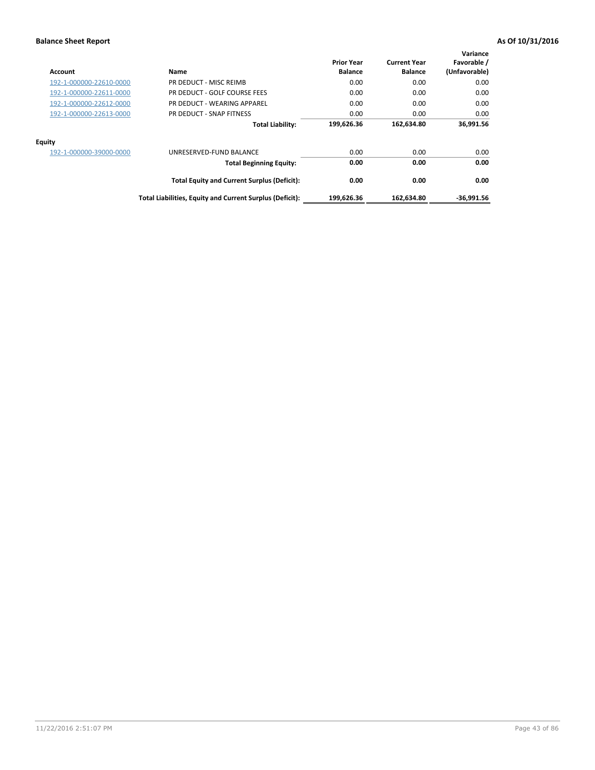**Balance Sheet Report** **As Of 10/31/2016**

| Account | Name | Prior Year Balance | Current Year Balance | Variance Favorable / (Unfavorable) |
|---|---|---|---|---|
| 192-1-000000-22610-0000 | PR DEDUCT - MISC REIMB | 0.00 | 0.00 | 0.00 |
| 192-1-000000-22611-0000 | PR DEDUCT - GOLF COURSE FEES | 0.00 | 0.00 | 0.00 |
| 192-1-000000-22612-0000 | PR DEDUCT - WEARING APPAREL | 0.00 | 0.00 | 0.00 |
| 192-1-000000-22613-0000 | PR DEDUCT - SNAP FITNESS | 0.00 | 0.00 | 0.00 |
| | **Total Liability:** | **199,626.36** | **162,634.80** | **36,991.56** |
| **Equity** | | | | |
| 192-1-000000-39000-0000 | UNRESERVED-FUND BALANCE | 0.00 | 0.00 | 0.00 |
| | **Total Beginning Equity:** | **0.00** | **0.00** | **0.00** |
| | **Total Equity and Current Surplus (Deficit):** | **0.00** | **0.00** | **0.00** |
| | **Total Liabilities, Equity and Current Surplus (Deficit):** | **199,626.36** | **162,634.80** | **-36,991.56** |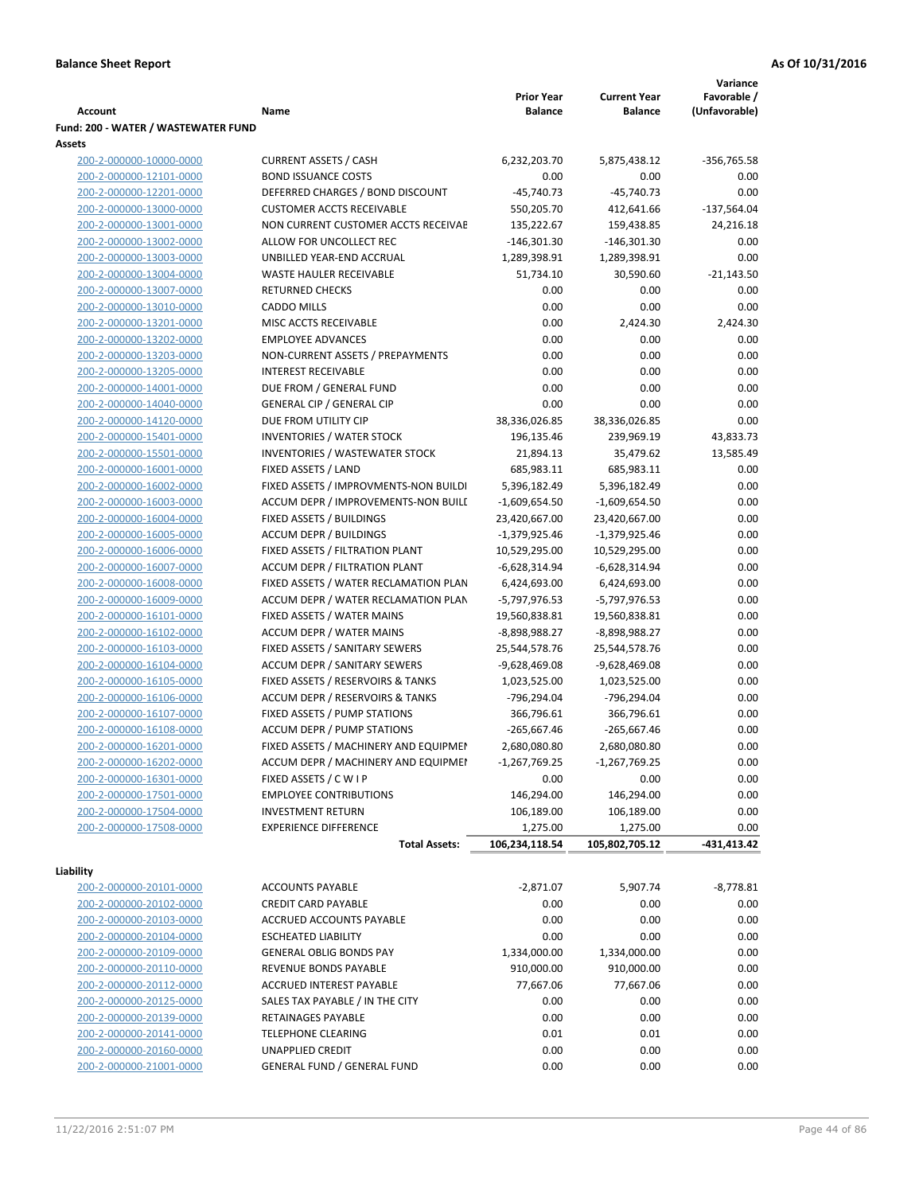**Balance Sheet Report** — As Of 10/31/2016

| Account | Name | Prior Year Balance | Current Year Balance | Variance Favorable / (Unfavorable) |
|---|---|---|---|---|
| **Fund: 200 - WATER / WASTEWATER FUND** | | | | |
| **Assets** | | | | |
| 200-2-000000-10000-0000 | CURRENT ASSETS / CASH | 6,232,203.70 | 5,875,438.12 | -356,765.58 |
| 200-2-000000-12101-0000 | BOND ISSUANCE COSTS | 0.00 | 0.00 | 0.00 |
| 200-2-000000-12201-0000 | DEFERRED CHARGES / BOND DISCOUNT | -45,740.73 | -45,740.73 | 0.00 |
| 200-2-000000-13000-0000 | CUSTOMER ACCTS RECEIVABLE | 550,205.70 | 412,641.66 | -137,564.04 |
| 200-2-000000-13001-0000 | NON CURRENT CUSTOMER ACCTS RECEIVAE | 135,222.67 | 159,438.85 | 24,216.18 |
| 200-2-000000-13002-0000 | ALLOW FOR UNCOLLECT REC | -146,301.30 | -146,301.30 | 0.00 |
| 200-2-000000-13003-0000 | UNBILLED YEAR-END ACCRUAL | 1,289,398.91 | 1,289,398.91 | 0.00 |
| 200-2-000000-13004-0000 | WASTE HAULER RECEIVABLE | 51,734.10 | 30,590.60 | -21,143.50 |
| 200-2-000000-13007-0000 | RETURNED CHECKS | 0.00 | 0.00 | 0.00 |
| 200-2-000000-13010-0000 | CADDO MILLS | 0.00 | 0.00 | 0.00 |
| 200-2-000000-13201-0000 | MISC ACCTS RECEIVABLE | 0.00 | 2,424.30 | 2,424.30 |
| 200-2-000000-13202-0000 | EMPLOYEE ADVANCES | 0.00 | 0.00 | 0.00 |
| 200-2-000000-13203-0000 | NON-CURRENT ASSETS / PREPAYMENTS | 0.00 | 0.00 | 0.00 |
| 200-2-000000-13205-0000 | INTEREST RECEIVABLE | 0.00 | 0.00 | 0.00 |
| 200-2-000000-14001-0000 | DUE FROM / GENERAL FUND | 0.00 | 0.00 | 0.00 |
| 200-2-000000-14040-0000 | GENERAL CIP / GENERAL CIP | 0.00 | 0.00 | 0.00 |
| 200-2-000000-14120-0000 | DUE FROM UTILITY CIP | 38,336,026.85 | 38,336,026.85 | 0.00 |
| 200-2-000000-15401-0000 | INVENTORIES / WATER STOCK | 196,135.46 | 239,969.19 | 43,833.73 |
| 200-2-000000-15501-0000 | INVENTORIES / WASTEWATER STOCK | 21,894.13 | 35,479.62 | 13,585.49 |
| 200-2-000000-16001-0000 | FIXED ASSETS / LAND | 685,983.11 | 685,983.11 | 0.00 |
| 200-2-000000-16002-0000 | FIXED ASSETS / IMPROVMENTS-NON BUILDI | 5,396,182.49 | 5,396,182.49 | 0.00 |
| 200-2-000000-16003-0000 | ACCUM DEPR / IMPROVEMENTS-NON BUILI | -1,609,654.50 | -1,609,654.50 | 0.00 |
| 200-2-000000-16004-0000 | FIXED ASSETS / BUILDINGS | 23,420,667.00 | 23,420,667.00 | 0.00 |
| 200-2-000000-16005-0000 | ACCUM DEPR / BUILDINGS | -1,379,925.46 | -1,379,925.46 | 0.00 |
| 200-2-000000-16006-0000 | FIXED ASSETS / FILTRATION PLANT | 10,529,295.00 | 10,529,295.00 | 0.00 |
| 200-2-000000-16007-0000 | ACCUM DEPR / FILTRATION PLANT | -6,628,314.94 | -6,628,314.94 | 0.00 |
| 200-2-000000-16008-0000 | FIXED ASSETS / WATER RECLAMATION PLAN | 6,424,693.00 | 6,424,693.00 | 0.00 |
| 200-2-000000-16009-0000 | ACCUM DEPR / WATER RECLAMATION PLAN | -5,797,976.53 | -5,797,976.53 | 0.00 |
| 200-2-000000-16101-0000 | FIXED ASSETS / WATER MAINS | 19,560,838.81 | 19,560,838.81 | 0.00 |
| 200-2-000000-16102-0000 | ACCUM DEPR / WATER MAINS | -8,898,988.27 | -8,898,988.27 | 0.00 |
| 200-2-000000-16103-0000 | FIXED ASSETS / SANITARY SEWERS | 25,544,578.76 | 25,544,578.76 | 0.00 |
| 200-2-000000-16104-0000 | ACCUM DEPR / SANITARY SEWERS | -9,628,469.08 | -9,628,469.08 | 0.00 |
| 200-2-000000-16105-0000 | FIXED ASSETS / RESERVOIRS & TANKS | 1,023,525.00 | 1,023,525.00 | 0.00 |
| 200-2-000000-16106-0000 | ACCUM DEPR / RESERVOIRS & TANKS | -796,294.04 | -796,294.04 | 0.00 |
| 200-2-000000-16107-0000 | FIXED ASSETS / PUMP STATIONS | 366,796.61 | 366,796.61 | 0.00 |
| 200-2-000000-16108-0000 | ACCUM DEPR / PUMP STATIONS | -265,667.46 | -265,667.46 | 0.00 |
| 200-2-000000-16201-0000 | FIXED ASSETS / MACHINERY AND EQUIPMEI | 2,680,080.80 | 2,680,080.80 | 0.00 |
| 200-2-000000-16202-0000 | ACCUM DEPR / MACHINERY AND EQUIPMEI | -1,267,769.25 | -1,267,769.25 | 0.00 |
| 200-2-000000-16301-0000 | FIXED ASSETS / C W I P | 0.00 | 0.00 | 0.00 |
| 200-2-000000-17501-0000 | EMPLOYEE CONTRIBUTIONS | 146,294.00 | 146,294.00 | 0.00 |
| 200-2-000000-17504-0000 | INVESTMENT RETURN | 106,189.00 | 106,189.00 | 0.00 |
| 200-2-000000-17508-0000 | EXPERIENCE DIFFERENCE | 1,275.00 | 1,275.00 | 0.00 |
| | **Total Assets:** | **106,234,118.54** | **105,802,705.12** | **-431,413.42** |
| **Liability** | | | | |
| 200-2-000000-20101-0000 | ACCOUNTS PAYABLE | -2,871.07 | 5,907.74 | -8,778.81 |
| 200-2-000000-20102-0000 | CREDIT CARD PAYABLE | 0.00 | 0.00 | 0.00 |
| 200-2-000000-20103-0000 | ACCRUED ACCOUNTS PAYABLE | 0.00 | 0.00 | 0.00 |
| 200-2-000000-20104-0000 | ESCHEATED LIABILITY | 0.00 | 0.00 | 0.00 |
| 200-2-000000-20109-0000 | GENERAL OBLIG BONDS PAY | 1,334,000.00 | 1,334,000.00 | 0.00 |
| 200-2-000000-20110-0000 | REVENUE BONDS PAYABLE | 910,000.00 | 910,000.00 | 0.00 |
| 200-2-000000-20112-0000 | ACCRUED INTEREST PAYABLE | 77,667.06 | 77,667.06 | 0.00 |
| 200-2-000000-20125-0000 | SALES TAX PAYABLE / IN THE CITY | 0.00 | 0.00 | 0.00 |
| 200-2-000000-20139-0000 | RETAINAGES PAYABLE | 0.00 | 0.00 | 0.00 |
| 200-2-000000-20141-0000 | TELEPHONE CLEARING | 0.01 | 0.01 | 0.00 |
| 200-2-000000-20160-0000 | UNAPPLIED CREDIT | 0.00 | 0.00 | 0.00 |
| 200-2-000000-21001-0000 | GENERAL FUND / GENERAL FUND | 0.00 | 0.00 | 0.00 |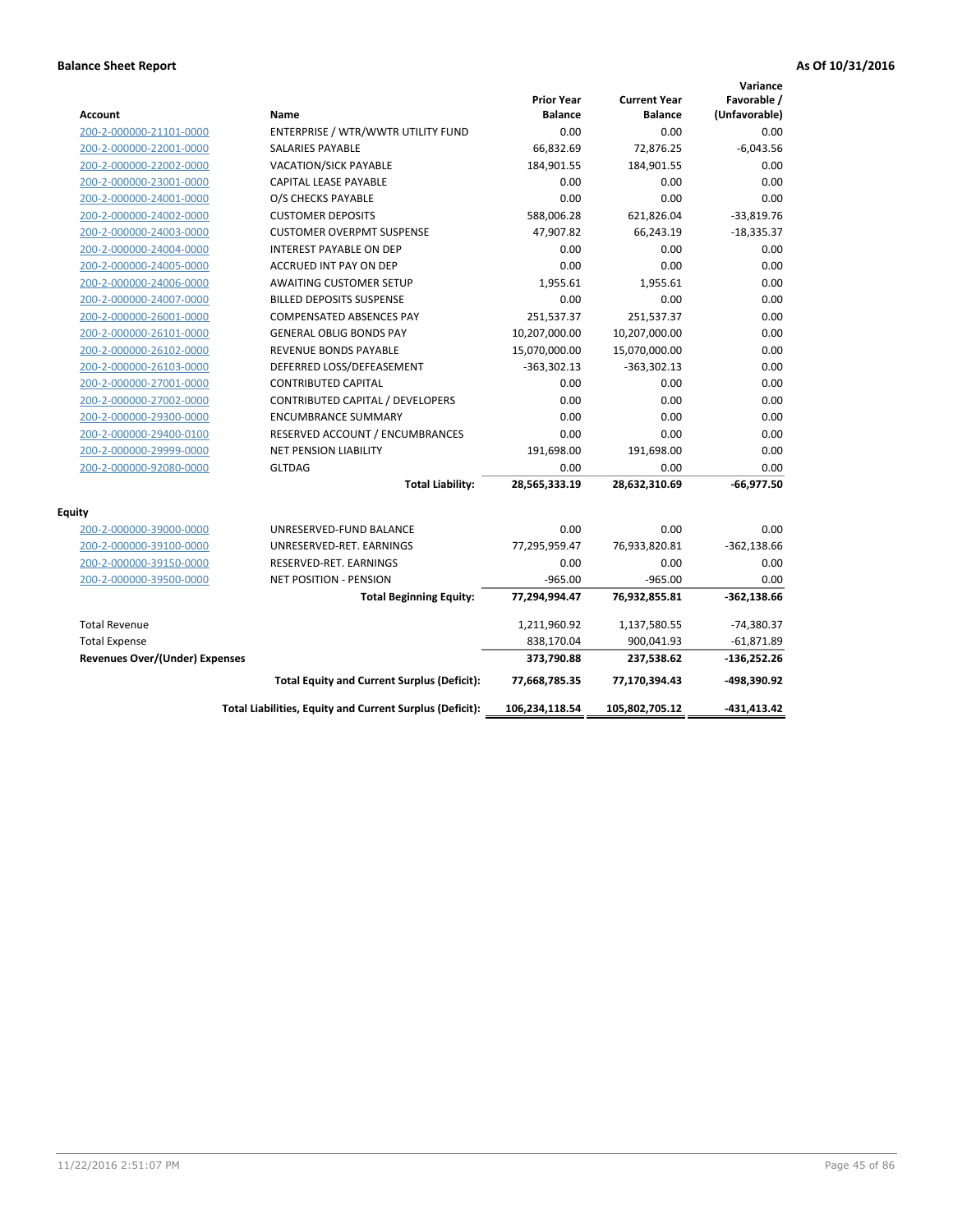**Balance Sheet Report** — As Of 10/31/2016

| Account | Name | Prior Year Balance | Current Year Balance | Variance Favorable / (Unfavorable) |
|---|---|---|---|---|
| 200-2-000000-21101-0000 | ENTERPRISE / WTR/WWTR UTILITY FUND | 0.00 | 0.00 | 0.00 |
| 200-2-000000-22001-0000 | SALARIES PAYABLE | 66,832.69 | 72,876.25 | -6,043.56 |
| 200-2-000000-22002-0000 | VACATION/SICK PAYABLE | 184,901.55 | 184,901.55 | 0.00 |
| 200-2-000000-23001-0000 | CAPITAL LEASE PAYABLE | 0.00 | 0.00 | 0.00 |
| 200-2-000000-24001-0000 | O/S CHECKS PAYABLE | 0.00 | 0.00 | 0.00 |
| 200-2-000000-24002-0000 | CUSTOMER DEPOSITS | 588,006.28 | 621,826.04 | -33,819.76 |
| 200-2-000000-24003-0000 | CUSTOMER OVERPMT SUSPENSE | 47,907.82 | 66,243.19 | -18,335.37 |
| 200-2-000000-24004-0000 | INTEREST PAYABLE ON DEP | 0.00 | 0.00 | 0.00 |
| 200-2-000000-24005-0000 | ACCRUED INT PAY ON DEP | 0.00 | 0.00 | 0.00 |
| 200-2-000000-24006-0000 | AWAITING CUSTOMER SETUP | 1,955.61 | 1,955.61 | 0.00 |
| 200-2-000000-24007-0000 | BILLED DEPOSITS SUSPENSE | 0.00 | 0.00 | 0.00 |
| 200-2-000000-26001-0000 | COMPENSATED ABSENCES PAY | 251,537.37 | 251,537.37 | 0.00 |
| 200-2-000000-26101-0000 | GENERAL OBLIG BONDS PAY | 10,207,000.00 | 10,207,000.00 | 0.00 |
| 200-2-000000-26102-0000 | REVENUE BONDS PAYABLE | 15,070,000.00 | 15,070,000.00 | 0.00 |
| 200-2-000000-26103-0000 | DEFERRED LOSS/DEFEASEMENT | -363,302.13 | -363,302.13 | 0.00 |
| 200-2-000000-27001-0000 | CONTRIBUTED CAPITAL | 0.00 | 0.00 | 0.00 |
| 200-2-000000-27002-0000 | CONTRIBUTED CAPITAL / DEVELOPERS | 0.00 | 0.00 | 0.00 |
| 200-2-000000-29300-0000 | ENCUMBRANCE SUMMARY | 0.00 | 0.00 | 0.00 |
| 200-2-000000-29400-0100 | RESERVED ACCOUNT / ENCUMBRANCES | 0.00 | 0.00 | 0.00 |
| 200-2-000000-29999-0000 | NET PENSION LIABILITY | 191,698.00 | 191,698.00 | 0.00 |
| 200-2-000000-92080-0000 | GLTDAG | 0.00 | 0.00 | 0.00 |
| | **Total Liability:** | **28,565,333.19** | **28,632,310.69** | **-66,977.50** |
| **Equity** | | | | |
| 200-2-000000-39000-0000 | UNRESERVED-FUND BALANCE | 0.00 | 0.00 | 0.00 |
| 200-2-000000-39100-0000 | UNRESERVED-RET. EARNINGS | 77,295,959.47 | 76,933,820.81 | -362,138.66 |
| 200-2-000000-39150-0000 | RESERVED-RET. EARNINGS | 0.00 | 0.00 | 0.00 |
| 200-2-000000-39500-0000 | NET POSITION - PENSION | -965.00 | -965.00 | 0.00 |
| | **Total Beginning Equity:** | **77,294,994.47** | **76,932,855.81** | **-362,138.66** |
| Total Revenue | | 1,211,960.92 | 1,137,580.55 | -74,380.37 |
| Total Expense | | 838,170.04 | 900,041.93 | -61,871.89 |
| **Revenues Over/(Under) Expenses** | | **373,790.88** | **237,538.62** | **-136,252.26** |
| | **Total Equity and Current Surplus (Deficit):** | **77,668,785.35** | **77,170,394.43** | **-498,390.92** |
| | **Total Liabilities, Equity and Current Surplus (Deficit):** | **106,234,118.54** | **105,802,705.12** | **-431,413.42** |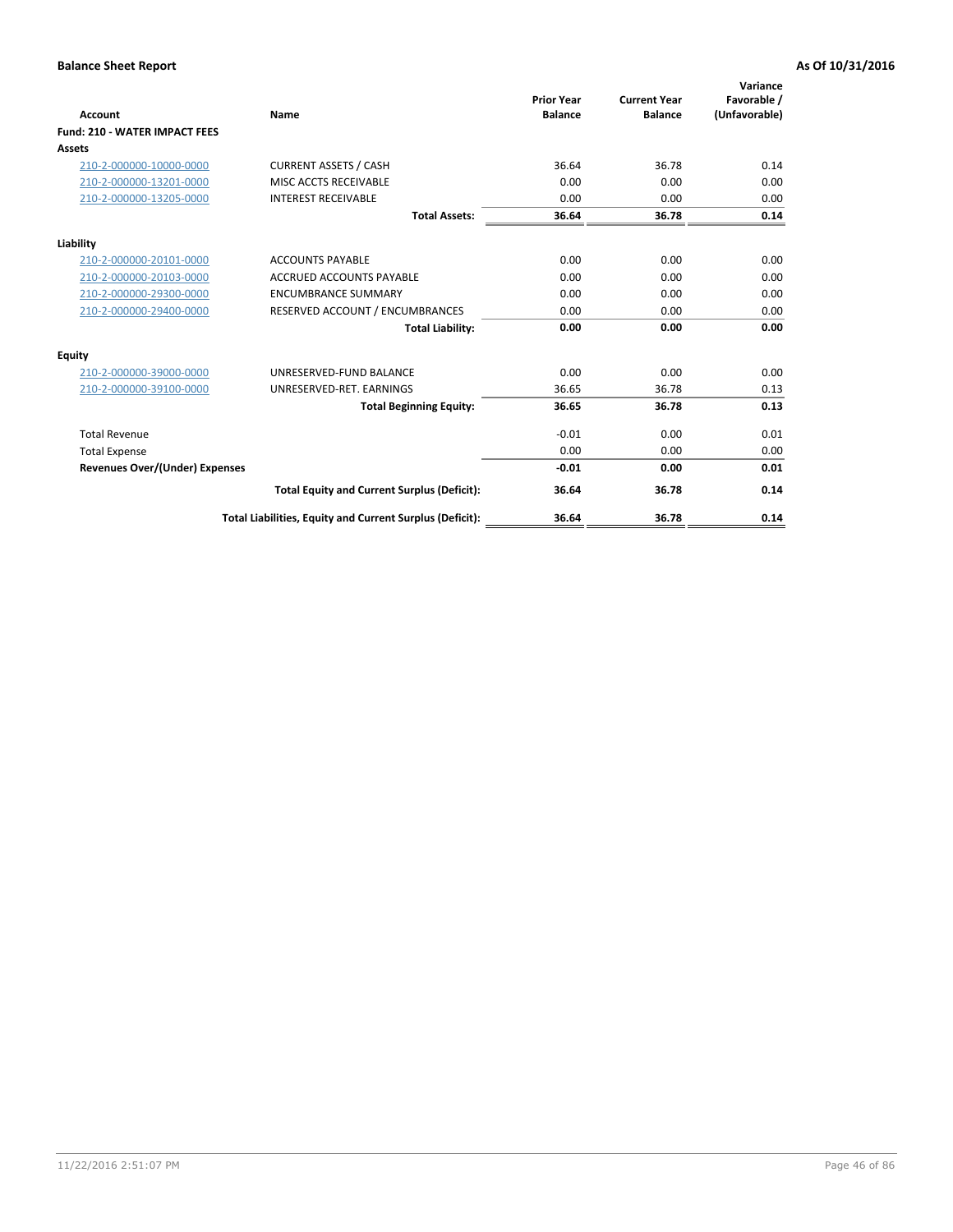**Balance Sheet Report** **As Of 10/31/2016**

| Account | Name | Prior Year Balance | Current Year Balance | Variance Favorable / (Unfavorable) |
|---|---|---|---|---|
| **Fund: 210 - WATER IMPACT FEES** | | | | |
| **Assets** | | | | |
| 210-2-000000-10000-0000 | CURRENT ASSETS / CASH | 36.64 | 36.78 | 0.14 |
| 210-2-000000-13201-0000 | MISC ACCTS RECEIVABLE | 0.00 | 0.00 | 0.00 |
| 210-2-000000-13205-0000 | INTEREST RECEIVABLE | 0.00 | 0.00 | 0.00 |
| | **Total Assets:** | **36.64** | **36.78** | **0.14** |
| **Liability** | | | | |
| 210-2-000000-20101-0000 | ACCOUNTS PAYABLE | 0.00 | 0.00 | 0.00 |
| 210-2-000000-20103-0000 | ACCRUED ACCOUNTS PAYABLE | 0.00 | 0.00 | 0.00 |
| 210-2-000000-29300-0000 | ENCUMBRANCE SUMMARY | 0.00 | 0.00 | 0.00 |
| 210-2-000000-29400-0000 | RESERVED ACCOUNT / ENCUMBRANCES | 0.00 | 0.00 | 0.00 |
| | **Total Liability:** | **0.00** | **0.00** | **0.00** |
| **Equity** | | | | |
| 210-2-000000-39000-0000 | UNRESERVED-FUND BALANCE | 0.00 | 0.00 | 0.00 |
| 210-2-000000-39100-0000 | UNRESERVED-RET. EARNINGS | 36.65 | 36.78 | 0.13 |
| | **Total Beginning Equity:** | **36.65** | **36.78** | **0.13** |
| Total Revenue | | -0.01 | 0.00 | 0.01 |
| Total Expense | | 0.00 | 0.00 | 0.00 |
| **Revenues Over/(Under) Expenses** | | **-0.01** | **0.00** | **0.01** |
| | **Total Equity and Current Surplus (Deficit):** | **36.64** | **36.78** | **0.14** |
| | **Total Liabilities, Equity and Current Surplus (Deficit):** | **36.64** | **36.78** | **0.14** |

11/22/2016 2:51:07 PM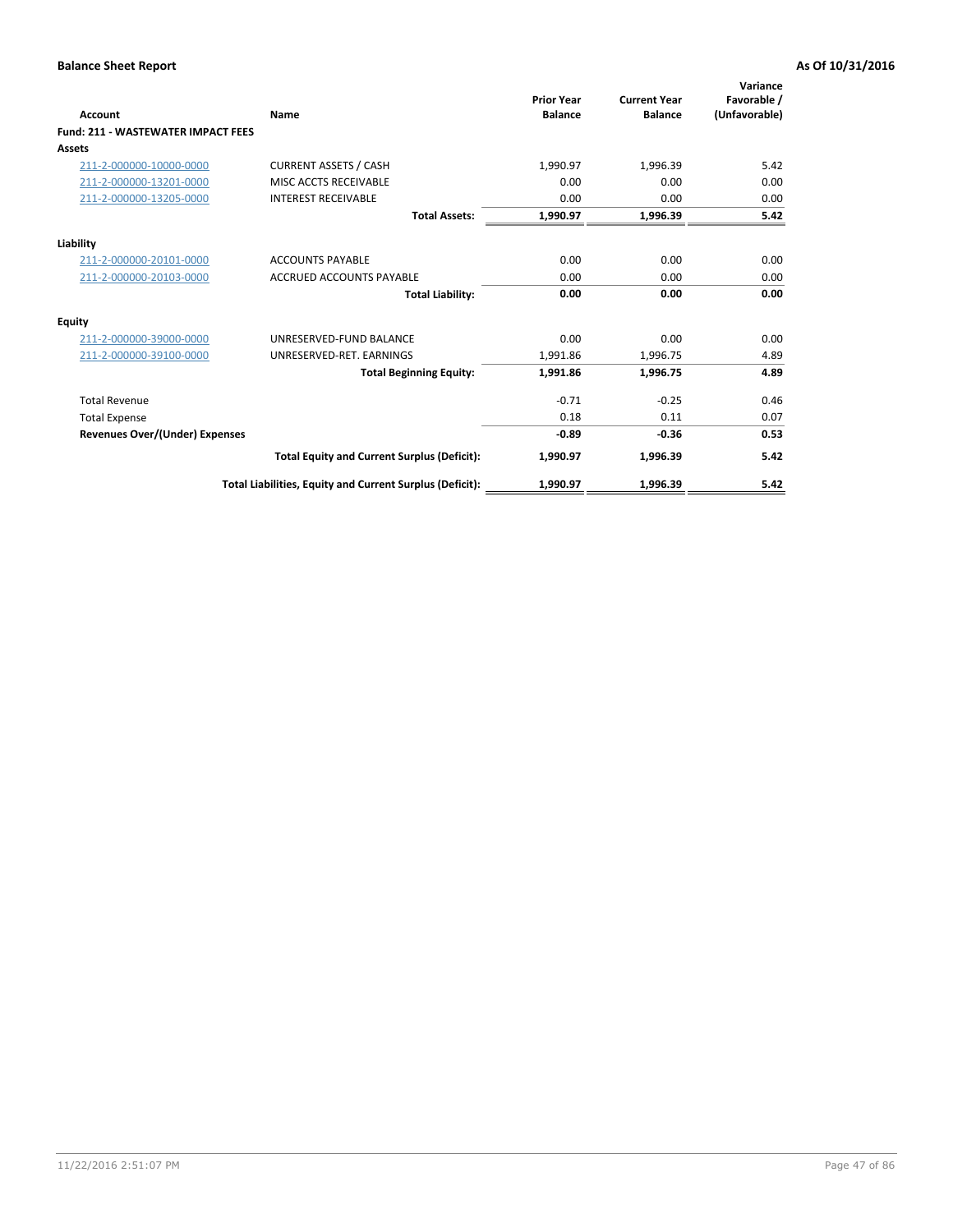**Balance Sheet Report** **As Of 10/31/2016**

| Account | Name | Prior Year Balance | Current Year Balance | Variance Favorable / (Unfavorable) |
|---|---|---|---|---|
| **Fund: 211 - WASTEWATER IMPACT FEES** | | | | |
| **Assets** | | | | |
| 211-2-000000-10000-0000 | CURRENT ASSETS / CASH | 1,990.97 | 1,996.39 | 5.42 |
| 211-2-000000-13201-0000 | MISC ACCTS RECEIVABLE | 0.00 | 0.00 | 0.00 |
| 211-2-000000-13205-0000 | INTEREST RECEIVABLE | 0.00 | 0.00 | 0.00 |
| | **Total Assets:** | **1,990.97** | **1,996.39** | **5.42** |
| **Liability** | | | | |
| 211-2-000000-20101-0000 | ACCOUNTS PAYABLE | 0.00 | 0.00 | 0.00 |
| 211-2-000000-20103-0000 | ACCRUED ACCOUNTS PAYABLE | 0.00 | 0.00 | 0.00 |
| | **Total Liability:** | **0.00** | **0.00** | **0.00** |
| **Equity** | | | | |
| 211-2-000000-39000-0000 | UNRESERVED-FUND BALANCE | 0.00 | 0.00 | 0.00 |
| 211-2-000000-39100-0000 | UNRESERVED-RET. EARNINGS | 1,991.86 | 1,996.75 | 4.89 |
| | **Total Beginning Equity:** | **1,991.86** | **1,996.75** | **4.89** |
| Total Revenue | | -0.71 | -0.25 | 0.46 |
| Total Expense | | 0.18 | 0.11 | 0.07 |
| **Revenues Over/(Under) Expenses** | | **-0.89** | **-0.36** | **0.53** |
| | **Total Equity and Current Surplus (Deficit):** | **1,990.97** | **1,996.39** | **5.42** |
| | **Total Liabilities, Equity and Current Surplus (Deficit):** | **1,990.97** | **1,996.39** | **5.42** |

11/22/2016 2:51:07 PM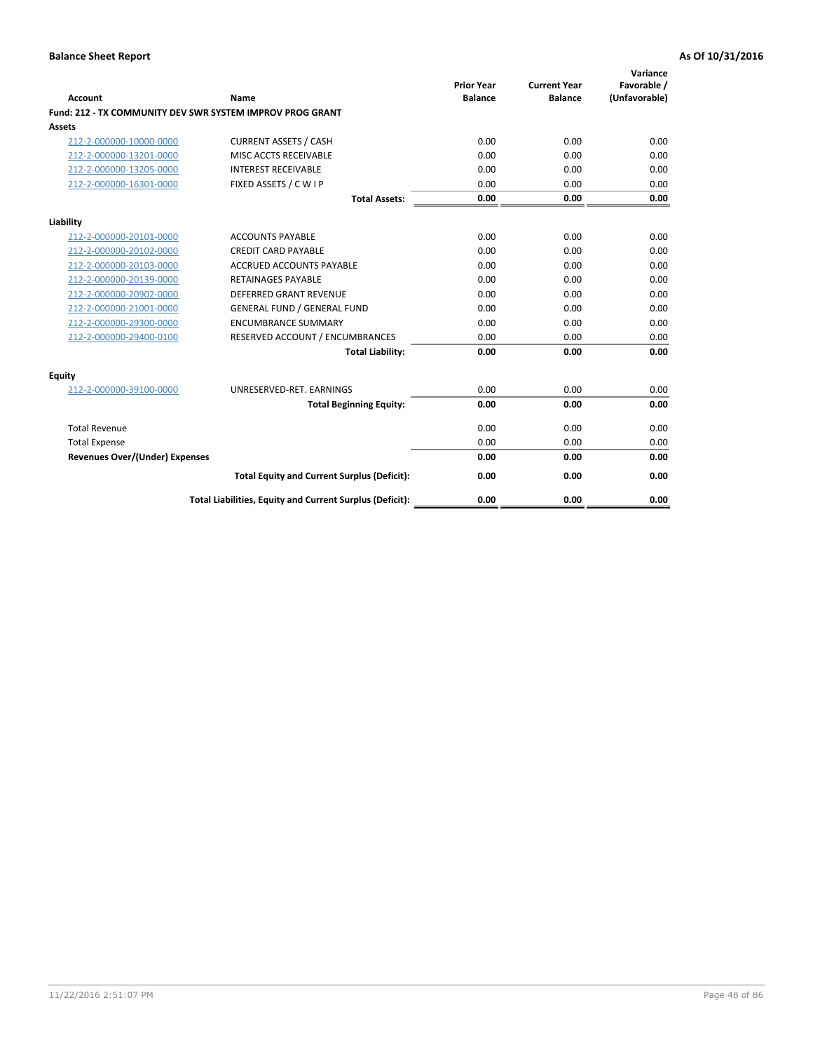**Balance Sheet Report** **As Of 10/31/2016**

| Account | Name | Prior Year Balance | Current Year Balance | Variance Favorable / (Unfavorable) |
|---|---|---|---|---|
| **Fund: 212 - TX COMMUNITY DEV SWR SYSTEM IMPROV PROG GRANT** | | | | |
| **Assets** | | | | |
| 212-2-000000-10000-0000 | CURRENT ASSETS / CASH | 0.00 | 0.00 | 0.00 |
| 212-2-000000-13201-0000 | MISC ACCTS RECEIVABLE | 0.00 | 0.00 | 0.00 |
| 212-2-000000-13205-0000 | INTEREST RECEIVABLE | 0.00 | 0.00 | 0.00 |
| 212-2-000000-16301-0000 | FIXED ASSETS / C W I P | 0.00 | 0.00 | 0.00 |
| | **Total Assets:** | **0.00** | **0.00** | **0.00** |
| **Liability** | | | | |
| 212-2-000000-20101-0000 | ACCOUNTS PAYABLE | 0.00 | 0.00 | 0.00 |
| 212-2-000000-20102-0000 | CREDIT CARD PAYABLE | 0.00 | 0.00 | 0.00 |
| 212-2-000000-20103-0000 | ACCRUED ACCOUNTS PAYABLE | 0.00 | 0.00 | 0.00 |
| 212-2-000000-20139-0000 | RETAINAGES PAYABLE | 0.00 | 0.00 | 0.00 |
| 212-2-000000-20902-0000 | DEFERRED GRANT REVENUE | 0.00 | 0.00 | 0.00 |
| 212-2-000000-21001-0000 | GENERAL FUND / GENERAL FUND | 0.00 | 0.00 | 0.00 |
| 212-2-000000-29300-0000 | ENCUMBRANCE SUMMARY | 0.00 | 0.00 | 0.00 |
| 212-2-000000-29400-0100 | RESERVED ACCOUNT / ENCUMBRANCES | 0.00 | 0.00 | 0.00 |
| | **Total Liability:** | **0.00** | **0.00** | **0.00** |
| **Equity** | | | | |
| 212-2-000000-39100-0000 | UNRESERVED-RET. EARNINGS | 0.00 | 0.00 | 0.00 |
| | **Total Beginning Equity:** | **0.00** | **0.00** | **0.00** |
| Total Revenue | | 0.00 | 0.00 | 0.00 |
| Total Expense | | 0.00 | 0.00 | 0.00 |
| **Revenues Over/(Under) Expenses** | | **0.00** | **0.00** | **0.00** |
| | **Total Equity and Current Surplus (Deficit):** | **0.00** | **0.00** | **0.00** |
| | **Total Liabilities, Equity and Current Surplus (Deficit):** | **0.00** | **0.00** | **0.00** |

11/22/2016 2:51:07 PM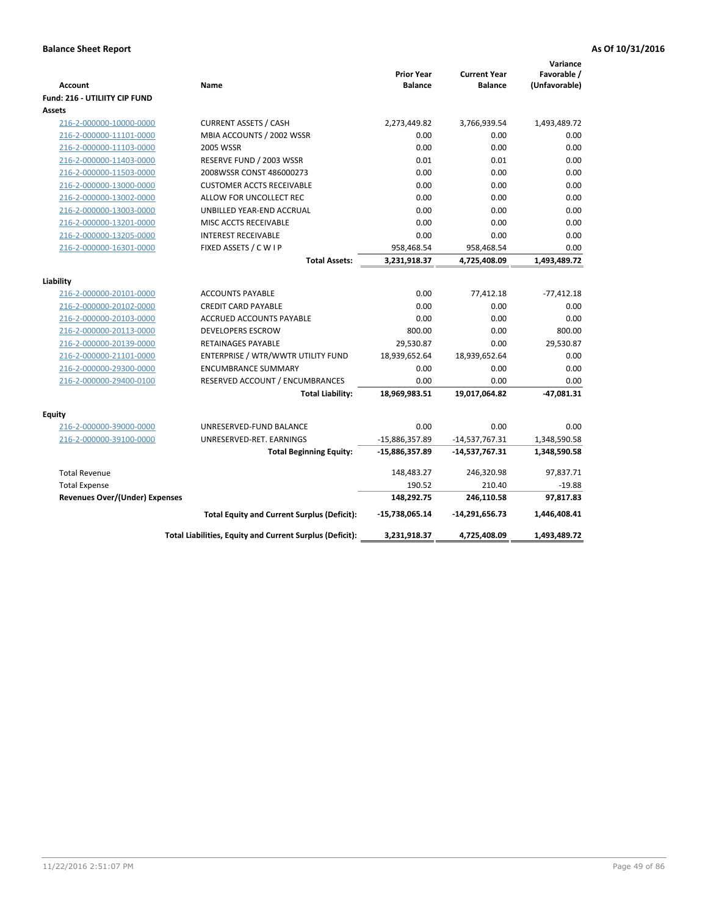**Balance Sheet Report** **As Of 10/31/2016**

| Account | Name | Prior Year Balance | Current Year Balance | Variance Favorable / (Unfavorable) |
|---|---|---|---|---|
| **Fund: 216 - UTILIITY CIP FUND** | | | | |
| **Assets** | | | | |
| 216-2-000000-10000-0000 | CURRENT ASSETS / CASH | 2,273,449.82 | 3,766,939.54 | 1,493,489.72 |
| 216-2-000000-11101-0000 | MBIA ACCOUNTS / 2002 WSSR | 0.00 | 0.00 | 0.00 |
| 216-2-000000-11103-0000 | 2005 WSSR | 0.00 | 0.00 | 0.00 |
| 216-2-000000-11403-0000 | RESERVE FUND / 2003 WSSR | 0.01 | 0.01 | 0.00 |
| 216-2-000000-11503-0000 | 2008WSSR CONST 486000273 | 0.00 | 0.00 | 0.00 |
| 216-2-000000-13000-0000 | CUSTOMER ACCTS RECEIVABLE | 0.00 | 0.00 | 0.00 |
| 216-2-000000-13002-0000 | ALLOW FOR UNCOLLECT REC | 0.00 | 0.00 | 0.00 |
| 216-2-000000-13003-0000 | UNBILLED YEAR-END ACCRUAL | 0.00 | 0.00 | 0.00 |
| 216-2-000000-13201-0000 | MISC ACCTS RECEIVABLE | 0.00 | 0.00 | 0.00 |
| 216-2-000000-13205-0000 | INTEREST RECEIVABLE | 0.00 | 0.00 | 0.00 |
| 216-2-000000-16301-0000 | FIXED ASSETS / C W I P | 958,468.54 | 958,468.54 | 0.00 |
| | **Total Assets:** | **3,231,918.37** | **4,725,408.09** | **1,493,489.72** |
| **Liability** | | | | |
| 216-2-000000-20101-0000 | ACCOUNTS PAYABLE | 0.00 | 77,412.18 | -77,412.18 |
| 216-2-000000-20102-0000 | CREDIT CARD PAYABLE | 0.00 | 0.00 | 0.00 |
| 216-2-000000-20103-0000 | ACCRUED ACCOUNTS PAYABLE | 0.00 | 0.00 | 0.00 |
| 216-2-000000-20113-0000 | DEVELOPERS ESCROW | 800.00 | 0.00 | 800.00 |
| 216-2-000000-20139-0000 | RETAINAGES PAYABLE | 29,530.87 | 0.00 | 29,530.87 |
| 216-2-000000-21101-0000 | ENTERPRISE / WTR/WWTR UTILITY FUND | 18,939,652.64 | 18,939,652.64 | 0.00 |
| 216-2-000000-29300-0000 | ENCUMBRANCE SUMMARY | 0.00 | 0.00 | 0.00 |
| 216-2-000000-29400-0100 | RESERVED ACCOUNT / ENCUMBRANCES | 0.00 | 0.00 | 0.00 |
| | **Total Liability:** | **18,969,983.51** | **19,017,064.82** | **-47,081.31** |
| **Equity** | | | | |
| 216-2-000000-39000-0000 | UNRESERVED-FUND BALANCE | 0.00 | 0.00 | 0.00 |
| 216-2-000000-39100-0000 | UNRESERVED-RET. EARNINGS | -15,886,357.89 | -14,537,767.31 | 1,348,590.58 |
| | **Total Beginning Equity:** | **-15,886,357.89** | **-14,537,767.31** | **1,348,590.58** |
| Total Revenue | | 148,483.27 | 246,320.98 | 97,837.71 |
| Total Expense | | 190.52 | 210.40 | -19.88 |
| **Revenues Over/(Under) Expenses** | | **148,292.75** | **246,110.58** | **97,817.83** |
| | **Total Equity and Current Surplus (Deficit):** | **-15,738,065.14** | **-14,291,656.73** | **1,446,408.41** |
| | **Total Liabilities, Equity and Current Surplus (Deficit):** | **3,231,918.37** | **4,725,408.09** | **1,493,489.72** |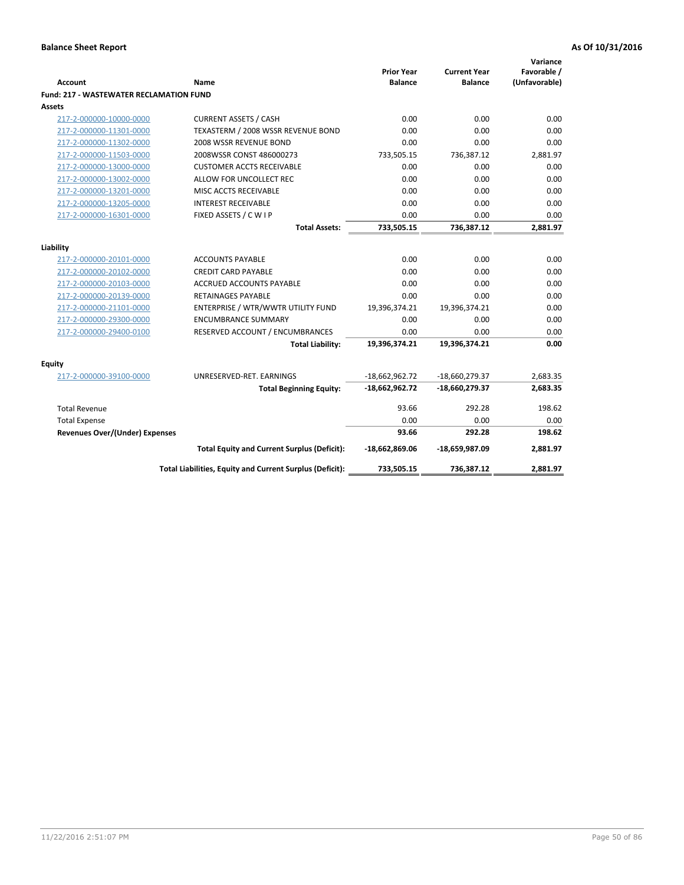**Balance Sheet Report** **As Of 10/31/2016**

| Account | Name | Prior Year Balance | Current Year Balance | Variance Favorable / (Unfavorable) |
|---|---|---|---|---|
| **Fund: 217 - WASTEWATER RECLAMATION FUND** | | | | |
| **Assets** | | | | |
| 217-2-000000-10000-0000 | CURRENT ASSETS / CASH | 0.00 | 0.00 | 0.00 |
| 217-2-000000-11301-0000 | TEXASTERM / 2008 WSSR REVENUE BOND | 0.00 | 0.00 | 0.00 |
| 217-2-000000-11302-0000 | 2008 WSSR REVENUE BOND | 0.00 | 0.00 | 0.00 |
| 217-2-000000-11503-0000 | 2008WSSR CONST 486000273 | 733,505.15 | 736,387.12 | 2,881.97 |
| 217-2-000000-13000-0000 | CUSTOMER ACCTS RECEIVABLE | 0.00 | 0.00 | 0.00 |
| 217-2-000000-13002-0000 | ALLOW FOR UNCOLLECT REC | 0.00 | 0.00 | 0.00 |
| 217-2-000000-13201-0000 | MISC ACCTS RECEIVABLE | 0.00 | 0.00 | 0.00 |
| 217-2-000000-13205-0000 | INTEREST RECEIVABLE | 0.00 | 0.00 | 0.00 |
| 217-2-000000-16301-0000 | FIXED ASSETS / C W I P | 0.00 | 0.00 | 0.00 |
| | **Total Assets:** | **733,505.15** | **736,387.12** | **2,881.97** |
| **Liability** | | | | |
| 217-2-000000-20101-0000 | ACCOUNTS PAYABLE | 0.00 | 0.00 | 0.00 |
| 217-2-000000-20102-0000 | CREDIT CARD PAYABLE | 0.00 | 0.00 | 0.00 |
| 217-2-000000-20103-0000 | ACCRUED ACCOUNTS PAYABLE | 0.00 | 0.00 | 0.00 |
| 217-2-000000-20139-0000 | RETAINAGES PAYABLE | 0.00 | 0.00 | 0.00 |
| 217-2-000000-21101-0000 | ENTERPRISE / WTR/WWTR UTILITY FUND | 19,396,374.21 | 19,396,374.21 | 0.00 |
| 217-2-000000-29300-0000 | ENCUMBRANCE SUMMARY | 0.00 | 0.00 | 0.00 |
| 217-2-000000-29400-0100 | RESERVED ACCOUNT / ENCUMBRANCES | 0.00 | 0.00 | 0.00 |
| | **Total Liability:** | **19,396,374.21** | **19,396,374.21** | **0.00** |
| **Equity** | | | | |
| 217-2-000000-39100-0000 | UNRESERVED-RET. EARNINGS | -18,662,962.72 | -18,660,279.37 | 2,683.35 |
| | **Total Beginning Equity:** | **-18,662,962.72** | **-18,660,279.37** | **2,683.35** |
| Total Revenue | | 93.66 | 292.28 | 198.62 |
| Total Expense | | 0.00 | 0.00 | 0.00 |
| **Revenues Over/(Under) Expenses** | | **93.66** | **292.28** | **198.62** |
| | **Total Equity and Current Surplus (Deficit):** | **-18,662,869.06** | **-18,659,987.09** | **2,881.97** |
| | **Total Liabilities, Equity and Current Surplus (Deficit):** | **733,505.15** | **736,387.12** | **2,881.97** |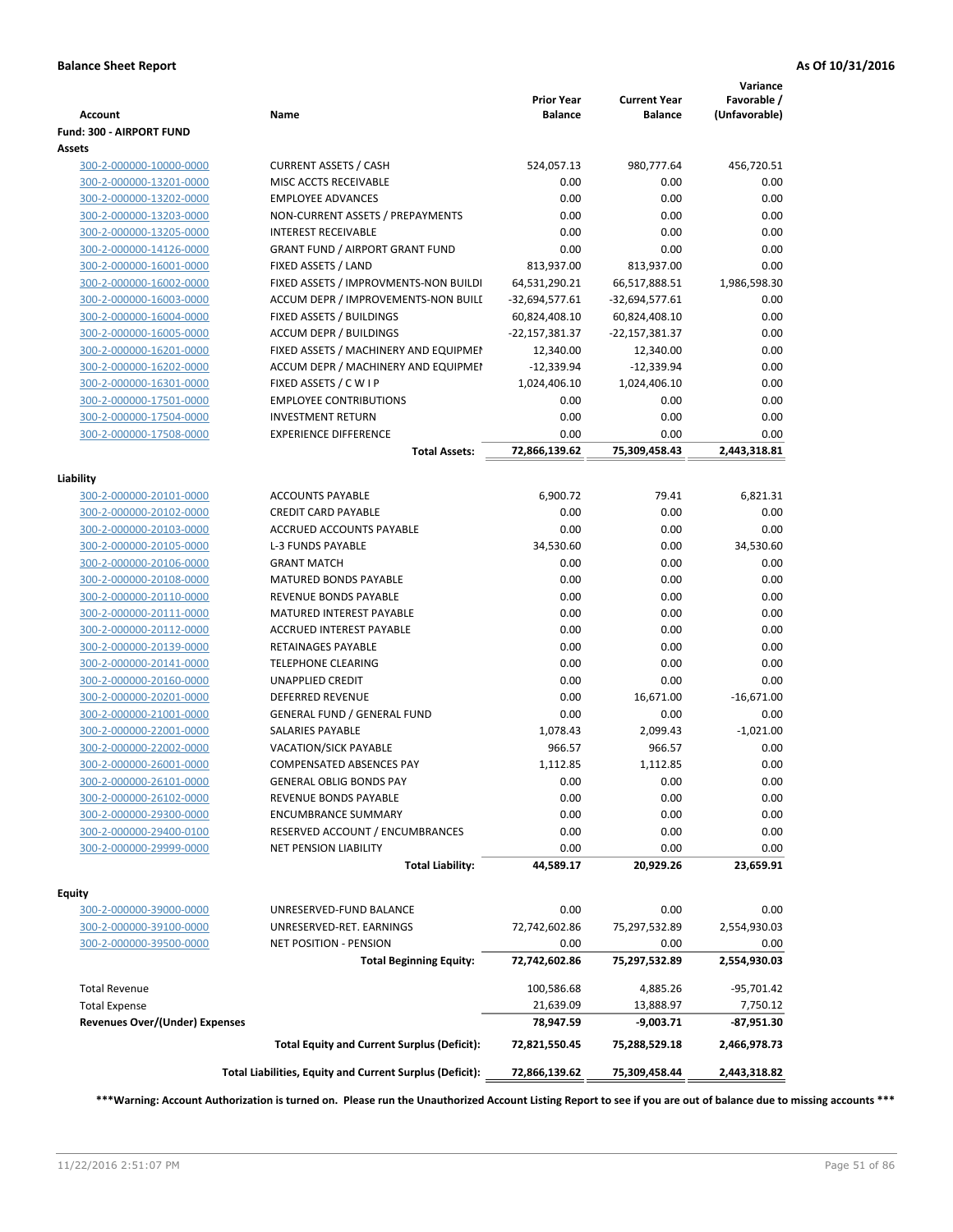**Balance Sheet Report** **As Of 10/31/2016**

| Account | Name | Prior Year Balance | Current Year Balance | Variance Favorable / (Unfavorable) |
|---|---|---|---|---|
| **Fund: 300 - AIRPORT FUND** | | | | |
| **Assets** | | | | |
| 300-2-000000-10000-0000 | CURRENT ASSETS / CASH | 524,057.13 | 980,777.64 | 456,720.51 |
| 300-2-000000-13201-0000 | MISC ACCTS RECEIVABLE | 0.00 | 0.00 | 0.00 |
| 300-2-000000-13202-0000 | EMPLOYEE ADVANCES | 0.00 | 0.00 | 0.00 |
| 300-2-000000-13203-0000 | NON-CURRENT ASSETS / PREPAYMENTS | 0.00 | 0.00 | 0.00 |
| 300-2-000000-13205-0000 | INTEREST RECEIVABLE | 0.00 | 0.00 | 0.00 |
| 300-2-000000-14126-0000 | GRANT FUND / AIRPORT GRANT FUND | 0.00 | 0.00 | 0.00 |
| 300-2-000000-16001-0000 | FIXED ASSETS / LAND | 813,937.00 | 813,937.00 | 0.00 |
| 300-2-000000-16002-0000 | FIXED ASSETS / IMPROVMENTS-NON BUILDI | 64,531,290.21 | 66,517,888.51 | 1,986,598.30 |
| 300-2-000000-16003-0000 | ACCUM DEPR / IMPROVEMENTS-NON BUILI | -32,694,577.61 | -32,694,577.61 | 0.00 |
| 300-2-000000-16004-0000 | FIXED ASSETS / BUILDINGS | 60,824,408.10 | 60,824,408.10 | 0.00 |
| 300-2-000000-16005-0000 | ACCUM DEPR / BUILDINGS | -22,157,381.37 | -22,157,381.37 | 0.00 |
| 300-2-000000-16201-0000 | FIXED ASSETS / MACHINERY AND EQUIPMEI | 12,340.00 | 12,340.00 | 0.00 |
| 300-2-000000-16202-0000 | ACCUM DEPR / MACHINERY AND EQUIPMEI | -12,339.94 | -12,339.94 | 0.00 |
| 300-2-000000-16301-0000 | FIXED ASSETS / C W I P | 1,024,406.10 | 1,024,406.10 | 0.00 |
| 300-2-000000-17501-0000 | EMPLOYEE CONTRIBUTIONS | 0.00 | 0.00 | 0.00 |
| 300-2-000000-17504-0000 | INVESTMENT RETURN | 0.00 | 0.00 | 0.00 |
| 300-2-000000-17508-0000 | EXPERIENCE DIFFERENCE | 0.00 | 0.00 | 0.00 |
| | **Total Assets:** | **72,866,139.62** | **75,309,458.43** | **2,443,318.81** |
| **Liability** | | | | |
| 300-2-000000-20101-0000 | ACCOUNTS PAYABLE | 6,900.72 | 79.41 | 6,821.31 |
| 300-2-000000-20102-0000 | CREDIT CARD PAYABLE | 0.00 | 0.00 | 0.00 |
| 300-2-000000-20103-0000 | ACCRUED ACCOUNTS PAYABLE | 0.00 | 0.00 | 0.00 |
| 300-2-000000-20105-0000 | L-3 FUNDS PAYABLE | 34,530.60 | 0.00 | 34,530.60 |
| 300-2-000000-20106-0000 | GRANT MATCH | 0.00 | 0.00 | 0.00 |
| 300-2-000000-20108-0000 | MATURED BONDS PAYABLE | 0.00 | 0.00 | 0.00 |
| 300-2-000000-20110-0000 | REVENUE BONDS PAYABLE | 0.00 | 0.00 | 0.00 |
| 300-2-000000-20111-0000 | MATURED INTEREST PAYABLE | 0.00 | 0.00 | 0.00 |
| 300-2-000000-20112-0000 | ACCRUED INTEREST PAYABLE | 0.00 | 0.00 | 0.00 |
| 300-2-000000-20139-0000 | RETAINAGES PAYABLE | 0.00 | 0.00 | 0.00 |
| 300-2-000000-20141-0000 | TELEPHONE CLEARING | 0.00 | 0.00 | 0.00 |
| 300-2-000000-20160-0000 | UNAPPLIED CREDIT | 0.00 | 0.00 | 0.00 |
| 300-2-000000-20201-0000 | DEFERRED REVENUE | 0.00 | 16,671.00 | -16,671.00 |
| 300-2-000000-21001-0000 | GENERAL FUND / GENERAL FUND | 0.00 | 0.00 | 0.00 |
| 300-2-000000-22001-0000 | SALARIES PAYABLE | 1,078.43 | 2,099.43 | -1,021.00 |
| 300-2-000000-22002-0000 | VACATION/SICK PAYABLE | 966.57 | 966.57 | 0.00 |
| 300-2-000000-26001-0000 | COMPENSATED ABSENCES PAY | 1,112.85 | 1,112.85 | 0.00 |
| 300-2-000000-26101-0000 | GENERAL OBLIG BONDS PAY | 0.00 | 0.00 | 0.00 |
| 300-2-000000-26102-0000 | REVENUE BONDS PAYABLE | 0.00 | 0.00 | 0.00 |
| 300-2-000000-29300-0000 | ENCUMBRANCE SUMMARY | 0.00 | 0.00 | 0.00 |
| 300-2-000000-29400-0100 | RESERVED ACCOUNT / ENCUMBRANCES | 0.00 | 0.00 | 0.00 |
| 300-2-000000-29999-0000 | NET PENSION LIABILITY | 0.00 | 0.00 | 0.00 |
| | **Total Liability:** | **44,589.17** | **20,929.26** | **23,659.91** |
| **Equity** | | | | |
| 300-2-000000-39000-0000 | UNRESERVED-FUND BALANCE | 0.00 | 0.00 | 0.00 |
| 300-2-000000-39100-0000 | UNRESERVED-RET. EARNINGS | 72,742,602.86 | 75,297,532.89 | 2,554,930.03 |
| 300-2-000000-39500-0000 | NET POSITION - PENSION | 0.00 | 0.00 | 0.00 |
| | **Total Beginning Equity:** | **72,742,602.86** | **75,297,532.89** | **2,554,930.03** |
| Total Revenue | | 100,586.68 | 4,885.26 | -95,701.42 |
| Total Expense | | 21,639.09 | 13,888.97 | 7,750.12 |
| **Revenues Over/(Under) Expenses** | | **78,947.59** | **-9,003.71** | **-87,951.30** |
| | **Total Equity and Current Surplus (Deficit):** | **72,821,550.45** | **75,288,529.18** | **2,466,978.73** |
| | **Total Liabilities, Equity and Current Surplus (Deficit):** | **72,866,139.62** | **75,309,458.44** | **2,443,318.82** |

**\*\*\*Warning: Account Authorization is turned on. Please run the Unauthorized Account Listing Report to see if you are out of balance due to missing accounts \*\*\***

11/22/2016 2:51:07 PM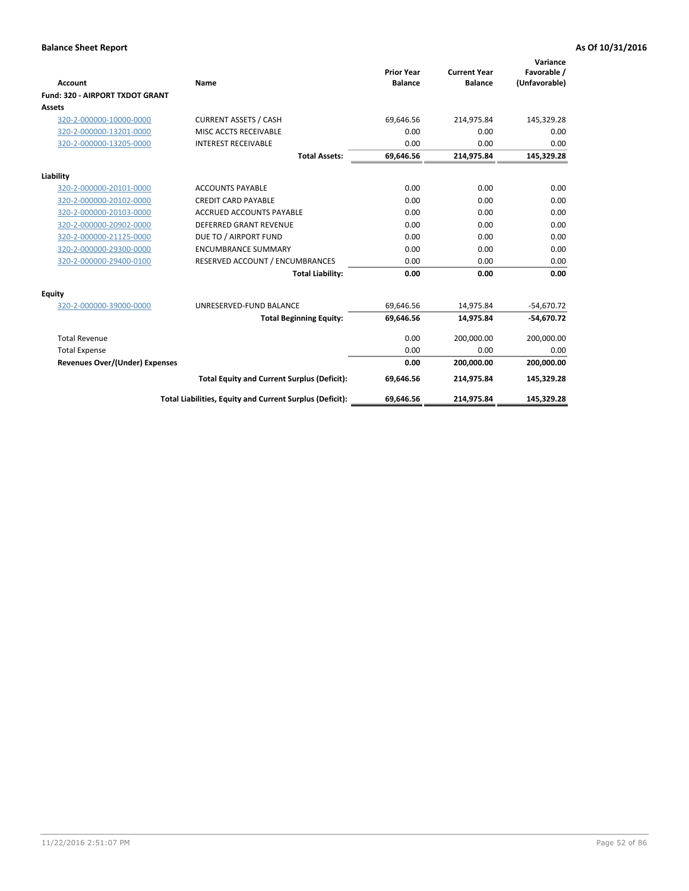**Balance Sheet Report** — As Of 10/31/2016

| Account | Name | Prior Year Balance | Current Year Balance | Variance Favorable / (Unfavorable) |
|---|---|---|---|---|
| **Fund: 320 - AIRPORT TXDOT GRANT** | | | | |
| **Assets** | | | | |
| 320-2-000000-10000-0000 | CURRENT ASSETS / CASH | 69,646.56 | 214,975.84 | 145,329.28 |
| 320-2-000000-13201-0000 | MISC ACCTS RECEIVABLE | 0.00 | 0.00 | 0.00 |
| 320-2-000000-13205-0000 | INTEREST RECEIVABLE | 0.00 | 0.00 | 0.00 |
| | **Total Assets:** | **69,646.56** | **214,975.84** | **145,329.28** |
| **Liability** | | | | |
| 320-2-000000-20101-0000 | ACCOUNTS PAYABLE | 0.00 | 0.00 | 0.00 |
| 320-2-000000-20102-0000 | CREDIT CARD PAYABLE | 0.00 | 0.00 | 0.00 |
| 320-2-000000-20103-0000 | ACCRUED ACCOUNTS PAYABLE | 0.00 | 0.00 | 0.00 |
| 320-2-000000-20902-0000 | DEFERRED GRANT REVENUE | 0.00 | 0.00 | 0.00 |
| 320-2-000000-21125-0000 | DUE TO / AIRPORT FUND | 0.00 | 0.00 | 0.00 |
| 320-2-000000-29300-0000 | ENCUMBRANCE SUMMARY | 0.00 | 0.00 | 0.00 |
| 320-2-000000-29400-0100 | RESERVED ACCOUNT / ENCUMBRANCES | 0.00 | 0.00 | 0.00 |
| | **Total Liability:** | **0.00** | **0.00** | **0.00** |
| **Equity** | | | | |
| 320-2-000000-39000-0000 | UNRESERVED-FUND BALANCE | 69,646.56 | 14,975.84 | -54,670.72 |
| | **Total Beginning Equity:** | **69,646.56** | **14,975.84** | **-54,670.72** |
| Total Revenue | | 0.00 | 200,000.00 | 200,000.00 |
| Total Expense | | 0.00 | 0.00 | 0.00 |
| **Revenues Over/(Under) Expenses** | | **0.00** | **200,000.00** | **200,000.00** |
| | **Total Equity and Current Surplus (Deficit):** | **69,646.56** | **214,975.84** | **145,329.28** |
| | **Total Liabilities, Equity and Current Surplus (Deficit):** | **69,646.56** | **214,975.84** | **145,329.28** |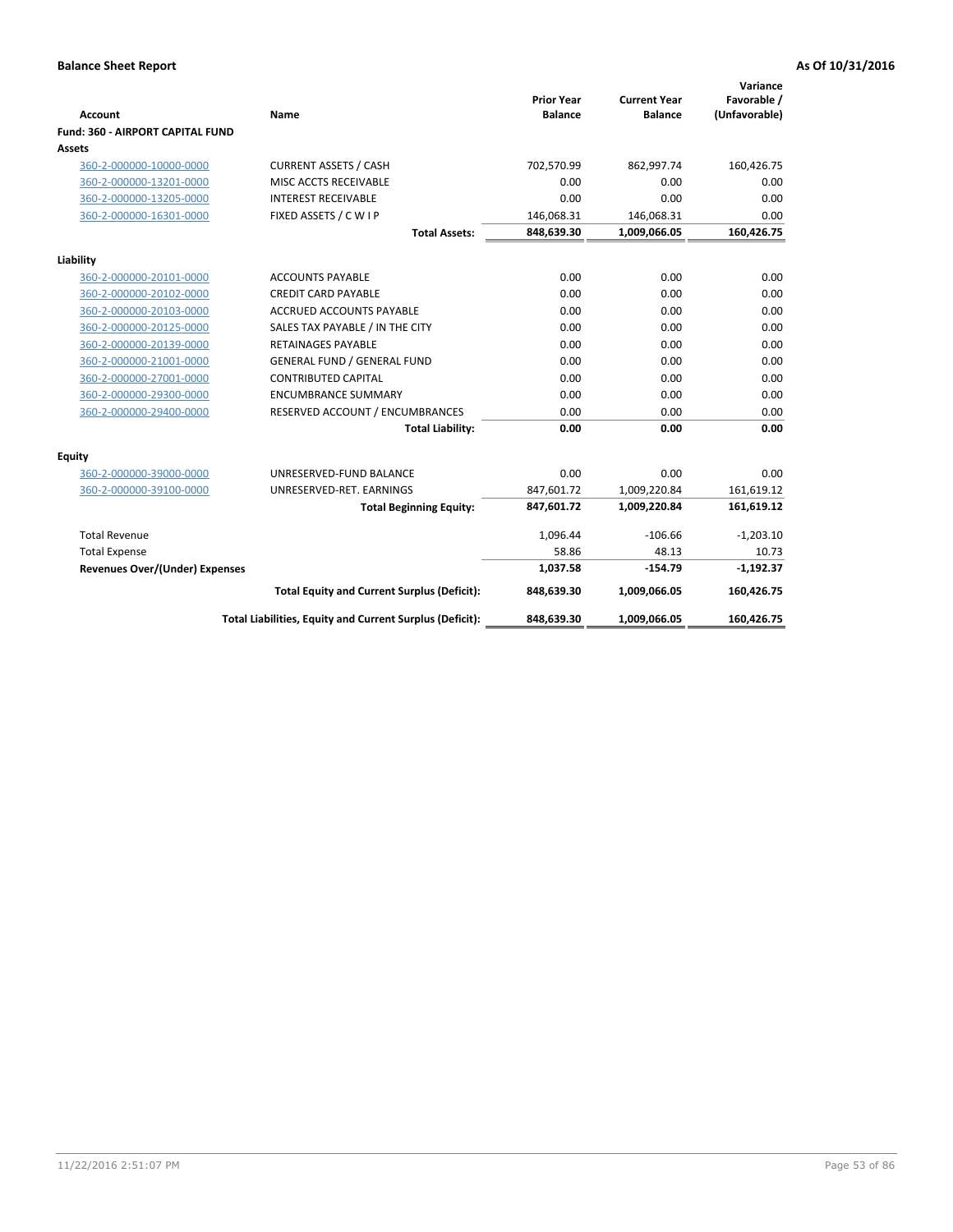**Balance Sheet Report** **As Of 10/31/2016**

| Account | Name | Prior Year Balance | Current Year Balance | Variance Favorable / (Unfavorable) |
|---|---|---|---|---|
| **Fund: 360 - AIRPORT CAPITAL FUND** | | | | |
| **Assets** | | | | |
| 360-2-000000-10000-0000 | CURRENT ASSETS / CASH | 702,570.99 | 862,997.74 | 160,426.75 |
| 360-2-000000-13201-0000 | MISC ACCTS RECEIVABLE | 0.00 | 0.00 | 0.00 |
| 360-2-000000-13205-0000 | INTEREST RECEIVABLE | 0.00 | 0.00 | 0.00 |
| 360-2-000000-16301-0000 | FIXED ASSETS / C W I P | 146,068.31 | 146,068.31 | 0.00 |
| | **Total Assets:** | **848,639.30** | **1,009,066.05** | **160,426.75** |
| **Liability** | | | | |
| 360-2-000000-20101-0000 | ACCOUNTS PAYABLE | 0.00 | 0.00 | 0.00 |
| 360-2-000000-20102-0000 | CREDIT CARD PAYABLE | 0.00 | 0.00 | 0.00 |
| 360-2-000000-20103-0000 | ACCRUED ACCOUNTS PAYABLE | 0.00 | 0.00 | 0.00 |
| 360-2-000000-20125-0000 | SALES TAX PAYABLE / IN THE CITY | 0.00 | 0.00 | 0.00 |
| 360-2-000000-20139-0000 | RETAINAGES PAYABLE | 0.00 | 0.00 | 0.00 |
| 360-2-000000-21001-0000 | GENERAL FUND / GENERAL FUND | 0.00 | 0.00 | 0.00 |
| 360-2-000000-27001-0000 | CONTRIBUTED CAPITAL | 0.00 | 0.00 | 0.00 |
| 360-2-000000-29300-0000 | ENCUMBRANCE SUMMARY | 0.00 | 0.00 | 0.00 |
| 360-2-000000-29400-0000 | RESERVED ACCOUNT / ENCUMBRANCES | 0.00 | 0.00 | 0.00 |
| | **Total Liability:** | **0.00** | **0.00** | **0.00** |
| **Equity** | | | | |
| 360-2-000000-39000-0000 | UNRESERVED-FUND BALANCE | 0.00 | 0.00 | 0.00 |
| 360-2-000000-39100-0000 | UNRESERVED-RET. EARNINGS | 847,601.72 | 1,009,220.84 | 161,619.12 |
| | **Total Beginning Equity:** | **847,601.72** | **1,009,220.84** | **161,619.12** |
| Total Revenue | | 1,096.44 | -106.66 | -1,203.10 |
| Total Expense | | 58.86 | 48.13 | 10.73 |
| **Revenues Over/(Under) Expenses** | | **1,037.58** | **-154.79** | **-1,192.37** |
| | **Total Equity and Current Surplus (Deficit):** | **848,639.30** | **1,009,066.05** | **160,426.75** |
| | **Total Liabilities, Equity and Current Surplus (Deficit):** | **848,639.30** | **1,009,066.05** | **160,426.75** |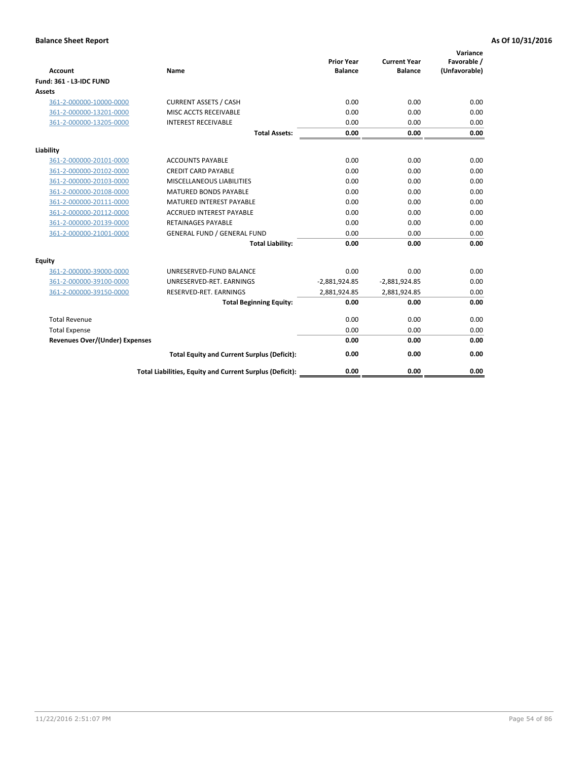**Balance Sheet Report** | **As Of 10/31/2016**

| Account | Name | Prior Year Balance | Current Year Balance | Variance Favorable / (Unfavorable) |
|---|---|---|---|---|
| **Fund: 361 - L3-IDC FUND** | | | | |
| **Assets** | | | | |
| 361-2-000000-10000-0000 | CURRENT ASSETS / CASH | 0.00 | 0.00 | 0.00 |
| 361-2-000000-13201-0000 | MISC ACCTS RECEIVABLE | 0.00 | 0.00 | 0.00 |
| 361-2-000000-13205-0000 | INTEREST RECEIVABLE | 0.00 | 0.00 | 0.00 |
| | **Total Assets:** | **0.00** | **0.00** | **0.00** |
| **Liability** | | | | |
| 361-2-000000-20101-0000 | ACCOUNTS PAYABLE | 0.00 | 0.00 | 0.00 |
| 361-2-000000-20102-0000 | CREDIT CARD PAYABLE | 0.00 | 0.00 | 0.00 |
| 361-2-000000-20103-0000 | MISCELLANEOUS LIABILITIES | 0.00 | 0.00 | 0.00 |
| 361-2-000000-20108-0000 | MATURED BONDS PAYABLE | 0.00 | 0.00 | 0.00 |
| 361-2-000000-20111-0000 | MATURED INTEREST PAYABLE | 0.00 | 0.00 | 0.00 |
| 361-2-000000-20112-0000 | ACCRUED INTEREST PAYABLE | 0.00 | 0.00 | 0.00 |
| 361-2-000000-20139-0000 | RETAINAGES PAYABLE | 0.00 | 0.00 | 0.00 |
| 361-2-000000-21001-0000 | GENERAL FUND / GENERAL FUND | 0.00 | 0.00 | 0.00 |
| | **Total Liability:** | **0.00** | **0.00** | **0.00** |
| **Equity** | | | | |
| 361-2-000000-39000-0000 | UNRESERVED-FUND BALANCE | 0.00 | 0.00 | 0.00 |
| 361-2-000000-39100-0000 | UNRESERVED-RET. EARNINGS | -2,881,924.85 | -2,881,924.85 | 0.00 |
| 361-2-000000-39150-0000 | RESERVED-RET. EARNINGS | 2,881,924.85 | 2,881,924.85 | 0.00 |
| | **Total Beginning Equity:** | **0.00** | **0.00** | **0.00** |
| Total Revenue | | 0.00 | 0.00 | 0.00 |
| Total Expense | | 0.00 | 0.00 | 0.00 |
| **Revenues Over/(Under) Expenses** | | **0.00** | **0.00** | **0.00** |
| | **Total Equity and Current Surplus (Deficit):** | **0.00** | **0.00** | **0.00** |
| | **Total Liabilities, Equity and Current Surplus (Deficit):** | **0.00** | **0.00** | **0.00** |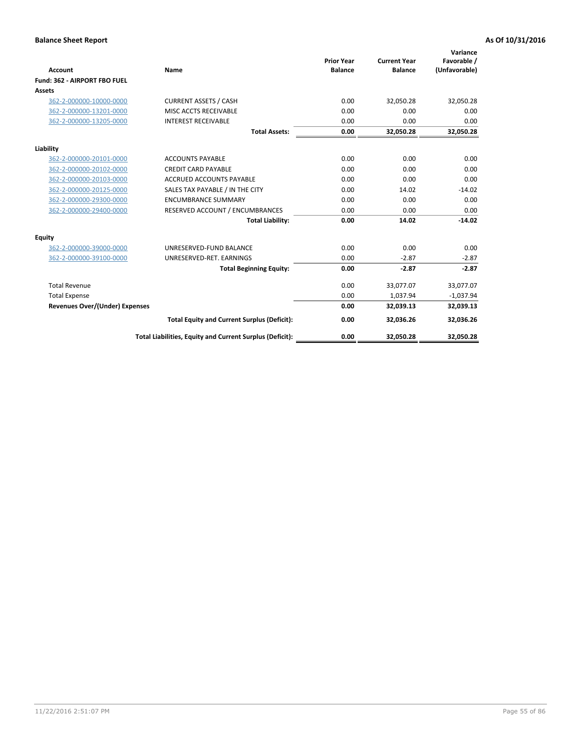**Balance Sheet Report** **As Of 10/31/2016**

| Account | Name | Prior Year Balance | Current Year Balance | Variance Favorable / (Unfavorable) |
|---|---|---|---|---|
| **Fund: 362 - AIRPORT FBO FUEL** | | | | |
| **Assets** | | | | |
| 362-2-000000-10000-0000 | CURRENT ASSETS / CASH | 0.00 | 32,050.28 | 32,050.28 |
| 362-2-000000-13201-0000 | MISC ACCTS RECEIVABLE | 0.00 | 0.00 | 0.00 |
| 362-2-000000-13205-0000 | INTEREST RECEIVABLE | 0.00 | 0.00 | 0.00 |
| | **Total Assets:** | **0.00** | **32,050.28** | **32,050.28** |
| **Liability** | | | | |
| 362-2-000000-20101-0000 | ACCOUNTS PAYABLE | 0.00 | 0.00 | 0.00 |
| 362-2-000000-20102-0000 | CREDIT CARD PAYABLE | 0.00 | 0.00 | 0.00 |
| 362-2-000000-20103-0000 | ACCRUED ACCOUNTS PAYABLE | 0.00 | 0.00 | 0.00 |
| 362-2-000000-20125-0000 | SALES TAX PAYABLE / IN THE CITY | 0.00 | 14.02 | -14.02 |
| 362-2-000000-29300-0000 | ENCUMBRANCE SUMMARY | 0.00 | 0.00 | 0.00 |
| 362-2-000000-29400-0000 | RESERVED ACCOUNT / ENCUMBRANCES | 0.00 | 0.00 | 0.00 |
| | **Total Liability:** | **0.00** | **14.02** | **-14.02** |
| **Equity** | | | | |
| 362-2-000000-39000-0000 | UNRESERVED-FUND BALANCE | 0.00 | 0.00 | 0.00 |
| 362-2-000000-39100-0000 | UNRESERVED-RET. EARNINGS | 0.00 | -2.87 | -2.87 |
| | **Total Beginning Equity:** | **0.00** | **-2.87** | **-2.87** |
| Total Revenue | | 0.00 | 33,077.07 | 33,077.07 |
| Total Expense | | 0.00 | 1,037.94 | -1,037.94 |
| **Revenues Over/(Under) Expenses** | | **0.00** | **32,039.13** | **32,039.13** |
| | **Total Equity and Current Surplus (Deficit):** | **0.00** | **32,036.26** | **32,036.26** |
| | **Total Liabilities, Equity and Current Surplus (Deficit):** | **0.00** | **32,050.28** | **32,050.28** |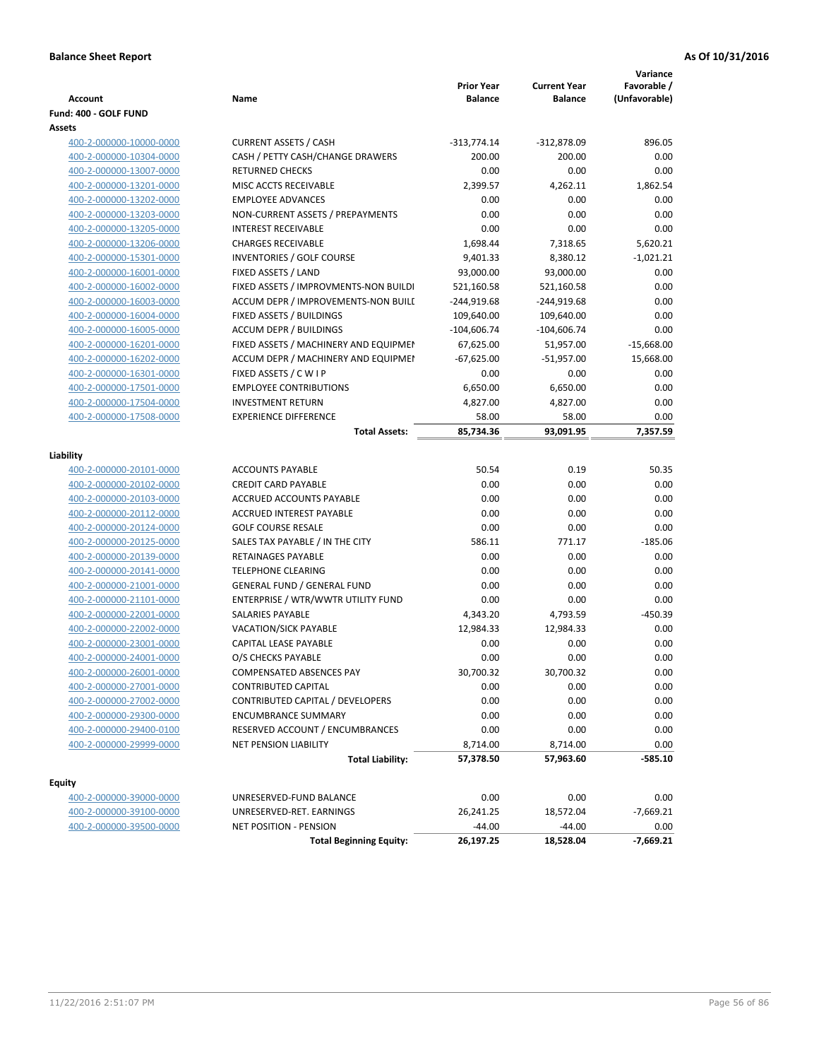**Balance Sheet Report** **As Of 10/31/2016**

| Account | Name | Prior Year Balance | Current Year Balance | Variance Favorable / (Unfavorable) |
|---|---|---|---|---|
| **Fund: 400 - GOLF FUND** | | | | |
| **Assets** | | | | |
| 400-2-000000-10000-0000 | CURRENT ASSETS / CASH | -313,774.14 | -312,878.09 | 896.05 |
| 400-2-000000-10304-0000 | CASH / PETTY CASH/CHANGE DRAWERS | 200.00 | 200.00 | 0.00 |
| 400-2-000000-13007-0000 | RETURNED CHECKS | 0.00 | 0.00 | 0.00 |
| 400-2-000000-13201-0000 | MISC ACCTS RECEIVABLE | 2,399.57 | 4,262.11 | 1,862.54 |
| 400-2-000000-13202-0000 | EMPLOYEE ADVANCES | 0.00 | 0.00 | 0.00 |
| 400-2-000000-13203-0000 | NON-CURRENT ASSETS / PREPAYMENTS | 0.00 | 0.00 | 0.00 |
| 400-2-000000-13205-0000 | INTEREST RECEIVABLE | 0.00 | 0.00 | 0.00 |
| 400-2-000000-13206-0000 | CHARGES RECEIVABLE | 1,698.44 | 7,318.65 | 5,620.21 |
| 400-2-000000-15301-0000 | INVENTORIES / GOLF COURSE | 9,401.33 | 8,380.12 | -1,021.21 |
| 400-2-000000-16001-0000 | FIXED ASSETS / LAND | 93,000.00 | 93,000.00 | 0.00 |
| 400-2-000000-16002-0000 | FIXED ASSETS / IMPROVMENTS-NON BUILDI | 521,160.58 | 521,160.58 | 0.00 |
| 400-2-000000-16003-0000 | ACCUM DEPR / IMPROVEMENTS-NON BUILI | -244,919.68 | -244,919.68 | 0.00 |
| 400-2-000000-16004-0000 | FIXED ASSETS / BUILDINGS | 109,640.00 | 109,640.00 | 0.00 |
| 400-2-000000-16005-0000 | ACCUM DEPR / BUILDINGS | -104,606.74 | -104,606.74 | 0.00 |
| 400-2-000000-16201-0000 | FIXED ASSETS / MACHINERY AND EQUIPMEI | 67,625.00 | 51,957.00 | -15,668.00 |
| 400-2-000000-16202-0000 | ACCUM DEPR / MACHINERY AND EQUIPMEI | -67,625.00 | -51,957.00 | 15,668.00 |
| 400-2-000000-16301-0000 | FIXED ASSETS / C W I P | 0.00 | 0.00 | 0.00 |
| 400-2-000000-17501-0000 | EMPLOYEE CONTRIBUTIONS | 6,650.00 | 6,650.00 | 0.00 |
| 400-2-000000-17504-0000 | INVESTMENT RETURN | 4,827.00 | 4,827.00 | 0.00 |
| 400-2-000000-17508-0000 | EXPERIENCE DIFFERENCE | 58.00 | 58.00 | 0.00 |
| | **Total Assets:** | **85,734.36** | **93,091.95** | **7,357.59** |
| **Liability** | | | | |
| 400-2-000000-20101-0000 | ACCOUNTS PAYABLE | 50.54 | 0.19 | 50.35 |
| 400-2-000000-20102-0000 | CREDIT CARD PAYABLE | 0.00 | 0.00 | 0.00 |
| 400-2-000000-20103-0000 | ACCRUED ACCOUNTS PAYABLE | 0.00 | 0.00 | 0.00 |
| 400-2-000000-20112-0000 | ACCRUED INTEREST PAYABLE | 0.00 | 0.00 | 0.00 |
| 400-2-000000-20124-0000 | GOLF COURSE RESALE | 0.00 | 0.00 | 0.00 |
| 400-2-000000-20125-0000 | SALES TAX PAYABLE / IN THE CITY | 586.11 | 771.17 | -185.06 |
| 400-2-000000-20139-0000 | RETAINAGES PAYABLE | 0.00 | 0.00 | 0.00 |
| 400-2-000000-20141-0000 | TELEPHONE CLEARING | 0.00 | 0.00 | 0.00 |
| 400-2-000000-21001-0000 | GENERAL FUND / GENERAL FUND | 0.00 | 0.00 | 0.00 |
| 400-2-000000-21101-0000 | ENTERPRISE / WTR/WWTR UTILITY FUND | 0.00 | 0.00 | 0.00 |
| 400-2-000000-22001-0000 | SALARIES PAYABLE | 4,343.20 | 4,793.59 | -450.39 |
| 400-2-000000-22002-0000 | VACATION/SICK PAYABLE | 12,984.33 | 12,984.33 | 0.00 |
| 400-2-000000-23001-0000 | CAPITAL LEASE PAYABLE | 0.00 | 0.00 | 0.00 |
| 400-2-000000-24001-0000 | O/S CHECKS PAYABLE | 0.00 | 0.00 | 0.00 |
| 400-2-000000-26001-0000 | COMPENSATED ABSENCES PAY | 30,700.32 | 30,700.32 | 0.00 |
| 400-2-000000-27001-0000 | CONTRIBUTED CAPITAL | 0.00 | 0.00 | 0.00 |
| 400-2-000000-27002-0000 | CONTRIBUTED CAPITAL / DEVELOPERS | 0.00 | 0.00 | 0.00 |
| 400-2-000000-29300-0000 | ENCUMBRANCE SUMMARY | 0.00 | 0.00 | 0.00 |
| 400-2-000000-29400-0100 | RESERVED ACCOUNT / ENCUMBRANCES | 0.00 | 0.00 | 0.00 |
| 400-2-000000-29999-0000 | NET PENSION LIABILITY | 8,714.00 | 8,714.00 | 0.00 |
| | **Total Liability:** | **57,378.50** | **57,963.60** | **-585.10** |
| **Equity** | | | | |
| 400-2-000000-39000-0000 | UNRESERVED-FUND BALANCE | 0.00 | 0.00 | 0.00 |
| 400-2-000000-39100-0000 | UNRESERVED-RET. EARNINGS | 26,241.25 | 18,572.04 | -7,669.21 |
| 400-2-000000-39500-0000 | NET POSITION - PENSION | -44.00 | -44.00 | 0.00 |
| | **Total Beginning Equity:** | **26,197.25** | **18,528.04** | **-7,669.21** |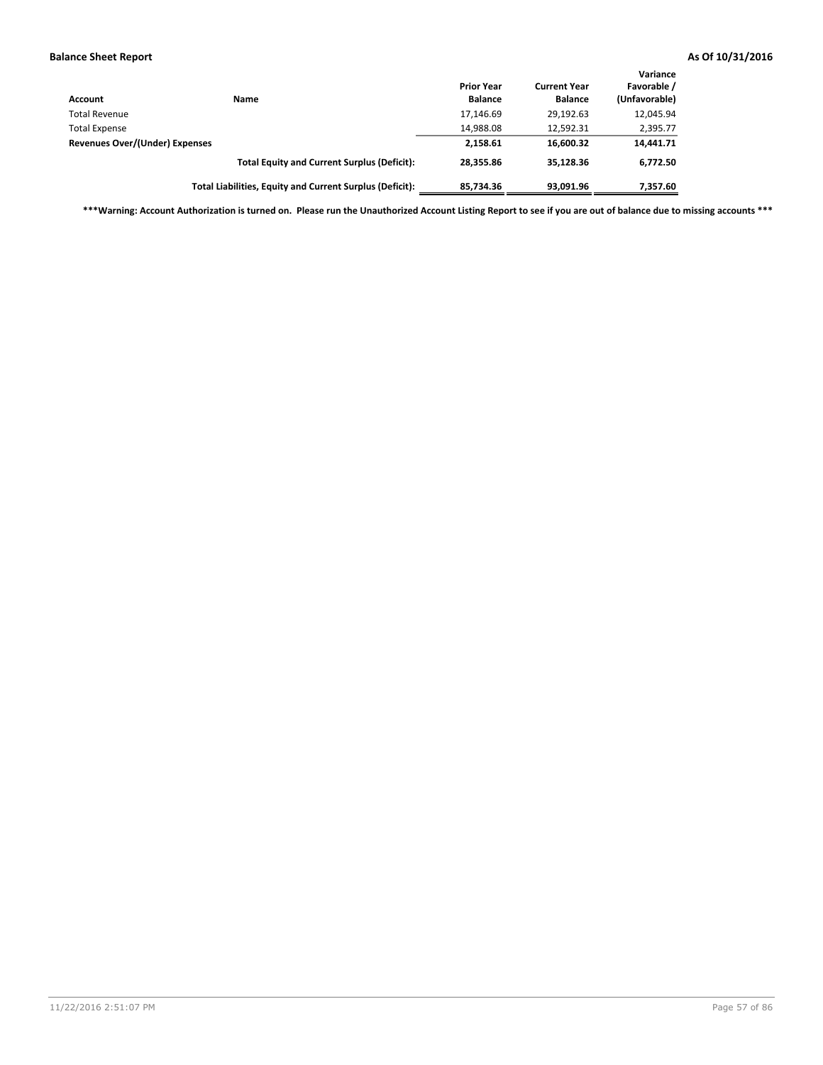**Balance Sheet Report** **As Of 10/31/2016**

| Account | Name | Prior Year Balance | Current Year Balance | Variance Favorable / (Unfavorable) |
|---|---|---|---|---|
| Total Revenue | | 17,146.69 | 29,192.63 | 12,045.94 |
| Total Expense | | 14,988.08 | 12,592.31 | 2,395.77 |
| **Revenues Over/(Under) Expenses** | | **2,158.61** | **16,600.32** | **14,441.71** |
| | **Total Equity and Current Surplus (Deficit):** | **28,355.86** | **35,128.36** | **6,772.50** |
| | **Total Liabilities, Equity and Current Surplus (Deficit):** | **85,734.36** | **93,091.96** | **7,357.60** |

**\*\*\*Warning: Account Authorization is turned on. Please run the Unauthorized Account Listing Report to see if you are out of balance due to missing accounts \*\*\***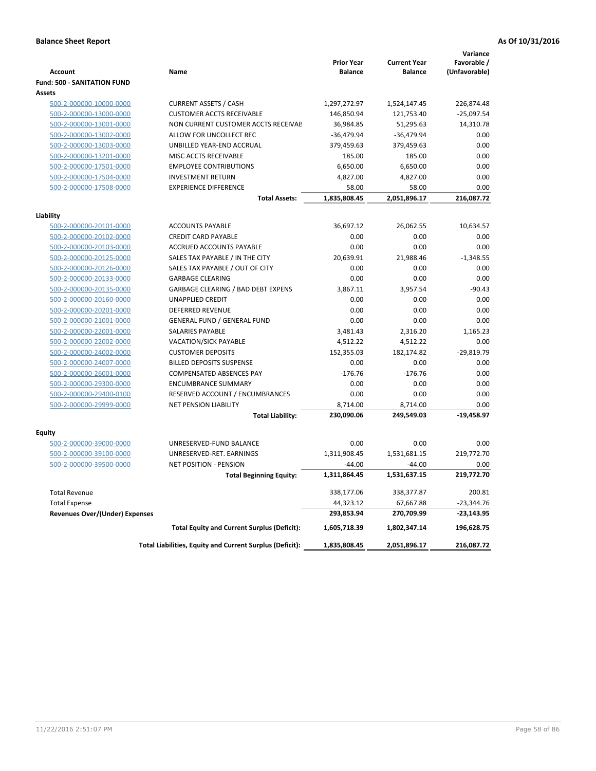**Balance Sheet Report** — **As Of 10/31/2016**

| Account | Name | Prior Year Balance | Current Year Balance | Variance Favorable / (Unfavorable) |
|---|---|---|---|---|
| **Fund: 500 - SANITATION FUND** | | | | |
| **Assets** | | | | |
| 500-2-000000-10000-0000 | CURRENT ASSETS / CASH | 1,297,272.97 | 1,524,147.45 | 226,874.48 |
| 500-2-000000-13000-0000 | CUSTOMER ACCTS RECEIVABLE | 146,850.94 | 121,753.40 | -25,097.54 |
| 500-2-000000-13001-0000 | NON CURRENT CUSTOMER ACCTS RECEIVAE | 36,984.85 | 51,295.63 | 14,310.78 |
| 500-2-000000-13002-0000 | ALLOW FOR UNCOLLECT REC | -36,479.94 | -36,479.94 | 0.00 |
| 500-2-000000-13003-0000 | UNBILLED YEAR-END ACCRUAL | 379,459.63 | 379,459.63 | 0.00 |
| 500-2-000000-13201-0000 | MISC ACCTS RECEIVABLE | 185.00 | 185.00 | 0.00 |
| 500-2-000000-17501-0000 | EMPLOYEE CONTRIBUTIONS | 6,650.00 | 6,650.00 | 0.00 |
| 500-2-000000-17504-0000 | INVESTMENT RETURN | 4,827.00 | 4,827.00 | 0.00 |
| 500-2-000000-17508-0000 | EXPERIENCE DIFFERENCE | 58.00 | 58.00 | 0.00 |
| | **Total Assets:** | **1,835,808.45** | **2,051,896.17** | **216,087.72** |
| **Liability** | | | | |
| 500-2-000000-20101-0000 | ACCOUNTS PAYABLE | 36,697.12 | 26,062.55 | 10,634.57 |
| 500-2-000000-20102-0000 | CREDIT CARD PAYABLE | 0.00 | 0.00 | 0.00 |
| 500-2-000000-20103-0000 | ACCRUED ACCOUNTS PAYABLE | 0.00 | 0.00 | 0.00 |
| 500-2-000000-20125-0000 | SALES TAX PAYABLE / IN THE CITY | 20,639.91 | 21,988.46 | -1,348.55 |
| 500-2-000000-20126-0000 | SALES TAX PAYABLE / OUT OF CITY | 0.00 | 0.00 | 0.00 |
| 500-2-000000-20133-0000 | GARBAGE CLEARING | 0.00 | 0.00 | 0.00 |
| 500-2-000000-20135-0000 | GARBAGE CLEARING / BAD DEBT EXPENS | 3,867.11 | 3,957.54 | -90.43 |
| 500-2-000000-20160-0000 | UNAPPLIED CREDIT | 0.00 | 0.00 | 0.00 |
| 500-2-000000-20201-0000 | DEFERRED REVENUE | 0.00 | 0.00 | 0.00 |
| 500-2-000000-21001-0000 | GENERAL FUND / GENERAL FUND | 0.00 | 0.00 | 0.00 |
| 500-2-000000-22001-0000 | SALARIES PAYABLE | 3,481.43 | 2,316.20 | 1,165.23 |
| 500-2-000000-22002-0000 | VACATION/SICK PAYABLE | 4,512.22 | 4,512.22 | 0.00 |
| 500-2-000000-24002-0000 | CUSTOMER DEPOSITS | 152,355.03 | 182,174.82 | -29,819.79 |
| 500-2-000000-24007-0000 | BILLED DEPOSITS SUSPENSE | 0.00 | 0.00 | 0.00 |
| 500-2-000000-26001-0000 | COMPENSATED ABSENCES PAY | -176.76 | -176.76 | 0.00 |
| 500-2-000000-29300-0000 | ENCUMBRANCE SUMMARY | 0.00 | 0.00 | 0.00 |
| 500-2-000000-29400-0100 | RESERVED ACCOUNT / ENCUMBRANCES | 0.00 | 0.00 | 0.00 |
| 500-2-000000-29999-0000 | NET PENSION LIABILITY | 8,714.00 | 8,714.00 | 0.00 |
| | **Total Liability:** | **230,090.06** | **249,549.03** | **-19,458.97** |
| **Equity** | | | | |
| 500-2-000000-39000-0000 | UNRESERVED-FUND BALANCE | 0.00 | 0.00 | 0.00 |
| 500-2-000000-39100-0000 | UNRESERVED-RET. EARNINGS | 1,311,908.45 | 1,531,681.15 | 219,772.70 |
| 500-2-000000-39500-0000 | NET POSITION - PENSION | -44.00 | -44.00 | 0.00 |
| | **Total Beginning Equity:** | **1,311,864.45** | **1,531,637.15** | **219,772.70** |
| Total Revenue | | 338,177.06 | 338,377.87 | 200.81 |
| Total Expense | | 44,323.12 | 67,667.88 | -23,344.76 |
| **Revenues Over/(Under) Expenses** | | **293,853.94** | **270,709.99** | **-23,143.95** |
| | **Total Equity and Current Surplus (Deficit):** | **1,605,718.39** | **1,802,347.14** | **196,628.75** |
| | **Total Liabilities, Equity and Current Surplus (Deficit):** | **1,835,808.45** | **2,051,896.17** | **216,087.72** |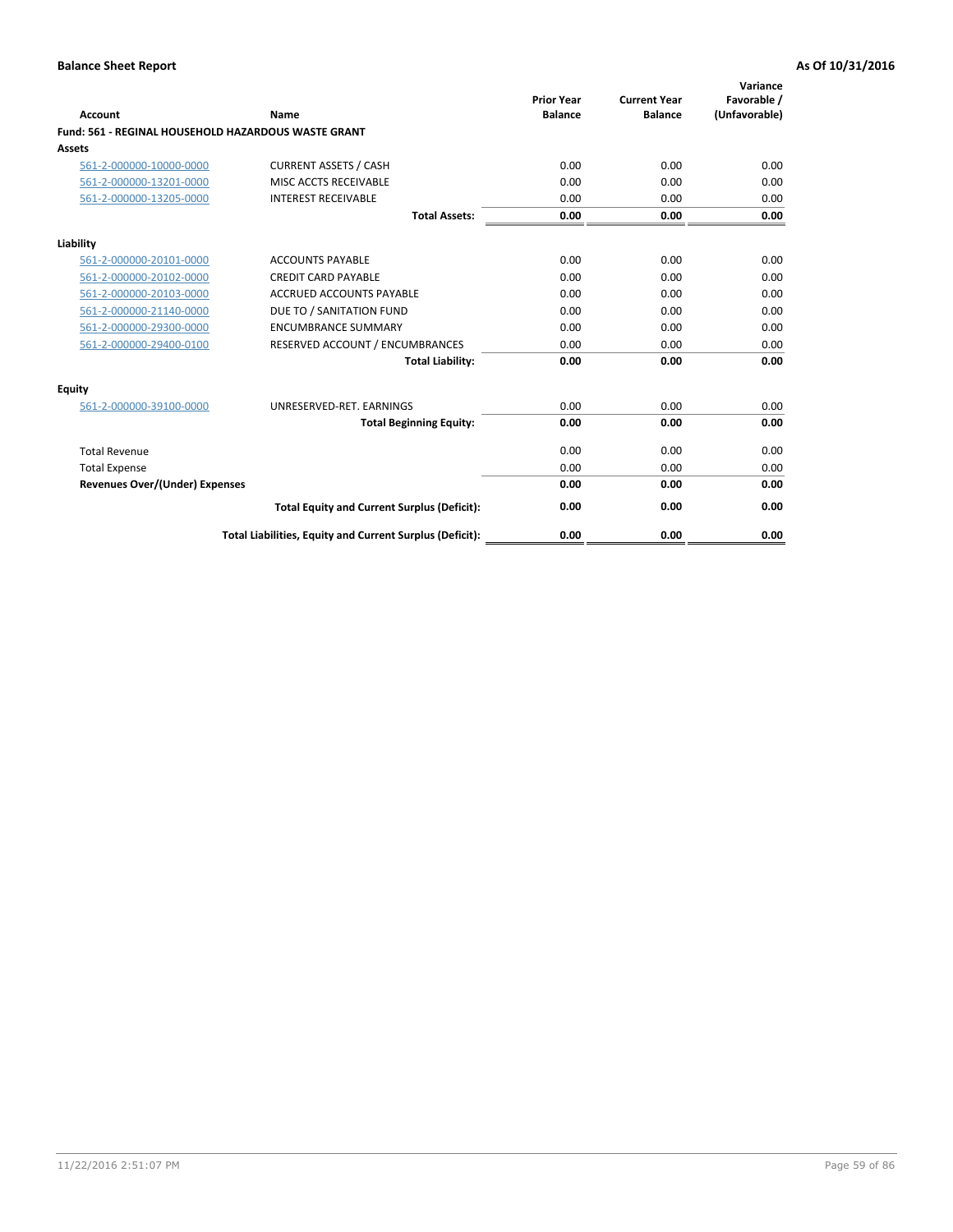**Balance Sheet Report** | **As Of 10/31/2016**

| Account | Name | Prior Year Balance | Current Year Balance | Variance Favorable / (Unfavorable) |
|---|---|---|---|---|
| **Fund: 561 - REGINAL HOUSEHOLD HAZARDOUS WASTE GRANT** | | | | |
| **Assets** | | | | |
| 561-2-000000-10000-0000 | CURRENT ASSETS / CASH | 0.00 | 0.00 | 0.00 |
| 561-2-000000-13201-0000 | MISC ACCTS RECEIVABLE | 0.00 | 0.00 | 0.00 |
| 561-2-000000-13205-0000 | INTEREST RECEIVABLE | 0.00 | 0.00 | 0.00 |
| | **Total Assets:** | **0.00** | **0.00** | **0.00** |
| **Liability** | | | | |
| 561-2-000000-20101-0000 | ACCOUNTS PAYABLE | 0.00 | 0.00 | 0.00 |
| 561-2-000000-20102-0000 | CREDIT CARD PAYABLE | 0.00 | 0.00 | 0.00 |
| 561-2-000000-20103-0000 | ACCRUED ACCOUNTS PAYABLE | 0.00 | 0.00 | 0.00 |
| 561-2-000000-21140-0000 | DUE TO / SANITATION FUND | 0.00 | 0.00 | 0.00 |
| 561-2-000000-29300-0000 | ENCUMBRANCE SUMMARY | 0.00 | 0.00 | 0.00 |
| 561-2-000000-29400-0100 | RESERVED ACCOUNT / ENCUMBRANCES | 0.00 | 0.00 | 0.00 |
| | **Total Liability:** | **0.00** | **0.00** | **0.00** |
| **Equity** | | | | |
| 561-2-000000-39100-0000 | UNRESERVED-RET. EARNINGS | 0.00 | 0.00 | 0.00 |
| | **Total Beginning Equity:** | **0.00** | **0.00** | **0.00** |
| Total Revenue | | 0.00 | 0.00 | 0.00 |
| Total Expense | | 0.00 | 0.00 | 0.00 |
| **Revenues Over/(Under) Expenses** | | **0.00** | **0.00** | **0.00** |
| | **Total Equity and Current Surplus (Deficit):** | **0.00** | **0.00** | **0.00** |
| | **Total Liabilities, Equity and Current Surplus (Deficit):** | **0.00** | **0.00** | **0.00** |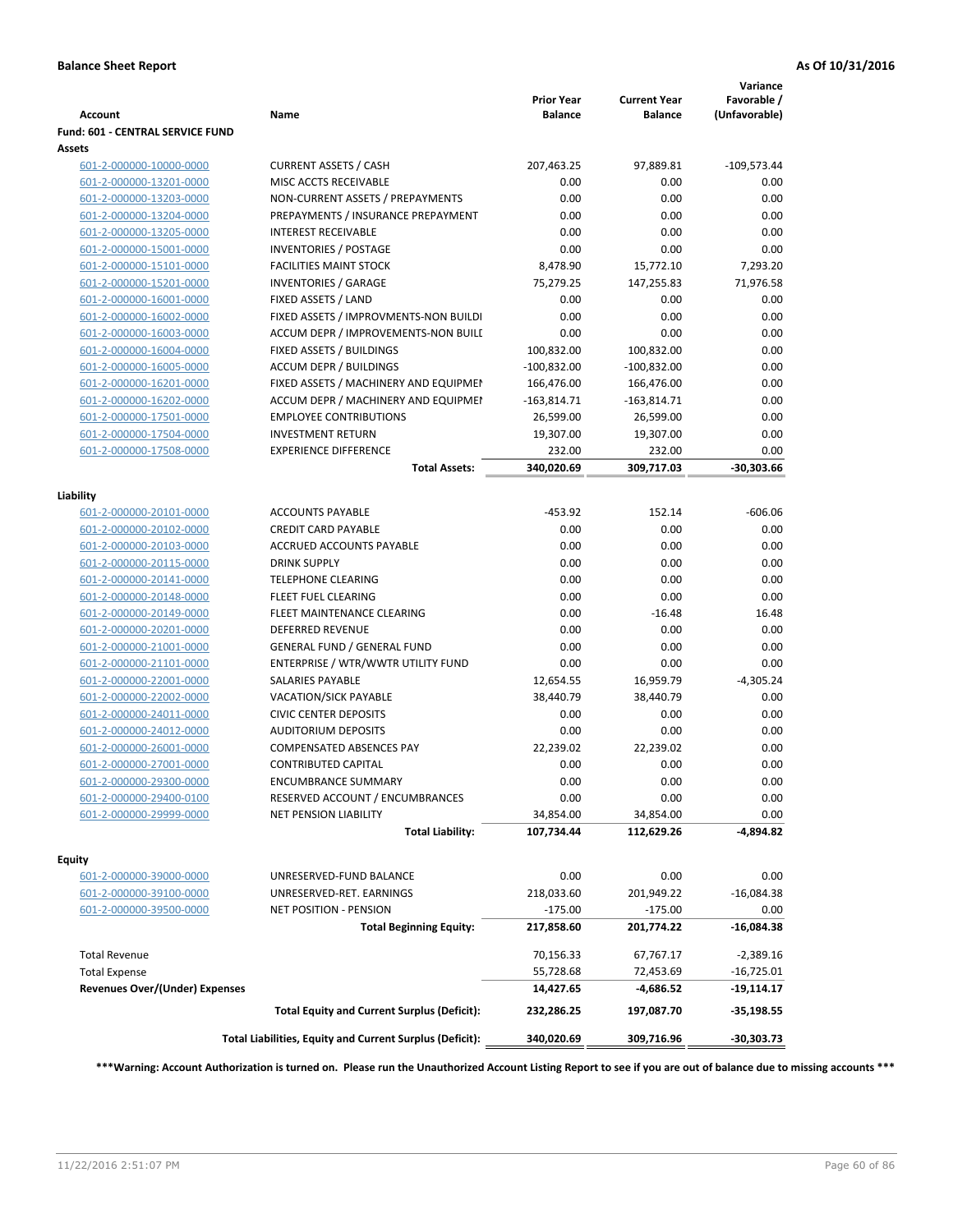**Balance Sheet Report** — **As Of 10/31/2016**

| Account | Name | Prior Year Balance | Current Year Balance | Variance Favorable / (Unfavorable) |
|---|---|---|---|---|
| **Fund: 601 - CENTRAL SERVICE FUND** | | | | |
| **Assets** | | | | |
| 601-2-000000-10000-0000 | CURRENT ASSETS / CASH | 207,463.25 | 97,889.81 | -109,573.44 |
| 601-2-000000-13201-0000 | MISC ACCTS RECEIVABLE | 0.00 | 0.00 | 0.00 |
| 601-2-000000-13203-0000 | NON-CURRENT ASSETS / PREPAYMENTS | 0.00 | 0.00 | 0.00 |
| 601-2-000000-13204-0000 | PREPAYMENTS / INSURANCE PREPAYMENT | 0.00 | 0.00 | 0.00 |
| 601-2-000000-13205-0000 | INTEREST RECEIVABLE | 0.00 | 0.00 | 0.00 |
| 601-2-000000-15001-0000 | INVENTORIES / POSTAGE | 0.00 | 0.00 | 0.00 |
| 601-2-000000-15101-0000 | FACILITIES MAINT STOCK | 8,478.90 | 15,772.10 | 7,293.20 |
| 601-2-000000-15201-0000 | INVENTORIES / GARAGE | 75,279.25 | 147,255.83 | 71,976.58 |
| 601-2-000000-16001-0000 | FIXED ASSETS / LAND | 0.00 | 0.00 | 0.00 |
| 601-2-000000-16002-0000 | FIXED ASSETS / IMPROVMENTS-NON BUILDI | 0.00 | 0.00 | 0.00 |
| 601-2-000000-16003-0000 | ACCUM DEPR / IMPROVEMENTS-NON BUILI | 0.00 | 0.00 | 0.00 |
| 601-2-000000-16004-0000 | FIXED ASSETS / BUILDINGS | 100,832.00 | 100,832.00 | 0.00 |
| 601-2-000000-16005-0000 | ACCUM DEPR / BUILDINGS | -100,832.00 | -100,832.00 | 0.00 |
| 601-2-000000-16201-0000 | FIXED ASSETS / MACHINERY AND EQUIPMEI | 166,476.00 | 166,476.00 | 0.00 |
| 601-2-000000-16202-0000 | ACCUM DEPR / MACHINERY AND EQUIPMEI | -163,814.71 | -163,814.71 | 0.00 |
| 601-2-000000-17501-0000 | EMPLOYEE CONTRIBUTIONS | 26,599.00 | 26,599.00 | 0.00 |
| 601-2-000000-17504-0000 | INVESTMENT RETURN | 19,307.00 | 19,307.00 | 0.00 |
| 601-2-000000-17508-0000 | EXPERIENCE DIFFERENCE | 232.00 | 232.00 | 0.00 |
| | **Total Assets:** | **340,020.69** | **309,717.03** | **-30,303.66** |
| **Liability** | | | | |
| 601-2-000000-20101-0000 | ACCOUNTS PAYABLE | -453.92 | 152.14 | -606.06 |
| 601-2-000000-20102-0000 | CREDIT CARD PAYABLE | 0.00 | 0.00 | 0.00 |
| 601-2-000000-20103-0000 | ACCRUED ACCOUNTS PAYABLE | 0.00 | 0.00 | 0.00 |
| 601-2-000000-20115-0000 | DRINK SUPPLY | 0.00 | 0.00 | 0.00 |
| 601-2-000000-20141-0000 | TELEPHONE CLEARING | 0.00 | 0.00 | 0.00 |
| 601-2-000000-20148-0000 | FLEET FUEL CLEARING | 0.00 | 0.00 | 0.00 |
| 601-2-000000-20149-0000 | FLEET MAINTENANCE CLEARING | 0.00 | -16.48 | 16.48 |
| 601-2-000000-20201-0000 | DEFERRED REVENUE | 0.00 | 0.00 | 0.00 |
| 601-2-000000-21001-0000 | GENERAL FUND / GENERAL FUND | 0.00 | 0.00 | 0.00 |
| 601-2-000000-21101-0000 | ENTERPRISE / WTR/WWTR UTILITY FUND | 0.00 | 0.00 | 0.00 |
| 601-2-000000-22001-0000 | SALARIES PAYABLE | 12,654.55 | 16,959.79 | -4,305.24 |
| 601-2-000000-22002-0000 | VACATION/SICK PAYABLE | 38,440.79 | 38,440.79 | 0.00 |
| 601-2-000000-24011-0000 | CIVIC CENTER DEPOSITS | 0.00 | 0.00 | 0.00 |
| 601-2-000000-24012-0000 | AUDITORIUM DEPOSITS | 0.00 | 0.00 | 0.00 |
| 601-2-000000-26001-0000 | COMPENSATED ABSENCES PAY | 22,239.02 | 22,239.02 | 0.00 |
| 601-2-000000-27001-0000 | CONTRIBUTED CAPITAL | 0.00 | 0.00 | 0.00 |
| 601-2-000000-29300-0000 | ENCUMBRANCE SUMMARY | 0.00 | 0.00 | 0.00 |
| 601-2-000000-29400-0100 | RESERVED ACCOUNT / ENCUMBRANCES | 0.00 | 0.00 | 0.00 |
| 601-2-000000-29999-0000 | NET PENSION LIABILITY | 34,854.00 | 34,854.00 | 0.00 |
| | **Total Liability:** | **107,734.44** | **112,629.26** | **-4,894.82** |
| **Equity** | | | | |
| 601-2-000000-39000-0000 | UNRESERVED-FUND BALANCE | 0.00 | 0.00 | 0.00 |
| 601-2-000000-39100-0000 | UNRESERVED-RET. EARNINGS | 218,033.60 | 201,949.22 | -16,084.38 |
| 601-2-000000-39500-0000 | NET POSITION - PENSION | -175.00 | -175.00 | 0.00 |
| | **Total Beginning Equity:** | **217,858.60** | **201,774.22** | **-16,084.38** |
| Total Revenue | | 70,156.33 | 67,767.17 | -2,389.16 |
| Total Expense | | 55,728.68 | 72,453.69 | -16,725.01 |
| **Revenues Over/(Under) Expenses** | | **14,427.65** | **-4,686.52** | **-19,114.17** |
| | **Total Equity and Current Surplus (Deficit):** | **232,286.25** | **197,087.70** | **-35,198.55** |
| | **Total Liabilities, Equity and Current Surplus (Deficit):** | **340,020.69** | **309,716.96** | **-30,303.73** |

**\*\*\*Warning: Account Authorization is turned on. Please run the Unauthorized Account Listing Report to see if you are out of balance due to missing accounts \*\*\***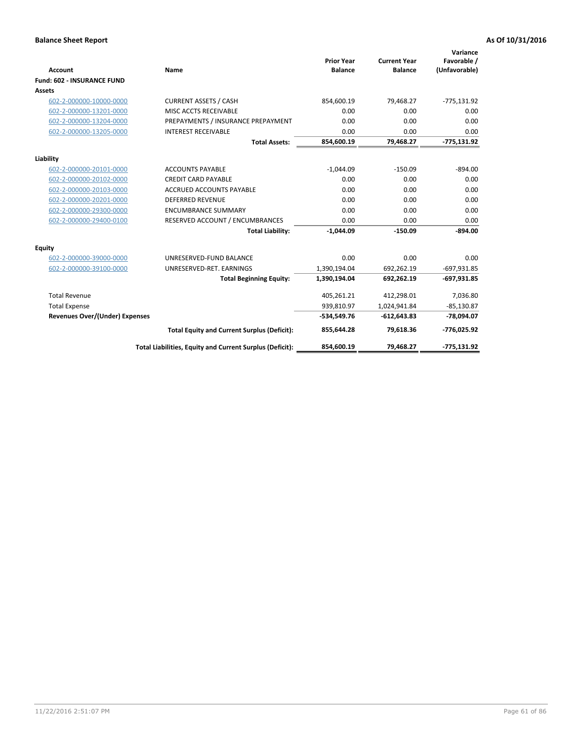**Balance Sheet Report** **As Of 10/31/2016**

| Account | Name | Prior Year Balance | Current Year Balance | Variance Favorable / (Unfavorable) |
|---|---|---|---|---|
| **Fund: 602 - INSURANCE FUND** | | | | |
| **Assets** | | | | |
| 602-2-000000-10000-0000 | CURRENT ASSETS / CASH | 854,600.19 | 79,468.27 | -775,131.92 |
| 602-2-000000-13201-0000 | MISC ACCTS RECEIVABLE | 0.00 | 0.00 | 0.00 |
| 602-2-000000-13204-0000 | PREPAYMENTS / INSURANCE PREPAYMENT | 0.00 | 0.00 | 0.00 |
| 602-2-000000-13205-0000 | INTEREST RECEIVABLE | 0.00 | 0.00 | 0.00 |
| | **Total Assets:** | **854,600.19** | **79,468.27** | **-775,131.92** |
| **Liability** | | | | |
| 602-2-000000-20101-0000 | ACCOUNTS PAYABLE | -1,044.09 | -150.09 | -894.00 |
| 602-2-000000-20102-0000 | CREDIT CARD PAYABLE | 0.00 | 0.00 | 0.00 |
| 602-2-000000-20103-0000 | ACCRUED ACCOUNTS PAYABLE | 0.00 | 0.00 | 0.00 |
| 602-2-000000-20201-0000 | DEFERRED REVENUE | 0.00 | 0.00 | 0.00 |
| 602-2-000000-29300-0000 | ENCUMBRANCE SUMMARY | 0.00 | 0.00 | 0.00 |
| 602-2-000000-29400-0100 | RESERVED ACCOUNT / ENCUMBRANCES | 0.00 | 0.00 | 0.00 |
| | **Total Liability:** | **-1,044.09** | **-150.09** | **-894.00** |
| **Equity** | | | | |
| 602-2-000000-39000-0000 | UNRESERVED-FUND BALANCE | 0.00 | 0.00 | 0.00 |
| 602-2-000000-39100-0000 | UNRESERVED-RET. EARNINGS | 1,390,194.04 | 692,262.19 | -697,931.85 |
| | **Total Beginning Equity:** | **1,390,194.04** | **692,262.19** | **-697,931.85** |
| Total Revenue | | 405,261.21 | 412,298.01 | 7,036.80 |
| Total Expense | | 939,810.97 | 1,024,941.84 | -85,130.87 |
| **Revenues Over/(Under) Expenses** | | **-534,549.76** | **-612,643.83** | **-78,094.07** |
| | **Total Equity and Current Surplus (Deficit):** | **855,644.28** | **79,618.36** | **-776,025.92** |
| | **Total Liabilities, Equity and Current Surplus (Deficit):** | **854,600.19** | **79,468.27** | **-775,131.92** |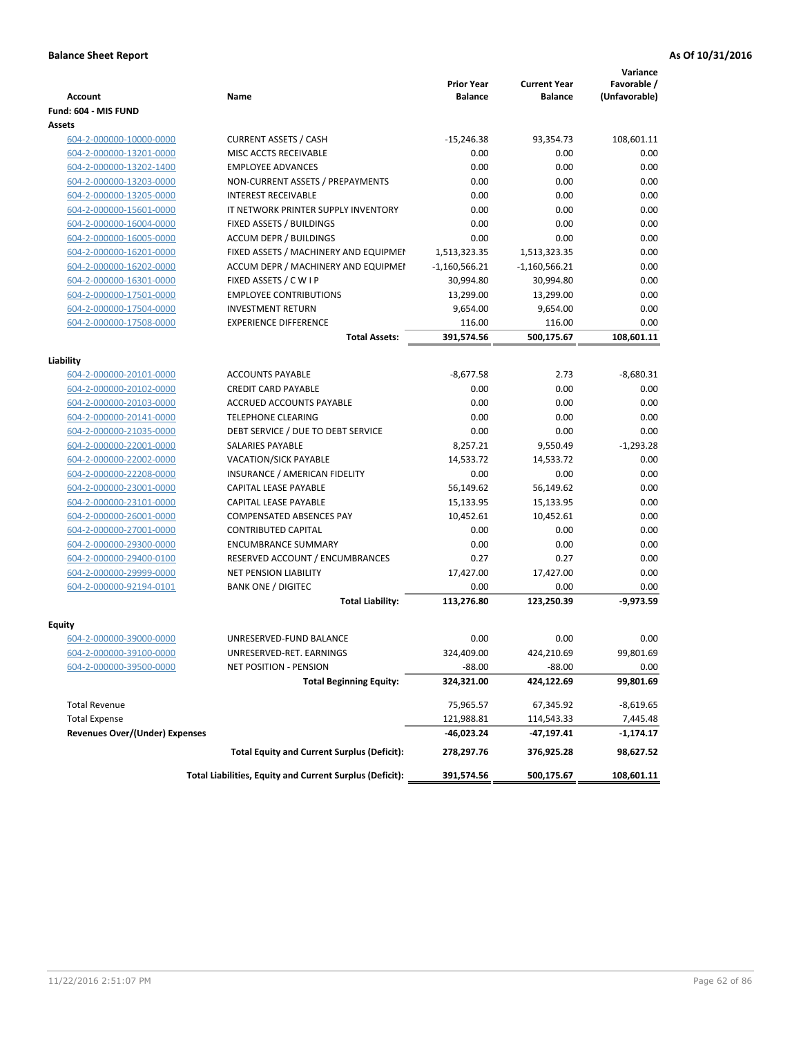**Balance Sheet Report** | **As Of 10/31/2016**

| Account | Name | Prior Year Balance | Current Year Balance | Variance Favorable / (Unfavorable) |
|---|---|---|---|---|
| **Fund: 604 - MIS FUND** | | | | |
| **Assets** | | | | |
| 604-2-000000-10000-0000 | CURRENT ASSETS / CASH | -15,246.38 | 93,354.73 | 108,601.11 |
| 604-2-000000-13201-0000 | MISC ACCTS RECEIVABLE | 0.00 | 0.00 | 0.00 |
| 604-2-000000-13202-1400 | EMPLOYEE ADVANCES | 0.00 | 0.00 | 0.00 |
| 604-2-000000-13203-0000 | NON-CURRENT ASSETS / PREPAYMENTS | 0.00 | 0.00 | 0.00 |
| 604-2-000000-13205-0000 | INTEREST RECEIVABLE | 0.00 | 0.00 | 0.00 |
| 604-2-000000-15601-0000 | IT NETWORK PRINTER SUPPLY INVENTORY | 0.00 | 0.00 | 0.00 |
| 604-2-000000-16004-0000 | FIXED ASSETS / BUILDINGS | 0.00 | 0.00 | 0.00 |
| 604-2-000000-16005-0000 | ACCUM DEPR / BUILDINGS | 0.00 | 0.00 | 0.00 |
| 604-2-000000-16201-0000 | FIXED ASSETS / MACHINERY AND EQUIPMEI | 1,513,323.35 | 1,513,323.35 | 0.00 |
| 604-2-000000-16202-0000 | ACCUM DEPR / MACHINERY AND EQUIPMEI | -1,160,566.21 | -1,160,566.21 | 0.00 |
| 604-2-000000-16301-0000 | FIXED ASSETS / C W I P | 30,994.80 | 30,994.80 | 0.00 |
| 604-2-000000-17501-0000 | EMPLOYEE CONTRIBUTIONS | 13,299.00 | 13,299.00 | 0.00 |
| 604-2-000000-17504-0000 | INVESTMENT RETURN | 9,654.00 | 9,654.00 | 0.00 |
| 604-2-000000-17508-0000 | EXPERIENCE DIFFERENCE | 116.00 | 116.00 | 0.00 |
| | **Total Assets:** | **391,574.56** | **500,175.67** | **108,601.11** |
| **Liability** | | | | |
| 604-2-000000-20101-0000 | ACCOUNTS PAYABLE | -8,677.58 | 2.73 | -8,680.31 |
| 604-2-000000-20102-0000 | CREDIT CARD PAYABLE | 0.00 | 0.00 | 0.00 |
| 604-2-000000-20103-0000 | ACCRUED ACCOUNTS PAYABLE | 0.00 | 0.00 | 0.00 |
| 604-2-000000-20141-0000 | TELEPHONE CLEARING | 0.00 | 0.00 | 0.00 |
| 604-2-000000-21035-0000 | DEBT SERVICE / DUE TO DEBT SERVICE | 0.00 | 0.00 | 0.00 |
| 604-2-000000-22001-0000 | SALARIES PAYABLE | 8,257.21 | 9,550.49 | -1,293.28 |
| 604-2-000000-22002-0000 | VACATION/SICK PAYABLE | 14,533.72 | 14,533.72 | 0.00 |
| 604-2-000000-22208-0000 | INSURANCE / AMERICAN FIDELITY | 0.00 | 0.00 | 0.00 |
| 604-2-000000-23001-0000 | CAPITAL LEASE PAYABLE | 56,149.62 | 56,149.62 | 0.00 |
| 604-2-000000-23101-0000 | CAPITAL LEASE PAYABLE | 15,133.95 | 15,133.95 | 0.00 |
| 604-2-000000-26001-0000 | COMPENSATED ABSENCES PAY | 10,452.61 | 10,452.61 | 0.00 |
| 604-2-000000-27001-0000 | CONTRIBUTED CAPITAL | 0.00 | 0.00 | 0.00 |
| 604-2-000000-29300-0000 | ENCUMBRANCE SUMMARY | 0.00 | 0.00 | 0.00 |
| 604-2-000000-29400-0100 | RESERVED ACCOUNT / ENCUMBRANCES | 0.27 | 0.27 | 0.00 |
| 604-2-000000-29999-0000 | NET PENSION LIABILITY | 17,427.00 | 17,427.00 | 0.00 |
| 604-2-000000-92194-0101 | BANK ONE / DIGITEC | 0.00 | 0.00 | 0.00 |
| | **Total Liability:** | **113,276.80** | **123,250.39** | **-9,973.59** |
| **Equity** | | | | |
| 604-2-000000-39000-0000 | UNRESERVED-FUND BALANCE | 0.00 | 0.00 | 0.00 |
| 604-2-000000-39100-0000 | UNRESERVED-RET. EARNINGS | 324,409.00 | 424,210.69 | 99,801.69 |
| 604-2-000000-39500-0000 | NET POSITION - PENSION | -88.00 | -88.00 | 0.00 |
| | **Total Beginning Equity:** | **324,321.00** | **424,122.69** | **99,801.69** |
| Total Revenue | | 75,965.57 | 67,345.92 | -8,619.65 |
| Total Expense | | 121,988.81 | 114,543.33 | 7,445.48 |
| **Revenues Over/(Under) Expenses** | | **-46,023.24** | **-47,197.41** | **-1,174.17** |
| | **Total Equity and Current Surplus (Deficit):** | **278,297.76** | **376,925.28** | **98,627.52** |
| | **Total Liabilities, Equity and Current Surplus (Deficit):** | **391,574.56** | **500,175.67** | **108,601.11** |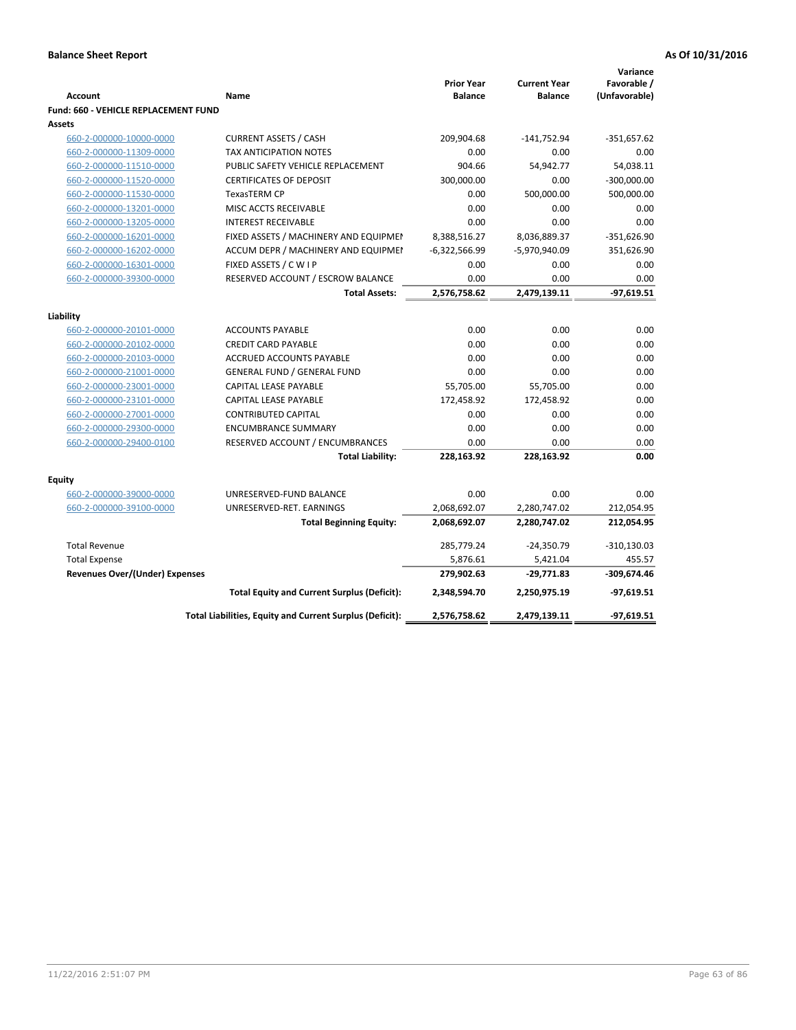**Balance Sheet Report** | **As Of 10/31/2016**

| Account | Name | Prior Year Balance | Current Year Balance | Variance Favorable / (Unfavorable) |
|---|---|---|---|---|
| **Fund: 660 - VEHICLE REPLACEMENT FUND** | | | | |
| **Assets** | | | | |
| 660-2-000000-10000-0000 | CURRENT ASSETS / CASH | 209,904.68 | -141,752.94 | -351,657.62 |
| 660-2-000000-11309-0000 | TAX ANTICIPATION NOTES | 0.00 | 0.00 | 0.00 |
| 660-2-000000-11510-0000 | PUBLIC SAFETY VEHICLE REPLACEMENT | 904.66 | 54,942.77 | 54,038.11 |
| 660-2-000000-11520-0000 | CERTIFICATES OF DEPOSIT | 300,000.00 | 0.00 | -300,000.00 |
| 660-2-000000-11530-0000 | TexasTERM CP | 0.00 | 500,000.00 | 500,000.00 |
| 660-2-000000-13201-0000 | MISC ACCTS RECEIVABLE | 0.00 | 0.00 | 0.00 |
| 660-2-000000-13205-0000 | INTEREST RECEIVABLE | 0.00 | 0.00 | 0.00 |
| 660-2-000000-16201-0000 | FIXED ASSETS / MACHINERY AND EQUIPMEN | 8,388,516.27 | 8,036,889.37 | -351,626.90 |
| 660-2-000000-16202-0000 | ACCUM DEPR / MACHINERY AND EQUIPMEI | -6,322,566.99 | -5,970,940.09 | 351,626.90 |
| 660-2-000000-16301-0000 | FIXED ASSETS / C W I P | 0.00 | 0.00 | 0.00 |
| 660-2-000000-39300-0000 | RESERVED ACCOUNT / ESCROW BALANCE | 0.00 | 0.00 | 0.00 |
| | **Total Assets:** | **2,576,758.62** | **2,479,139.11** | **-97,619.51** |
| **Liability** | | | | |
| 660-2-000000-20101-0000 | ACCOUNTS PAYABLE | 0.00 | 0.00 | 0.00 |
| 660-2-000000-20102-0000 | CREDIT CARD PAYABLE | 0.00 | 0.00 | 0.00 |
| 660-2-000000-20103-0000 | ACCRUED ACCOUNTS PAYABLE | 0.00 | 0.00 | 0.00 |
| 660-2-000000-21001-0000 | GENERAL FUND / GENERAL FUND | 0.00 | 0.00 | 0.00 |
| 660-2-000000-23001-0000 | CAPITAL LEASE PAYABLE | 55,705.00 | 55,705.00 | 0.00 |
| 660-2-000000-23101-0000 | CAPITAL LEASE PAYABLE | 172,458.92 | 172,458.92 | 0.00 |
| 660-2-000000-27001-0000 | CONTRIBUTED CAPITAL | 0.00 | 0.00 | 0.00 |
| 660-2-000000-29300-0000 | ENCUMBRANCE SUMMARY | 0.00 | 0.00 | 0.00 |
| 660-2-000000-29400-0100 | RESERVED ACCOUNT / ENCUMBRANCES | 0.00 | 0.00 | 0.00 |
| | **Total Liability:** | **228,163.92** | **228,163.92** | **0.00** |
| **Equity** | | | | |
| 660-2-000000-39000-0000 | UNRESERVED-FUND BALANCE | 0.00 | 0.00 | 0.00 |
| 660-2-000000-39100-0000 | UNRESERVED-RET. EARNINGS | 2,068,692.07 | 2,280,747.02 | 212,054.95 |
| | **Total Beginning Equity:** | **2,068,692.07** | **2,280,747.02** | **212,054.95** |
| Total Revenue | | 285,779.24 | -24,350.79 | -310,130.03 |
| Total Expense | | 5,876.61 | 5,421.04 | 455.57 |
| **Revenues Over/(Under) Expenses** | | **279,902.63** | **-29,771.83** | **-309,674.46** |
| | **Total Equity and Current Surplus (Deficit):** | **2,348,594.70** | **2,250,975.19** | **-97,619.51** |
| | **Total Liabilities, Equity and Current Surplus (Deficit):** | **2,576,758.62** | **2,479,139.11** | **-97,619.51** |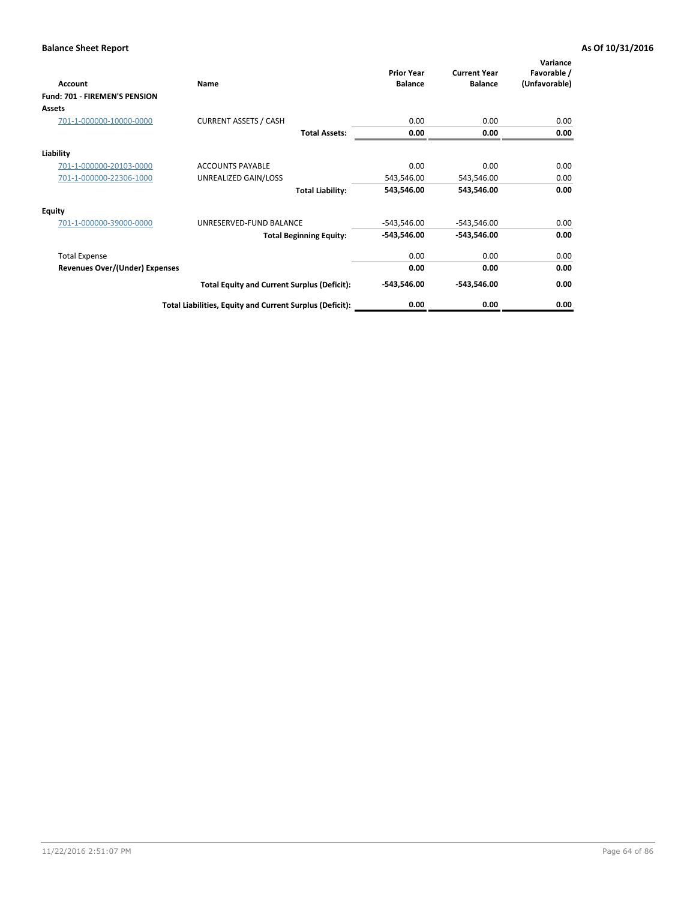**Balance Sheet Report** — As Of 10/31/2016

| Account | Name | Prior Year Balance | Current Year Balance | Variance Favorable / (Unfavorable) |
|---|---|---|---|---|
| **Fund: 701 - FIREMEN'S PENSION** | | | | |
| **Assets** | | | | |
| 701-1-000000-10000-0000 | CURRENT ASSETS / CASH | 0.00 | 0.00 | 0.00 |
| | **Total Assets:** | **0.00** | **0.00** | **0.00** |
| **Liability** | | | | |
| 701-1-000000-20103-0000 | ACCOUNTS PAYABLE | 0.00 | 0.00 | 0.00 |
| 701-1-000000-22306-1000 | UNREALIZED GAIN/LOSS | 543,546.00 | 543,546.00 | 0.00 |
| | **Total Liability:** | **543,546.00** | **543,546.00** | **0.00** |
| **Equity** | | | | |
| 701-1-000000-39000-0000 | UNRESERVED-FUND BALANCE | -543,546.00 | -543,546.00 | 0.00 |
| | **Total Beginning Equity:** | **-543,546.00** | **-543,546.00** | **0.00** |
| Total Expense | | 0.00 | 0.00 | 0.00 |
| **Revenues Over/(Under) Expenses** | | **0.00** | **0.00** | **0.00** |
| | **Total Equity and Current Surplus (Deficit):** | **-543,546.00** | **-543,546.00** | **0.00** |
| | **Total Liabilities, Equity and Current Surplus (Deficit):** | **0.00** | **0.00** | **0.00** |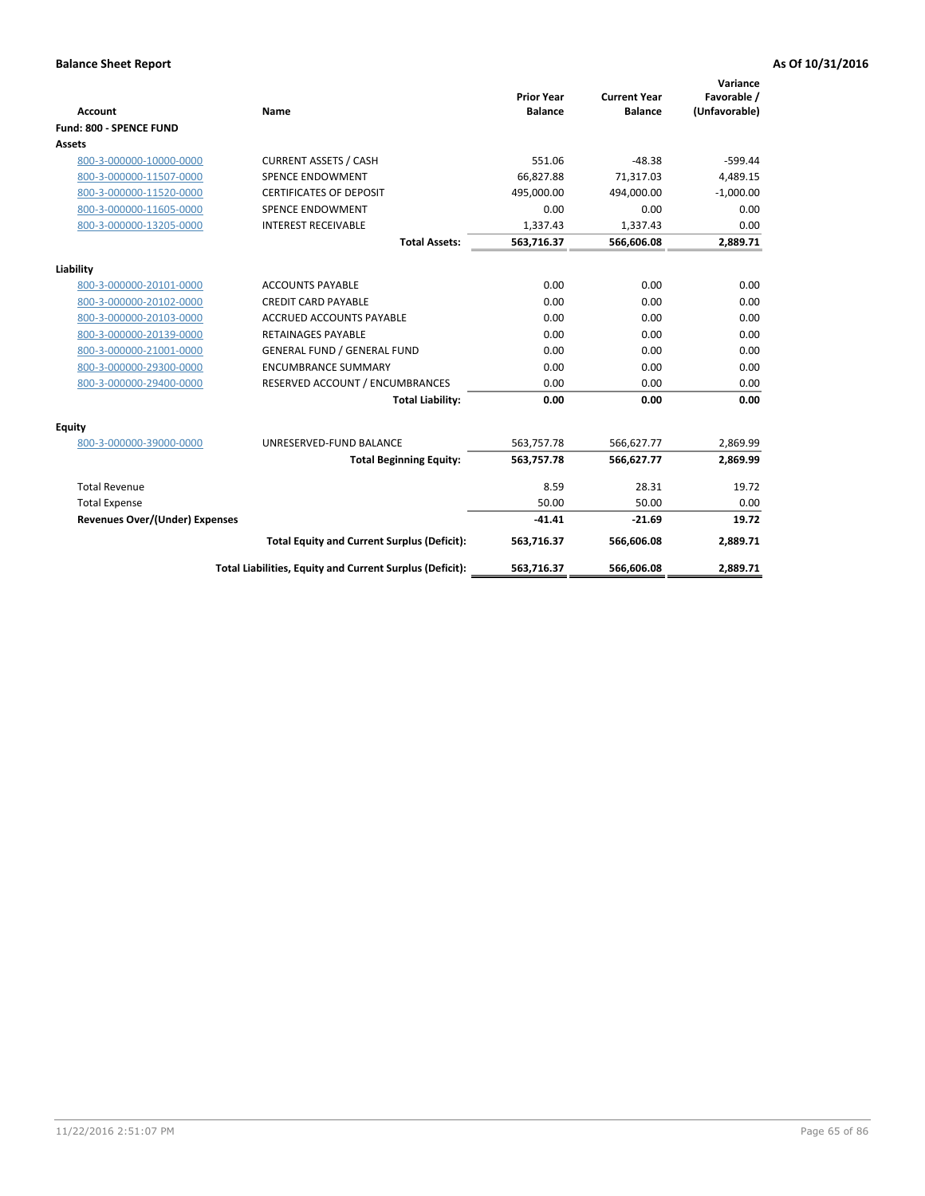**Balance Sheet Report** **As Of 10/31/2016**

| Account | Name | Prior Year Balance | Current Year Balance | Variance Favorable / (Unfavorable) |
|---|---|---|---|---|
| **Fund: 800 - SPENCE FUND** | | | | |
| **Assets** | | | | |
| 800-3-000000-10000-0000 | CURRENT ASSETS / CASH | 551.06 | -48.38 | -599.44 |
| 800-3-000000-11507-0000 | SPENCE ENDOWMENT | 66,827.88 | 71,317.03 | 4,489.15 |
| 800-3-000000-11520-0000 | CERTIFICATES OF DEPOSIT | 495,000.00 | 494,000.00 | -1,000.00 |
| 800-3-000000-11605-0000 | SPENCE ENDOWMENT | 0.00 | 0.00 | 0.00 |
| 800-3-000000-13205-0000 | INTEREST RECEIVABLE | 1,337.43 | 1,337.43 | 0.00 |
| | **Total Assets:** | **563,716.37** | **566,606.08** | **2,889.71** |
| **Liability** | | | | |
| 800-3-000000-20101-0000 | ACCOUNTS PAYABLE | 0.00 | 0.00 | 0.00 |
| 800-3-000000-20102-0000 | CREDIT CARD PAYABLE | 0.00 | 0.00 | 0.00 |
| 800-3-000000-20103-0000 | ACCRUED ACCOUNTS PAYABLE | 0.00 | 0.00 | 0.00 |
| 800-3-000000-20139-0000 | RETAINAGES PAYABLE | 0.00 | 0.00 | 0.00 |
| 800-3-000000-21001-0000 | GENERAL FUND / GENERAL FUND | 0.00 | 0.00 | 0.00 |
| 800-3-000000-29300-0000 | ENCUMBRANCE SUMMARY | 0.00 | 0.00 | 0.00 |
| 800-3-000000-29400-0000 | RESERVED ACCOUNT / ENCUMBRANCES | 0.00 | 0.00 | 0.00 |
| | **Total Liability:** | **0.00** | **0.00** | **0.00** |
| **Equity** | | | | |
| 800-3-000000-39000-0000 | UNRESERVED-FUND BALANCE | 563,757.78 | 566,627.77 | 2,869.99 |
| | **Total Beginning Equity:** | **563,757.78** | **566,627.77** | **2,869.99** |
| Total Revenue | | 8.59 | 28.31 | 19.72 |
| Total Expense | | 50.00 | 50.00 | 0.00 |
| **Revenues Over/(Under) Expenses** | | **-41.41** | **-21.69** | **19.72** |
| | **Total Equity and Current Surplus (Deficit):** | **563,716.37** | **566,606.08** | **2,889.71** |
| | **Total Liabilities, Equity and Current Surplus (Deficit):** | **563,716.37** | **566,606.08** | **2,889.71** |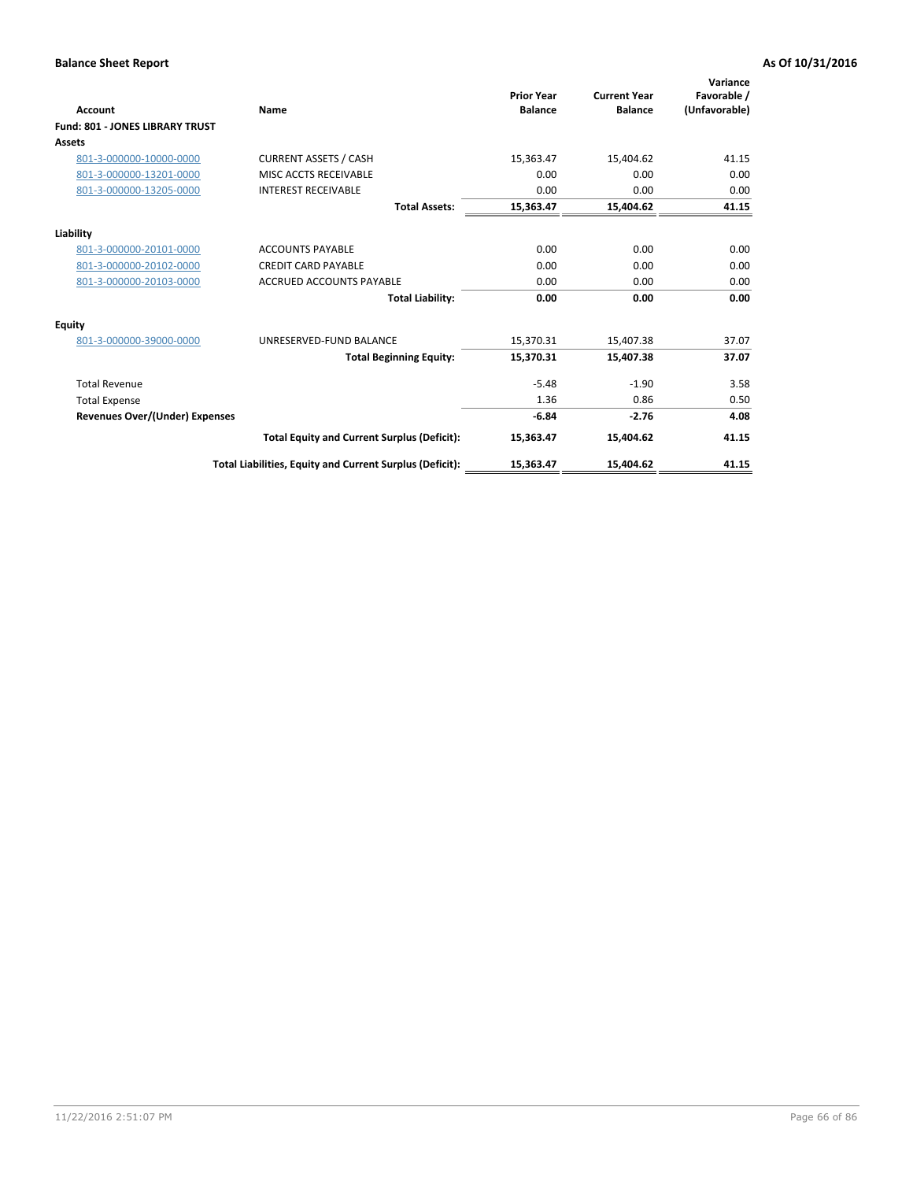**Balance Sheet Report** — As Of 10/31/2016

| Account | Name | Prior Year Balance | Current Year Balance | Variance Favorable / (Unfavorable) |
|---|---|---|---|---|
| **Fund: 801 - JONES LIBRARY TRUST** | | | | |
| **Assets** | | | | |
| 801-3-000000-10000-0000 | CURRENT ASSETS / CASH | 15,363.47 | 15,404.62 | 41.15 |
| 801-3-000000-13201-0000 | MISC ACCTS RECEIVABLE | 0.00 | 0.00 | 0.00 |
| 801-3-000000-13205-0000 | INTEREST RECEIVABLE | 0.00 | 0.00 | 0.00 |
| | **Total Assets:** | **15,363.47** | **15,404.62** | **41.15** |
| **Liability** | | | | |
| 801-3-000000-20101-0000 | ACCOUNTS PAYABLE | 0.00 | 0.00 | 0.00 |
| 801-3-000000-20102-0000 | CREDIT CARD PAYABLE | 0.00 | 0.00 | 0.00 |
| 801-3-000000-20103-0000 | ACCRUED ACCOUNTS PAYABLE | 0.00 | 0.00 | 0.00 |
| | **Total Liability:** | **0.00** | **0.00** | **0.00** |
| **Equity** | | | | |
| 801-3-000000-39000-0000 | UNRESERVED-FUND BALANCE | 15,370.31 | 15,407.38 | 37.07 |
| | **Total Beginning Equity:** | **15,370.31** | **15,407.38** | **37.07** |
| Total Revenue | | -5.48 | -1.90 | 3.58 |
| Total Expense | | 1.36 | 0.86 | 0.50 |
| **Revenues Over/(Under) Expenses** | | **-6.84** | **-2.76** | **4.08** |
| | **Total Equity and Current Surplus (Deficit):** | **15,363.47** | **15,404.62** | **41.15** |
| | **Total Liabilities, Equity and Current Surplus (Deficit):** | **15,363.47** | **15,404.62** | **41.15** |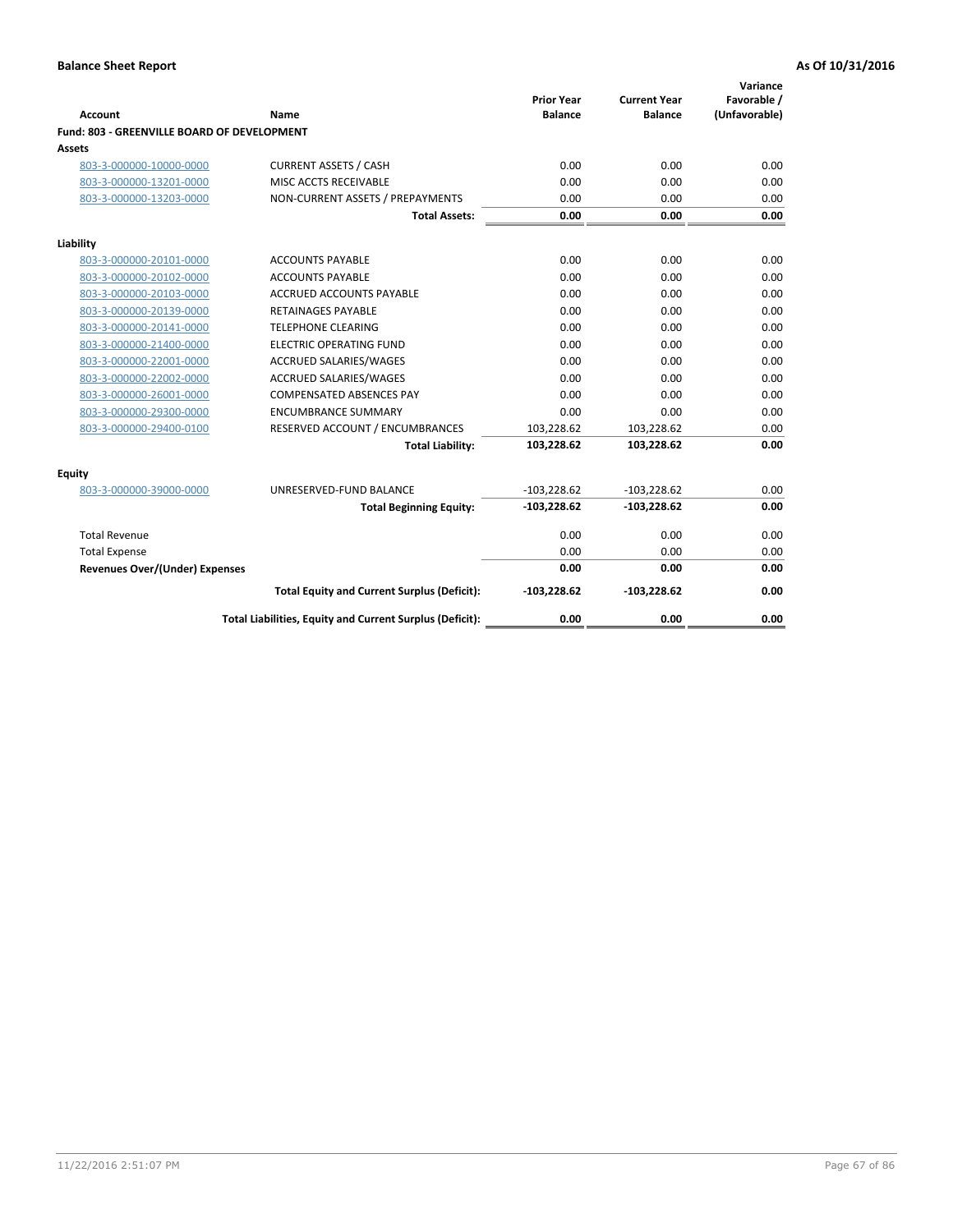**Balance Sheet Report** — As Of 10/31/2016

| Account | Name | Prior Year Balance | Current Year Balance | Variance Favorable / (Unfavorable) |
|---|---|---|---|---|
| **Fund: 803 - GREENVILLE BOARD OF DEVELOPMENT** | | | | |
| **Assets** | | | | |
| 803-3-000000-10000-0000 | CURRENT ASSETS / CASH | 0.00 | 0.00 | 0.00 |
| 803-3-000000-13201-0000 | MISC ACCTS RECEIVABLE | 0.00 | 0.00 | 0.00 |
| 803-3-000000-13203-0000 | NON-CURRENT ASSETS / PREPAYMENTS | 0.00 | 0.00 | 0.00 |
| | **Total Assets:** | **0.00** | **0.00** | **0.00** |
| **Liability** | | | | |
| 803-3-000000-20101-0000 | ACCOUNTS PAYABLE | 0.00 | 0.00 | 0.00 |
| 803-3-000000-20102-0000 | ACCOUNTS PAYABLE | 0.00 | 0.00 | 0.00 |
| 803-3-000000-20103-0000 | ACCRUED ACCOUNTS PAYABLE | 0.00 | 0.00 | 0.00 |
| 803-3-000000-20139-0000 | RETAINAGES PAYABLE | 0.00 | 0.00 | 0.00 |
| 803-3-000000-20141-0000 | TELEPHONE CLEARING | 0.00 | 0.00 | 0.00 |
| 803-3-000000-21400-0000 | ELECTRIC OPERATING FUND | 0.00 | 0.00 | 0.00 |
| 803-3-000000-22001-0000 | ACCRUED SALARIES/WAGES | 0.00 | 0.00 | 0.00 |
| 803-3-000000-22002-0000 | ACCRUED SALARIES/WAGES | 0.00 | 0.00 | 0.00 |
| 803-3-000000-26001-0000 | COMPENSATED ABSENCES PAY | 0.00 | 0.00 | 0.00 |
| 803-3-000000-29300-0000 | ENCUMBRANCE SUMMARY | 0.00 | 0.00 | 0.00 |
| 803-3-000000-29400-0100 | RESERVED ACCOUNT / ENCUMBRANCES | 103,228.62 | 103,228.62 | 0.00 |
| | **Total Liability:** | **103,228.62** | **103,228.62** | **0.00** |
| **Equity** | | | | |
| 803-3-000000-39000-0000 | UNRESERVED-FUND BALANCE | -103,228.62 | -103,228.62 | 0.00 |
| | **Total Beginning Equity:** | **-103,228.62** | **-103,228.62** | **0.00** |
| Total Revenue | | 0.00 | 0.00 | 0.00 |
| Total Expense | | 0.00 | 0.00 | 0.00 |
| **Revenues Over/(Under) Expenses** | | **0.00** | **0.00** | **0.00** |
| | **Total Equity and Current Surplus (Deficit):** | **-103,228.62** | **-103,228.62** | **0.00** |
| | **Total Liabilities, Equity and Current Surplus (Deficit):** | **0.00** | **0.00** | **0.00** |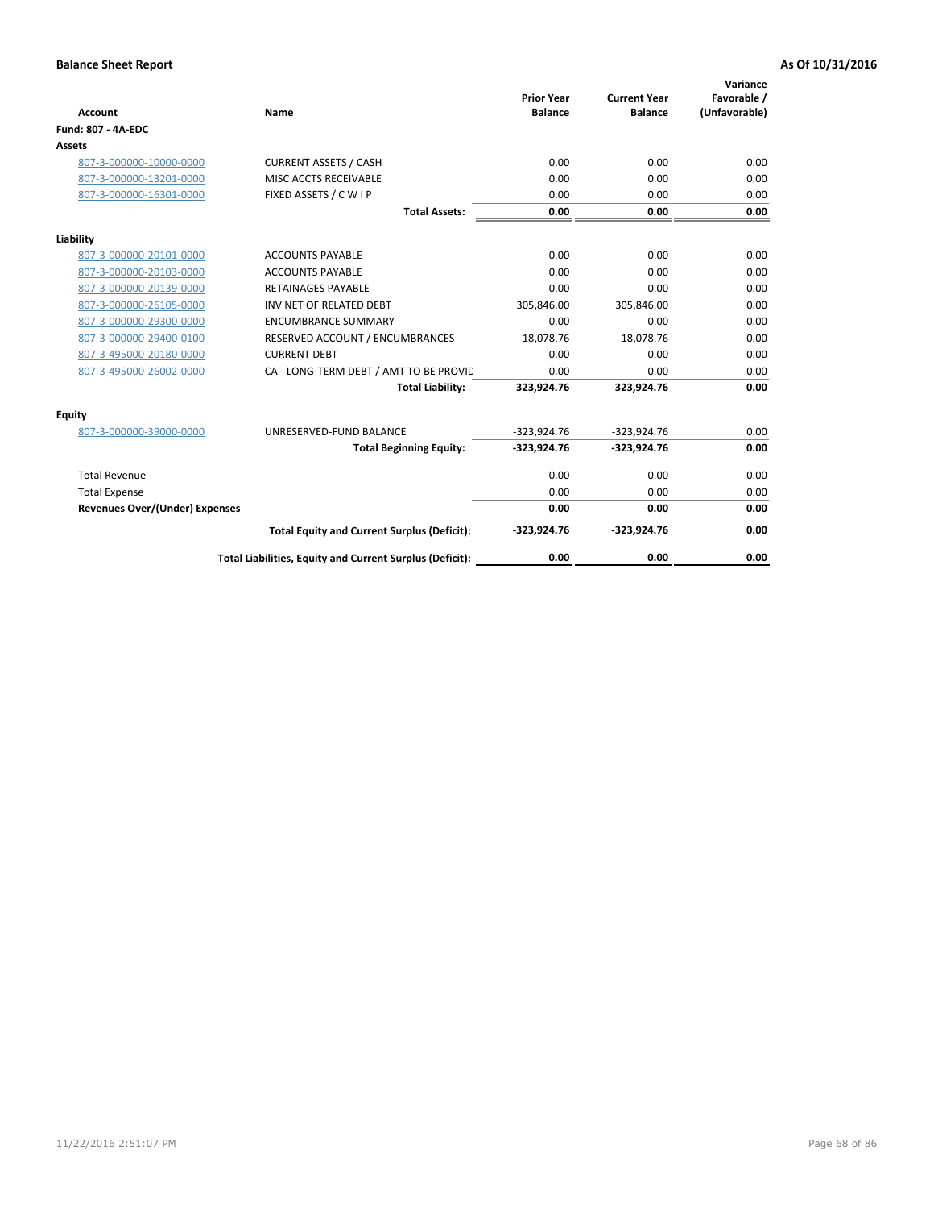**Balance Sheet Report** **As Of 10/31/2016**

| Account | Name | Prior Year Balance | Current Year Balance | Variance Favorable / (Unfavorable) |
|---|---|---|---|---|
| **Fund: 807 - 4A-EDC** | | | | |
| **Assets** | | | | |
| 807-3-000000-10000-0000 | CURRENT ASSETS / CASH | 0.00 | 0.00 | 0.00 |
| 807-3-000000-13201-0000 | MISC ACCTS RECEIVABLE | 0.00 | 0.00 | 0.00 |
| 807-3-000000-16301-0000 | FIXED ASSETS / C W I P | 0.00 | 0.00 | 0.00 |
| | **Total Assets:** | **0.00** | **0.00** | **0.00** |
| **Liability** | | | | |
| 807-3-000000-20101-0000 | ACCOUNTS PAYABLE | 0.00 | 0.00 | 0.00 |
| 807-3-000000-20103-0000 | ACCOUNTS PAYABLE | 0.00 | 0.00 | 0.00 |
| 807-3-000000-20139-0000 | RETAINAGES PAYABLE | 0.00 | 0.00 | 0.00 |
| 807-3-000000-26105-0000 | INV NET OF RELATED DEBT | 305,846.00 | 305,846.00 | 0.00 |
| 807-3-000000-29300-0000 | ENCUMBRANCE SUMMARY | 0.00 | 0.00 | 0.00 |
| 807-3-000000-29400-0100 | RESERVED ACCOUNT / ENCUMBRANCES | 18,078.76 | 18,078.76 | 0.00 |
| 807-3-495000-20180-0000 | CURRENT DEBT | 0.00 | 0.00 | 0.00 |
| 807-3-495000-26002-0000 | CA - LONG-TERM DEBT / AMT TO BE PROVIC | 0.00 | 0.00 | 0.00 |
| | **Total Liability:** | **323,924.76** | **323,924.76** | **0.00** |
| **Equity** | | | | |
| 807-3-000000-39000-0000 | UNRESERVED-FUND BALANCE | -323,924.76 | -323,924.76 | 0.00 |
| | **Total Beginning Equity:** | **-323,924.76** | **-323,924.76** | **0.00** |
| Total Revenue | | 0.00 | 0.00 | 0.00 |
| Total Expense | | 0.00 | 0.00 | 0.00 |
| **Revenues Over/(Under) Expenses** | | **0.00** | **0.00** | **0.00** |
| | **Total Equity and Current Surplus (Deficit):** | **-323,924.76** | **-323,924.76** | **0.00** |
| | **Total Liabilities, Equity and Current Surplus (Deficit):** | **0.00** | **0.00** | **0.00** |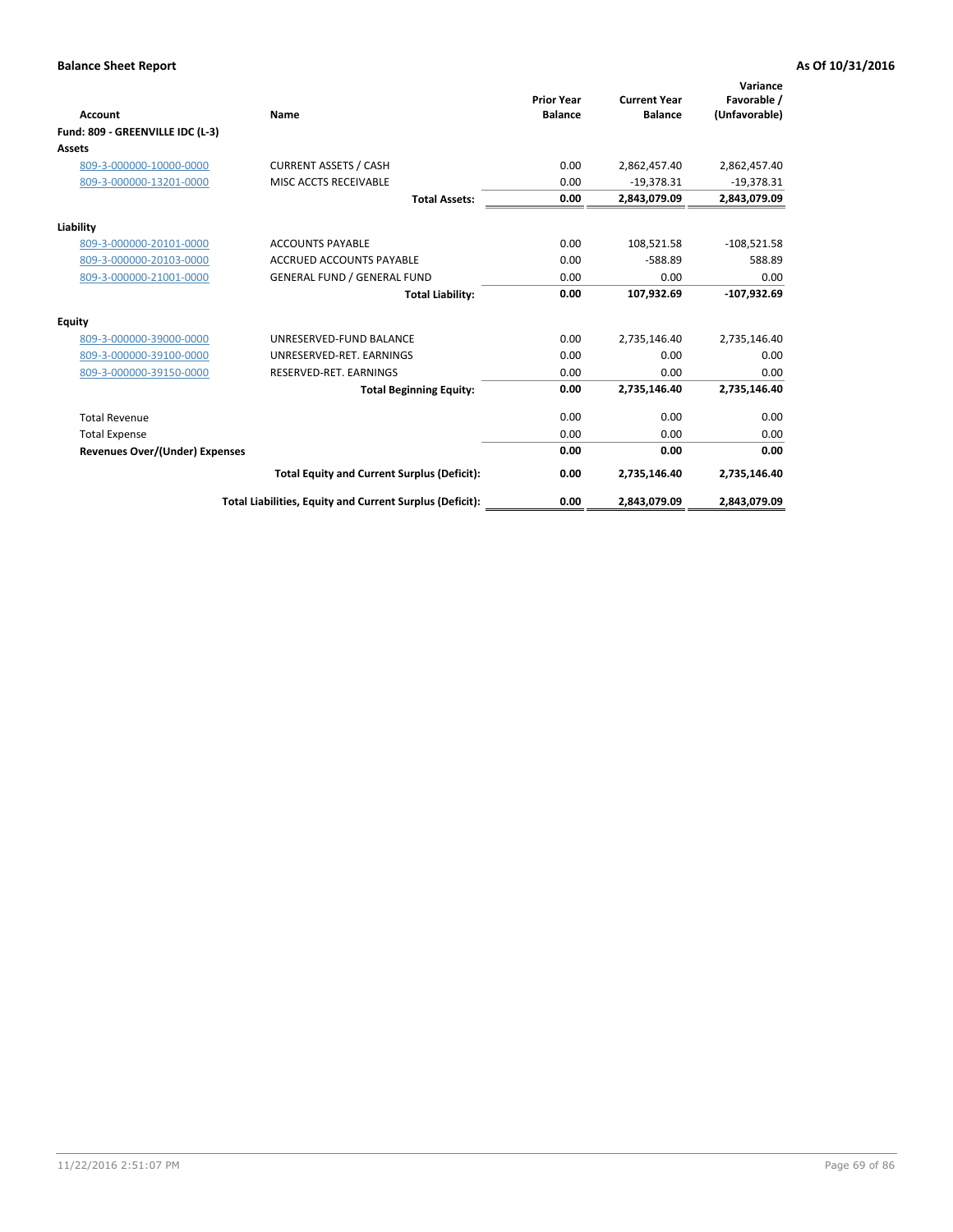**Balance Sheet Report** | **As Of 10/31/2016**

| Account | Name | Prior Year Balance | Current Year Balance | Variance Favorable / (Unfavorable) |
|---|---|---|---|---|
| **Fund: 809 - GREENVILLE IDC (L-3)** | | | | |
| **Assets** | | | | |
| 809-3-000000-10000-0000 | CURRENT ASSETS / CASH | 0.00 | 2,862,457.40 | 2,862,457.40 |
| 809-3-000000-13201-0000 | MISC ACCTS RECEIVABLE | 0.00 | -19,378.31 | -19,378.31 |
| | **Total Assets:** | **0.00** | **2,843,079.09** | **2,843,079.09** |
| **Liability** | | | | |
| 809-3-000000-20101-0000 | ACCOUNTS PAYABLE | 0.00 | 108,521.58 | -108,521.58 |
| 809-3-000000-20103-0000 | ACCRUED ACCOUNTS PAYABLE | 0.00 | -588.89 | 588.89 |
| 809-3-000000-21001-0000 | GENERAL FUND / GENERAL FUND | 0.00 | 0.00 | 0.00 |
| | **Total Liability:** | **0.00** | **107,932.69** | **-107,932.69** |
| **Equity** | | | | |
| 809-3-000000-39000-0000 | UNRESERVED-FUND BALANCE | 0.00 | 2,735,146.40 | 2,735,146.40 |
| 809-3-000000-39100-0000 | UNRESERVED-RET. EARNINGS | 0.00 | 0.00 | 0.00 |
| 809-3-000000-39150-0000 | RESERVED-RET. EARNINGS | 0.00 | 0.00 | 0.00 |
| | **Total Beginning Equity:** | **0.00** | **2,735,146.40** | **2,735,146.40** |
| Total Revenue | | 0.00 | 0.00 | 0.00 |
| Total Expense | | 0.00 | 0.00 | 0.00 |
| **Revenues Over/(Under) Expenses** | | **0.00** | **0.00** | **0.00** |
| | **Total Equity and Current Surplus (Deficit):** | **0.00** | **2,735,146.40** | **2,735,146.40** |
| | **Total Liabilities, Equity and Current Surplus (Deficit):** | **0.00** | **2,843,079.09** | **2,843,079.09** |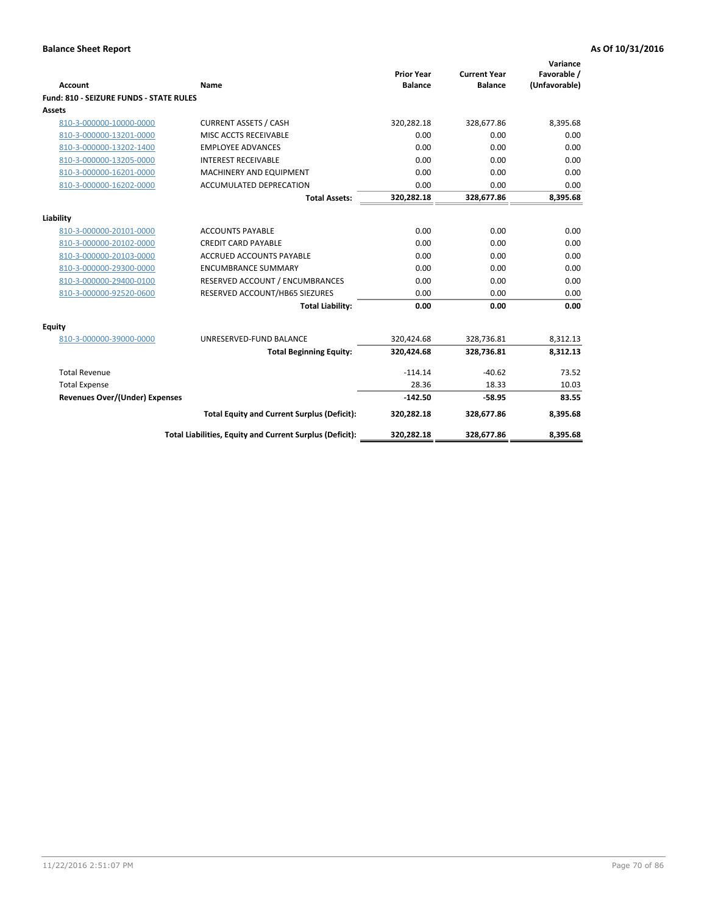**Balance Sheet Report** | **As Of 10/31/2016**

| Account | Name | Prior Year Balance | Current Year Balance | Variance Favorable / (Unfavorable) |
|---|---|---|---|---|
| **Fund: 810 - SEIZURE FUNDS - STATE RULES** | | | | |
| **Assets** | | | | |
| 810-3-000000-10000-0000 | CURRENT ASSETS / CASH | 320,282.18 | 328,677.86 | 8,395.68 |
| 810-3-000000-13201-0000 | MISC ACCTS RECEIVABLE | 0.00 | 0.00 | 0.00 |
| 810-3-000000-13202-1400 | EMPLOYEE ADVANCES | 0.00 | 0.00 | 0.00 |
| 810-3-000000-13205-0000 | INTEREST RECEIVABLE | 0.00 | 0.00 | 0.00 |
| 810-3-000000-16201-0000 | MACHINERY AND EQUIPMENT | 0.00 | 0.00 | 0.00 |
| 810-3-000000-16202-0000 | ACCUMULATED DEPRECATION | 0.00 | 0.00 | 0.00 |
| | **Total Assets:** | **320,282.18** | **328,677.86** | **8,395.68** |
| **Liability** | | | | |
| 810-3-000000-20101-0000 | ACCOUNTS PAYABLE | 0.00 | 0.00 | 0.00 |
| 810-3-000000-20102-0000 | CREDIT CARD PAYABLE | 0.00 | 0.00 | 0.00 |
| 810-3-000000-20103-0000 | ACCRUED ACCOUNTS PAYABLE | 0.00 | 0.00 | 0.00 |
| 810-3-000000-29300-0000 | ENCUMBRANCE SUMMARY | 0.00 | 0.00 | 0.00 |
| 810-3-000000-29400-0100 | RESERVED ACCOUNT / ENCUMBRANCES | 0.00 | 0.00 | 0.00 |
| 810-3-000000-92520-0600 | RESERVED ACCOUNT/HB65 SIEZURES | 0.00 | 0.00 | 0.00 |
| | **Total Liability:** | **0.00** | **0.00** | **0.00** |
| **Equity** | | | | |
| 810-3-000000-39000-0000 | UNRESERVED-FUND BALANCE | 320,424.68 | 328,736.81 | 8,312.13 |
| | **Total Beginning Equity:** | **320,424.68** | **328,736.81** | **8,312.13** |
| Total Revenue | | -114.14 | -40.62 | 73.52 |
| Total Expense | | 28.36 | 18.33 | 10.03 |
| **Revenues Over/(Under) Expenses** | | **-142.50** | **-58.95** | **83.55** |
| | **Total Equity and Current Surplus (Deficit):** | **320,282.18** | **328,677.86** | **8,395.68** |
| | **Total Liabilities, Equity and Current Surplus (Deficit):** | **320,282.18** | **328,677.86** | **8,395.68** |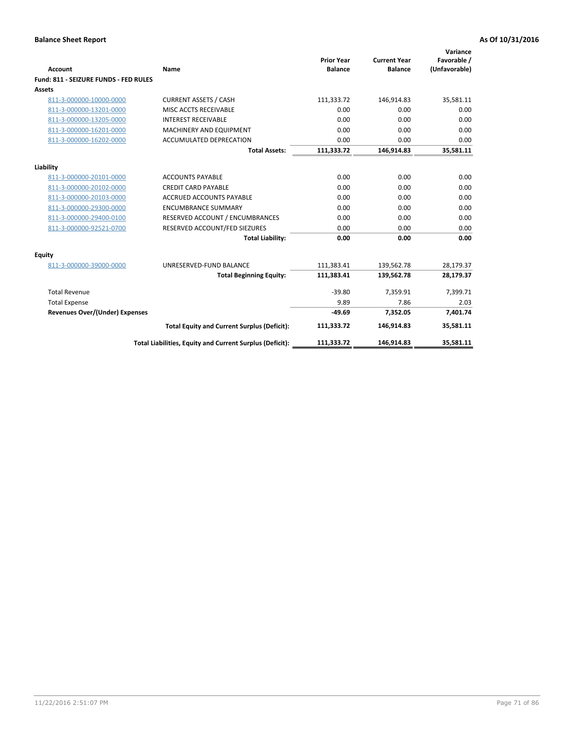**Balance Sheet Report** — **As Of 10/31/2016**

| Account | Name | Prior Year Balance | Current Year Balance | Variance Favorable / (Unfavorable) |
|---|---|---|---|---|
| **Fund: 811 - SEIZURE FUNDS - FED RULES** | | | | |
| **Assets** | | | | |
| 811-3-000000-10000-0000 | CURRENT ASSETS / CASH | 111,333.72 | 146,914.83 | 35,581.11 |
| 811-3-000000-13201-0000 | MISC ACCTS RECEIVABLE | 0.00 | 0.00 | 0.00 |
| 811-3-000000-13205-0000 | INTEREST RECEIVABLE | 0.00 | 0.00 | 0.00 |
| 811-3-000000-16201-0000 | MACHINERY AND EQUIPMENT | 0.00 | 0.00 | 0.00 |
| 811-3-000000-16202-0000 | ACCUMULATED DEPRECATION | 0.00 | 0.00 | 0.00 |
| | **Total Assets:** | **111,333.72** | **146,914.83** | **35,581.11** |
| **Liability** | | | | |
| 811-3-000000-20101-0000 | ACCOUNTS PAYABLE | 0.00 | 0.00 | 0.00 |
| 811-3-000000-20102-0000 | CREDIT CARD PAYABLE | 0.00 | 0.00 | 0.00 |
| 811-3-000000-20103-0000 | ACCRUED ACCOUNTS PAYABLE | 0.00 | 0.00 | 0.00 |
| 811-3-000000-29300-0000 | ENCUMBRANCE SUMMARY | 0.00 | 0.00 | 0.00 |
| 811-3-000000-29400-0100 | RESERVED ACCOUNT / ENCUMBRANCES | 0.00 | 0.00 | 0.00 |
| 811-3-000000-92521-0700 | RESERVED ACCOUNT/FED SIEZURES | 0.00 | 0.00 | 0.00 |
| | **Total Liability:** | **0.00** | **0.00** | **0.00** |
| **Equity** | | | | |
| 811-3-000000-39000-0000 | UNRESERVED-FUND BALANCE | 111,383.41 | 139,562.78 | 28,179.37 |
| | **Total Beginning Equity:** | **111,383.41** | **139,562.78** | **28,179.37** |
| Total Revenue | | -39.80 | 7,359.91 | 7,399.71 |
| Total Expense | | 9.89 | 7.86 | 2.03 |
| **Revenues Over/(Under) Expenses** | | **-49.69** | **7,352.05** | **7,401.74** |
| | **Total Equity and Current Surplus (Deficit):** | **111,333.72** | **146,914.83** | **35,581.11** |
| | **Total Liabilities, Equity and Current Surplus (Deficit):** | **111,333.72** | **146,914.83** | **35,581.11** |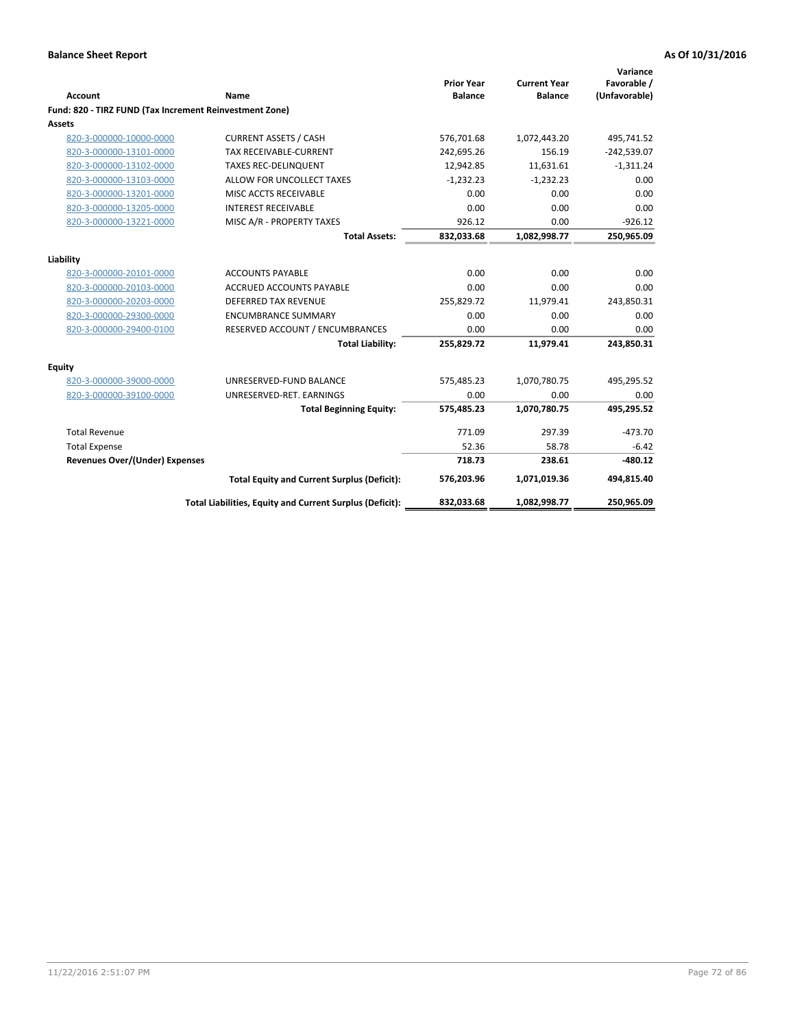**Balance Sheet Report** **As Of 10/31/2016**

| Account | Name | Prior Year Balance | Current Year Balance | Variance Favorable / (Unfavorable) |
|---|---|---|---|---|
| **Fund: 820 - TIRZ FUND (Tax Increment Reinvestment Zone)** | | | | |
| **Assets** | | | | |
| 820-3-000000-10000-0000 | CURRENT ASSETS / CASH | 576,701.68 | 1,072,443.20 | 495,741.52 |
| 820-3-000000-13101-0000 | TAX RECEIVABLE-CURRENT | 242,695.26 | 156.19 | -242,539.07 |
| 820-3-000000-13102-0000 | TAXES REC-DELINQUENT | 12,942.85 | 11,631.61 | -1,311.24 |
| 820-3-000000-13103-0000 | ALLOW FOR UNCOLLECT TAXES | -1,232.23 | -1,232.23 | 0.00 |
| 820-3-000000-13201-0000 | MISC ACCTS RECEIVABLE | 0.00 | 0.00 | 0.00 |
| 820-3-000000-13205-0000 | INTEREST RECEIVABLE | 0.00 | 0.00 | 0.00 |
| 820-3-000000-13221-0000 | MISC A/R - PROPERTY TAXES | 926.12 | 0.00 | -926.12 |
| | **Total Assets:** | **832,033.68** | **1,082,998.77** | **250,965.09** |
| **Liability** | | | | |
| 820-3-000000-20101-0000 | ACCOUNTS PAYABLE | 0.00 | 0.00 | 0.00 |
| 820-3-000000-20103-0000 | ACCRUED ACCOUNTS PAYABLE | 0.00 | 0.00 | 0.00 |
| 820-3-000000-20203-0000 | DEFERRED TAX REVENUE | 255,829.72 | 11,979.41 | 243,850.31 |
| 820-3-000000-29300-0000 | ENCUMBRANCE SUMMARY | 0.00 | 0.00 | 0.00 |
| 820-3-000000-29400-0100 | RESERVED ACCOUNT / ENCUMBRANCES | 0.00 | 0.00 | 0.00 |
| | **Total Liability:** | **255,829.72** | **11,979.41** | **243,850.31** |
| **Equity** | | | | |
| 820-3-000000-39000-0000 | UNRESERVED-FUND BALANCE | 575,485.23 | 1,070,780.75 | 495,295.52 |
| 820-3-000000-39100-0000 | UNRESERVED-RET. EARNINGS | 0.00 | 0.00 | 0.00 |
| | **Total Beginning Equity:** | **575,485.23** | **1,070,780.75** | **495,295.52** |
| Total Revenue | | 771.09 | 297.39 | -473.70 |
| Total Expense | | 52.36 | 58.78 | -6.42 |
| **Revenues Over/(Under) Expenses** | | **718.73** | **238.61** | **-480.12** |
| | **Total Equity and Current Surplus (Deficit):** | **576,203.96** | **1,071,019.36** | **494,815.40** |
| | **Total Liabilities, Equity and Current Surplus (Deficit):** | **832,033.68** | **1,082,998.77** | **250,965.09** |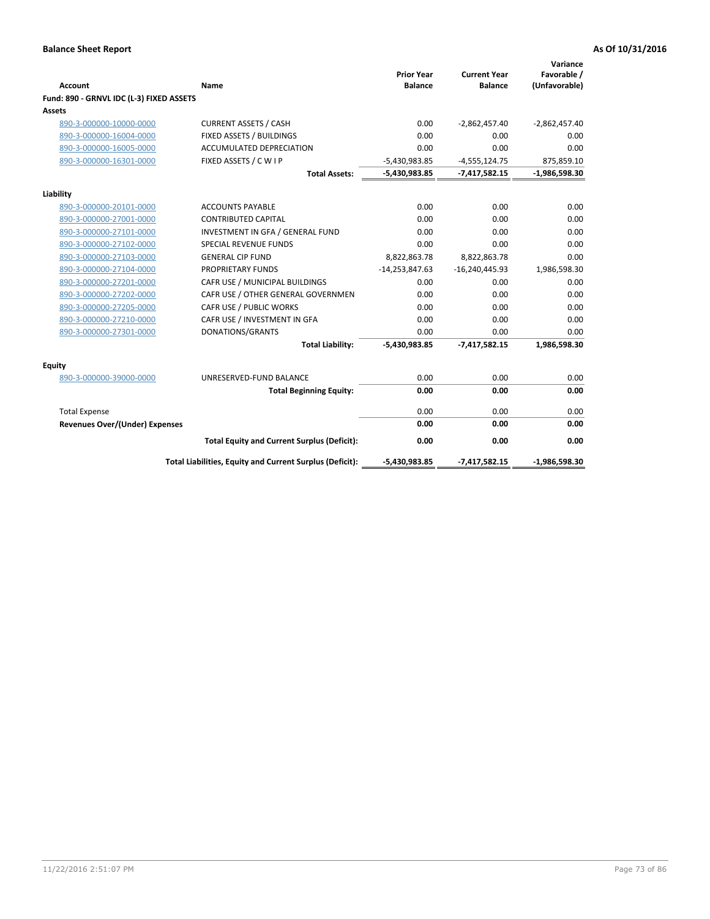**Balance Sheet Report** — **As Of 10/31/2016**

| Account | Name | Prior Year Balance | Current Year Balance | Variance Favorable / (Unfavorable) |
|---|---|---|---|---|
| **Fund: 890 - GRNVL IDC (L-3) FIXED ASSETS** | | | | |
| **Assets** | | | | |
| 890-3-000000-10000-0000 | CURRENT ASSETS / CASH | 0.00 | -2,862,457.40 | -2,862,457.40 |
| 890-3-000000-16004-0000 | FIXED ASSETS / BUILDINGS | 0.00 | 0.00 | 0.00 |
| 890-3-000000-16005-0000 | ACCUMULATED DEPRECIATION | 0.00 | 0.00 | 0.00 |
| 890-3-000000-16301-0000 | FIXED ASSETS / C W I P | -5,430,983.85 | -4,555,124.75 | 875,859.10 |
| | **Total Assets:** | **-5,430,983.85** | **-7,417,582.15** | **-1,986,598.30** |
| **Liability** | | | | |
| 890-3-000000-20101-0000 | ACCOUNTS PAYABLE | 0.00 | 0.00 | 0.00 |
| 890-3-000000-27001-0000 | CONTRIBUTED CAPITAL | 0.00 | 0.00 | 0.00 |
| 890-3-000000-27101-0000 | INVESTMENT IN GFA / GENERAL FUND | 0.00 | 0.00 | 0.00 |
| 890-3-000000-27102-0000 | SPECIAL REVENUE FUNDS | 0.00 | 0.00 | 0.00 |
| 890-3-000000-27103-0000 | GENERAL CIP FUND | 8,822,863.78 | 8,822,863.78 | 0.00 |
| 890-3-000000-27104-0000 | PROPRIETARY FUNDS | -14,253,847.63 | -16,240,445.93 | 1,986,598.30 |
| 890-3-000000-27201-0000 | CAFR USE / MUNICIPAL BUILDINGS | 0.00 | 0.00 | 0.00 |
| 890-3-000000-27202-0000 | CAFR USE / OTHER GENERAL GOVERNMEN | 0.00 | 0.00 | 0.00 |
| 890-3-000000-27205-0000 | CAFR USE / PUBLIC WORKS | 0.00 | 0.00 | 0.00 |
| 890-3-000000-27210-0000 | CAFR USE / INVESTMENT IN GFA | 0.00 | 0.00 | 0.00 |
| 890-3-000000-27301-0000 | DONATIONS/GRANTS | 0.00 | 0.00 | 0.00 |
| | **Total Liability:** | **-5,430,983.85** | **-7,417,582.15** | **1,986,598.30** |
| **Equity** | | | | |
| 890-3-000000-39000-0000 | UNRESERVED-FUND BALANCE | 0.00 | 0.00 | 0.00 |
| | **Total Beginning Equity:** | **0.00** | **0.00** | **0.00** |
| Total Expense | | 0.00 | 0.00 | 0.00 |
| **Revenues Over/(Under) Expenses** | | **0.00** | **0.00** | **0.00** |
| | **Total Equity and Current Surplus (Deficit):** | **0.00** | **0.00** | **0.00** |
| | **Total Liabilities, Equity and Current Surplus (Deficit):** | **-5,430,983.85** | **-7,417,582.15** | **-1,986,598.30** |

11/22/2016 2:51:07 PM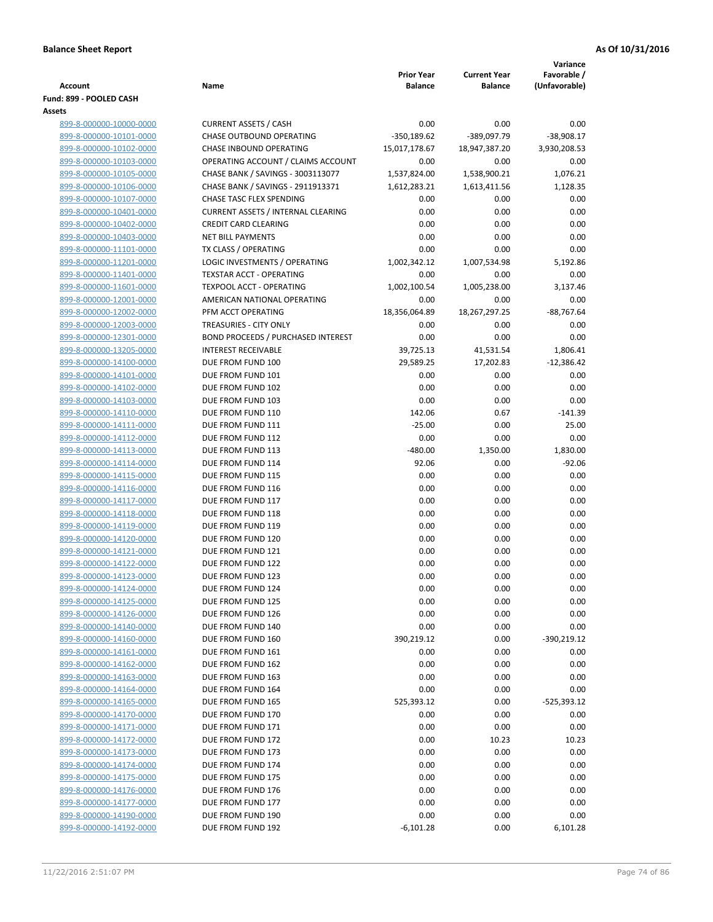**Balance Sheet Report** | **As Of 10/31/2016**

| Account | Name | Prior Year Balance | Current Year Balance | Variance Favorable / (Unfavorable) |
|---|---|---|---|---|
| **Fund: 899 - POOLED CASH** | | | | |
| **Assets** | | | | |
| 899-8-000000-10000-0000 | CURRENT ASSETS / CASH | 0.00 | 0.00 | 0.00 |
| 899-8-000000-10101-0000 | CHASE OUTBOUND OPERATING | -350,189.62 | -389,097.79 | -38,908.17 |
| 899-8-000000-10102-0000 | CHASE INBOUND OPERATING | 15,017,178.67 | 18,947,387.20 | 3,930,208.53 |
| 899-8-000000-10103-0000 | OPERATING ACCOUNT / CLAIMS ACCOUNT | 0.00 | 0.00 | 0.00 |
| 899-8-000000-10105-0000 | CHASE BANK / SAVINGS - 3003113077 | 1,537,824.00 | 1,538,900.21 | 1,076.21 |
| 899-8-000000-10106-0000 | CHASE BANK / SAVINGS - 2911913371 | 1,612,283.21 | 1,613,411.56 | 1,128.35 |
| 899-8-000000-10107-0000 | CHASE TASC FLEX SPENDING | 0.00 | 0.00 | 0.00 |
| 899-8-000000-10401-0000 | CURRENT ASSETS / INTERNAL CLEARING | 0.00 | 0.00 | 0.00 |
| 899-8-000000-10402-0000 | CREDIT CARD CLEARING | 0.00 | 0.00 | 0.00 |
| 899-8-000000-10403-0000 | NET BILL PAYMENTS | 0.00 | 0.00 | 0.00 |
| 899-8-000000-11101-0000 | TX CLASS / OPERATING | 0.00 | 0.00 | 0.00 |
| 899-8-000000-11201-0000 | LOGIC INVESTMENTS / OPERATING | 1,002,342.12 | 1,007,534.98 | 5,192.86 |
| 899-8-000000-11401-0000 | TEXSTAR ACCT - OPERATING | 0.00 | 0.00 | 0.00 |
| 899-8-000000-11601-0000 | TEXPOOL ACCT - OPERATING | 1,002,100.54 | 1,005,238.00 | 3,137.46 |
| 899-8-000000-12001-0000 | AMERICAN NATIONAL OPERATING | 0.00 | 0.00 | 0.00 |
| 899-8-000000-12002-0000 | PFM ACCT OPERATING | 18,356,064.89 | 18,267,297.25 | -88,767.64 |
| 899-8-000000-12003-0000 | TREASURIES - CITY ONLY | 0.00 | 0.00 | 0.00 |
| 899-8-000000-12301-0000 | BOND PROCEEDS / PURCHASED INTEREST | 0.00 | 0.00 | 0.00 |
| 899-8-000000-13205-0000 | INTEREST RECEIVABLE | 39,725.13 | 41,531.54 | 1,806.41 |
| 899-8-000000-14100-0000 | DUE FROM FUND 100 | 29,589.25 | 17,202.83 | -12,386.42 |
| 899-8-000000-14101-0000 | DUE FROM FUND 101 | 0.00 | 0.00 | 0.00 |
| 899-8-000000-14102-0000 | DUE FROM FUND 102 | 0.00 | 0.00 | 0.00 |
| 899-8-000000-14103-0000 | DUE FROM FUND 103 | 0.00 | 0.00 | 0.00 |
| 899-8-000000-14110-0000 | DUE FROM FUND 110 | 142.06 | 0.67 | -141.39 |
| 899-8-000000-14111-0000 | DUE FROM FUND 111 | -25.00 | 0.00 | 25.00 |
| 899-8-000000-14112-0000 | DUE FROM FUND 112 | 0.00 | 0.00 | 0.00 |
| 899-8-000000-14113-0000 | DUE FROM FUND 113 | -480.00 | 1,350.00 | 1,830.00 |
| 899-8-000000-14114-0000 | DUE FROM FUND 114 | 92.06 | 0.00 | -92.06 |
| 899-8-000000-14115-0000 | DUE FROM FUND 115 | 0.00 | 0.00 | 0.00 |
| 899-8-000000-14116-0000 | DUE FROM FUND 116 | 0.00 | 0.00 | 0.00 |
| 899-8-000000-14117-0000 | DUE FROM FUND 117 | 0.00 | 0.00 | 0.00 |
| 899-8-000000-14118-0000 | DUE FROM FUND 118 | 0.00 | 0.00 | 0.00 |
| 899-8-000000-14119-0000 | DUE FROM FUND 119 | 0.00 | 0.00 | 0.00 |
| 899-8-000000-14120-0000 | DUE FROM FUND 120 | 0.00 | 0.00 | 0.00 |
| 899-8-000000-14121-0000 | DUE FROM FUND 121 | 0.00 | 0.00 | 0.00 |
| 899-8-000000-14122-0000 | DUE FROM FUND 122 | 0.00 | 0.00 | 0.00 |
| 899-8-000000-14123-0000 | DUE FROM FUND 123 | 0.00 | 0.00 | 0.00 |
| 899-8-000000-14124-0000 | DUE FROM FUND 124 | 0.00 | 0.00 | 0.00 |
| 899-8-000000-14125-0000 | DUE FROM FUND 125 | 0.00 | 0.00 | 0.00 |
| 899-8-000000-14126-0000 | DUE FROM FUND 126 | 0.00 | 0.00 | 0.00 |
| 899-8-000000-14140-0000 | DUE FROM FUND 140 | 0.00 | 0.00 | 0.00 |
| 899-8-000000-14160-0000 | DUE FROM FUND 160 | 390,219.12 | 0.00 | -390,219.12 |
| 899-8-000000-14161-0000 | DUE FROM FUND 161 | 0.00 | 0.00 | 0.00 |
| 899-8-000000-14162-0000 | DUE FROM FUND 162 | 0.00 | 0.00 | 0.00 |
| 899-8-000000-14163-0000 | DUE FROM FUND 163 | 0.00 | 0.00 | 0.00 |
| 899-8-000000-14164-0000 | DUE FROM FUND 164 | 0.00 | 0.00 | 0.00 |
| 899-8-000000-14165-0000 | DUE FROM FUND 165 | 525,393.12 | 0.00 | -525,393.12 |
| 899-8-000000-14170-0000 | DUE FROM FUND 170 | 0.00 | 0.00 | 0.00 |
| 899-8-000000-14171-0000 | DUE FROM FUND 171 | 0.00 | 0.00 | 0.00 |
| 899-8-000000-14172-0000 | DUE FROM FUND 172 | 0.00 | 10.23 | 10.23 |
| 899-8-000000-14173-0000 | DUE FROM FUND 173 | 0.00 | 0.00 | 0.00 |
| 899-8-000000-14174-0000 | DUE FROM FUND 174 | 0.00 | 0.00 | 0.00 |
| 899-8-000000-14175-0000 | DUE FROM FUND 175 | 0.00 | 0.00 | 0.00 |
| 899-8-000000-14176-0000 | DUE FROM FUND 176 | 0.00 | 0.00 | 0.00 |
| 899-8-000000-14177-0000 | DUE FROM FUND 177 | 0.00 | 0.00 | 0.00 |
| 899-8-000000-14190-0000 | DUE FROM FUND 190 | 0.00 | 0.00 | 0.00 |
| 899-8-000000-14192-0000 | DUE FROM FUND 192 | -6,101.28 | 0.00 | 6,101.28 |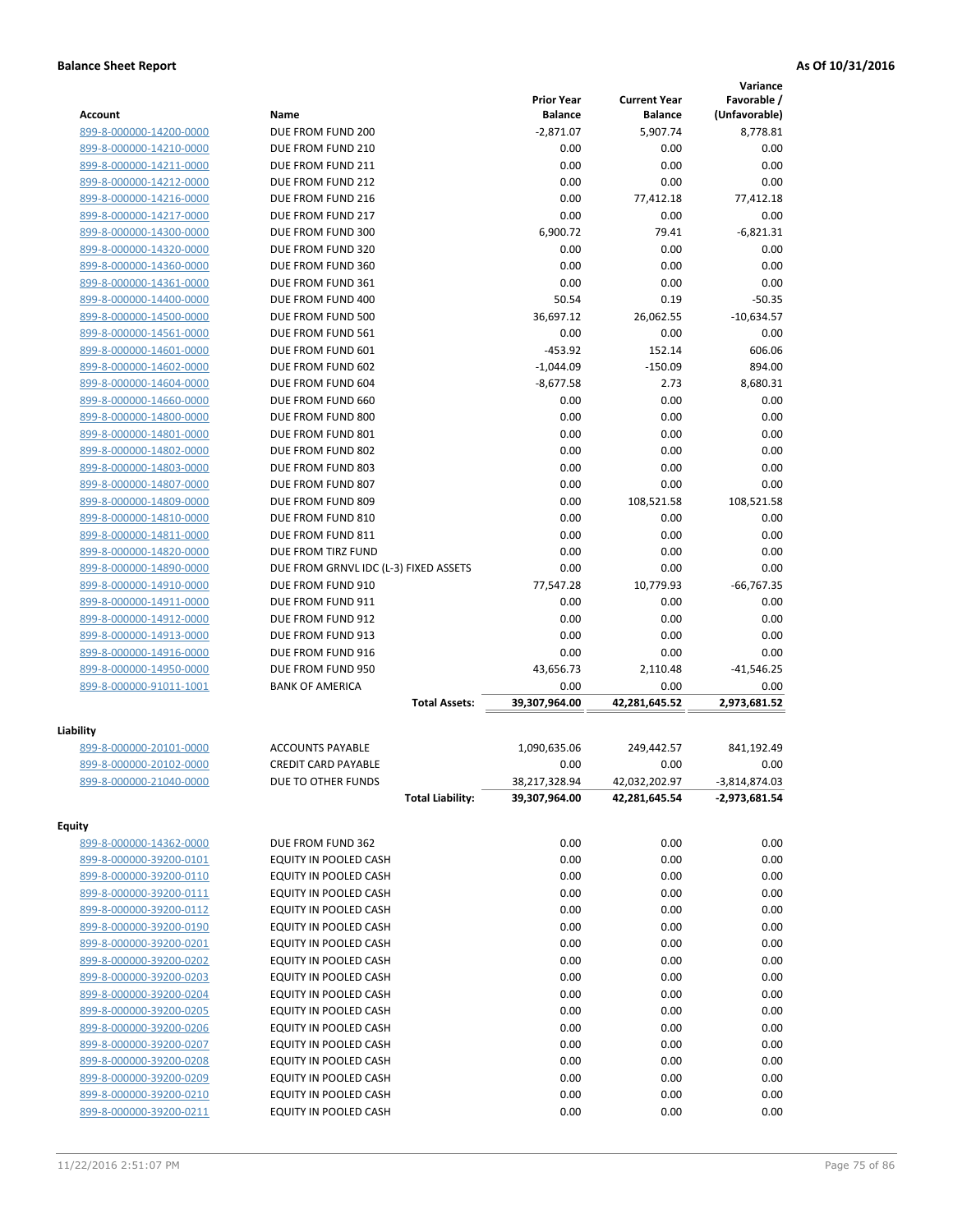**Balance Sheet Report** **As Of 10/31/2016**

| Account | Name | Prior Year Balance | Current Year Balance | Variance Favorable / (Unfavorable) |
|---|---|---|---|---|
| 899-8-000000-14200-0000 | DUE FROM FUND 200 | -2,871.07 | 5,907.74 | 8,778.81 |
| 899-8-000000-14210-0000 | DUE FROM FUND 210 | 0.00 | 0.00 | 0.00 |
| 899-8-000000-14211-0000 | DUE FROM FUND 211 | 0.00 | 0.00 | 0.00 |
| 899-8-000000-14212-0000 | DUE FROM FUND 212 | 0.00 | 0.00 | 0.00 |
| 899-8-000000-14216-0000 | DUE FROM FUND 216 | 0.00 | 77,412.18 | 77,412.18 |
| 899-8-000000-14217-0000 | DUE FROM FUND 217 | 0.00 | 0.00 | 0.00 |
| 899-8-000000-14300-0000 | DUE FROM FUND 300 | 6,900.72 | 79.41 | -6,821.31 |
| 899-8-000000-14320-0000 | DUE FROM FUND 320 | 0.00 | 0.00 | 0.00 |
| 899-8-000000-14360-0000 | DUE FROM FUND 360 | 0.00 | 0.00 | 0.00 |
| 899-8-000000-14361-0000 | DUE FROM FUND 361 | 0.00 | 0.00 | 0.00 |
| 899-8-000000-14400-0000 | DUE FROM FUND 400 | 50.54 | 0.19 | -50.35 |
| 899-8-000000-14500-0000 | DUE FROM FUND 500 | 36,697.12 | 26,062.55 | -10,634.57 |
| 899-8-000000-14561-0000 | DUE FROM FUND 561 | 0.00 | 0.00 | 0.00 |
| 899-8-000000-14601-0000 | DUE FROM FUND 601 | -453.92 | 152.14 | 606.06 |
| 899-8-000000-14602-0000 | DUE FROM FUND 602 | -1,044.09 | -150.09 | 894.00 |
| 899-8-000000-14604-0000 | DUE FROM FUND 604 | -8,677.58 | 2.73 | 8,680.31 |
| 899-8-000000-14660-0000 | DUE FROM FUND 660 | 0.00 | 0.00 | 0.00 |
| 899-8-000000-14800-0000 | DUE FROM FUND 800 | 0.00 | 0.00 | 0.00 |
| 899-8-000000-14801-0000 | DUE FROM FUND 801 | 0.00 | 0.00 | 0.00 |
| 899-8-000000-14802-0000 | DUE FROM FUND 802 | 0.00 | 0.00 | 0.00 |
| 899-8-000000-14803-0000 | DUE FROM FUND 803 | 0.00 | 0.00 | 0.00 |
| 899-8-000000-14807-0000 | DUE FROM FUND 807 | 0.00 | 0.00 | 0.00 |
| 899-8-000000-14809-0000 | DUE FROM FUND 809 | 0.00 | 108,521.58 | 108,521.58 |
| 899-8-000000-14810-0000 | DUE FROM FUND 810 | 0.00 | 0.00 | 0.00 |
| 899-8-000000-14811-0000 | DUE FROM FUND 811 | 0.00 | 0.00 | 0.00 |
| 899-8-000000-14820-0000 | DUE FROM TIRZ FUND | 0.00 | 0.00 | 0.00 |
| 899-8-000000-14890-0000 | DUE FROM GRNVL IDC (L-3) FIXED ASSETS | 0.00 | 0.00 | 0.00 |
| 899-8-000000-14910-0000 | DUE FROM FUND 910 | 77,547.28 | 10,779.93 | -66,767.35 |
| 899-8-000000-14911-0000 | DUE FROM FUND 911 | 0.00 | 0.00 | 0.00 |
| 899-8-000000-14912-0000 | DUE FROM FUND 912 | 0.00 | 0.00 | 0.00 |
| 899-8-000000-14913-0000 | DUE FROM FUND 913 | 0.00 | 0.00 | 0.00 |
| 899-8-000000-14916-0000 | DUE FROM FUND 916 | 0.00 | 0.00 | 0.00 |
| 899-8-000000-14950-0000 | DUE FROM FUND 950 | 43,656.73 | 2,110.48 | -41,546.25 |
| 899-8-000000-91011-1001 | BANK OF AMERICA | 0.00 | 0.00 | 0.00 |
| | **Total Assets:** | **39,307,964.00** | **42,281,645.52** | **2,973,681.52** |

**Liability**

| Account | Name | Prior Year Balance | Current Year Balance | Variance Favorable / (Unfavorable) |
|---|---|---|---|---|
| 899-8-000000-20101-0000 | ACCOUNTS PAYABLE | 1,090,635.06 | 249,442.57 | 841,192.49 |
| 899-8-000000-20102-0000 | CREDIT CARD PAYABLE | 0.00 | 0.00 | 0.00 |
| 899-8-000000-21040-0000 | DUE TO OTHER FUNDS | 38,217,328.94 | 42,032,202.97 | -3,814,874.03 |
| | **Total Liability:** | **39,307,964.00** | **42,281,645.54** | **-2,973,681.54** |

**Equity**

| Account | Name | Prior Year Balance | Current Year Balance | Variance Favorable / (Unfavorable) |
|---|---|---|---|---|
| 899-8-000000-14362-0000 | DUE FROM FUND 362 | 0.00 | 0.00 | 0.00 |
| 899-8-000000-39200-0101 | EQUITY IN POOLED CASH | 0.00 | 0.00 | 0.00 |
| 899-8-000000-39200-0110 | EQUITY IN POOLED CASH | 0.00 | 0.00 | 0.00 |
| 899-8-000000-39200-0111 | EQUITY IN POOLED CASH | 0.00 | 0.00 | 0.00 |
| 899-8-000000-39200-0112 | EQUITY IN POOLED CASH | 0.00 | 0.00 | 0.00 |
| 899-8-000000-39200-0190 | EQUITY IN POOLED CASH | 0.00 | 0.00 | 0.00 |
| 899-8-000000-39200-0201 | EQUITY IN POOLED CASH | 0.00 | 0.00 | 0.00 |
| 899-8-000000-39200-0202 | EQUITY IN POOLED CASH | 0.00 | 0.00 | 0.00 |
| 899-8-000000-39200-0203 | EQUITY IN POOLED CASH | 0.00 | 0.00 | 0.00 |
| 899-8-000000-39200-0204 | EQUITY IN POOLED CASH | 0.00 | 0.00 | 0.00 |
| 899-8-000000-39200-0205 | EQUITY IN POOLED CASH | 0.00 | 0.00 | 0.00 |
| 899-8-000000-39200-0206 | EQUITY IN POOLED CASH | 0.00 | 0.00 | 0.00 |
| 899-8-000000-39200-0207 | EQUITY IN POOLED CASH | 0.00 | 0.00 | 0.00 |
| 899-8-000000-39200-0208 | EQUITY IN POOLED CASH | 0.00 | 0.00 | 0.00 |
| 899-8-000000-39200-0209 | EQUITY IN POOLED CASH | 0.00 | 0.00 | 0.00 |
| 899-8-000000-39200-0210 | EQUITY IN POOLED CASH | 0.00 | 0.00 | 0.00 |
| 899-8-000000-39200-0211 | EQUITY IN POOLED CASH | 0.00 | 0.00 | 0.00 |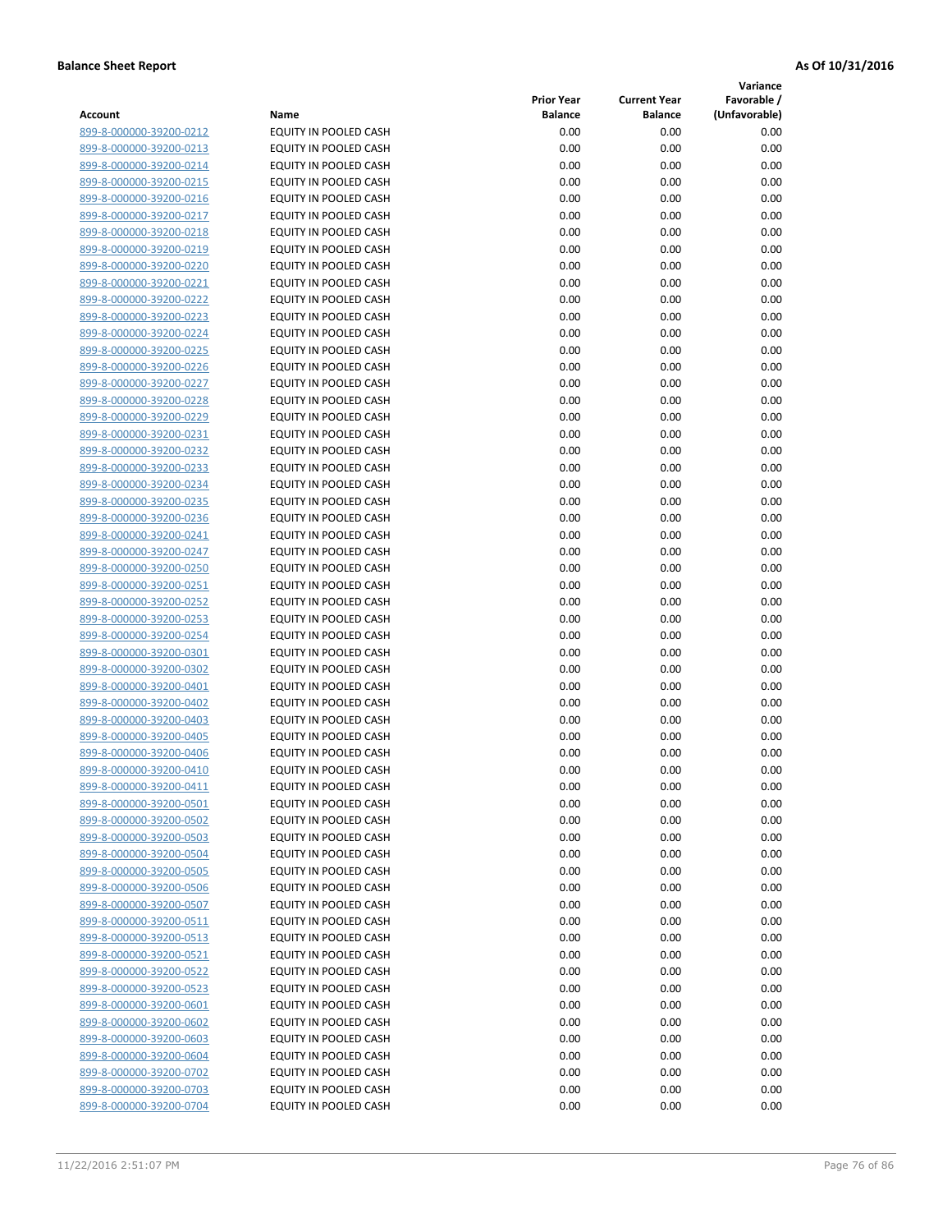**Balance Sheet Report** **As Of 10/31/2016**

| Account | Name | Prior Year Balance | Current Year Balance | Variance Favorable / (Unfavorable) |
|---|---|---|---|---|
| 899-8-000000-39200-0212 | EQUITY IN POOLED CASH | 0.00 | 0.00 | 0.00 |
| 899-8-000000-39200-0213 | EQUITY IN POOLED CASH | 0.00 | 0.00 | 0.00 |
| 899-8-000000-39200-0214 | EQUITY IN POOLED CASH | 0.00 | 0.00 | 0.00 |
| 899-8-000000-39200-0215 | EQUITY IN POOLED CASH | 0.00 | 0.00 | 0.00 |
| 899-8-000000-39200-0216 | EQUITY IN POOLED CASH | 0.00 | 0.00 | 0.00 |
| 899-8-000000-39200-0217 | EQUITY IN POOLED CASH | 0.00 | 0.00 | 0.00 |
| 899-8-000000-39200-0218 | EQUITY IN POOLED CASH | 0.00 | 0.00 | 0.00 |
| 899-8-000000-39200-0219 | EQUITY IN POOLED CASH | 0.00 | 0.00 | 0.00 |
| 899-8-000000-39200-0220 | EQUITY IN POOLED CASH | 0.00 | 0.00 | 0.00 |
| 899-8-000000-39200-0221 | EQUITY IN POOLED CASH | 0.00 | 0.00 | 0.00 |
| 899-8-000000-39200-0222 | EQUITY IN POOLED CASH | 0.00 | 0.00 | 0.00 |
| 899-8-000000-39200-0223 | EQUITY IN POOLED CASH | 0.00 | 0.00 | 0.00 |
| 899-8-000000-39200-0224 | EQUITY IN POOLED CASH | 0.00 | 0.00 | 0.00 |
| 899-8-000000-39200-0225 | EQUITY IN POOLED CASH | 0.00 | 0.00 | 0.00 |
| 899-8-000000-39200-0226 | EQUITY IN POOLED CASH | 0.00 | 0.00 | 0.00 |
| 899-8-000000-39200-0227 | EQUITY IN POOLED CASH | 0.00 | 0.00 | 0.00 |
| 899-8-000000-39200-0228 | EQUITY IN POOLED CASH | 0.00 | 0.00 | 0.00 |
| 899-8-000000-39200-0229 | EQUITY IN POOLED CASH | 0.00 | 0.00 | 0.00 |
| 899-8-000000-39200-0231 | EQUITY IN POOLED CASH | 0.00 | 0.00 | 0.00 |
| 899-8-000000-39200-0232 | EQUITY IN POOLED CASH | 0.00 | 0.00 | 0.00 |
| 899-8-000000-39200-0233 | EQUITY IN POOLED CASH | 0.00 | 0.00 | 0.00 |
| 899-8-000000-39200-0234 | EQUITY IN POOLED CASH | 0.00 | 0.00 | 0.00 |
| 899-8-000000-39200-0235 | EQUITY IN POOLED CASH | 0.00 | 0.00 | 0.00 |
| 899-8-000000-39200-0236 | EQUITY IN POOLED CASH | 0.00 | 0.00 | 0.00 |
| 899-8-000000-39200-0241 | EQUITY IN POOLED CASH | 0.00 | 0.00 | 0.00 |
| 899-8-000000-39200-0247 | EQUITY IN POOLED CASH | 0.00 | 0.00 | 0.00 |
| 899-8-000000-39200-0250 | EQUITY IN POOLED CASH | 0.00 | 0.00 | 0.00 |
| 899-8-000000-39200-0251 | EQUITY IN POOLED CASH | 0.00 | 0.00 | 0.00 |
| 899-8-000000-39200-0252 | EQUITY IN POOLED CASH | 0.00 | 0.00 | 0.00 |
| 899-8-000000-39200-0253 | EQUITY IN POOLED CASH | 0.00 | 0.00 | 0.00 |
| 899-8-000000-39200-0254 | EQUITY IN POOLED CASH | 0.00 | 0.00 | 0.00 |
| 899-8-000000-39200-0301 | EQUITY IN POOLED CASH | 0.00 | 0.00 | 0.00 |
| 899-8-000000-39200-0302 | EQUITY IN POOLED CASH | 0.00 | 0.00 | 0.00 |
| 899-8-000000-39200-0401 | EQUITY IN POOLED CASH | 0.00 | 0.00 | 0.00 |
| 899-8-000000-39200-0402 | EQUITY IN POOLED CASH | 0.00 | 0.00 | 0.00 |
| 899-8-000000-39200-0403 | EQUITY IN POOLED CASH | 0.00 | 0.00 | 0.00 |
| 899-8-000000-39200-0405 | EQUITY IN POOLED CASH | 0.00 | 0.00 | 0.00 |
| 899-8-000000-39200-0406 | EQUITY IN POOLED CASH | 0.00 | 0.00 | 0.00 |
| 899-8-000000-39200-0410 | EQUITY IN POOLED CASH | 0.00 | 0.00 | 0.00 |
| 899-8-000000-39200-0411 | EQUITY IN POOLED CASH | 0.00 | 0.00 | 0.00 |
| 899-8-000000-39200-0501 | EQUITY IN POOLED CASH | 0.00 | 0.00 | 0.00 |
| 899-8-000000-39200-0502 | EQUITY IN POOLED CASH | 0.00 | 0.00 | 0.00 |
| 899-8-000000-39200-0503 | EQUITY IN POOLED CASH | 0.00 | 0.00 | 0.00 |
| 899-8-000000-39200-0504 | EQUITY IN POOLED CASH | 0.00 | 0.00 | 0.00 |
| 899-8-000000-39200-0505 | EQUITY IN POOLED CASH | 0.00 | 0.00 | 0.00 |
| 899-8-000000-39200-0506 | EQUITY IN POOLED CASH | 0.00 | 0.00 | 0.00 |
| 899-8-000000-39200-0507 | EQUITY IN POOLED CASH | 0.00 | 0.00 | 0.00 |
| 899-8-000000-39200-0511 | EQUITY IN POOLED CASH | 0.00 | 0.00 | 0.00 |
| 899-8-000000-39200-0513 | EQUITY IN POOLED CASH | 0.00 | 0.00 | 0.00 |
| 899-8-000000-39200-0521 | EQUITY IN POOLED CASH | 0.00 | 0.00 | 0.00 |
| 899-8-000000-39200-0522 | EQUITY IN POOLED CASH | 0.00 | 0.00 | 0.00 |
| 899-8-000000-39200-0523 | EQUITY IN POOLED CASH | 0.00 | 0.00 | 0.00 |
| 899-8-000000-39200-0601 | EQUITY IN POOLED CASH | 0.00 | 0.00 | 0.00 |
| 899-8-000000-39200-0602 | EQUITY IN POOLED CASH | 0.00 | 0.00 | 0.00 |
| 899-8-000000-39200-0603 | EQUITY IN POOLED CASH | 0.00 | 0.00 | 0.00 |
| 899-8-000000-39200-0604 | EQUITY IN POOLED CASH | 0.00 | 0.00 | 0.00 |
| 899-8-000000-39200-0702 | EQUITY IN POOLED CASH | 0.00 | 0.00 | 0.00 |
| 899-8-000000-39200-0703 | EQUITY IN POOLED CASH | 0.00 | 0.00 | 0.00 |
| 899-8-000000-39200-0704 | EQUITY IN POOLED CASH | 0.00 | 0.00 | 0.00 |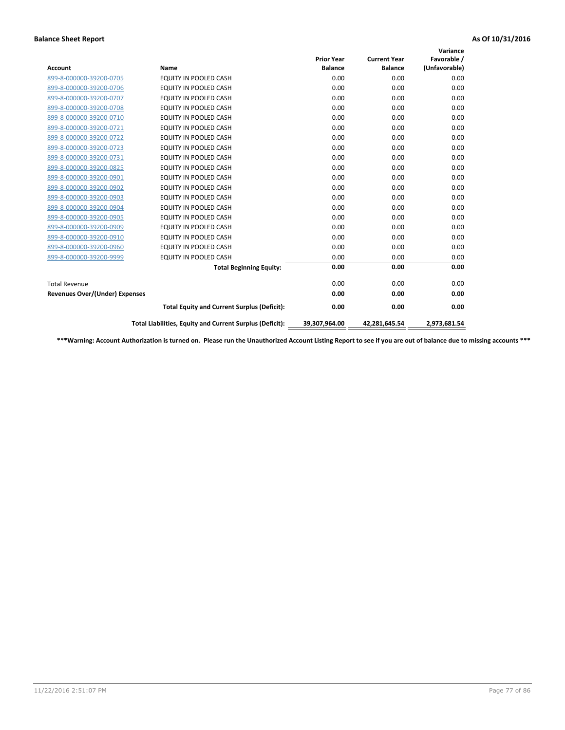**Balance Sheet Report** | **As Of 10/31/2016**

| Account | Name | Prior Year Balance | Current Year Balance | Variance Favorable / (Unfavorable) |
|---|---|---|---|---|
| 899-8-000000-39200-0705 | EQUITY IN POOLED CASH | 0.00 | 0.00 | 0.00 |
| 899-8-000000-39200-0706 | EQUITY IN POOLED CASH | 0.00 | 0.00 | 0.00 |
| 899-8-000000-39200-0707 | EQUITY IN POOLED CASH | 0.00 | 0.00 | 0.00 |
| 899-8-000000-39200-0708 | EQUITY IN POOLED CASH | 0.00 | 0.00 | 0.00 |
| 899-8-000000-39200-0710 | EQUITY IN POOLED CASH | 0.00 | 0.00 | 0.00 |
| 899-8-000000-39200-0721 | EQUITY IN POOLED CASH | 0.00 | 0.00 | 0.00 |
| 899-8-000000-39200-0722 | EQUITY IN POOLED CASH | 0.00 | 0.00 | 0.00 |
| 899-8-000000-39200-0723 | EQUITY IN POOLED CASH | 0.00 | 0.00 | 0.00 |
| 899-8-000000-39200-0731 | EQUITY IN POOLED CASH | 0.00 | 0.00 | 0.00 |
| 899-8-000000-39200-0825 | EQUITY IN POOLED CASH | 0.00 | 0.00 | 0.00 |
| 899-8-000000-39200-0901 | EQUITY IN POOLED CASH | 0.00 | 0.00 | 0.00 |
| 899-8-000000-39200-0902 | EQUITY IN POOLED CASH | 0.00 | 0.00 | 0.00 |
| 899-8-000000-39200-0903 | EQUITY IN POOLED CASH | 0.00 | 0.00 | 0.00 |
| 899-8-000000-39200-0904 | EQUITY IN POOLED CASH | 0.00 | 0.00 | 0.00 |
| 899-8-000000-39200-0905 | EQUITY IN POOLED CASH | 0.00 | 0.00 | 0.00 |
| 899-8-000000-39200-0909 | EQUITY IN POOLED CASH | 0.00 | 0.00 | 0.00 |
| 899-8-000000-39200-0910 | EQUITY IN POOLED CASH | 0.00 | 0.00 | 0.00 |
| 899-8-000000-39200-0960 | EQUITY IN POOLED CASH | 0.00 | 0.00 | 0.00 |
| 899-8-000000-39200-9999 | EQUITY IN POOLED CASH | 0.00 | 0.00 | 0.00 |
| | **Total Beginning Equity:** | **0.00** | **0.00** | **0.00** |
| Total Revenue | | 0.00 | 0.00 | 0.00 |
| **Revenues Over/(Under) Expenses** | | **0.00** | **0.00** | **0.00** |
| | **Total Equity and Current Surplus (Deficit):** | **0.00** | **0.00** | **0.00** |
| | **Total Liabilities, Equity and Current Surplus (Deficit):** | **39,307,964.00** | **42,281,645.54** | **2,973,681.54** |

**\*\*\*Warning: Account Authorization is turned on. Please run the Unauthorized Account Listing Report to see if you are out of balance due to missing accounts \*\*\***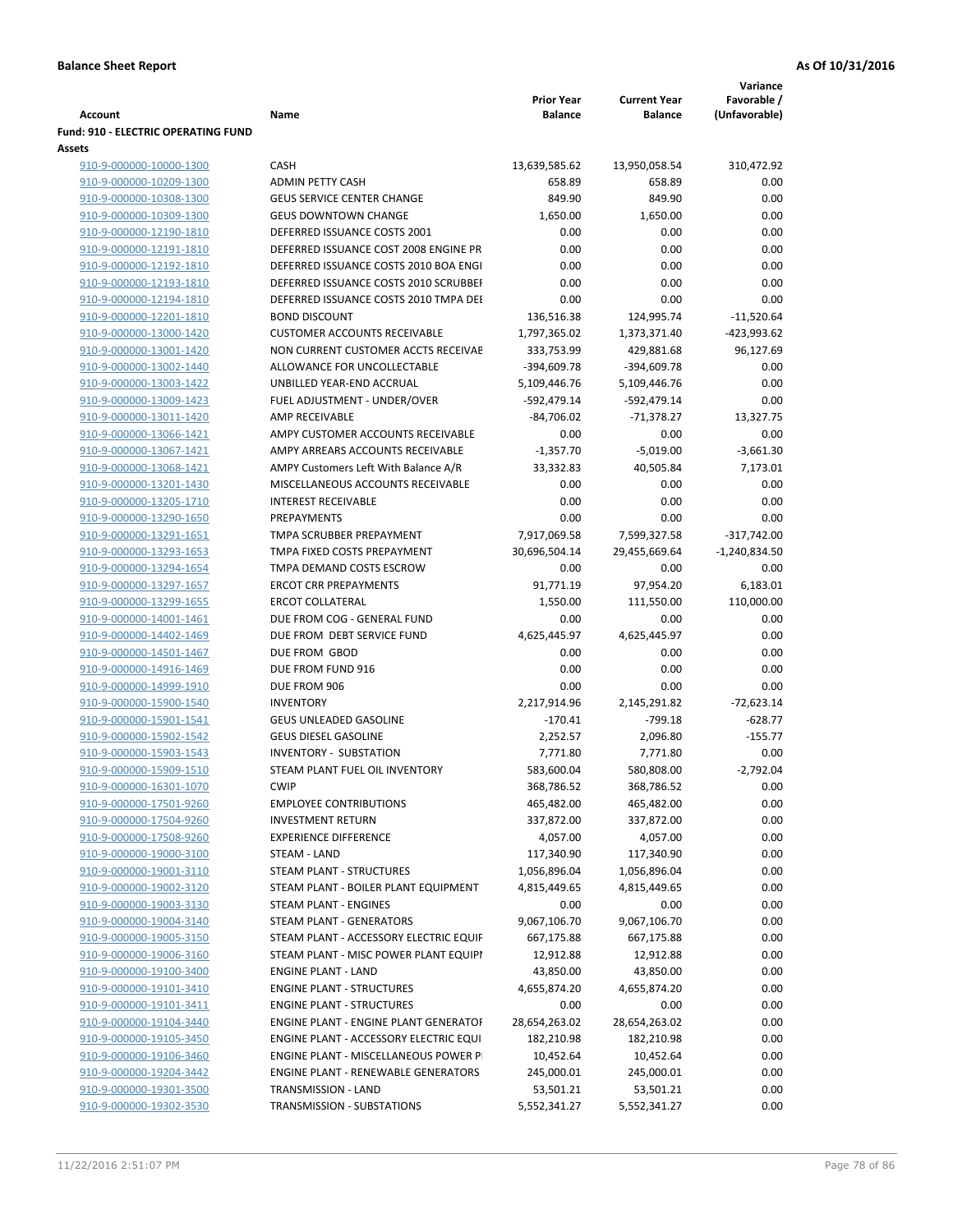**Balance Sheet Report** **As Of 10/31/2016**

| Account | Name | Prior Year Balance | Current Year Balance | Variance Favorable / (Unfavorable) |
|---|---|---|---|---|
| **Fund: 910 - ELECTRIC OPERATING FUND** | | | | |
| **Assets** | | | | |
| 910-9-000000-10000-1300 | CASH | 13,639,585.62 | 13,950,058.54 | 310,472.92 |
| 910-9-000000-10209-1300 | ADMIN PETTY CASH | 658.89 | 658.89 | 0.00 |
| 910-9-000000-10308-1300 | GEUS SERVICE CENTER CHANGE | 849.90 | 849.90 | 0.00 |
| 910-9-000000-10309-1300 | GEUS DOWNTOWN CHANGE | 1,650.00 | 1,650.00 | 0.00 |
| 910-9-000000-12190-1810 | DEFERRED ISSUANCE COSTS 2001 | 0.00 | 0.00 | 0.00 |
| 910-9-000000-12191-1810 | DEFERRED ISSUANCE COST 2008 ENGINE PR | 0.00 | 0.00 | 0.00 |
| 910-9-000000-12192-1810 | DEFERRED ISSUANCE COSTS 2010 BOA ENGI | 0.00 | 0.00 | 0.00 |
| 910-9-000000-12193-1810 | DEFERRED ISSUANCE COSTS 2010 SCRUBBEI | 0.00 | 0.00 | 0.00 |
| 910-9-000000-12194-1810 | DEFERRED ISSUANCE COSTS 2010 TMPA DEI | 0.00 | 0.00 | 0.00 |
| 910-9-000000-12201-1810 | BOND DISCOUNT | 136,516.38 | 124,995.74 | -11,520.64 |
| 910-9-000000-13000-1420 | CUSTOMER ACCOUNTS RECEIVABLE | 1,797,365.02 | 1,373,371.40 | -423,993.62 |
| 910-9-000000-13001-1420 | NON CURRENT CUSTOMER ACCTS RECEIVAE | 333,753.99 | 429,881.68 | 96,127.69 |
| 910-9-000000-13002-1440 | ALLOWANCE FOR UNCOLLECTABLE | -394,609.78 | -394,609.78 | 0.00 |
| 910-9-000000-13003-1422 | UNBILLED YEAR-END ACCRUAL | 5,109,446.76 | 5,109,446.76 | 0.00 |
| 910-9-000000-13009-1423 | FUEL ADJUSTMENT - UNDER/OVER | -592,479.14 | -592,479.14 | 0.00 |
| 910-9-000000-13011-1420 | AMP RECEIVABLE | -84,706.02 | -71,378.27 | 13,327.75 |
| 910-9-000000-13066-1421 | AMPY CUSTOMER ACCOUNTS RECEIVABLE | 0.00 | 0.00 | 0.00 |
| 910-9-000000-13067-1421 | AMPY ARREARS ACCOUNTS RECEIVABLE | -1,357.70 | -5,019.00 | -3,661.30 |
| 910-9-000000-13068-1421 | AMPY Customers Left With Balance A/R | 33,332.83 | 40,505.84 | 7,173.01 |
| 910-9-000000-13201-1430 | MISCELLANEOUS ACCOUNTS RECEIVABLE | 0.00 | 0.00 | 0.00 |
| 910-9-000000-13205-1710 | INTEREST RECEIVABLE | 0.00 | 0.00 | 0.00 |
| 910-9-000000-13290-1650 | PREPAYMENTS | 0.00 | 0.00 | 0.00 |
| 910-9-000000-13291-1651 | TMPA SCRUBBER PREPAYMENT | 7,917,069.58 | 7,599,327.58 | -317,742.00 |
| 910-9-000000-13293-1653 | TMPA FIXED COSTS PREPAYMENT | 30,696,504.14 | 29,455,669.64 | -1,240,834.50 |
| 910-9-000000-13294-1654 | TMPA DEMAND COSTS ESCROW | 0.00 | 0.00 | 0.00 |
| 910-9-000000-13297-1657 | ERCOT CRR PREPAYMENTS | 91,771.19 | 97,954.20 | 6,183.01 |
| 910-9-000000-13299-1655 | ERCOT COLLATERAL | 1,550.00 | 111,550.00 | 110,000.00 |
| 910-9-000000-14001-1461 | DUE FROM COG - GENERAL FUND | 0.00 | 0.00 | 0.00 |
| 910-9-000000-14402-1469 | DUE FROM DEBT SERVICE FUND | 4,625,445.97 | 4,625,445.97 | 0.00 |
| 910-9-000000-14501-1467 | DUE FROM GBOD | 0.00 | 0.00 | 0.00 |
| 910-9-000000-14916-1469 | DUE FROM FUND 916 | 0.00 | 0.00 | 0.00 |
| 910-9-000000-14999-1910 | DUE FROM 906 | 0.00 | 0.00 | 0.00 |
| 910-9-000000-15900-1540 | INVENTORY | 2,217,914.96 | 2,145,291.82 | -72,623.14 |
| 910-9-000000-15901-1541 | GEUS UNLEADED GASOLINE | -170.41 | -799.18 | -628.77 |
| 910-9-000000-15902-1542 | GEUS DIESEL GASOLINE | 2,252.57 | 2,096.80 | -155.77 |
| 910-9-000000-15903-1543 | INVENTORY - SUBSTATION | 7,771.80 | 7,771.80 | 0.00 |
| 910-9-000000-15909-1510 | STEAM PLANT FUEL OIL INVENTORY | 583,600.04 | 580,808.00 | -2,792.04 |
| 910-9-000000-16301-1070 | CWIP | 368,786.52 | 368,786.52 | 0.00 |
| 910-9-000000-17501-9260 | EMPLOYEE CONTRIBUTIONS | 465,482.00 | 465,482.00 | 0.00 |
| 910-9-000000-17504-9260 | INVESTMENT RETURN | 337,872.00 | 337,872.00 | 0.00 |
| 910-9-000000-17508-9260 | EXPERIENCE DIFFERENCE | 4,057.00 | 4,057.00 | 0.00 |
| 910-9-000000-19000-3100 | STEAM - LAND | 117,340.90 | 117,340.90 | 0.00 |
| 910-9-000000-19001-3110 | STEAM PLANT - STRUCTURES | 1,056,896.04 | 1,056,896.04 | 0.00 |
| 910-9-000000-19002-3120 | STEAM PLANT - BOILER PLANT EQUIPMENT | 4,815,449.65 | 4,815,449.65 | 0.00 |
| 910-9-000000-19003-3130 | STEAM PLANT - ENGINES | 0.00 | 0.00 | 0.00 |
| 910-9-000000-19004-3140 | STEAM PLANT - GENERATORS | 9,067,106.70 | 9,067,106.70 | 0.00 |
| 910-9-000000-19005-3150 | STEAM PLANT - ACCESSORY ELECTRIC EQUIF | 667,175.88 | 667,175.88 | 0.00 |
| 910-9-000000-19006-3160 | STEAM PLANT - MISC POWER PLANT EQUIPI | 12,912.88 | 12,912.88 | 0.00 |
| 910-9-000000-19100-3400 | ENGINE PLANT - LAND | 43,850.00 | 43,850.00 | 0.00 |
| 910-9-000000-19101-3410 | ENGINE PLANT - STRUCTURES | 4,655,874.20 | 4,655,874.20 | 0.00 |
| 910-9-000000-19101-3411 | ENGINE PLANT - STRUCTURES | 0.00 | 0.00 | 0.00 |
| 910-9-000000-19104-3440 | ENGINE PLANT - ENGINE PLANT GENERATOF | 28,654,263.02 | 28,654,263.02 | 0.00 |
| 910-9-000000-19105-3450 | ENGINE PLANT - ACCESSORY ELECTRIC EQUI | 182,210.98 | 182,210.98 | 0.00 |
| 910-9-000000-19106-3460 | ENGINE PLANT - MISCELLANEOUS POWER P | 10,452.64 | 10,452.64 | 0.00 |
| 910-9-000000-19204-3442 | ENGINE PLANT - RENEWABLE GENERATORS | 245,000.01 | 245,000.01 | 0.00 |
| 910-9-000000-19301-3500 | TRANSMISSION - LAND | 53,501.21 | 53,501.21 | 0.00 |
| 910-9-000000-19302-3530 | TRANSMISSION - SUBSTATIONS | 5,552,341.27 | 5,552,341.27 | 0.00 |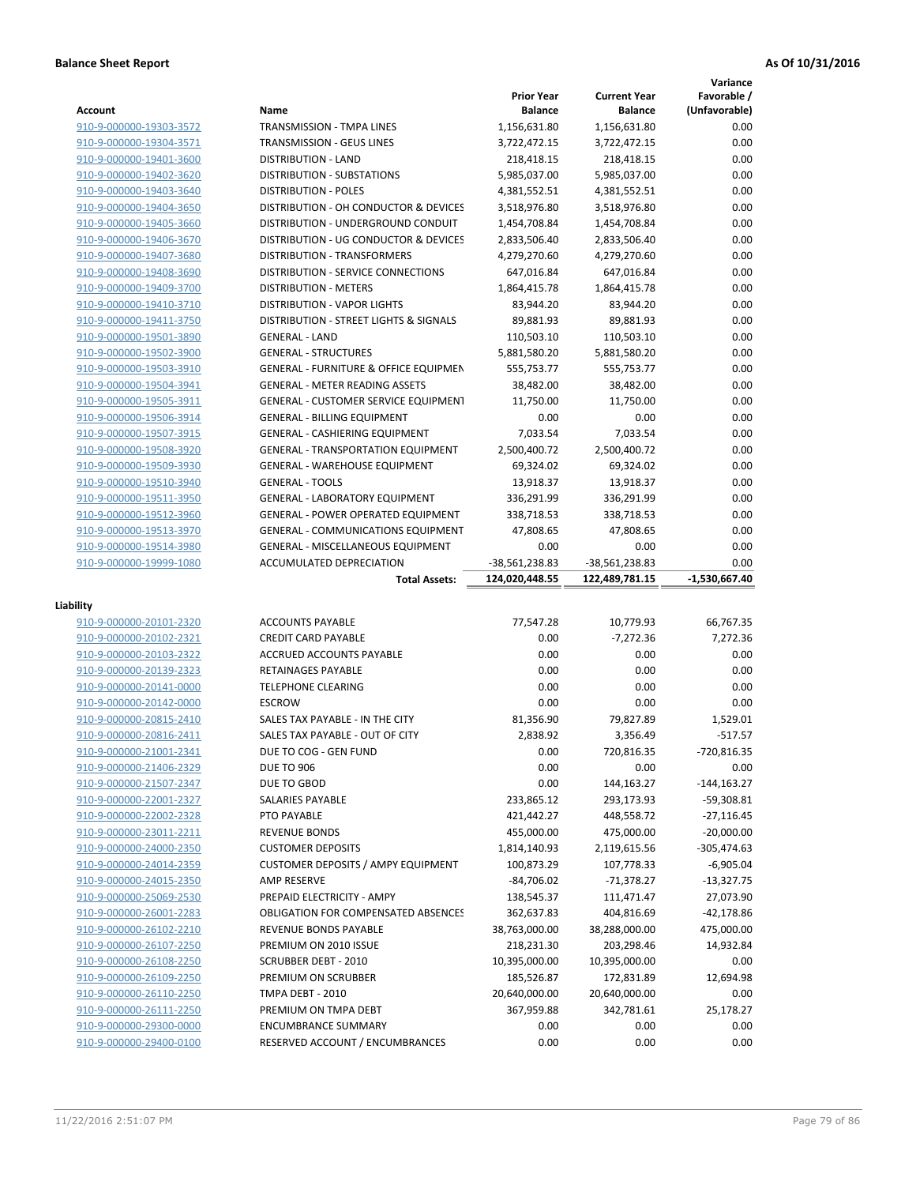**Balance Sheet Report** — As Of 10/31/2016

| Account | Name | Prior Year Balance | Current Year Balance | Variance Favorable / (Unfavorable) |
|---|---|---|---|---|
| 910-9-000000-19303-3572 | TRANSMISSION - TMPA LINES | 1,156,631.80 | 1,156,631.80 | 0.00 |
| 910-9-000000-19304-3571 | TRANSMISSION - GEUS LINES | 3,722,472.15 | 3,722,472.15 | 0.00 |
| 910-9-000000-19401-3600 | DISTRIBUTION - LAND | 218,418.15 | 218,418.15 | 0.00 |
| 910-9-000000-19402-3620 | DISTRIBUTION - SUBSTATIONS | 5,985,037.00 | 5,985,037.00 | 0.00 |
| 910-9-000000-19403-3640 | DISTRIBUTION - POLES | 4,381,552.51 | 4,381,552.51 | 0.00 |
| 910-9-000000-19404-3650 | DISTRIBUTION - OH CONDUCTOR & DEVICES | 3,518,976.80 | 3,518,976.80 | 0.00 |
| 910-9-000000-19405-3660 | DISTRIBUTION - UNDERGROUND CONDUIT | 1,454,708.84 | 1,454,708.84 | 0.00 |
| 910-9-000000-19406-3670 | DISTRIBUTION - UG CONDUCTOR & DEVICES | 2,833,506.40 | 2,833,506.40 | 0.00 |
| 910-9-000000-19407-3680 | DISTRIBUTION - TRANSFORMERS | 4,279,270.60 | 4,279,270.60 | 0.00 |
| 910-9-000000-19408-3690 | DISTRIBUTION - SERVICE CONNECTIONS | 647,016.84 | 647,016.84 | 0.00 |
| 910-9-000000-19409-3700 | DISTRIBUTION - METERS | 1,864,415.78 | 1,864,415.78 | 0.00 |
| 910-9-000000-19410-3710 | DISTRIBUTION - VAPOR LIGHTS | 83,944.20 | 83,944.20 | 0.00 |
| 910-9-000000-19411-3750 | DISTRIBUTION - STREET LIGHTS & SIGNALS | 89,881.93 | 89,881.93 | 0.00 |
| 910-9-000000-19501-3890 | GENERAL - LAND | 110,503.10 | 110,503.10 | 0.00 |
| 910-9-000000-19502-3900 | GENERAL - STRUCTURES | 5,881,580.20 | 5,881,580.20 | 0.00 |
| 910-9-000000-19503-3910 | GENERAL - FURNITURE & OFFICE EQUIPMEN | 555,753.77 | 555,753.77 | 0.00 |
| 910-9-000000-19504-3941 | GENERAL - METER READING ASSETS | 38,482.00 | 38,482.00 | 0.00 |
| 910-9-000000-19505-3911 | GENERAL - CUSTOMER SERVICE EQUIPMENT | 11,750.00 | 11,750.00 | 0.00 |
| 910-9-000000-19506-3914 | GENERAL - BILLING EQUIPMENT | 0.00 | 0.00 | 0.00 |
| 910-9-000000-19507-3915 | GENERAL - CASHIERING EQUIPMENT | 7,033.54 | 7,033.54 | 0.00 |
| 910-9-000000-19508-3920 | GENERAL - TRANSPORTATION EQUIPMENT | 2,500,400.72 | 2,500,400.72 | 0.00 |
| 910-9-000000-19509-3930 | GENERAL - WAREHOUSE EQUIPMENT | 69,324.02 | 69,324.02 | 0.00 |
| 910-9-000000-19510-3940 | GENERAL - TOOLS | 13,918.37 | 13,918.37 | 0.00 |
| 910-9-000000-19511-3950 | GENERAL - LABORATORY EQUIPMENT | 336,291.99 | 336,291.99 | 0.00 |
| 910-9-000000-19512-3960 | GENERAL - POWER OPERATED EQUIPMENT | 338,718.53 | 338,718.53 | 0.00 |
| 910-9-000000-19513-3970 | GENERAL - COMMUNICATIONS EQUIPMENT | 47,808.65 | 47,808.65 | 0.00 |
| 910-9-000000-19514-3980 | GENERAL - MISCELLANEOUS EQUIPMENT | 0.00 | 0.00 | 0.00 |
| 910-9-000000-19999-1080 | ACCUMULATED DEPRECIATION | -38,561,238.83 | -38,561,238.83 | 0.00 |
| | **Total Assets:** | **124,020,448.55** | **122,489,781.15** | **-1,530,667.40** |

**Liability**

| Account | Name | Prior Year Balance | Current Year Balance | Variance Favorable / (Unfavorable) |
|---|---|---|---|---|
| 910-9-000000-20101-2320 | ACCOUNTS PAYABLE | 77,547.28 | 10,779.93 | 66,767.35 |
| 910-9-000000-20102-2321 | CREDIT CARD PAYABLE | 0.00 | -7,272.36 | 7,272.36 |
| 910-9-000000-20103-2322 | ACCRUED ACCOUNTS PAYABLE | 0.00 | 0.00 | 0.00 |
| 910-9-000000-20139-2323 | RETAINAGES PAYABLE | 0.00 | 0.00 | 0.00 |
| 910-9-000000-20141-0000 | TELEPHONE CLEARING | 0.00 | 0.00 | 0.00 |
| 910-9-000000-20142-0000 | ESCROW | 0.00 | 0.00 | 0.00 |
| 910-9-000000-20815-2410 | SALES TAX PAYABLE - IN THE CITY | 81,356.90 | 79,827.89 | 1,529.01 |
| 910-9-000000-20816-2411 | SALES TAX PAYABLE - OUT OF CITY | 2,838.92 | 3,356.49 | -517.57 |
| 910-9-000000-21001-2341 | DUE TO COG - GEN FUND | 0.00 | 720,816.35 | -720,816.35 |
| 910-9-000000-21406-2329 | DUE TO 906 | 0.00 | 0.00 | 0.00 |
| 910-9-000000-21507-2347 | DUE TO GBOD | 0.00 | 144,163.27 | -144,163.27 |
| 910-9-000000-22001-2327 | SALARIES PAYABLE | 233,865.12 | 293,173.93 | -59,308.81 |
| 910-9-000000-22002-2328 | PTO PAYABLE | 421,442.27 | 448,558.72 | -27,116.45 |
| 910-9-000000-23011-2211 | REVENUE BONDS | 455,000.00 | 475,000.00 | -20,000.00 |
| 910-9-000000-24000-2350 | CUSTOMER DEPOSITS | 1,814,140.93 | 2,119,615.56 | -305,474.63 |
| 910-9-000000-24014-2359 | CUSTOMER DEPOSITS / AMPY EQUIPMENT | 100,873.29 | 107,778.33 | -6,905.04 |
| 910-9-000000-24015-2350 | AMP RESERVE | -84,706.02 | -71,378.27 | -13,327.75 |
| 910-9-000000-25069-2530 | PREPAID ELECTRICITY - AMPY | 138,545.37 | 111,471.47 | 27,073.90 |
| 910-9-000000-26001-2283 | OBLIGATION FOR COMPENSATED ABSENCES | 362,637.83 | 404,816.69 | -42,178.86 |
| 910-9-000000-26102-2210 | REVENUE BONDS PAYABLE | 38,763,000.00 | 38,288,000.00 | 475,000.00 |
| 910-9-000000-26107-2250 | PREMIUM ON 2010 ISSUE | 218,231.30 | 203,298.46 | 14,932.84 |
| 910-9-000000-26108-2250 | SCRUBBER DEBT - 2010 | 10,395,000.00 | 10,395,000.00 | 0.00 |
| 910-9-000000-26109-2250 | PREMIUM ON SCRUBBER | 185,526.87 | 172,831.89 | 12,694.98 |
| 910-9-000000-26110-2250 | TMPA DEBT - 2010 | 20,640,000.00 | 20,640,000.00 | 0.00 |
| 910-9-000000-26111-2250 | PREMIUM ON TMPA DEBT | 367,959.88 | 342,781.61 | 25,178.27 |
| 910-9-000000-29300-0000 | ENCUMBRANCE SUMMARY | 0.00 | 0.00 | 0.00 |
| 910-9-000000-29400-0100 | RESERVED ACCOUNT / ENCUMBRANCES | 0.00 | 0.00 | 0.00 |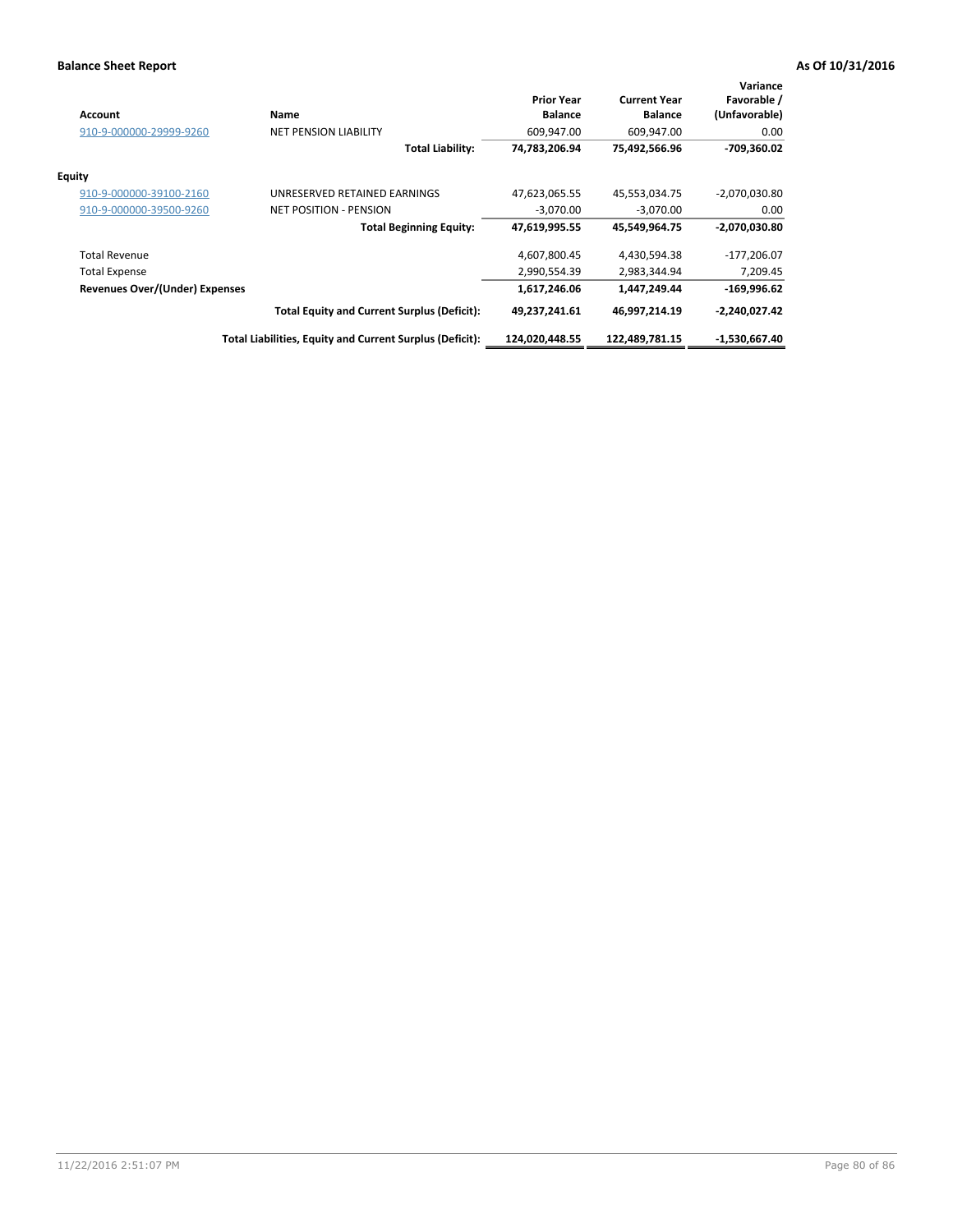**Balance Sheet Report** **As Of 10/31/2016**

| Account | Name | Prior Year Balance | Current Year Balance | Variance Favorable / (Unfavorable) |
|---|---|---|---|---|
| 910-9-000000-29999-9260 | NET PENSION LIABILITY | 609,947.00 | 609,947.00 | 0.00 |
| | **Total Liability:** | **74,783,206.94** | **75,492,566.96** | **-709,360.02** |
| **Equity** | | | | |
| 910-9-000000-39100-2160 | UNRESERVED RETAINED EARNINGS | 47,623,065.55 | 45,553,034.75 | -2,070,030.80 |
| 910-9-000000-39500-9260 | NET POSITION - PENSION | -3,070.00 | -3,070.00 | 0.00 |
| | **Total Beginning Equity:** | **47,619,995.55** | **45,549,964.75** | **-2,070,030.80** |
| Total Revenue | | 4,607,800.45 | 4,430,594.38 | -177,206.07 |
| Total Expense | | 2,990,554.39 | 2,983,344.94 | 7,209.45 |
| **Revenues Over/(Under) Expenses** | | **1,617,246.06** | **1,447,249.44** | **-169,996.62** |
| | **Total Equity and Current Surplus (Deficit):** | **49,237,241.61** | **46,997,214.19** | **-2,240,027.42** |
| | **Total Liabilities, Equity and Current Surplus (Deficit):** | **124,020,448.55** | **122,489,781.15** | **-1,530,667.40** |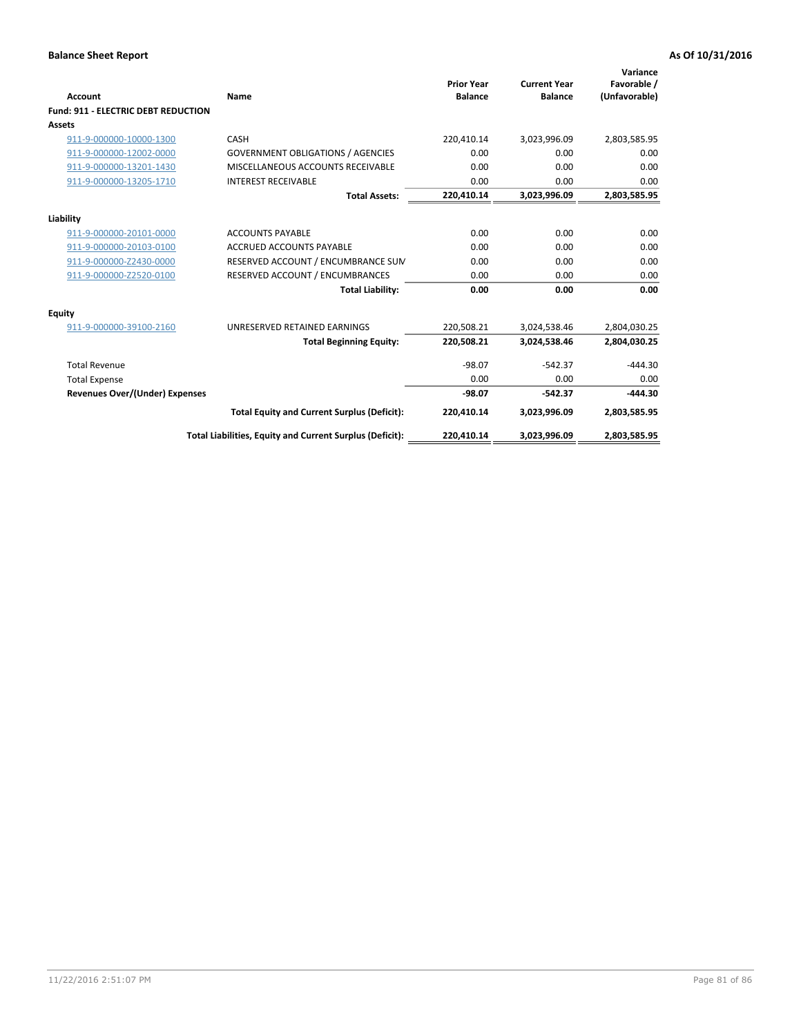**Balance Sheet Report** **As Of 10/31/2016**

| Account | Name | Prior Year Balance | Current Year Balance | Variance Favorable / (Unfavorable) |
|---|---|---|---|---|
| **Fund: 911 - ELECTRIC DEBT REDUCTION** | | | | |
| **Assets** | | | | |
| 911-9-000000-10000-1300 | CASH | 220,410.14 | 3,023,996.09 | 2,803,585.95 |
| 911-9-000000-12002-0000 | GOVERNMENT OBLIGATIONS / AGENCIES | 0.00 | 0.00 | 0.00 |
| 911-9-000000-13201-1430 | MISCELLANEOUS ACCOUNTS RECEIVABLE | 0.00 | 0.00 | 0.00 |
| 911-9-000000-13205-1710 | INTEREST RECEIVABLE | 0.00 | 0.00 | 0.00 |
| | **Total Assets:** | **220,410.14** | **3,023,996.09** | **2,803,585.95** |
| **Liability** | | | | |
| 911-9-000000-20101-0000 | ACCOUNTS PAYABLE | 0.00 | 0.00 | 0.00 |
| 911-9-000000-20103-0100 | ACCRUED ACCOUNTS PAYABLE | 0.00 | 0.00 | 0.00 |
| 911-9-000000-Z2430-0000 | RESERVED ACCOUNT / ENCUMBRANCE SUM | 0.00 | 0.00 | 0.00 |
| 911-9-000000-Z2520-0100 | RESERVED ACCOUNT / ENCUMBRANCES | 0.00 | 0.00 | 0.00 |
| | **Total Liability:** | **0.00** | **0.00** | **0.00** |
| **Equity** | | | | |
| 911-9-000000-39100-2160 | UNRESERVED RETAINED EARNINGS | 220,508.21 | 3,024,538.46 | 2,804,030.25 |
| | **Total Beginning Equity:** | **220,508.21** | **3,024,538.46** | **2,804,030.25** |
| Total Revenue | | -98.07 | -542.37 | -444.30 |
| Total Expense | | 0.00 | 0.00 | 0.00 |
| **Revenues Over/(Under) Expenses** | | **-98.07** | **-542.37** | **-444.30** |
| | **Total Equity and Current Surplus (Deficit):** | **220,410.14** | **3,023,996.09** | **2,803,585.95** |
| | **Total Liabilities, Equity and Current Surplus (Deficit):** | **220,410.14** | **3,023,996.09** | **2,803,585.95** |

11/22/2016 2:51:07 PM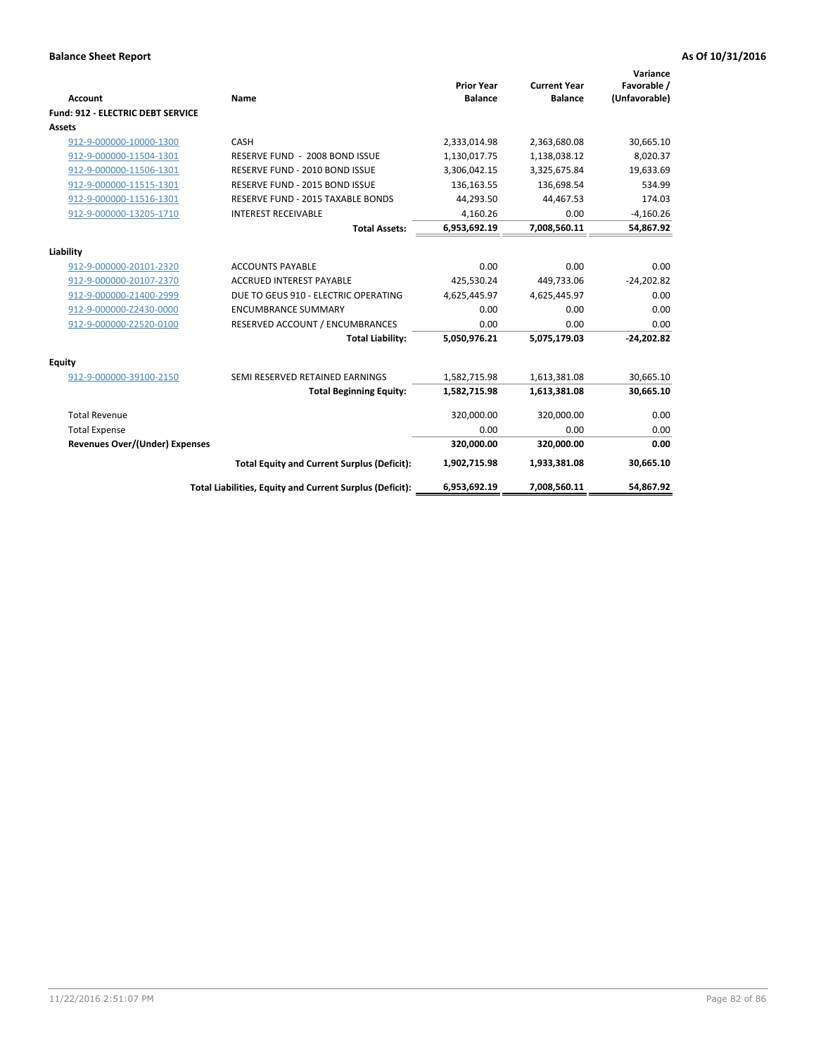**Balance Sheet Report** **As Of 10/31/2016**

| Account | Name | Prior Year Balance | Current Year Balance | Variance Favorable / (Unfavorable) |
|---|---|---|---|---|
| **Fund: 912 - ELECTRIC DEBT SERVICE** | | | | |
| **Assets** | | | | |
| 912-9-000000-10000-1300 | CASH | 2,333,014.98 | 2,363,680.08 | 30,665.10 |
| 912-9-000000-11504-1301 | RESERVE FUND - 2008 BOND ISSUE | 1,130,017.75 | 1,138,038.12 | 8,020.37 |
| 912-9-000000-11506-1301 | RESERVE FUND - 2010 BOND ISSUE | 3,306,042.15 | 3,325,675.84 | 19,633.69 |
| 912-9-000000-11515-1301 | RESERVE FUND - 2015 BOND ISSUE | 136,163.55 | 136,698.54 | 534.99 |
| 912-9-000000-11516-1301 | RESERVE FUND - 2015 TAXABLE BONDS | 44,293.50 | 44,467.53 | 174.03 |
| 912-9-000000-13205-1710 | INTEREST RECEIVABLE | 4,160.26 | 0.00 | -4,160.26 |
| | **Total Assets:** | **6,953,692.19** | **7,008,560.11** | **54,867.92** |
| **Liability** | | | | |
| 912-9-000000-20101-2320 | ACCOUNTS PAYABLE | 0.00 | 0.00 | 0.00 |
| 912-9-000000-20107-2370 | ACCRUED INTEREST PAYABLE | 425,530.24 | 449,733.06 | -24,202.82 |
| 912-9-000000-21400-2999 | DUE TO GEUS 910 - ELECTRIC OPERATING | 4,625,445.97 | 4,625,445.97 | 0.00 |
| 912-9-000000-Z2430-0000 | ENCUMBRANCE SUMMARY | 0.00 | 0.00 | 0.00 |
| 912-9-000000-Z2520-0100 | RESERVED ACCOUNT / ENCUMBRANCES | 0.00 | 0.00 | 0.00 |
| | **Total Liability:** | **5,050,976.21** | **5,075,179.03** | **-24,202.82** |
| **Equity** | | | | |
| 912-9-000000-39100-2150 | SEMI RESERVED RETAINED EARNINGS | 1,582,715.98 | 1,613,381.08 | 30,665.10 |
| | **Total Beginning Equity:** | **1,582,715.98** | **1,613,381.08** | **30,665.10** |
| Total Revenue | | 320,000.00 | 320,000.00 | 0.00 |
| Total Expense | | 0.00 | 0.00 | 0.00 |
| **Revenues Over/(Under) Expenses** | | **320,000.00** | **320,000.00** | **0.00** |
| | **Total Equity and Current Surplus (Deficit):** | **1,902,715.98** | **1,933,381.08** | **30,665.10** |
| | **Total Liabilities, Equity and Current Surplus (Deficit):** | **6,953,692.19** | **7,008,560.11** | **54,867.92** |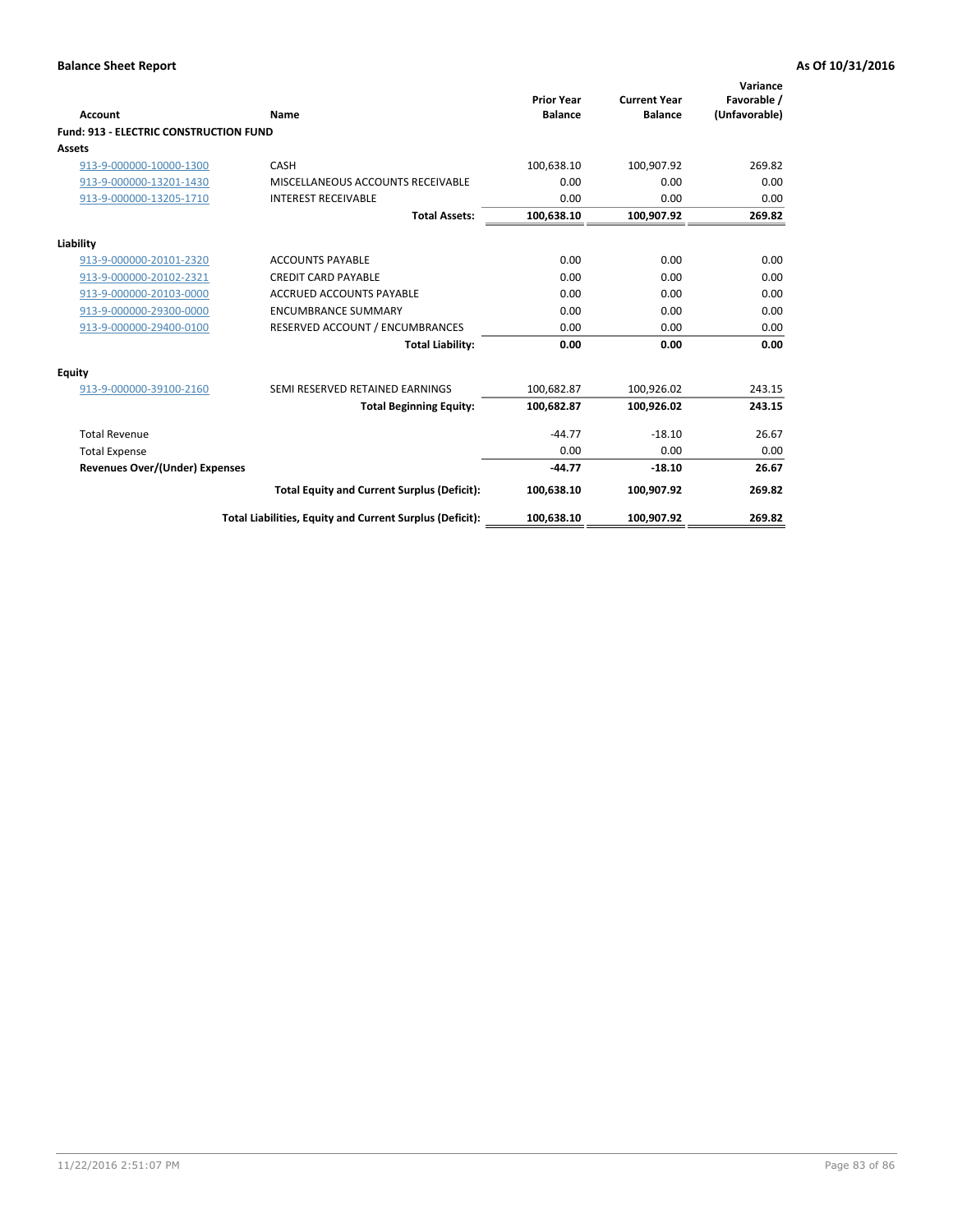**Balance Sheet Report** **As Of 10/31/2016**

| Account | Name | Prior Year Balance | Current Year Balance | Variance Favorable / (Unfavorable) |
|---|---|---|---|---|
| **Fund: 913 - ELECTRIC CONSTRUCTION FUND** | | | | |
| **Assets** | | | | |
| 913-9-000000-10000-1300 | CASH | 100,638.10 | 100,907.92 | 269.82 |
| 913-9-000000-13201-1430 | MISCELLANEOUS ACCOUNTS RECEIVABLE | 0.00 | 0.00 | 0.00 |
| 913-9-000000-13205-1710 | INTEREST RECEIVABLE | 0.00 | 0.00 | 0.00 |
| | **Total Assets:** | **100,638.10** | **100,907.92** | **269.82** |
| **Liability** | | | | |
| 913-9-000000-20101-2320 | ACCOUNTS PAYABLE | 0.00 | 0.00 | 0.00 |
| 913-9-000000-20102-2321 | CREDIT CARD PAYABLE | 0.00 | 0.00 | 0.00 |
| 913-9-000000-20103-0000 | ACCRUED ACCOUNTS PAYABLE | 0.00 | 0.00 | 0.00 |
| 913-9-000000-29300-0000 | ENCUMBRANCE SUMMARY | 0.00 | 0.00 | 0.00 |
| 913-9-000000-29400-0100 | RESERVED ACCOUNT / ENCUMBRANCES | 0.00 | 0.00 | 0.00 |
| | **Total Liability:** | **0.00** | **0.00** | **0.00** |
| **Equity** | | | | |
| 913-9-000000-39100-2160 | SEMI RESERVED RETAINED EARNINGS | 100,682.87 | 100,926.02 | 243.15 |
| | **Total Beginning Equity:** | **100,682.87** | **100,926.02** | **243.15** |
| Total Revenue | | -44.77 | -18.10 | 26.67 |
| Total Expense | | 0.00 | 0.00 | 0.00 |
| **Revenues Over/(Under) Expenses** | | **-44.77** | **-18.10** | **26.67** |
| | **Total Equity and Current Surplus (Deficit):** | **100,638.10** | **100,907.92** | **269.82** |
| | **Total Liabilities, Equity and Current Surplus (Deficit):** | **100,638.10** | **100,907.92** | **269.82** |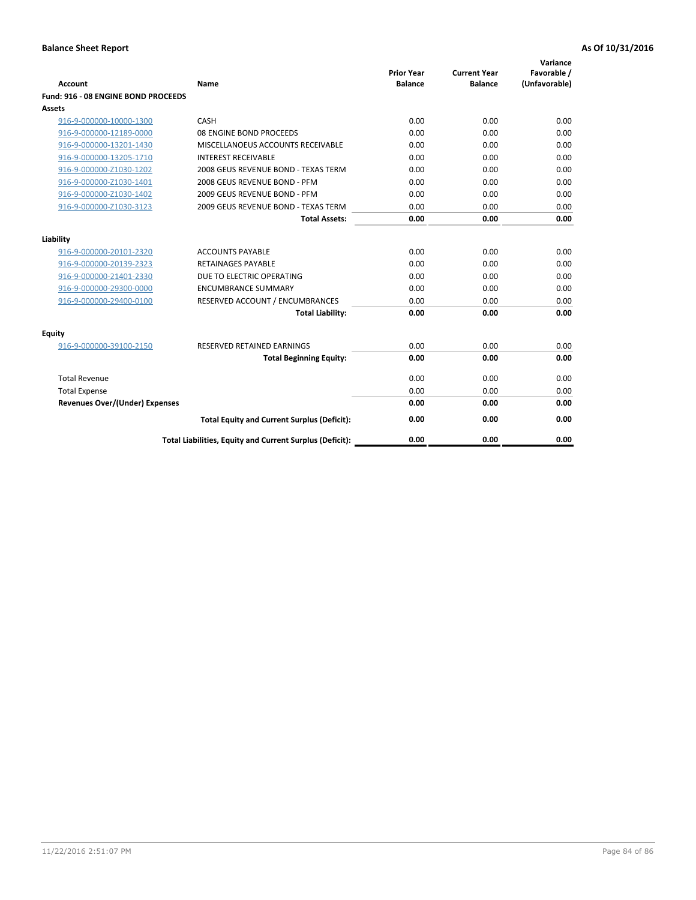**Balance Sheet Report** | **As Of 10/31/2016**

| Account | Name | Prior Year Balance | Current Year Balance | Variance Favorable / (Unfavorable) |
|---|---|---|---|---|
| **Fund: 916 - 08 ENGINE BOND PROCEEDS** | | | | |
| **Assets** | | | | |
| 916-9-000000-10000-1300 | CASH | 0.00 | 0.00 | 0.00 |
| 916-9-000000-12189-0000 | 08 ENGINE BOND PROCEEDS | 0.00 | 0.00 | 0.00 |
| 916-9-000000-13201-1430 | MISCELLANOEUS ACCOUNTS RECEIVABLE | 0.00 | 0.00 | 0.00 |
| 916-9-000000-13205-1710 | INTEREST RECEIVABLE | 0.00 | 0.00 | 0.00 |
| 916-9-000000-Z1030-1202 | 2008 GEUS REVENUE BOND - TEXAS TERM | 0.00 | 0.00 | 0.00 |
| 916-9-000000-Z1030-1401 | 2008 GEUS REVENUE BOND - PFM | 0.00 | 0.00 | 0.00 |
| 916-9-000000-Z1030-1402 | 2009 GEUS REVENUE BOND - PFM | 0.00 | 0.00 | 0.00 |
| 916-9-000000-Z1030-3123 | 2009 GEUS REVENUE BOND - TEXAS TERM | 0.00 | 0.00 | 0.00 |
| | **Total Assets:** | **0.00** | **0.00** | **0.00** |
| **Liability** | | | | |
| 916-9-000000-20101-2320 | ACCOUNTS PAYABLE | 0.00 | 0.00 | 0.00 |
| 916-9-000000-20139-2323 | RETAINAGES PAYABLE | 0.00 | 0.00 | 0.00 |
| 916-9-000000-21401-2330 | DUE TO ELECTRIC OPERATING | 0.00 | 0.00 | 0.00 |
| 916-9-000000-29300-0000 | ENCUMBRANCE SUMMARY | 0.00 | 0.00 | 0.00 |
| 916-9-000000-29400-0100 | RESERVED ACCOUNT / ENCUMBRANCES | 0.00 | 0.00 | 0.00 |
| | **Total Liability:** | **0.00** | **0.00** | **0.00** |
| **Equity** | | | | |
| 916-9-000000-39100-2150 | RESERVED RETAINED EARNINGS | 0.00 | 0.00 | 0.00 |
| | **Total Beginning Equity:** | **0.00** | **0.00** | **0.00** |
| Total Revenue | | 0.00 | 0.00 | 0.00 |
| Total Expense | | 0.00 | 0.00 | 0.00 |
| **Revenues Over/(Under) Expenses** | | **0.00** | **0.00** | **0.00** |
| | **Total Equity and Current Surplus (Deficit):** | **0.00** | **0.00** | **0.00** |
| | **Total Liabilities, Equity and Current Surplus (Deficit):** | **0.00** | **0.00** | **0.00** |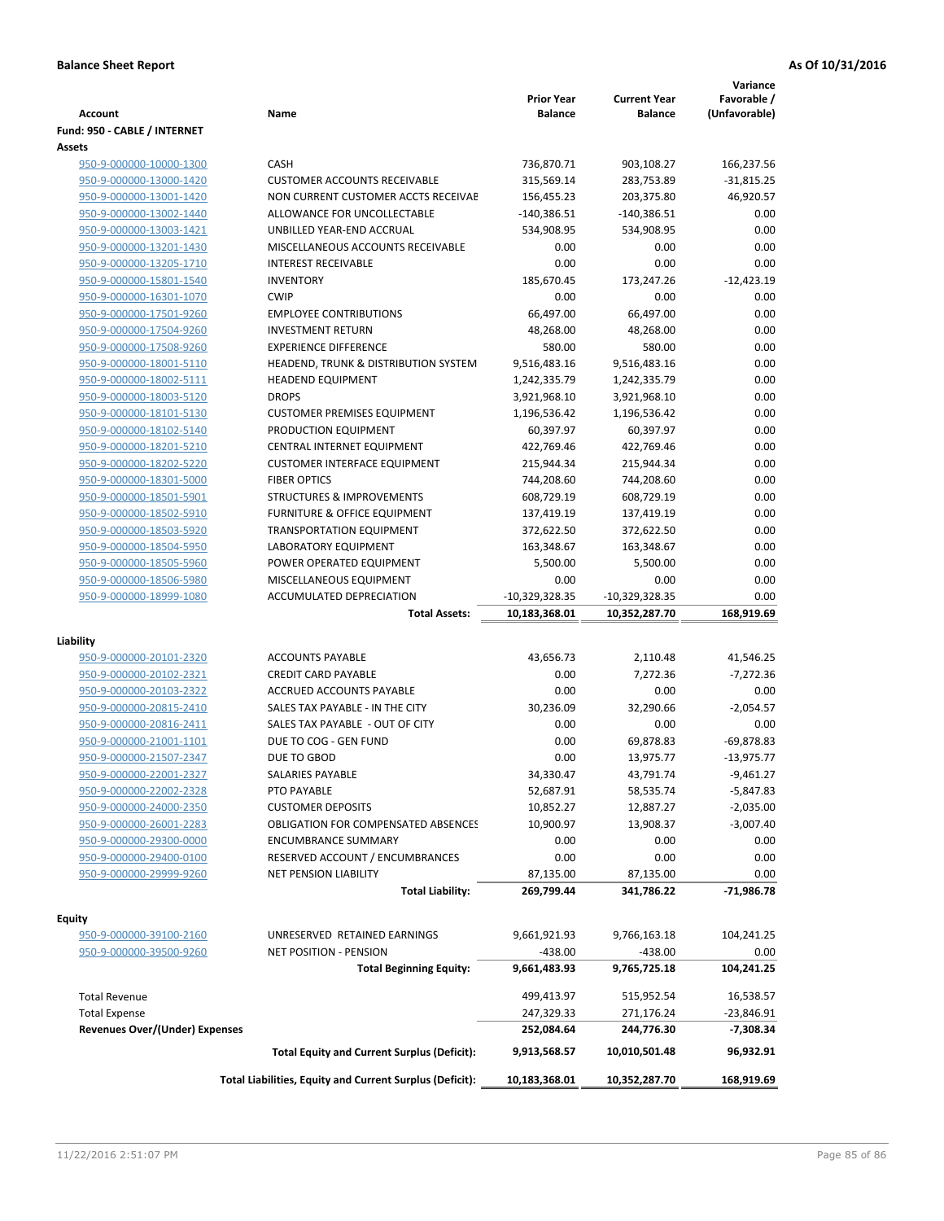**Balance Sheet Report** — As Of 10/31/2016

| Account | Name | Prior Year Balance | Current Year Balance | Variance Favorable / (Unfavorable) |
|---|---|---|---|---|
| **Fund: 950 - CABLE / INTERNET** | | | | |
| **Assets** | | | | |
| 950-9-000000-10000-1300 | CASH | 736,870.71 | 903,108.27 | 166,237.56 |
| 950-9-000000-13000-1420 | CUSTOMER ACCOUNTS RECEIVABLE | 315,569.14 | 283,753.89 | -31,815.25 |
| 950-9-000000-13001-1420 | NON CURRENT CUSTOMER ACCTS RECEIVAE | 156,455.23 | 203,375.80 | 46,920.57 |
| 950-9-000000-13002-1440 | ALLOWANCE FOR UNCOLLECTABLE | -140,386.51 | -140,386.51 | 0.00 |
| 950-9-000000-13003-1421 | UNBILLED YEAR-END ACCRUAL | 534,908.95 | 534,908.95 | 0.00 |
| 950-9-000000-13201-1430 | MISCELLANEOUS ACCOUNTS RECEIVABLE | 0.00 | 0.00 | 0.00 |
| 950-9-000000-13205-1710 | INTEREST RECEIVABLE | 0.00 | 0.00 | 0.00 |
| 950-9-000000-15801-1540 | INVENTORY | 185,670.45 | 173,247.26 | -12,423.19 |
| 950-9-000000-16301-1070 | CWIP | 0.00 | 0.00 | 0.00 |
| 950-9-000000-17501-9260 | EMPLOYEE CONTRIBUTIONS | 66,497.00 | 66,497.00 | 0.00 |
| 950-9-000000-17504-9260 | INVESTMENT RETURN | 48,268.00 | 48,268.00 | 0.00 |
| 950-9-000000-17508-9260 | EXPERIENCE DIFFERENCE | 580.00 | 580.00 | 0.00 |
| 950-9-000000-18001-5110 | HEADEND, TRUNK & DISTRIBUTION SYSTEM | 9,516,483.16 | 9,516,483.16 | 0.00 |
| 950-9-000000-18002-5111 | HEADEND EQUIPMENT | 1,242,335.79 | 1,242,335.79 | 0.00 |
| 950-9-000000-18003-5120 | DROPS | 3,921,968.10 | 3,921,968.10 | 0.00 |
| 950-9-000000-18101-5130 | CUSTOMER PREMISES EQUIPMENT | 1,196,536.42 | 1,196,536.42 | 0.00 |
| 950-9-000000-18102-5140 | PRODUCTION EQUIPMENT | 60,397.97 | 60,397.97 | 0.00 |
| 950-9-000000-18201-5210 | CENTRAL INTERNET EQUIPMENT | 422,769.46 | 422,769.46 | 0.00 |
| 950-9-000000-18202-5220 | CUSTOMER INTERFACE EQUIPMENT | 215,944.34 | 215,944.34 | 0.00 |
| 950-9-000000-18301-5000 | FIBER OPTICS | 744,208.60 | 744,208.60 | 0.00 |
| 950-9-000000-18501-5901 | STRUCTURES & IMPROVEMENTS | 608,729.19 | 608,729.19 | 0.00 |
| 950-9-000000-18502-5910 | FURNITURE & OFFICE EQUIPMENT | 137,419.19 | 137,419.19 | 0.00 |
| 950-9-000000-18503-5920 | TRANSPORTATION EQUIPMENT | 372,622.50 | 372,622.50 | 0.00 |
| 950-9-000000-18504-5950 | LABORATORY EQUIPMENT | 163,348.67 | 163,348.67 | 0.00 |
| 950-9-000000-18505-5960 | POWER OPERATED EQUIPMENT | 5,500.00 | 5,500.00 | 0.00 |
| 950-9-000000-18506-5980 | MISCELLANEOUS EQUIPMENT | 0.00 | 0.00 | 0.00 |
| 950-9-000000-18999-1080 | ACCUMULATED DEPRECIATION | -10,329,328.35 | -10,329,328.35 | 0.00 |
| | **Total Assets:** | **10,183,368.01** | **10,352,287.70** | **168,919.69** |
| **Liability** | | | | |
| 950-9-000000-20101-2320 | ACCOUNTS PAYABLE | 43,656.73 | 2,110.48 | 41,546.25 |
| 950-9-000000-20102-2321 | CREDIT CARD PAYABLE | 0.00 | 7,272.36 | -7,272.36 |
| 950-9-000000-20103-2322 | ACCRUED ACCOUNTS PAYABLE | 0.00 | 0.00 | 0.00 |
| 950-9-000000-20815-2410 | SALES TAX PAYABLE - IN THE CITY | 30,236.09 | 32,290.66 | -2,054.57 |
| 950-9-000000-20816-2411 | SALES TAX PAYABLE - OUT OF CITY | 0.00 | 0.00 | 0.00 |
| 950-9-000000-21001-1101 | DUE TO COG - GEN FUND | 0.00 | 69,878.83 | -69,878.83 |
| 950-9-000000-21507-2347 | DUE TO GBOD | 0.00 | 13,975.77 | -13,975.77 |
| 950-9-000000-22001-2327 | SALARIES PAYABLE | 34,330.47 | 43,791.74 | -9,461.27 |
| 950-9-000000-22002-2328 | PTO PAYABLE | 52,687.91 | 58,535.74 | -5,847.83 |
| 950-9-000000-24000-2350 | CUSTOMER DEPOSITS | 10,852.27 | 12,887.27 | -2,035.00 |
| 950-9-000000-26001-2283 | OBLIGATION FOR COMPENSATED ABSENCES | 10,900.97 | 13,908.37 | -3,007.40 |
| 950-9-000000-29300-0000 | ENCUMBRANCE SUMMARY | 0.00 | 0.00 | 0.00 |
| 950-9-000000-29400-0100 | RESERVED ACCOUNT / ENCUMBRANCES | 0.00 | 0.00 | 0.00 |
| 950-9-000000-29999-9260 | NET PENSION LIABILITY | 87,135.00 | 87,135.00 | 0.00 |
| | **Total Liability:** | **269,799.44** | **341,786.22** | **-71,986.78** |
| **Equity** | | | | |
| 950-9-000000-39100-2160 | UNRESERVED RETAINED EARNINGS | 9,661,921.93 | 9,766,163.18 | 104,241.25 |
| 950-9-000000-39500-9260 | NET POSITION - PENSION | -438.00 | -438.00 | 0.00 |
| | **Total Beginning Equity:** | **9,661,483.93** | **9,765,725.18** | **104,241.25** |
| Total Revenue | | 499,413.97 | 515,952.54 | 16,538.57 |
| Total Expense | | 247,329.33 | 271,176.24 | -23,846.91 |
| **Revenues Over/(Under) Expenses** | | **252,084.64** | **244,776.30** | **-7,308.34** |
| | **Total Equity and Current Surplus (Deficit):** | **9,913,568.57** | **10,010,501.48** | **96,932.91** |
| | **Total Liabilities, Equity and Current Surplus (Deficit):** | **10,183,368.01** | **10,352,287.70** | **168,919.69** |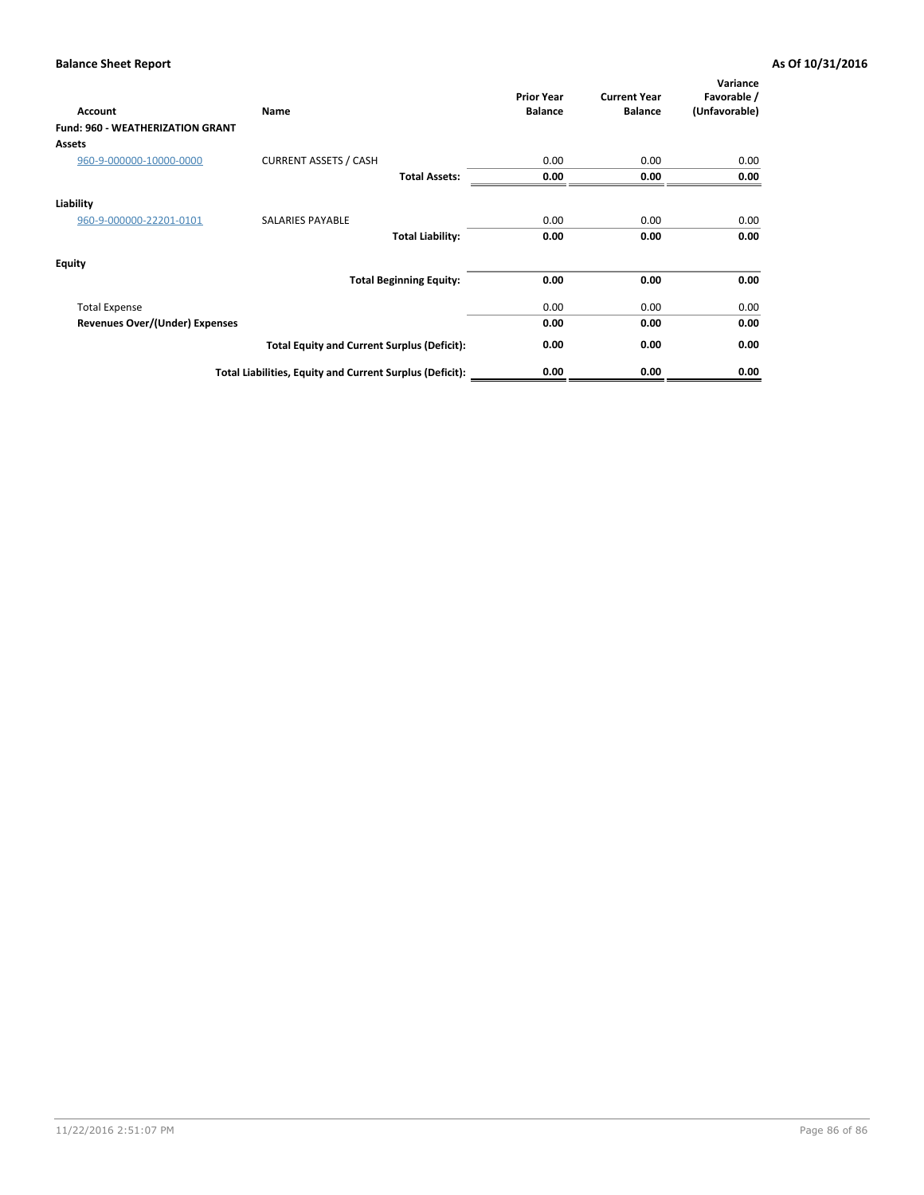**Balance Sheet Report** **As Of 10/31/2016**

| Account | Name | Prior Year Balance | Current Year Balance | Variance Favorable / (Unfavorable) |
|---|---|---|---|---|
| **Fund: 960 - WEATHERIZATION GRANT** | | | | |
| **Assets** | | | | |
| 960-9-000000-10000-0000 | CURRENT ASSETS / CASH | 0.00 | 0.00 | 0.00 |
| | **Total Assets:** | **0.00** | **0.00** | **0.00** |
| **Liability** | | | | |
| 960-9-000000-22201-0101 | SALARIES PAYABLE | 0.00 | 0.00 | 0.00 |
| | **Total Liability:** | **0.00** | **0.00** | **0.00** |
| **Equity** | | | | |
| | **Total Beginning Equity:** | **0.00** | **0.00** | **0.00** |
| Total Expense | | 0.00 | 0.00 | 0.00 |
| **Revenues Over/(Under) Expenses** | | **0.00** | **0.00** | **0.00** |
| | **Total Equity and Current Surplus (Deficit):** | **0.00** | **0.00** | **0.00** |
| | **Total Liabilities, Equity and Current Surplus (Deficit):** | **0.00** | **0.00** | **0.00** |